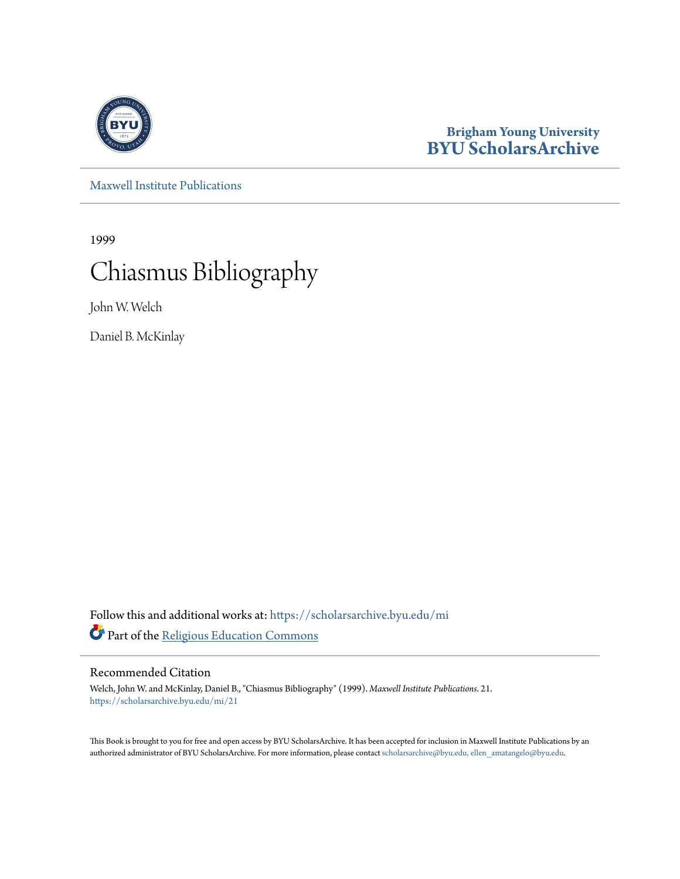Brigham Young University
**BYU ScholarsArchive**

Maxwell Institute Publications

1999

# Chiasmus Bibliography

John W. Welch

Daniel B. McKinlay

Follow this and additional works at: https://scholarsarchive.byu.edu/mi

Part of the Religious Education Commons

## Recommended Citation

Welch, John W. and McKinlay, Daniel B., "Chiasmus Bibliography" (1999). *Maxwell Institute Publications*. 21.
https://scholarsarchive.byu.edu/mi/21

This Book is brought to you for free and open access by BYU ScholarsArchive. It has been accepted for inclusion in Maxwell Institute Publications by an authorized administrator of BYU ScholarsArchive. For more information, please contact scholarsarchive@byu.edu, ellen_amatangelo@byu.edu.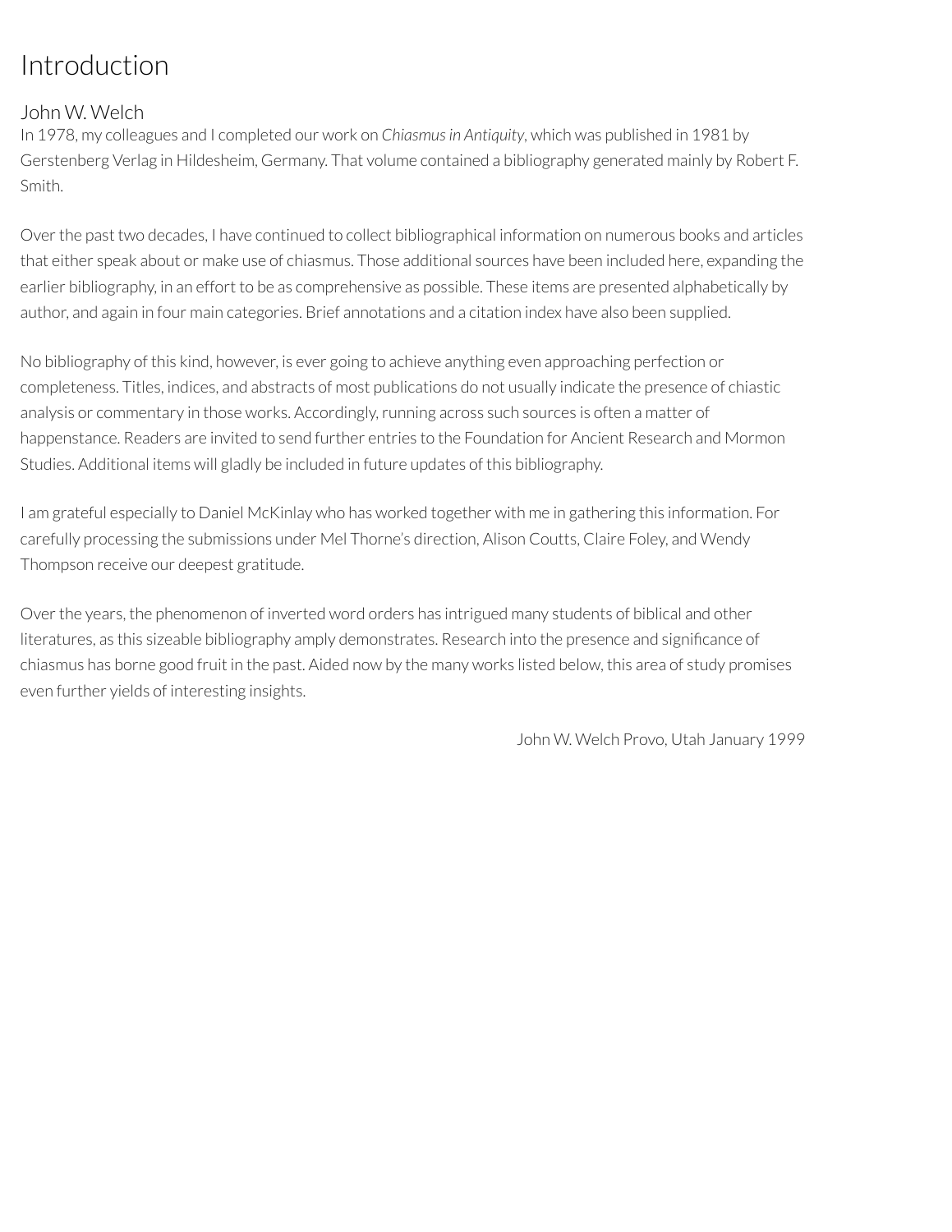# Introduction

## John W. Welch

In 1978, my colleagues and I completed our work on *Chiasmus in Antiquity*, which was published in 1981 by Gerstenberg Verlag in Hildesheim, Germany. That volume contained a bibliography generated mainly by Robert F. Smith.

Over the past two decades, I have continued to collect bibliographical information on numerous books and articles that either speak about or make use of chiasmus. Those additional sources have been included here, expanding the earlier bibliography, in an effort to be as comprehensive as possible. These items are presented alphabetically by author, and again in four main categories. Brief annotations and a citation index have also been supplied.

No bibliography of this kind, however, is ever going to achieve anything even approaching perfection or completeness. Titles, indices, and abstracts of most publications do not usually indicate the presence of chiastic analysis or commentary in those works. Accordingly, running across such sources is often a matter of happenstance. Readers are invited to send further entries to the Foundation for Ancient Research and Mormon Studies. Additional items will gladly be included in future updates of this bibliography.

I am grateful especially to Daniel McKinlay who has worked together with me in gathering this information. For carefully processing the submissions under Mel Thorne's direction, Alison Coutts, Claire Foley, and Wendy Thompson receive our deepest gratitude.

Over the years, the phenomenon of inverted word orders has intrigued many students of biblical and other literatures, as this sizeable bibliography amply demonstrates. Research into the presence and significance of chiasmus has borne good fruit in the past. Aided now by the many works listed below, this area of study promises even further yields of interesting insights.

John W. Welch Provo, Utah January 1999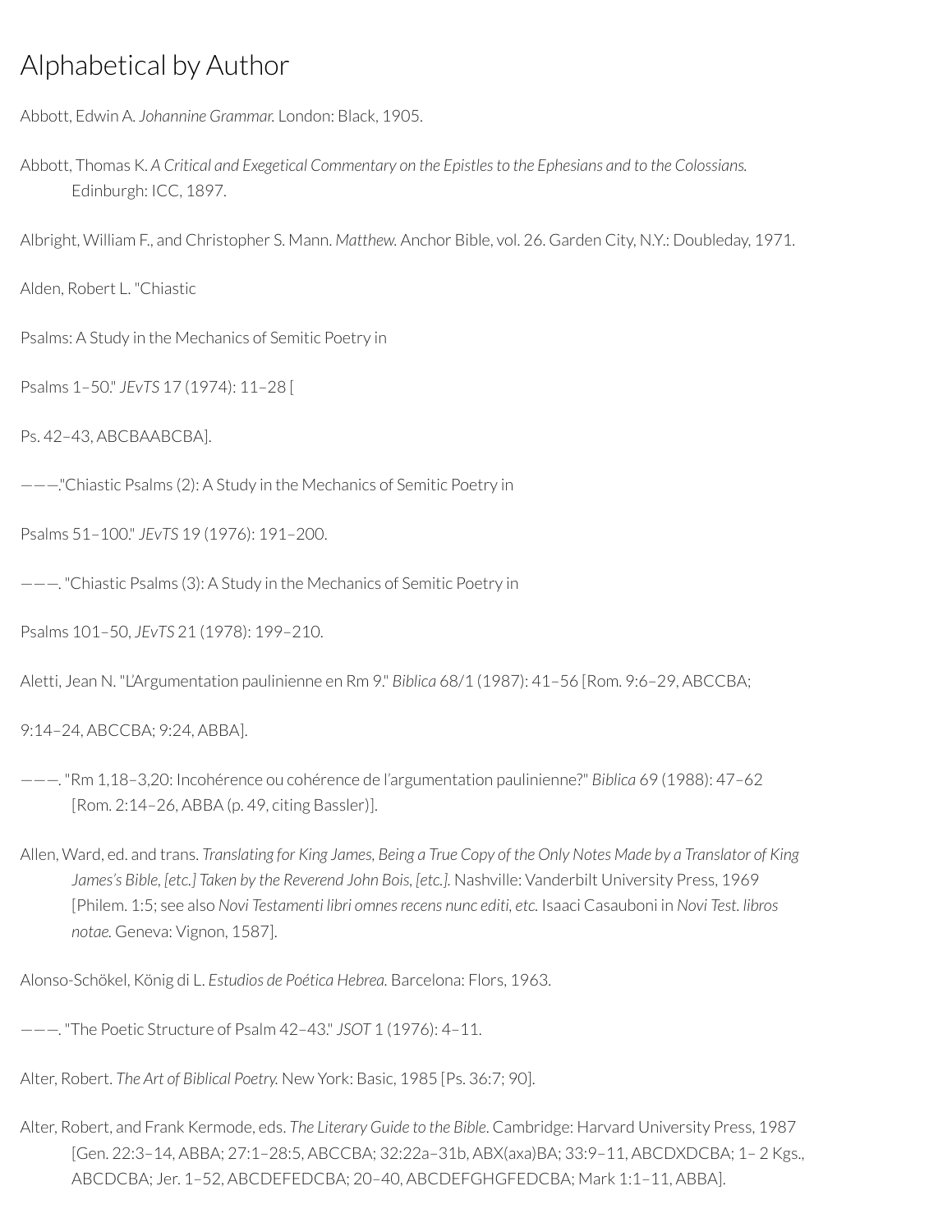# Alphabetical by Author

Abbott, Edwin A. *Johannine Grammar.* London: Black, 1905.

Abbott, Thomas K. *A Critical and Exegetical Commentary on the Epistles to the Ephesians and to the Colossians.* Edinburgh: ICC, 1897.

Albright, William F., and Christopher S. Mann. *Matthew.* Anchor Bible, vol. 26. Garden City, N.Y.: Doubleday, 1971.

Alden, Robert L. "Chiastic

Psalms: A Study in the Mechanics of Semitic Poetry in

Psalms 1–50." *JEvTS* 17 (1974): 11–28 [

Ps. 42–43, ABCBAABCBA].

———."Chiastic Psalms (2): A Study in the Mechanics of Semitic Poetry in

Psalms 51–100." *JEvTS* 19 (1976): 191–200.

———. "Chiastic Psalms (3): A Study in the Mechanics of Semitic Poetry in

Psalms 101–50, *JEvTS* 21 (1978): 199–210.

Aletti, Jean N. "L'Argumentation paulinienne en Rm 9." *Biblica* 68/1 (1987): 41–56 [Rom. 9:6–29, ABCCBA;

9:14–24, ABCCBA; 9:24, ABBA].

———. "Rm 1,18–3,20: Incohérence ou cohérence de l'argumentation paulinienne?" *Biblica* 69 (1988): 47–62 [Rom. 2:14–26, ABBA (p. 49, citing Bassler)].

Allen, Ward, ed. and trans. *Translating for King James, Being a True Copy of the Only Notes Made by a Translator of King James's Bible, [etc.] Taken by the Reverend John Bois, [etc.].* Nashville: Vanderbilt University Press, 1969 [Philem. 1:5; see also *Novi Testamenti libri omnes recens nunc editi, etc.* Isaaci Casauboni in *Novi Test. libros notae.* Geneva: Vignon, 1587].

Alonso-Schökel, König di L. *Estudios de Poética Hebrea.* Barcelona: Flors, 1963.

———. "The Poetic Structure of Psalm 42–43." *JSOT* 1 (1976): 4–11.

Alter, Robert. *The Art of Biblical Poetry.* New York: Basic, 1985 [Ps. 36:7; 90].

Alter, Robert, and Frank Kermode, eds. *The Literary Guide to the Bible.* Cambridge: Harvard University Press, 1987 [Gen. 22:3–14, ABBA; 27:1–28:5, ABCCBA; 32:22a–31b, ABX(axa)BA; 33:9–11, ABCDXDCBA; 1– 2 Kgs., ABCDCBA; Jer. 1–52, ABCDEFEDCBA; 20–40, ABCDEFGHGFEDCBA; Mark 1:1–11, ABBA].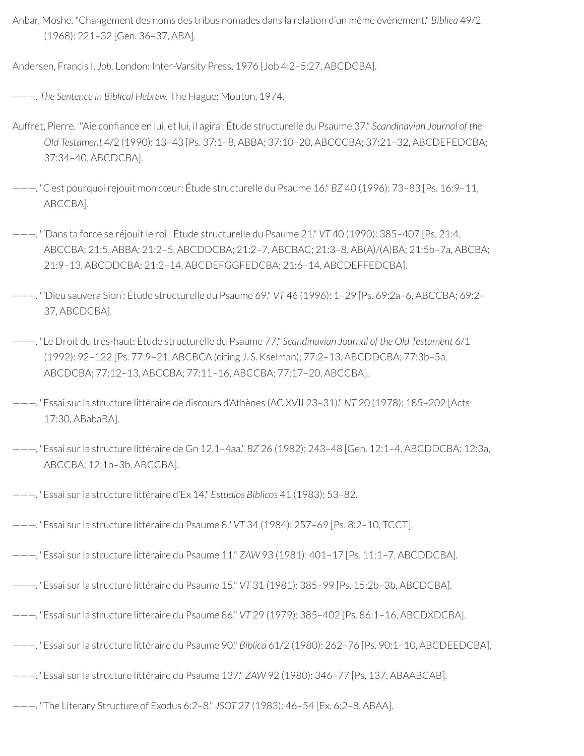Anbar, Moshe. "Changement des noms des tribus nomades dans la relation d'un même événement." *Biblica* 49/2 (1968): 221–32 [Gen. 36–37, ABA].

Andersen, Francis I. *Job*. London: Inter-Varsity Press, 1976 [Job 4:2–5:27, ABCDCBA].

———. *The Sentence in Biblical Hebrew*. The Hague: Mouton, 1974.

Auffret, Pierre. "'Aie confiance en lui, et lui, il agira': Étude structurelle du Psaume 37." *Scandinavian Journal of the Old Testament* 4/2 (1990): 13–43 [Ps. 37:1–8, ABBA; 37:10–20, ABCCCBA; 37:21–32, ABCDEFEDCBA; 37:34–40, ABCDCBA].

———. "C'est pourquoi rejouit mon cœur: Étude structurelle du Psaume 16." *BZ* 40 (1996): 73–83 [Ps. 16:9–11, ABCCBA].

———. "'Dans ta force se réjouit le roi': Étude structurelle du Psaume 21." *VT* 40 (1990): 385–407 [Ps. 21:4, ABCCBA; 21:5, ABBA; 21:2–5, ABCDDCBA; 21:2–7, ABCBAC; 21:3–8, AB(A)/(A)BA; 21:5b–7a, ABCBA; 21:9–13, ABCDDCBA; 21:2–14, ABCDEFGGFEDCBA; 21:6–14, ABCDEFFEDCBA].

———. "'Dieu sauvera Sion': Étude structurelle du Psaume 69." *VT* 46 (1996): 1–29 [Ps. 69:2a–6, ABCCBA; 69:2–37, ABCDCBA].

———. "Le Droit du très-haut: Étude structurelle du Psaume 77." *Scandinavian Journal of the Old Testament* 6/1 (1992): 92–122 [Ps. 77:9–21, ABCBCA (citing J. S. Kselman); 77:2–13, ABCDDCBA; 77:3b–5a, ABCDCBA; 77:12–13, ABCCBA; 77:11–16, ABCCBA; 77:17–20, ABCCBA].

———. "Essai sur la structure littéraire de discours d'Athènes (AC XVII 23–31)." *NT* 20 (1978): 185–202 [Acts 17:30, ABabaBA].

———. "Essai sur la structure littéraire de Gn 12,1–4aa." *BZ* 26 (1982): 243–48 [Gen. 12:1–4, ABCDDCBA; 12:3a, ABCCBA; 12:1b–3b, ABCCBA].

———. "Essai sur la structure littéraire d'Ex 14." *Estudios Biblicos* 41 (1983): 53–82.

———. "Essai sur la structure littéraire du Psaume 8." *VT* 34 (1984): 257–69 [Ps. 8:2–10, TCCT].

———. "Essai sur la structure littéraire du Psaume 11." *ZAW* 93 (1981): 401–17 [Ps. 11:1–7, ABCDDCBA].

———. "Essai sur la structure littéraire du Psaume 15." *VT* 31 (1981): 385–99 [Ps. 15:2b–3b, ABCDCBA].

———. "Essai sur la structure littéraire du Psaume 86." *VT* 29 (1979): 385–402 [Ps. 86:1–16, ABCDXDCBA].

———. "Essai sur la structure littéraire du Psaume 90." *Biblica* 61/2 (1980): 262–76 [Ps. 90:1–10, ABCDEEDCBA].

———. "Essai sur la structure littéraire du Psaume 137." *ZAW* 92 (1980): 346–77 [Ps. 137, ABAABCAB].

———. "The Literary Structure of Exodus 6:2–8." *JSOT* 27 (1983): 46–54 [Ex. 6:2–8, ABAA].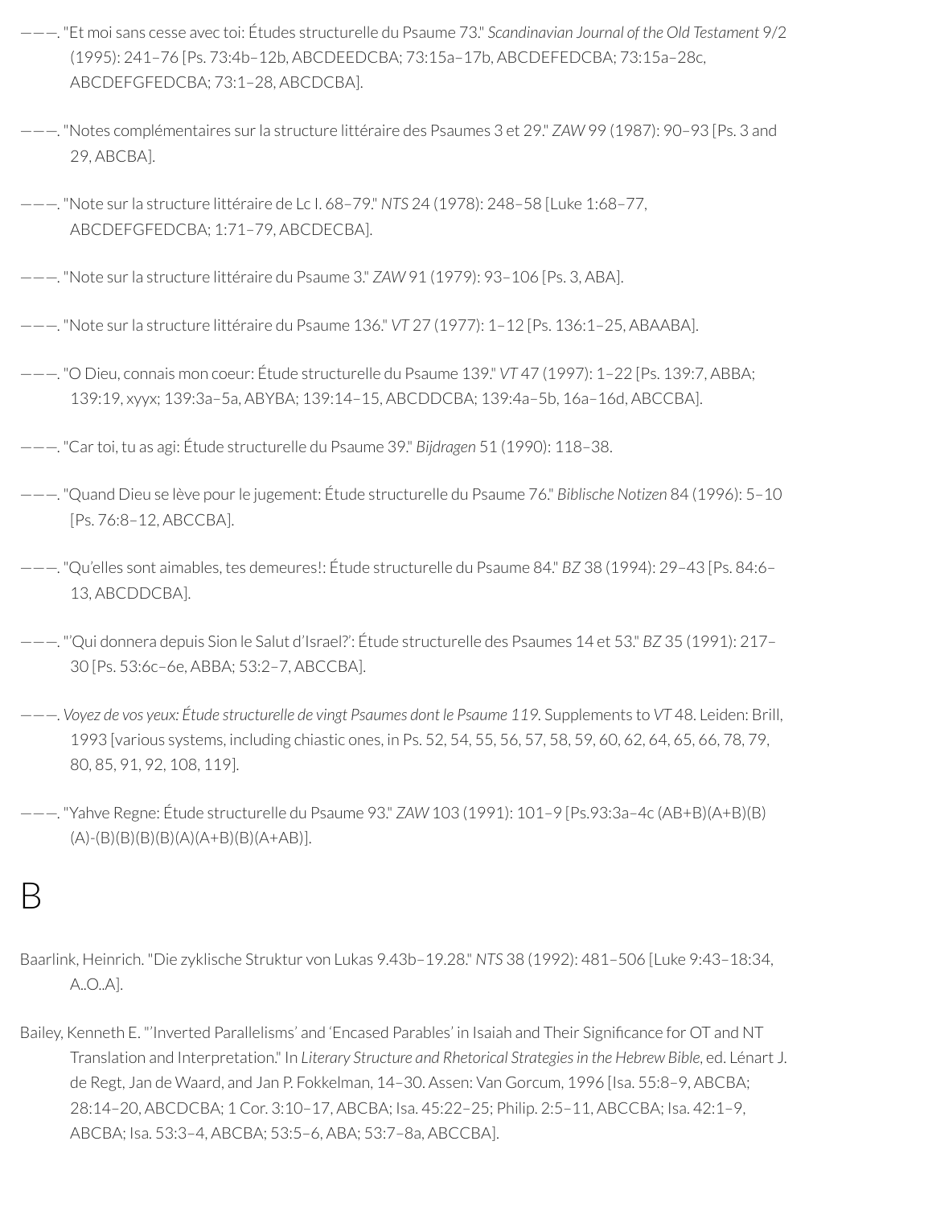———. "Et moi sans cesse avec toi: Études structurelle du Psaume 73." *Scandinavian Journal of the Old Testament* 9/2 (1995): 241–76 [Ps. 73:4b–12b, ABCDEEDCBA; 73:15a–17b, ABCDEFEDCBA; 73:15a–28c, ABCDEFGFEDCBA; 73:1–28, ABCDCBA].

———. "Notes complémentaires sur la structure littéraire des Psaumes 3 et 29." *ZAW* 99 (1987): 90–93 [Ps. 3 and 29, ABCBA].

———. "Note sur la structure littéraire de Lc I. 68–79." *NTS* 24 (1978): 248–58 [Luke 1:68–77, ABCDEFGFEDCBA; 1:71–79, ABCDECBA].

———. "Note sur la structure littéraire du Psaume 3." *ZAW* 91 (1979): 93–106 [Ps. 3, ABA].

———. "Note sur la structure littéraire du Psaume 136." *VT* 27 (1977): 1–12 [Ps. 136:1–25, ABAABA].

———. "O Dieu, connais mon coeur: Étude structurelle du Psaume 139." *VT* 47 (1997): 1–22 [Ps. 139:7, ABBA; 139:19, xyyx; 139:3a–5a, ABYBA; 139:14–15, ABCDDCBA; 139:4a–5b, 16a–16d, ABCCBA].

———. "Car toi, tu as agi: Étude structurelle du Psaume 39." *Bijdragen* 51 (1990): 118–38.

———. "Quand Dieu se lève pour le jugement: Étude structurelle du Psaume 76." *Biblische Notizen* 84 (1996): 5–10 [Ps. 76:8–12, ABCCBA].

———. "Qu'elles sont aimables, tes demeures!: Étude structurelle du Psaume 84." *BZ* 38 (1994): 29–43 [Ps. 84:6–13, ABCDDCBA].

———. "'Qui donnera depuis Sion le Salut d'Israel?': Étude structurelle des Psaumes 14 et 53." *BZ* 35 (1991): 217–30 [Ps. 53:6c–6e, ABBA; 53:2–7, ABCCBA].

———. *Voyez de vos yeux: Étude structurelle de vingt Psaumes dont le Psaume 119.* Supplements to *VT* 48. Leiden: Brill, 1993 [various systems, including chiastic ones, in Ps. 52, 54, 55, 56, 57, 58, 59, 60, 62, 64, 65, 66, 78, 79, 80, 85, 91, 92, 108, 119].

———. "Yahve Regne: Étude structurelle du Psaume 93." *ZAW* 103 (1991): 101–9 [Ps.93:3a–4c (AB+B)(A+B)(B)(A)-(B)(B)(B)(B)(A)(A+B)(B)(A+AB)].

# B

Baarlink, Heinrich. "Die zyklische Struktur von Lukas 9.43b–19.28." *NTS* 38 (1992): 481–506 [Luke 9:43–18:34, A..O..A].

Bailey, Kenneth E. "'Inverted Parallelisms' and 'Encased Parables' in Isaiah and Their Significance for OT and NT Translation and Interpretation." In *Literary Structure and Rhetorical Strategies in the Hebrew Bible*, ed. Lénart J. de Regt, Jan de Waard, and Jan P. Fokkelman, 14–30. Assen: Van Gorcum, 1996 [Isa. 55:8–9, ABCBA; 28:14–20, ABCDCBA; 1 Cor. 3:10–17, ABCBA; Isa. 45:22–25; Philip. 2:5–11, ABCCBA; Isa. 42:1–9, ABCBA; Isa. 53:3–4, ABCBA; 53:5–6, ABA; 53:7–8a, ABCCBA].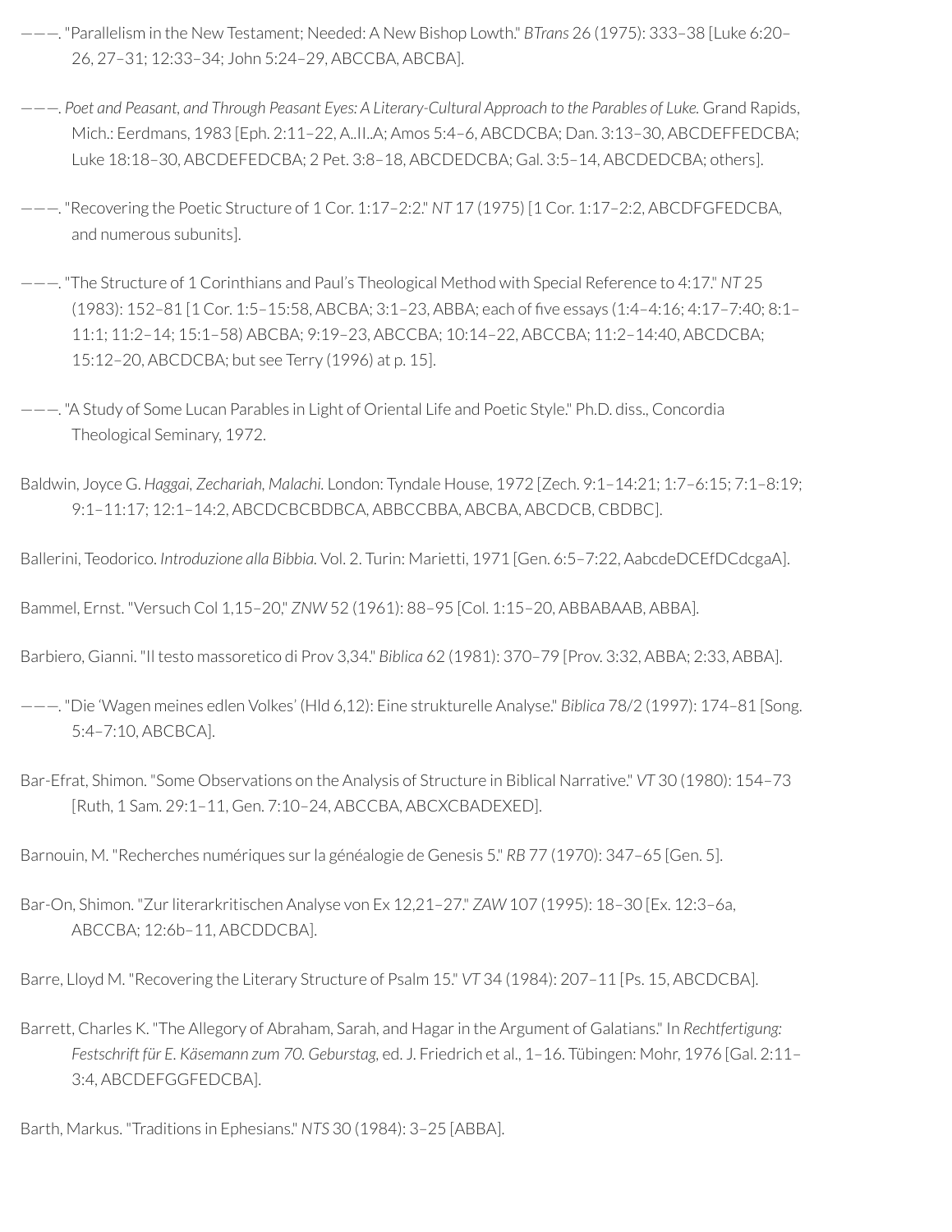———. "Parallelism in the New Testament; Needed: A New Bishop Lowth." *BTrans* 26 (1975): 333–38 [Luke 6:20–26, 27–31; 12:33–34; John 5:24–29, ABCCBA, ABCBA].

———. *Poet and Peasant, and Through Peasant Eyes: A Literary-Cultural Approach to the Parables of Luke.* Grand Rapids, Mich.: Eerdmans, 1983 [Eph. 2:11–22, A..II..A; Amos 5:4–6, ABCDCBA; Dan. 3:13–30, ABCDEFFEDCBA; Luke 18:18–30, ABCDEFEDCBA; 2 Pet. 3:8–18, ABCDEDCBA; Gal. 3:5–14, ABCDEDCBA; others].

———. "Recovering the Poetic Structure of 1 Cor. 1:17–2:2." *NT* 17 (1975) [1 Cor. 1:17–2:2, ABCDFGFEDCBA, and numerous subunits].

———. "The Structure of 1 Corinthians and Paul's Theological Method with Special Reference to 4:17." *NT* 25 (1983): 152–81 [1 Cor. 1:5–15:58, ABCBA; 3:1–23, ABBA; each of five essays (1:4–4:16; 4:17–7:40; 8:1–11:1; 11:2–14; 15:1–58) ABCBA; 9:19–23, ABCCBA; 10:14–22, ABCCBA; 11:2–14:40, ABCDCBA; 15:12–20, ABCDCBA; but see Terry (1996) at p. 15].

———. "A Study of Some Lucan Parables in Light of Oriental Life and Poetic Style." Ph.D. diss., Concordia Theological Seminary, 1972.

Baldwin, Joyce G. *Haggai, Zechariah, Malachi.* London: Tyndale House, 1972 [Zech. 9:1–14:21; 1:7–6:15; 7:1–8:19; 9:1–11:17; 12:1–14:2, ABCDCBCBDBCA, ABBCCBBA, ABCBA, ABCDCB, CBDBC].

Ballerini, Teodorico. *Introduzione alla Bibbia.* Vol. 2. Turin: Marietti, 1971 [Gen. 6:5–7:22, AabcdeDCEfDCdcgaA].

Bammel, Ernst. "Versuch Col 1,15–20," *ZNW* 52 (1961): 88–95 [Col. 1:15–20, ABBABAAB, ABBA].

Barbiero, Gianni. "Il testo massoretico di Prov 3,34." *Biblica* 62 (1981): 370–79 [Prov. 3:32, ABBA; 2:33, ABBA].

———. "Die 'Wagen meines edlen Volkes' (Hld 6,12): Eine strukturelle Analyse." *Biblica* 78/2 (1997): 174–81 [Song. 5:4–7:10, ABCBCA].

Bar-Efrat, Shimon. "Some Observations on the Analysis of Structure in Biblical Narrative." *VT* 30 (1980): 154–73 [Ruth, 1 Sam. 29:1–11, Gen. 7:10–24, ABCCBA, ABCXCBADEXED].

Barnouin, M. "Recherches numériques sur la généalogie de Genesis 5." *RB* 77 (1970): 347–65 [Gen. 5].

Bar-On, Shimon. "Zur literarkritischen Analyse von Ex 12,21–27." *ZAW* 107 (1995): 18–30 [Ex. 12:3–6a, ABCCBA; 12:6b–11, ABCDDCBA].

Barre, Lloyd M. "Recovering the Literary Structure of Psalm 15." *VT* 34 (1984): 207–11 [Ps. 15, ABCDCBA].

Barrett, Charles K. "The Allegory of Abraham, Sarah, and Hagar in the Argument of Galatians." In *Rechtfertigung: Festschrift für E. Käsemann zum 70. Geburstag,* ed. J. Friedrich et al., 1–16. Tübingen: Mohr, 1976 [Gal. 2:11–3:4, ABCDEFGGFEDCBA].

Barth, Markus. "Traditions in Ephesians." *NTS* 30 (1984): 3–25 [ABBA].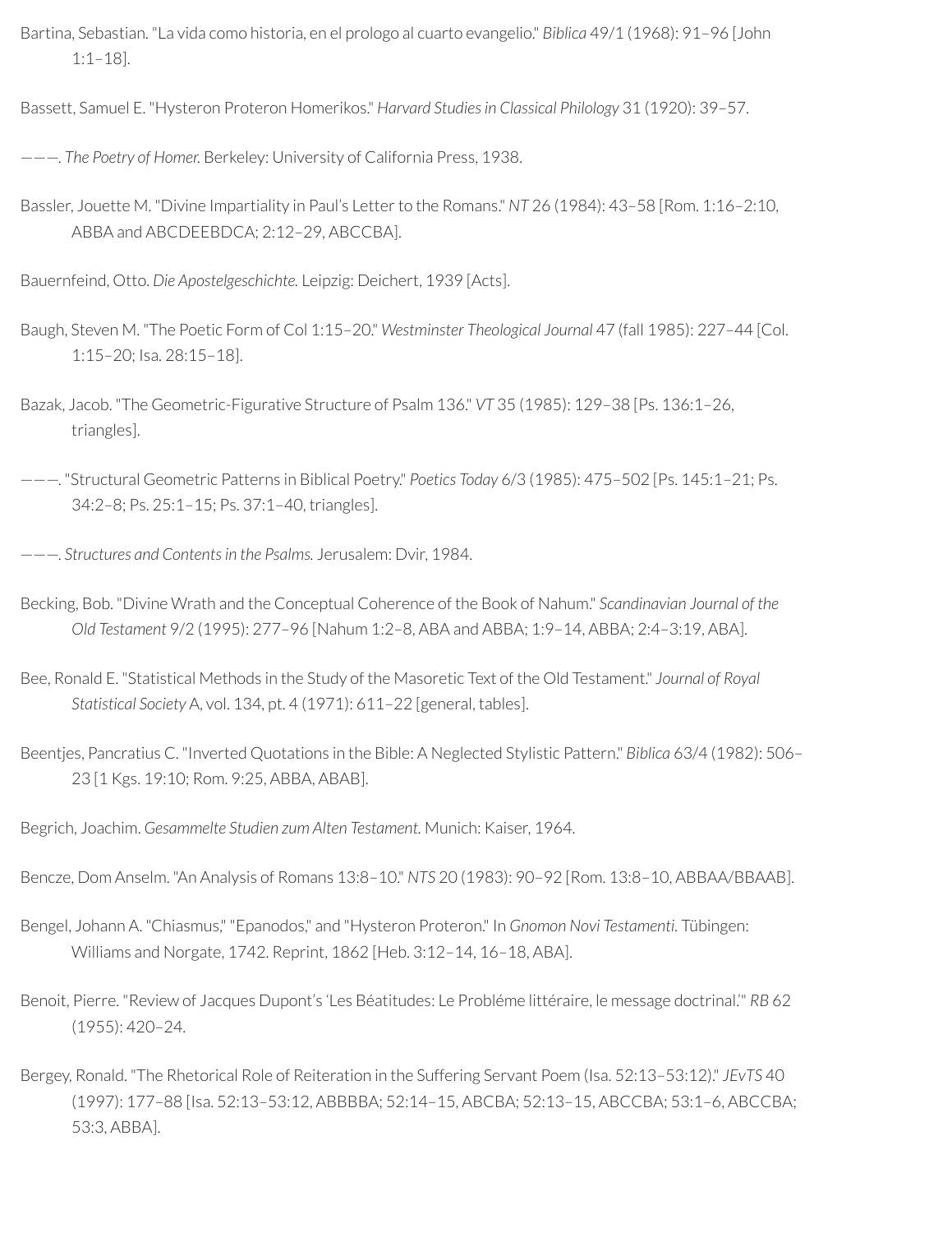Bartina, Sebastian. "La vida como historia, en el prologo al cuarto evangelio." *Biblica* 49/1 (1968): 91–96 [John 1:1–18].

Bassett, Samuel E. "Hysteron Proteron Homerikos." *Harvard Studies in Classical Philology* 31 (1920): 39–57.

———. *The Poetry of Homer.* Berkeley: University of California Press, 1938.

Bassler, Jouette M. "Divine Impartiality in Paul's Letter to the Romans." *NT* 26 (1984): 43–58 [Rom. 1:16–2:10, ABBA and ABCDEEBDCA; 2:12–29, ABCCBA].

Bauernfeind, Otto. *Die Apostelgeschichte.* Leipzig: Deichert, 1939 [Acts].

Baugh, Steven M. "The Poetic Form of Col 1:15–20." *Westminster Theological Journal* 47 (fall 1985): 227–44 [Col. 1:15–20; Isa. 28:15–18].

Bazak, Jacob. "The Geometric-Figurative Structure of Psalm 136." *VT* 35 (1985): 129–38 [Ps. 136:1–26, triangles].

———. "Structural Geometric Patterns in Biblical Poetry." *Poetics Today* 6/3 (1985): 475–502 [Ps. 145:1–21; Ps. 34:2–8; Ps. 25:1–15; Ps. 37:1–40, triangles].

———. *Structures and Contents in the Psalms.* Jerusalem: Dvir, 1984.

Becking, Bob. "Divine Wrath and the Conceptual Coherence of the Book of Nahum." *Scandinavian Journal of the Old Testament* 9/2 (1995): 277–96 [Nahum 1:2–8, ABA and ABBA; 1:9–14, ABBA; 2:4–3:19, ABA].

Bee, Ronald E. "Statistical Methods in the Study of the Masoretic Text of the Old Testament." *Journal of Royal Statistical Society* A, vol. 134, pt. 4 (1971): 611–22 [general, tables].

Beentjes, Pancratius C. "Inverted Quotations in the Bible: A Neglected Stylistic Pattern." *Biblica* 63/4 (1982): 506–23 [1 Kgs. 19:10; Rom. 9:25, ABBA, ABAB].

Begrich, Joachim. *Gesammelte Studien zum Alten Testament.* Munich: Kaiser, 1964.

Bencze, Dom Anselm. "An Analysis of Romans 13:8–10." *NTS* 20 (1983): 90–92 [Rom. 13:8–10, ABBAA/BBAAB].

Bengel, Johann A. "Chiasmus," "Epanodos," and "Hysteron Proteron." In *Gnomon Novi Testamenti.* Tübingen: Williams and Norgate, 1742. Reprint, 1862 [Heb. 3:12–14, 16–18, ABA].

Benoit, Pierre. "Review of Jacques Dupont's 'Les Béatitudes: Le Probléme littéraire, le message doctrinal.'" *RB* 62 (1955): 420–24.

Bergey, Ronald. "The Rhetorical Role of Reiteration in the Suffering Servant Poem (Isa. 52:13–53:12)." *JEvTS* 40 (1997): 177–88 [Isa. 52:13–53:12, ABBBBA; 52:14–15, ABCBA; 52:13–15, ABCCBA; 53:1–6, ABCCBA; 53:3, ABBA].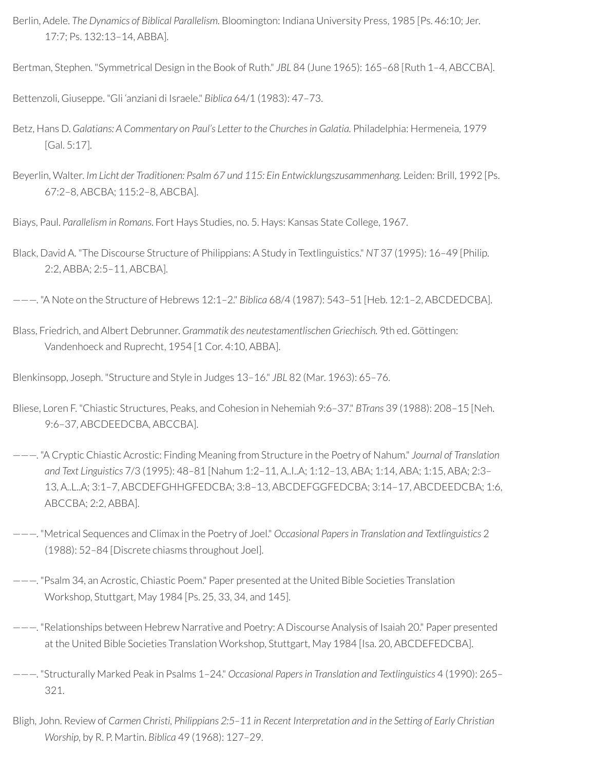Berlin, Adele. *The Dynamics of Biblical Parallelism.* Bloomington: Indiana University Press, 1985 [Ps. 46:10; Jer. 17:7; Ps. 132:13–14, ABBA].

Bertman, Stephen. "Symmetrical Design in the Book of Ruth." *JBL* 84 (June 1965): 165–68 [Ruth 1–4, ABCCBA].

Bettenzoli, Giuseppe. "Gli 'anziani di Israele." *Biblica* 64/1 (1983): 47–73.

Betz, Hans D. *Galatians: A Commentary on Paul's Letter to the Churches in Galatia.* Philadelphia: Hermeneia, 1979 [Gal. 5:17].

Beyerlin, Walter. *Im Licht der Traditionen: Psalm 67 und 115: Ein Entwicklungszusammenhang.* Leiden: Brill, 1992 [Ps. 67:2–8, ABCBA; 115:2–8, ABCBA].

Biays, Paul. *Parallelism in Romans*. Fort Hays Studies, no. 5. Hays: Kansas State College, 1967.

Black, David A. "The Discourse Structure of Philippians: A Study in Textlinguistics." *NT* 37 (1995): 16–49 [Philip. 2:2, ABBA; 2:5–11, ABCBA].

———. "A Note on the Structure of Hebrews 12:1–2." *Biblica* 68/4 (1987): 543–51 [Heb. 12:1–2, ABCDEDCBA].

Blass, Friedrich, and Albert Debrunner. *Grammatik des neutestamentlischen Griechisch.* 9th ed. Göttingen: Vandenhoeck and Ruprecht, 1954 [1 Cor. 4:10, ABBA].

Blenkinsopp, Joseph. "Structure and Style in Judges 13–16." *JBL* 82 (Mar. 1963): 65–76.

Bliese, Loren F. "Chiastic Structures, Peaks, and Cohesion in Nehemiah 9:6–37." *BTrans* 39 (1988): 208–15 [Neh. 9:6–37, ABCDEEDCBA, ABCCBA].

———. "A Cryptic Chiastic Acrostic: Finding Meaning from Structure in the Poetry of Nahum." *Journal of Translation and Text Linguistics* 7/3 (1995): 48–81 [Nahum 1:2–11, A..I..A; 1:12–13, ABA; 1:14, ABA; 1:15, ABA; 2:3–13, A..L..A; 3:1–7, ABCDEFGHHGFEDCBA; 3:8–13, ABCDEFGGFEDCBA; 3:14–17, ABCDEEDCBA; 1:6, ABCCBA; 2:2, ABBA].

———. "Metrical Sequences and Climax in the Poetry of Joel." *Occasional Papers in Translation and Textlinguistics* 2 (1988): 52–84 [Discrete chiasms throughout Joel].

———. "Psalm 34, an Acrostic, Chiastic Poem." Paper presented at the United Bible Societies Translation Workshop, Stuttgart, May 1984 [Ps. 25, 33, 34, and 145].

———. "Relationships between Hebrew Narrative and Poetry: A Discourse Analysis of Isaiah 20." Paper presented at the United Bible Societies Translation Workshop, Stuttgart, May 1984 [Isa. 20, ABCDEFEDCBA].

———. "Structurally Marked Peak in Psalms 1–24." *Occasional Papers in Translation and Textlinguistics* 4 (1990): 265–321.

Bligh, John. Review of *Carmen Christi, Philippians 2:5–11 in Recent Interpretation and in the Setting of Early Christian Worship,* by R. P. Martin. *Biblica* 49 (1968): 127–29.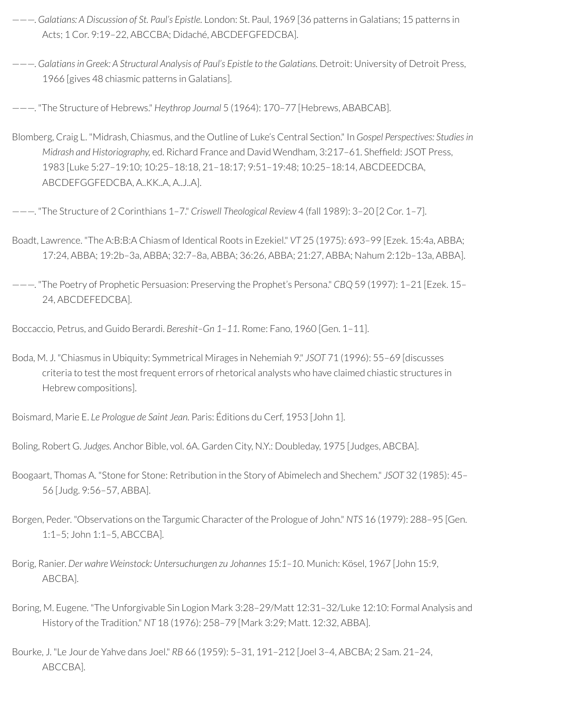———. *Galatians: A Discussion of St. Paul's Epistle.* London: St. Paul, 1969 [36 patterns in Galatians; 15 patterns in Acts; 1 Cor. 9:19–22, ABCCBA; Didaché, ABCDEFGFEDCBA].

———. *Galatians in Greek: A Structural Analysis of Paul's Epistle to the Galatians.* Detroit: University of Detroit Press, 1966 [gives 48 chiasmic patterns in Galatians].

———. "The Structure of Hebrews." *Heythrop Journal* 5 (1964): 170–77 [Hebrews, ABABCAB].

Blomberg, Craig L. "Midrash, Chiasmus, and the Outline of Luke's Central Section." In *Gospel Perspectives: Studies in Midrash and Historiography,* ed. Richard France and David Wendham, 3:217–61. Sheffield: JSOT Press, 1983 [Luke 5:27–19:10; 10:25–18:18, 21–18:17; 9:51–19:48; 10:25–18:14, ABCDEEDCBA, ABCDEFGGFEDCBA, A..KK..A, A..J..A].

———. "The Structure of 2 Corinthians 1–7." *Criswell Theological Review* 4 (fall 1989): 3–20 [2 Cor. 1–7].

Boadt, Lawrence. "The A:B:B:A Chiasm of Identical Roots in Ezekiel." *VT* 25 (1975): 693–99 [Ezek. 15:4a, ABBA; 17:24, ABBA; 19:2b–3a, ABBA; 32:7–8a, ABBA; 36:26, ABBA; 21:27, ABBA; Nahum 2:12b–13a, ABBA].

———. "The Poetry of Prophetic Persuasion: Preserving the Prophet's Persona." *CBQ* 59 (1997): 1–21 [Ezek. 15–24, ABCDEFEDCBA].

Boccaccio, Petrus, and Guido Berardi. *Bereshit–Gn 1–11.* Rome: Fano, 1960 [Gen. 1–11].

Boda, M. J. "Chiasmus in Ubiquity: Symmetrical Mirages in Nehemiah 9." *JSOT* 71 (1996): 55–69 [discusses criteria to test the most frequent errors of rhetorical analysts who have claimed chiastic structures in Hebrew compositions].

Boismard, Marie E. *Le Prologue de Saint Jean.* Paris: Éditions du Cerf, 1953 [John 1].

Boling, Robert G. *Judges.* Anchor Bible, vol. 6A. Garden City, N.Y.: Doubleday, 1975 [Judges, ABCBA].

Boogaart, Thomas A. "Stone for Stone: Retribution in the Story of Abimelech and Shechem." *JSOT* 32 (1985): 45–56 [Judg. 9:56–57, ABBA].

Borgen, Peder. "Observations on the Targumic Character of the Prologue of John." *NTS* 16 (1979): 288–95 [Gen. 1:1–5; John 1:1–5, ABCCBA].

Borig, Ranier. *Der wahre Weinstock: Untersuchungen zu Johannes 15:1–10.* Munich: Kösel, 1967 [John 15:9, ABCBA].

Boring, M. Eugene. "The Unforgivable Sin Logion Mark 3:28–29/Matt 12:31–32/Luke 12:10: Formal Analysis and History of the Tradition." *NT* 18 (1976): 258–79 [Mark 3:29; Matt. 12:32, ABBA].

Bourke, J. "Le Jour de Yahve dans Joel." *RB* 66 (1959): 5–31, 191–212 [Joel 3–4, ABCBA; 2 Sam. 21–24, ABCCBA].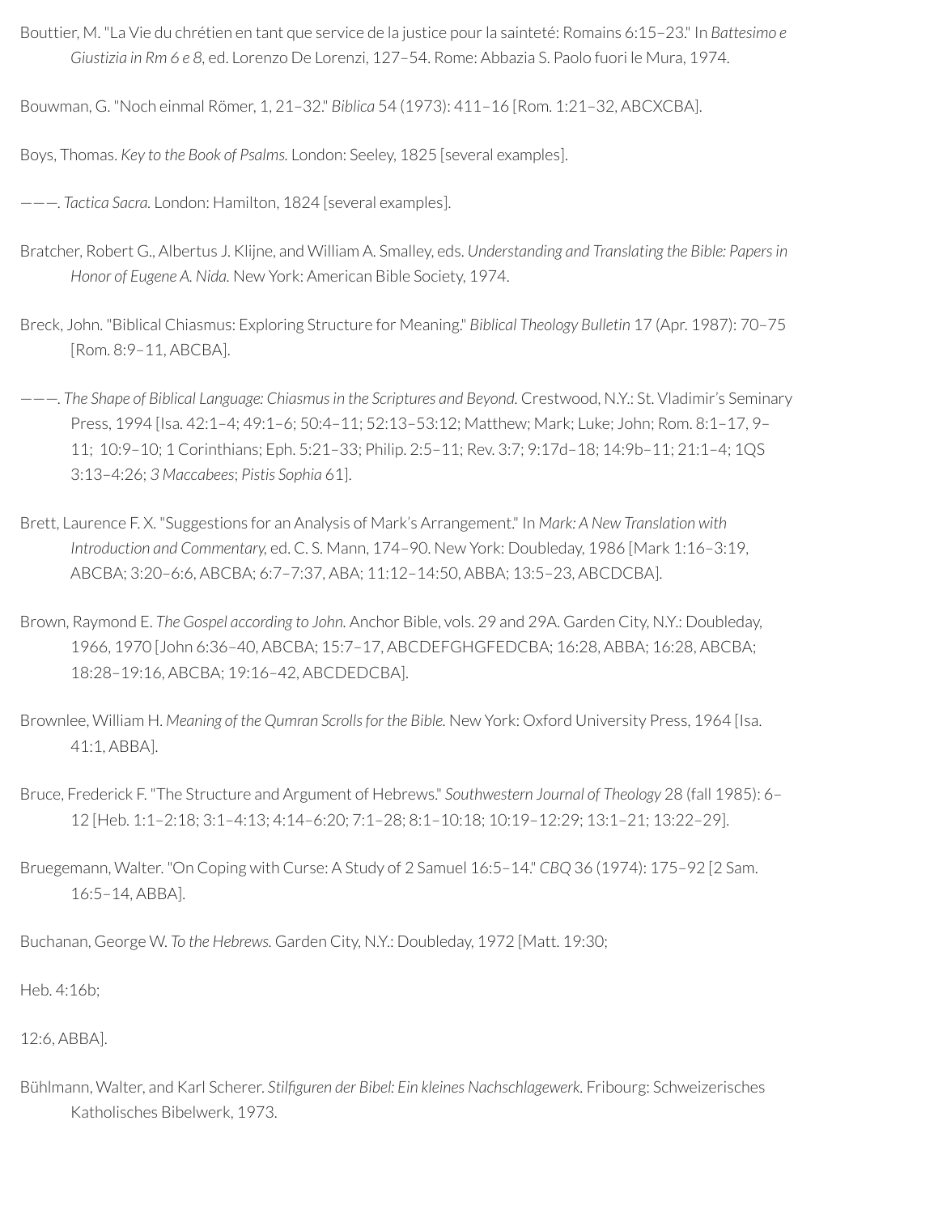Bouttier, M. "La Vie du chrétien en tant que service de la justice pour la sainteté: Romains 6:15–23." In *Battesimo e Giustizia in Rm 6 e 8*, ed. Lorenzo De Lorenzi, 127–54. Rome: Abbazia S. Paolo fuori le Mura, 1974.

Bouwman, G. "Noch einmal Römer, 1, 21–32." *Biblica* 54 (1973): 411–16 [Rom. 1:21–32, ABCXCBA].

Boys, Thomas. *Key to the Book of Psalms.* London: Seeley, 1825 [several examples].

———. *Tactica Sacra.* London: Hamilton, 1824 [several examples].

Bratcher, Robert G., Albertus J. Klijne, and William A. Smalley, eds. *Understanding and Translating the Bible: Papers in Honor of Eugene A. Nida.* New York: American Bible Society, 1974.

Breck, John. "Biblical Chiasmus: Exploring Structure for Meaning." *Biblical Theology Bulletin* 17 (Apr. 1987): 70–75 [Rom. 8:9–11, ABCBA].

———. *The Shape of Biblical Language: Chiasmus in the Scriptures and Beyond.* Crestwood, N.Y.: St. Vladimir's Seminary Press, 1994 [Isa. 42:1–4; 49:1–6; 50:4–11; 52:13–53:12; Matthew; Mark; Luke; John; Rom. 8:1–17, 9–11; 10:9–10; 1 Corinthians; Eph. 5:21–33; Philip. 2:5–11; Rev. 3:7; 9:17d–18; 14:9b–11; 21:1–4; 1QS 3:13–4:26; *3 Maccabees*; *Pistis Sophia* 61].

Brett, Laurence F. X. "Suggestions for an Analysis of Mark's Arrangement." In *Mark: A New Translation with Introduction and Commentary,* ed. C. S. Mann, 174–90. New York: Doubleday, 1986 [Mark 1:16–3:19, ABCBA; 3:20–6:6, ABCBA; 6:7–7:37, ABA; 11:12–14:50, ABBA; 13:5–23, ABCDCBA].

Brown, Raymond E. *The Gospel according to John.* Anchor Bible, vols. 29 and 29A. Garden City, N.Y.: Doubleday, 1966, 1970 [John 6:36–40, ABCBA; 15:7–17, ABCDEFGHGFEDCBA; 16:28, ABBA; 16:28, ABCBA; 18:28–19:16, ABCBA; 19:16–42, ABCDEDCBA].

Brownlee, William H. *Meaning of the Qumran Scrolls for the Bible.* New York: Oxford University Press, 1964 [Isa. 41:1, ABBA].

Bruce, Frederick F. "The Structure and Argument of Hebrews." *Southwestern Journal of Theology* 28 (fall 1985): 6–12 [Heb. 1:1–2:18; 3:1–4:13; 4:14–6:20; 7:1–28; 8:1–10:18; 10:19–12:29; 13:1–21; 13:22–29].

Bruegemann, Walter. "On Coping with Curse: A Study of 2 Samuel 16:5–14." *CBQ* 36 (1974): 175–92 [2 Sam. 16:5–14, ABBA].

Buchanan, George W. *To the Hebrews.* Garden City, N.Y.: Doubleday, 1972 [Matt. 19:30;

Heb. 4:16b;

12:6, ABBA].

Bühlmann, Walter, and Karl Scherer. *Stilfiguren der Bibel: Ein kleines Nachschlagewerk.* Fribourg: Schweizerisches Katholisches Bibelwerk, 1973.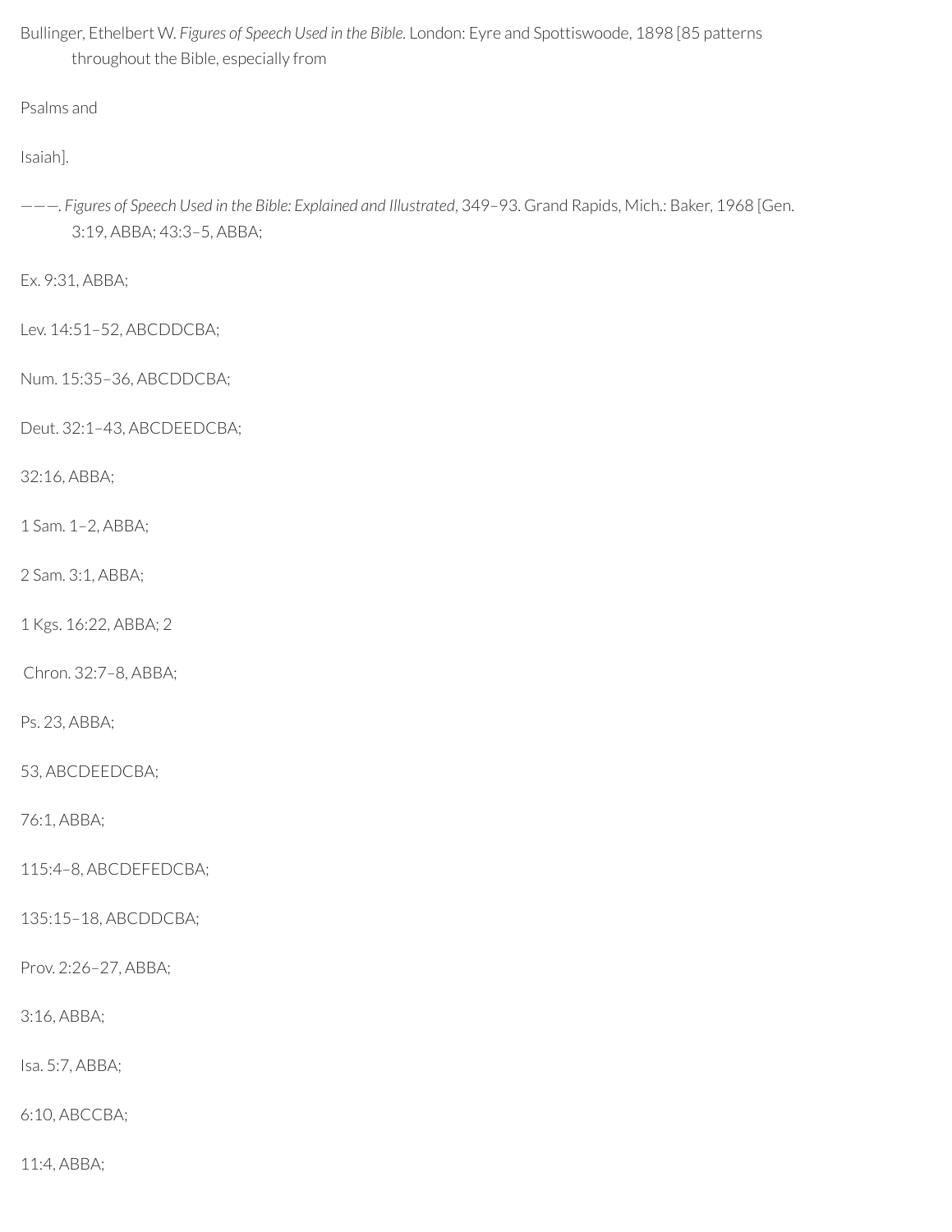Bullinger, Ethelbert W. *Figures of Speech Used in the Bible.* London: Eyre and Spottiswoode, 1898 [85 patterns throughout the Bible, especially from

Psalms and

Isaiah].

———. *Figures of Speech Used in the Bible: Explained and Illustrated*, 349–93. Grand Rapids, Mich.: Baker, 1968 [Gen. 3:19, ABBA; 43:3–5, ABBA;

Ex. 9:31, ABBA;

Lev. 14:51–52, ABCDDCBA;

Num. 15:35–36, ABCDDCBA;

Deut. 32:1–43, ABCDEEDCBA;

32:16, ABBA;

1 Sam. 1–2, ABBA;

2 Sam. 3:1, ABBA;

1 Kgs. 16:22, ABBA; 2

Chron. 32:7–8, ABBA;

Ps. 23, ABBA;

53, ABCDEEDCBA;

76:1, ABBA;

115:4–8, ABCDEFEDCBA;

135:15–18, ABCDDCBA;

Prov. 2:26–27, ABBA;

3:16, ABBA;

Isa. 5:7, ABBA;

6:10, ABCCBA;

11:4, ABBA;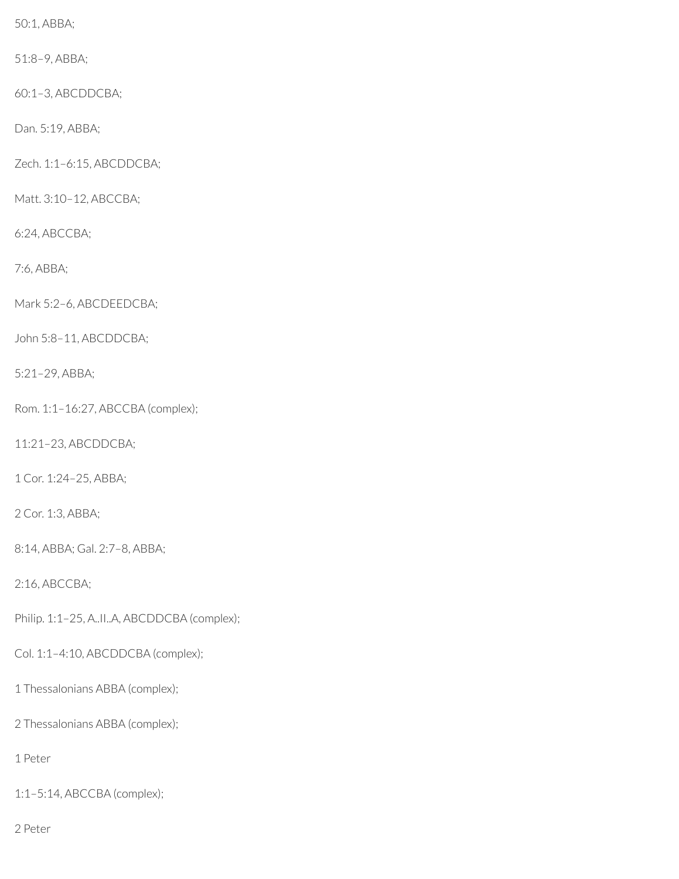50:1, ABBA;

51:8–9, ABBA;

60:1–3, ABCDDCBA;

Dan. 5:19, ABBA;

Zech. 1:1–6:15, ABCDDCBA;

Matt. 3:10–12, ABCCBA;

6:24, ABCCBA;

7:6, ABBA;

Mark 5:2–6, ABCDEEDCBA;

John 5:8–11, ABCDDCBA;

5:21–29, ABBA;

Rom. 1:1–16:27, ABCCBA (complex);

11:21–23, ABCDDCBA;

1 Cor. 1:24–25, ABBA;

2 Cor. 1:3, ABBA;

8:14, ABBA; Gal. 2:7–8, ABBA;

2:16, ABCCBA;

Philip. 1:1–25, A..II..A, ABCDDCBA (complex);

Col. 1:1–4:10, ABCDDCBA (complex);

1 Thessalonians ABBA (complex);

2 Thessalonians ABBA (complex);

1 Peter

1:1–5:14, ABCCBA (complex);

2 Peter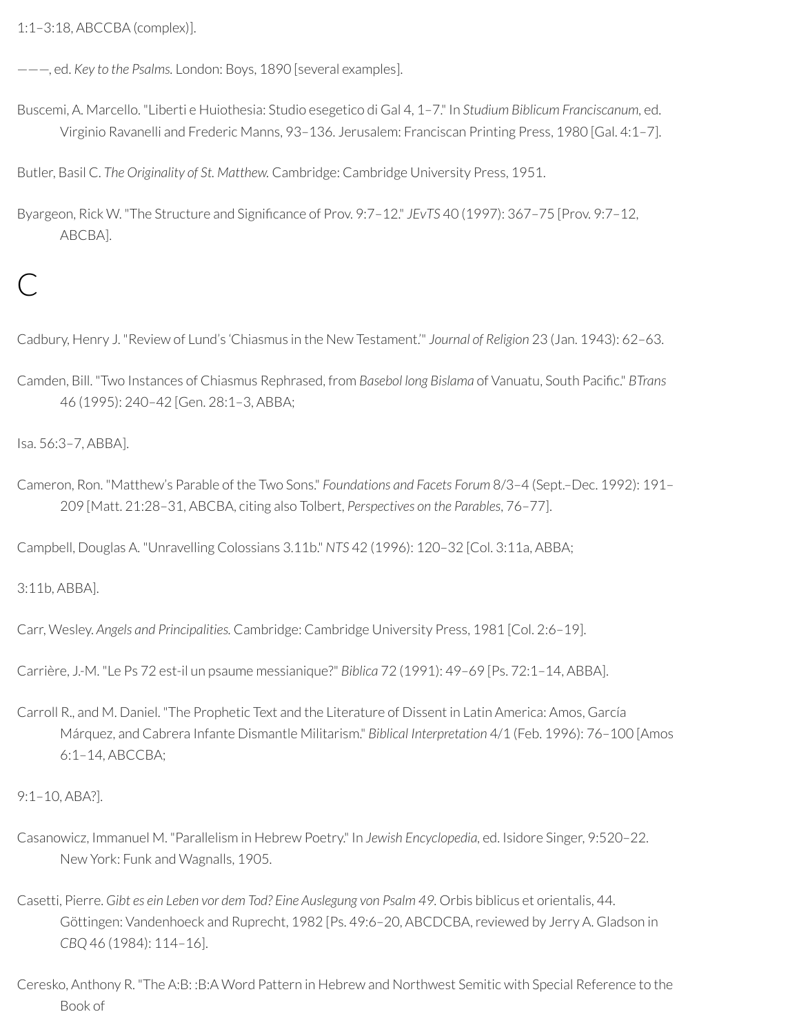1:1–3:18, ABCCBA (complex)].

———, ed. *Key to the Psalms.* London: Boys, 1890 [several examples].

Buscemi, A. Marcello. "Liberti e Huiothesia: Studio esegetico di Gal 4, 1–7." In *Studium Biblicum Franciscanum,* ed. Virginio Ravanelli and Frederic Manns, 93–136. Jerusalem: Franciscan Printing Press, 1980 [Gal. 4:1–7].

Butler, Basil C. *The Originality of St. Matthew.* Cambridge: Cambridge University Press, 1951.

Byargeon, Rick W. "The Structure and Significance of Prov. 9:7–12." *JEvTS* 40 (1997): 367–75 [Prov. 9:7–12, ABCBA].

# C

Cadbury, Henry J. "Review of Lund's 'Chiasmus in the New Testament.'" *Journal of Religion* 23 (Jan. 1943): 62–63.

Camden, Bill. "Two Instances of Chiasmus Rephrased, from *Basebol long Bislama* of Vanuatu, South Pacific." *BTrans* 46 (1995): 240–42 [Gen. 28:1–3, ABBA;

Isa. 56:3–7, ABBA].

Cameron, Ron. "Matthew's Parable of the Two Sons." *Foundations and Facets Forum* 8/3–4 (Sept.–Dec. 1992): 191–209 [Matt. 21:28–31, ABCBA, citing also Tolbert, *Perspectives on the Parables*, 76–77].

Campbell, Douglas A. "Unravelling Colossians 3.11b." *NTS* 42 (1996): 120–32 [Col. 3:11a, ABBA;

3:11b, ABBA].

Carr, Wesley. *Angels and Principalities.* Cambridge: Cambridge University Press, 1981 [Col. 2:6–19].

Carrière, J.-M. "Le Ps 72 est-il un psaume messianique?" *Biblica* 72 (1991): 49–69 [Ps. 72:1–14, ABBA].

Carroll R., and M. Daniel. "The Prophetic Text and the Literature of Dissent in Latin America: Amos, García Márquez, and Cabrera Infante Dismantle Militarism." *Biblical Interpretation* 4/1 (Feb. 1996): 76–100 [Amos 6:1–14, ABCCBA;

9:1–10, ABA?].

Casanowicz, Immanuel M. "Parallelism in Hebrew Poetry." In *Jewish Encyclopedia*, ed. Isidore Singer, 9:520–22. New York: Funk and Wagnalls, 1905.

Casetti, Pierre. *Gibt es ein Leben vor dem Tod? Eine Auslegung von Psalm 49.* Orbis biblicus et orientalis, 44. Göttingen: Vandenhoeck and Ruprecht, 1982 [Ps. 49:6–20, ABCDCBA, reviewed by Jerry A. Gladson in *CBQ* 46 (1984): 114–16].

Ceresko, Anthony R. "The A:B: :B:A Word Pattern in Hebrew and Northwest Semitic with Special Reference to the Book of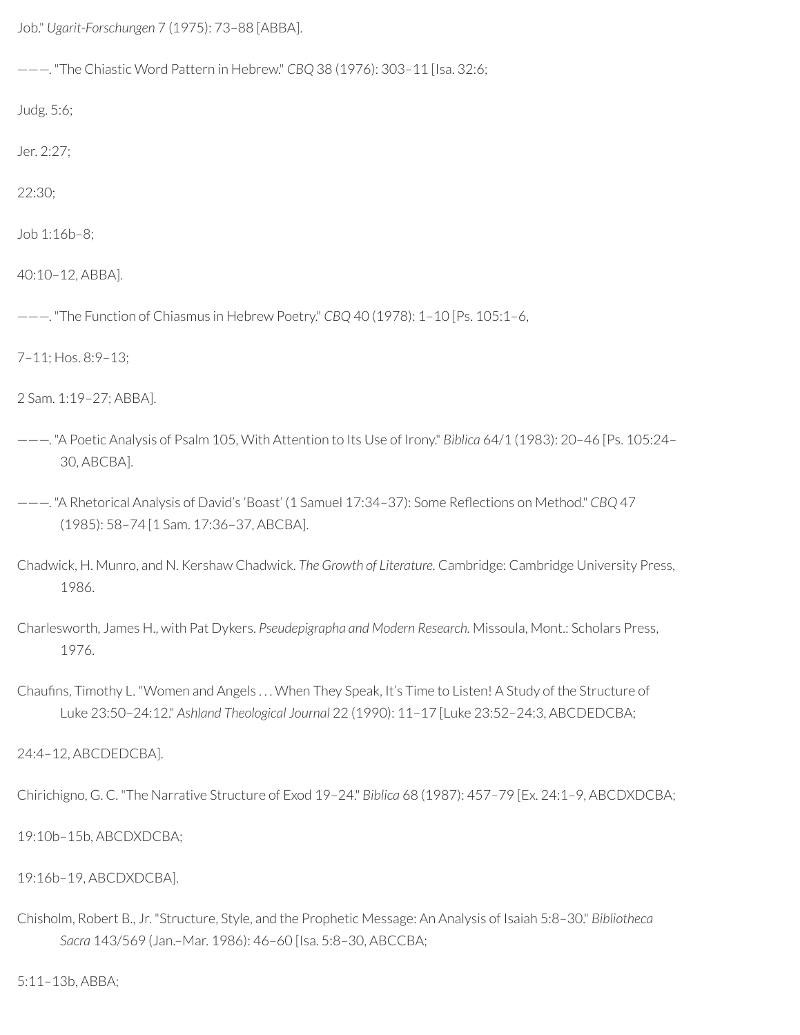Job." *Ugarit-Forschungen* 7 (1975): 73–88 [ABBA].

———. "The Chiastic Word Pattern in Hebrew." *CBQ* 38 (1976): 303–11 [Isa. 32:6;

Judg. 5:6;

Jer. 2:27;

22:30;

Job 1:16b–8;

40:10–12, ABBA].

———. "The Function of Chiasmus in Hebrew Poetry." *CBQ* 40 (1978): 1–10 [Ps. 105:1–6,

7–11; Hos. 8:9–13;

2 Sam. 1:19–27; ABBA].

———. "A Poetic Analysis of Psalm 105, With Attention to Its Use of Irony." *Biblica* 64/1 (1983): 20–46 [Ps. 105:24–30, ABCBA].

———. "A Rhetorical Analysis of David's 'Boast' (1 Samuel 17:34–37): Some Reflections on Method." *CBQ* 47 (1985): 58–74 [1 Sam. 17:36–37, ABCBA].

Chadwick, H. Munro, and N. Kershaw Chadwick. *The Growth of Literature.* Cambridge: Cambridge University Press, 1986.

Charlesworth, James H., with Pat Dykers. *Pseudepigrapha and Modern Research.* Missoula, Mont.: Scholars Press, 1976.

Chaufins, Timothy L. "Women and Angels . . . When They Speak, It's Time to Listen! A Study of the Structure of Luke 23:50–24:12." *Ashland Theological Journal* 22 (1990): 11–17 [Luke 23:52–24:3, ABCDEDCBA;

24:4–12, ABCDEDCBA].

Chirichigno, G. C. "The Narrative Structure of Exod 19–24." *Biblica* 68 (1987): 457–79 [Ex. 24:1–9, ABCDXDCBA;

19:10b–15b, ABCDXDCBA;

19:16b–19, ABCDXDCBA].

Chisholm, Robert B., Jr. "Structure, Style, and the Prophetic Message: An Analysis of Isaiah 5:8–30." *Bibliotheca Sacra* 143/569 (Jan.–Mar. 1986): 46–60 [Isa. 5:8–30, ABCCBA;

5:11–13b, ABBA;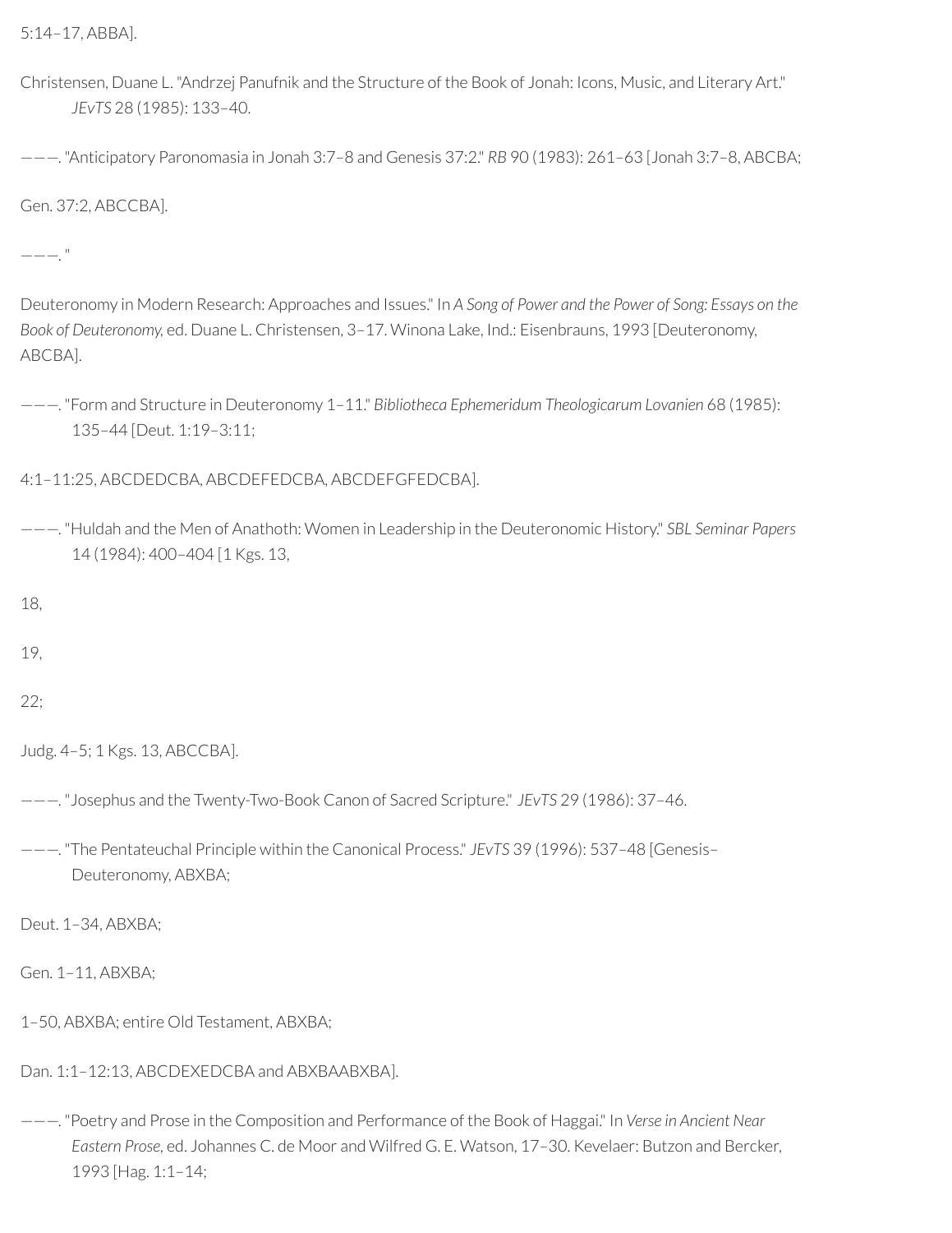5:14–17, ABBA].

Christensen, Duane L. "Andrzej Panufnik and the Structure of the Book of Jonah: Icons, Music, and Literary Art." *JEvTS* 28 (1985): 133–40.

———. "Anticipatory Paronomasia in Jonah 3:7–8 and Genesis 37:2." *RB* 90 (1983): 261–63 [Jonah 3:7–8, ABCBA;

Gen. 37:2, ABCCBA].

———. "

Deuteronomy in Modern Research: Approaches and Issues." In *A Song of Power and the Power of Song: Essays on the Book of Deuteronomy,* ed. Duane L. Christensen, 3–17. Winona Lake, Ind.: Eisenbrauns, 1993 [Deuteronomy, ABCBA].

———. "Form and Structure in Deuteronomy 1–11." *Bibliotheca Ephemeridum Theologicarum Lovanien* 68 (1985): 135–44 [Deut. 1:19–3:11;

4:1–11:25, ABCDEDCBA, ABCDEFEDCBA, ABCDEFGFEDCBA].

———. "Huldah and the Men of Anathoth: Women in Leadership in the Deuteronomic History." *SBL Seminar Papers* 14 (1984): 400–404 [1 Kgs. 13,

18,

19,

22;

Judg. 4–5; 1 Kgs. 13, ABCCBA].

———. "Josephus and the Twenty-Two-Book Canon of Sacred Scripture." *JEvTS* 29 (1986): 37–46.

———. "The Pentateuchal Principle within the Canonical Process." *JEvTS* 39 (1996): 537–48 [Genesis–Deuteronomy, ABXBA;

Deut. 1–34, ABXBA;

Gen. 1–11, ABXBA;

1–50, ABXBA; entire Old Testament, ABXBA;

Dan. 1:1–12:13, ABCDEXEDCBA and ABXBAABXBA].

———. "Poetry and Prose in the Composition and Performance of the Book of Haggai." In *Verse in Ancient Near Eastern Prose*, ed. Johannes C. de Moor and Wilfred G. E. Watson, 17–30. Kevelaer: Butzon and Bercker, 1993 [Hag. 1:1–14;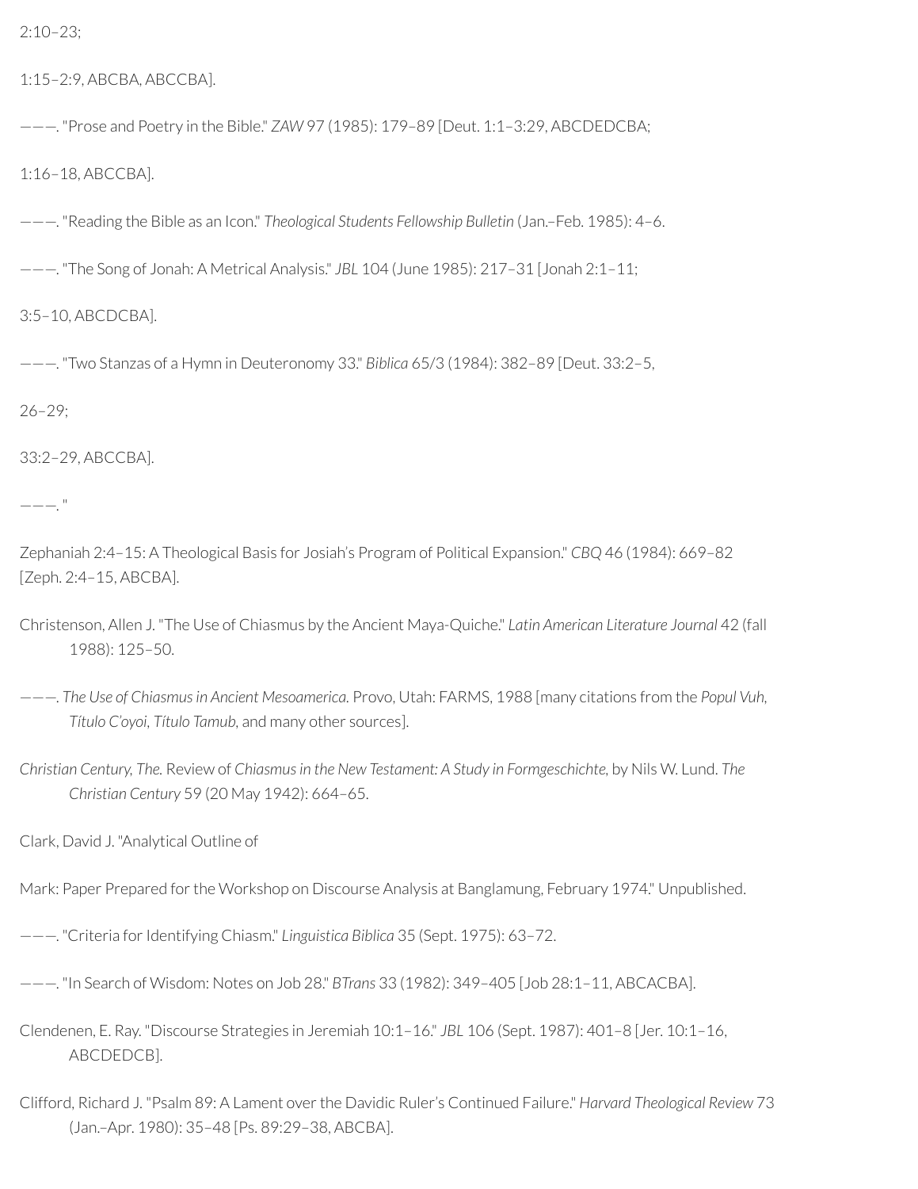2:10–23;

1:15–2:9, ABCBA, ABCCBA].

———. "Prose and Poetry in the Bible." *ZAW* 97 (1985): 179–89 [Deut. 1:1–3:29, ABCDEDCBA;

1:16–18, ABCCBA].

———. "Reading the Bible as an Icon." *Theological Students Fellowship Bulletin* (Jan.–Feb. 1985): 4–6.

———. "The Song of Jonah: A Metrical Analysis." *JBL* 104 (June 1985): 217–31 [Jonah 2:1–11;

3:5–10, ABCDCBA].

———. "Two Stanzas of a Hymn in Deuteronomy 33." *Biblica* 65/3 (1984): 382–89 [Deut. 33:2–5,

26–29;

33:2–29, ABCCBA].

———. "

Zephaniah 2:4–15: A Theological Basis for Josiah's Program of Political Expansion." *CBQ* 46 (1984): 669–82 [Zeph. 2:4–15, ABCBA].

Christenson, Allen J. "The Use of Chiasmus by the Ancient Maya-Quiche." *Latin American Literature Journal* 42 (fall 1988): 125–50.

———. *The Use of Chiasmus in Ancient Mesoamerica.* Provo, Utah: FARMS, 1988 [many citations from the *Popul Vuh, Título C'oyoi, Título Tamub,* and many other sources].

*Christian Century, The.* Review of *Chiasmus in the New Testament: A Study in Formgeschichte,* by Nils W. Lund. *The Christian Century* 59 (20 May 1942): 664–65.

Clark, David J. "Analytical Outline of

Mark: Paper Prepared for the Workshop on Discourse Analysis at Banglamung, February 1974." Unpublished.

———. "Criteria for Identifying Chiasm." *Linguistica Biblica* 35 (Sept. 1975): 63–72.

———. "In Search of Wisdom: Notes on Job 28." *BTrans* 33 (1982): 349–405 [Job 28:1–11, ABCACBA].

Clendenen, E. Ray. "Discourse Strategies in Jeremiah 10:1–16." *JBL* 106 (Sept. 1987): 401–8 [Jer. 10:1–16, ABCDEDCB].

Clifford, Richard J. "Psalm 89: A Lament over the Davidic Ruler's Continued Failure." *Harvard Theological Review* 73 (Jan.–Apr. 1980): 35–48 [Ps. 89:29–38, ABCBA].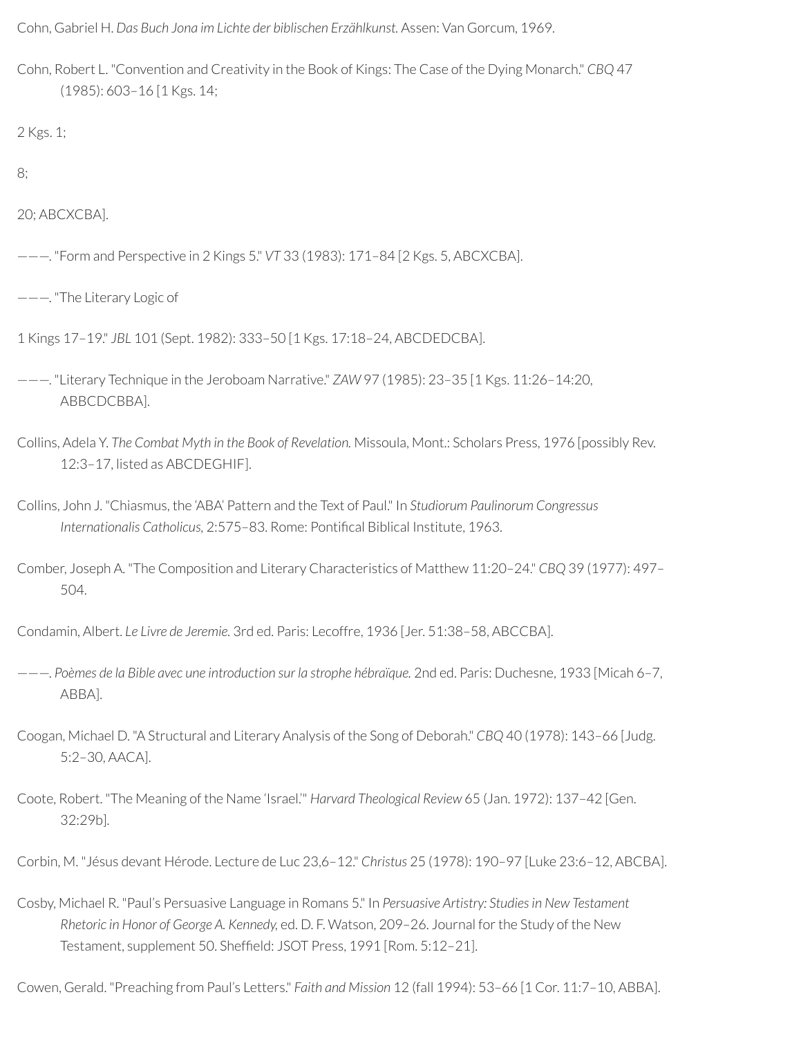Cohn, Gabriel H. *Das Buch Jona im Lichte der biblischen Erzählkunst.* Assen: Van Gorcum, 1969.

Cohn, Robert L. "Convention and Creativity in the Book of Kings: The Case of the Dying Monarch." *CBQ* 47 (1985): 603–16 [1 Kgs. 14;

2 Kgs. 1;

8;

20; ABCXCBA].

———. "Form and Perspective in 2 Kings 5." *VT* 33 (1983): 171–84 [2 Kgs. 5, ABCXCBA].

———. "The Literary Logic of

1 Kings 17–19." *JBL* 101 (Sept. 1982): 333–50 [1 Kgs. 17:18–24, ABCDEDCBA].

———. "Literary Technique in the Jeroboam Narrative." *ZAW* 97 (1985): 23–35 [1 Kgs. 11:26–14:20, ABBCDCBBA].

Collins, Adela Y. *The Combat Myth in the Book of Revelation.* Missoula, Mont.: Scholars Press, 1976 [possibly Rev. 12:3–17, listed as ABCDEGHIF].

Collins, John J. "Chiasmus, the 'ABA' Pattern and the Text of Paul." In *Studiorum Paulinorum Congressus Internationalis Catholicus,* 2:575–83. Rome: Pontifical Biblical Institute, 1963.

Comber, Joseph A. "The Composition and Literary Characteristics of Matthew 11:20–24." *CBQ* 39 (1977): 497–504.

Condamin, Albert. *Le Livre de Jeremie.* 3rd ed. Paris: Lecoffre, 1936 [Jer. 51:38–58, ABCCBA].

———. *Poèmes de la Bible avec une introduction sur la strophe hébraïque.* 2nd ed. Paris: Duchesne, 1933 [Micah 6–7, ABBA].

Coogan, Michael D. "A Structural and Literary Analysis of the Song of Deborah." *CBQ* 40 (1978): 143–66 [Judg. 5:2–30, AACA].

Coote, Robert. "The Meaning of the Name 'Israel.'" *Harvard Theological Review* 65 (Jan. 1972): 137–42 [Gen. 32:29b].

Corbin, M. "Jésus devant Hérode. Lecture de Luc 23,6–12." *Christus* 25 (1978): 190–97 [Luke 23:6–12, ABCBA].

Cosby, Michael R. "Paul's Persuasive Language in Romans 5." In *Persuasive Artistry: Studies in New Testament Rhetoric in Honor of George A. Kennedy,* ed. D. F. Watson, 209–26. Journal for the Study of the New Testament, supplement 50. Sheffield: JSOT Press, 1991 [Rom. 5:12–21].

Cowen, Gerald. "Preaching from Paul's Letters." *Faith and Mission* 12 (fall 1994): 53–66 [1 Cor. 11:7–10, ABBA].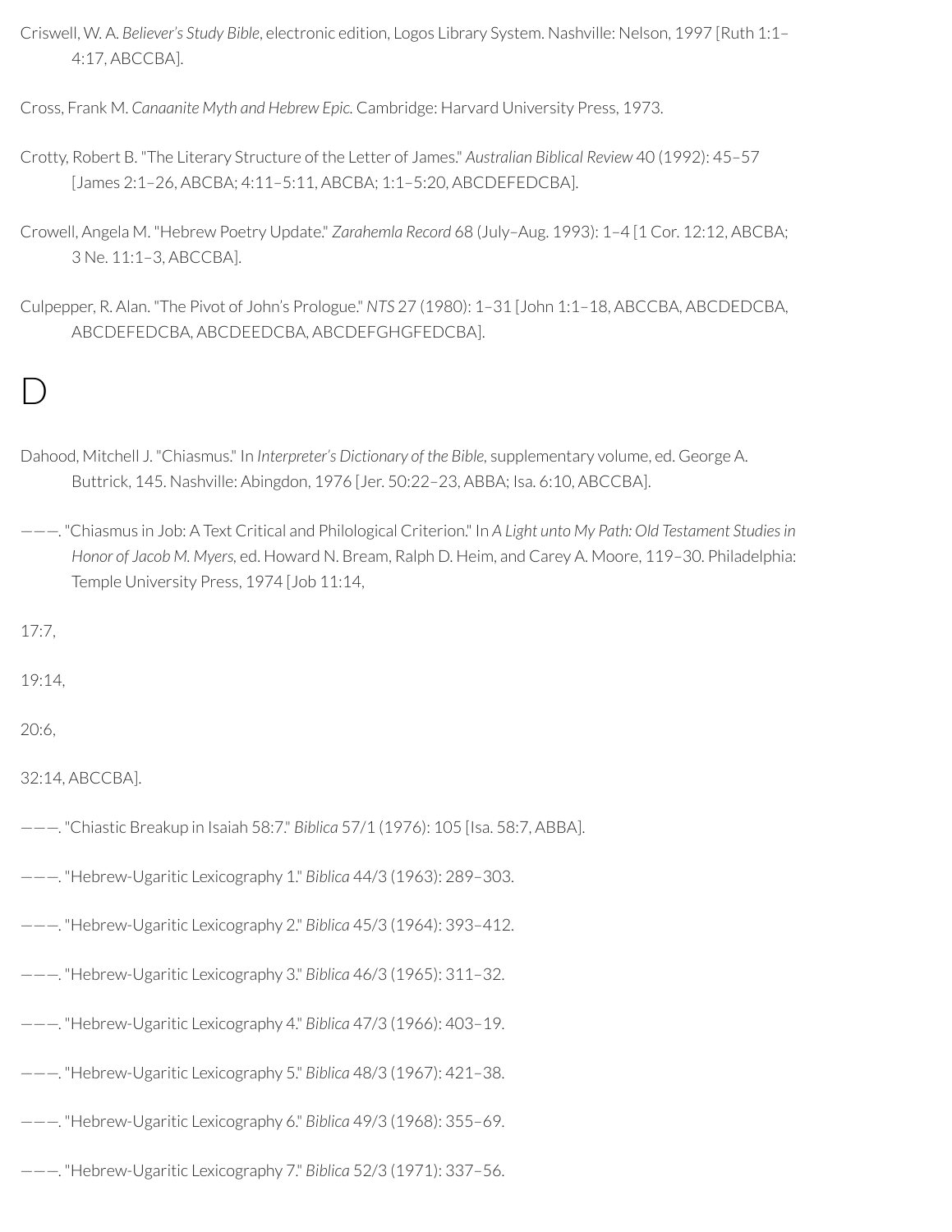Criswell, W. A. *Believer's Study Bible*, electronic edition, Logos Library System. Nashville: Nelson, 1997 [Ruth 1:1–4:17, ABCCBA].

Cross, Frank M. *Canaanite Myth and Hebrew Epic*. Cambridge: Harvard University Press, 1973.

Crotty, Robert B. "The Literary Structure of the Letter of James." *Australian Biblical Review* 40 (1992): 45–57 [James 2:1–26, ABCBA; 4:11–5:11, ABCBA; 1:1–5:20, ABCDEFEDCBA].

Crowell, Angela M. "Hebrew Poetry Update." *Zarahemla Record* 68 (July–Aug. 1993): 1–4 [1 Cor. 12:12, ABCBA; 3 Ne. 11:1–3, ABCCBA].

Culpepper, R. Alan. "The Pivot of John's Prologue." *NTS* 27 (1980): 1–31 [John 1:1–18, ABCCBA, ABCDEDCBA, ABCDEFEDCBA, ABCDEEDCBA, ABCDEFGHGFEDCBA].

# D

Dahood, Mitchell J. "Chiasmus." In *Interpreter's Dictionary of the Bible*, supplementary volume, ed. George A. Buttrick, 145. Nashville: Abingdon, 1976 [Jer. 50:22–23, ABBA; Isa. 6:10, ABCCBA].

———. "Chiasmus in Job: A Text Critical and Philological Criterion." In *A Light unto My Path: Old Testament Studies in Honor of Jacob M. Myers*, ed. Howard N. Bream, Ralph D. Heim, and Carey A. Moore, 119–30. Philadelphia: Temple University Press, 1974 [Job 11:14,

17:7,

19:14,

20:6,

32:14, ABCCBA].

———. "Chiastic Breakup in Isaiah 58:7." *Biblica* 57/1 (1976): 105 [Isa. 58:7, ABBA].

———. "Hebrew-Ugaritic Lexicography 1." *Biblica* 44/3 (1963): 289–303.

———. "Hebrew-Ugaritic Lexicography 2." *Biblica* 45/3 (1964): 393–412.

———. "Hebrew-Ugaritic Lexicography 3." *Biblica* 46/3 (1965): 311–32.

———. "Hebrew-Ugaritic Lexicography 4." *Biblica* 47/3 (1966): 403–19.

———. "Hebrew-Ugaritic Lexicography 5." *Biblica* 48/3 (1967): 421–38.

———. "Hebrew-Ugaritic Lexicography 6." *Biblica* 49/3 (1968): 355–69.

———. "Hebrew-Ugaritic Lexicography 7." *Biblica* 52/3 (1971): 337–56.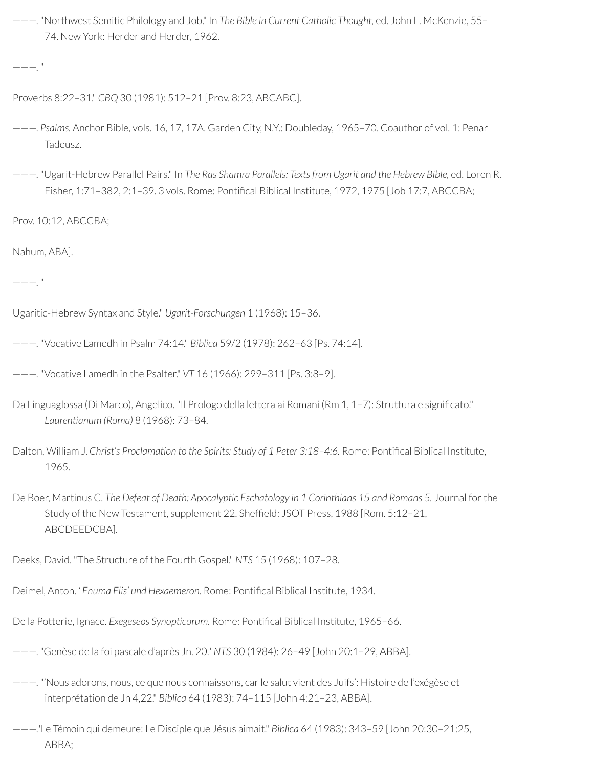———. "Northwest Semitic Philology and Job." In *The Bible in Current Catholic Thought*, ed. John L. McKenzie, 55–74. New York: Herder and Herder, 1962.

———. "

Proverbs 8:22–31." *CBQ* 30 (1981): 512–21 [Prov. 8:23, ABCABC].

———. *Psalms.* Anchor Bible, vols. 16, 17, 17A. Garden City, N.Y.: Doubleday, 1965–70. Coauthor of vol. 1: Penar Tadeusz.

———. "Ugarit-Hebrew Parallel Pairs." In *The Ras Shamra Parallels: Texts from Ugarit and the Hebrew Bible,* ed. Loren R. Fisher, 1:71–382, 2:1–39. 3 vols. Rome: Pontifical Biblical Institute, 1972, 1975 [Job 17:7, ABCCBA;

Prov. 10:12, ABCCBA;

Nahum, ABA].

———. "

Ugaritic-Hebrew Syntax and Style." *Ugarit-Forschungen* 1 (1968): 15–36.

———. "Vocative Lamedh in Psalm 74:14." *Biblica* 59/2 (1978): 262–63 [Ps. 74:14].

———. "Vocative Lamedh in the Psalter." *VT* 16 (1966): 299–311 [Ps. 3:8–9].

Da Linguaglossa (Di Marco), Angelico. "Il Prologo della lettera ai Romani (Rm 1, 1–7): Struttura e significato." *Laurentianum (Roma)* 8 (1968): 73–84.

Dalton, William J. *Christ's Proclamation to the Spirits: Study of 1 Peter 3:18–4:6.* Rome: Pontifical Biblical Institute, 1965.

De Boer, Martinus C. *The Defeat of Death: Apocalyptic Eschatology in 1 Corinthians 15 and Romans 5.* Journal for the Study of the New Testament, supplement 22. Sheffield: JSOT Press, 1988 [Rom. 5:12–21, ABCDEEDCBA].

Deeks, David. "The Structure of the Fourth Gospel." *NTS* 15 (1968): 107–28.

Deimel, Anton. *' Enuma Elis' und Hexaemeron.* Rome: Pontifical Biblical Institute, 1934.

De la Potterie, Ignace. *Exegeseos Synopticorum.* Rome: Pontifical Biblical Institute, 1965–66.

———. "Genèse de la foi pascale d'après Jn. 20." *NTS* 30 (1984): 26–49 [John 20:1–29, ABBA].

———. "'Nous adorons, nous, ce que nous connaissons, car le salut vient des Juifs': Histoire de l'exégèse et interprétation de Jn 4,22." *Biblica* 64 (1983): 74–115 [John 4:21–23, ABBA].

———."Le Témoin qui demeure: Le Disciple que Jésus aimait." *Biblica* 64 (1983): 343–59 [John 20:30–21:25, ABBA;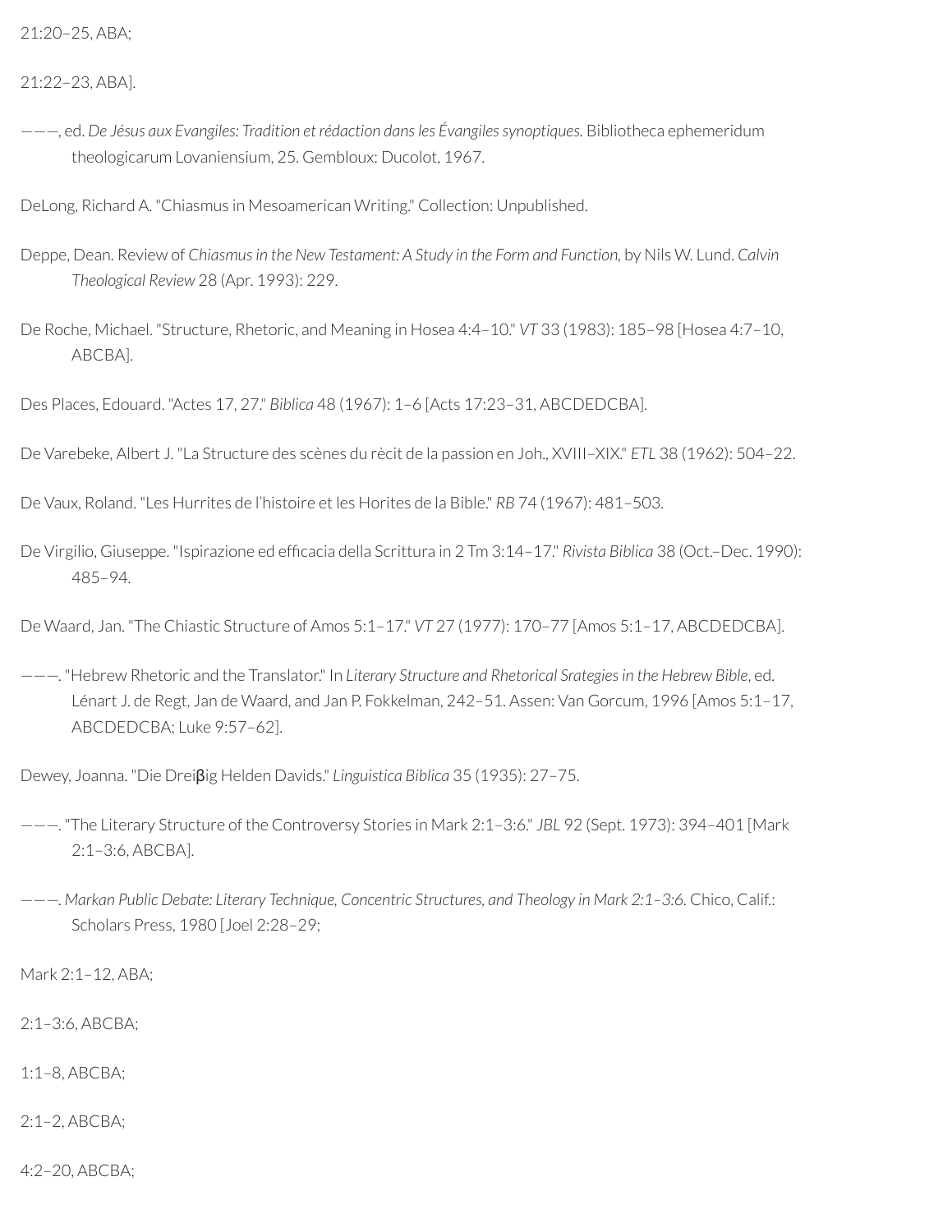21:20–25, ABA;

21:22–23, ABA].

———, ed. *De Jésus aux Evangiles: Tradition et rédaction dans les Évangiles synoptiques.* Bibliotheca ephemeridum theologicarum Lovaniensium, 25. Gembloux: Ducolot, 1967.

DeLong, Richard A. "Chiasmus in Mesoamerican Writing." Collection: Unpublished.

Deppe, Dean. Review of *Chiasmus in the New Testament: A Study in the Form and Function*, by Nils W. Lund. *Calvin Theological Review* 28 (Apr. 1993): 229.

De Roche, Michael. "Structure, Rhetoric, and Meaning in Hosea 4:4–10." *VT* 33 (1983): 185–98 [Hosea 4:7–10, ABCBA].

Des Places, Edouard. "Actes 17, 27." *Biblica* 48 (1967): 1–6 [Acts 17:23–31, ABCDEDCBA].

De Varebeke, Albert J. "La Structure des scènes du rècit de la passion en Joh., XVIII–XIX." *ETL* 38 (1962): 504–22.

De Vaux, Roland. "Les Hurrites de l'histoire et les Horites de la Bible." *RB* 74 (1967): 481–503.

De Virgilio, Giuseppe. "Ispirazione ed efficacia della Scrittura in 2 Tm 3:14–17." *Rivista Biblica* 38 (Oct.–Dec. 1990): 485–94.

De Waard, Jan. "The Chiastic Structure of Amos 5:1–17." *VT* 27 (1977): 170–77 [Amos 5:1–17, ABCDEDCBA].

———. "Hebrew Rhetoric and the Translator." In *Literary Structure and Rhetorical Srategies in the Hebrew Bible*, ed. Lénart J. de Regt, Jan de Waard, and Jan P. Fokkelman, 242–51. Assen: Van Gorcum, 1996 [Amos 5:1–17, ABCDEDCBA; Luke 9:57–62].

Dewey, Joanna. "Die Dreiβig Helden Davids." *Linguistica Biblica* 35 (1935): 27–75.

———. "The Literary Structure of the Controversy Stories in Mark 2:1–3:6." *JBL* 92 (Sept. 1973): 394–401 [Mark 2:1–3:6, ABCBA].

———. *Markan Public Debate: Literary Technique, Concentric Structures, and Theology in Mark 2:1–3:6.* Chico, Calif.: Scholars Press, 1980 [Joel 2:28–29;

Mark 2:1–12, ABA;

2:1–3:6, ABCBA;

1:1–8, ABCBA;

2:1–2, ABCBA;

4:2–20, ABCBA;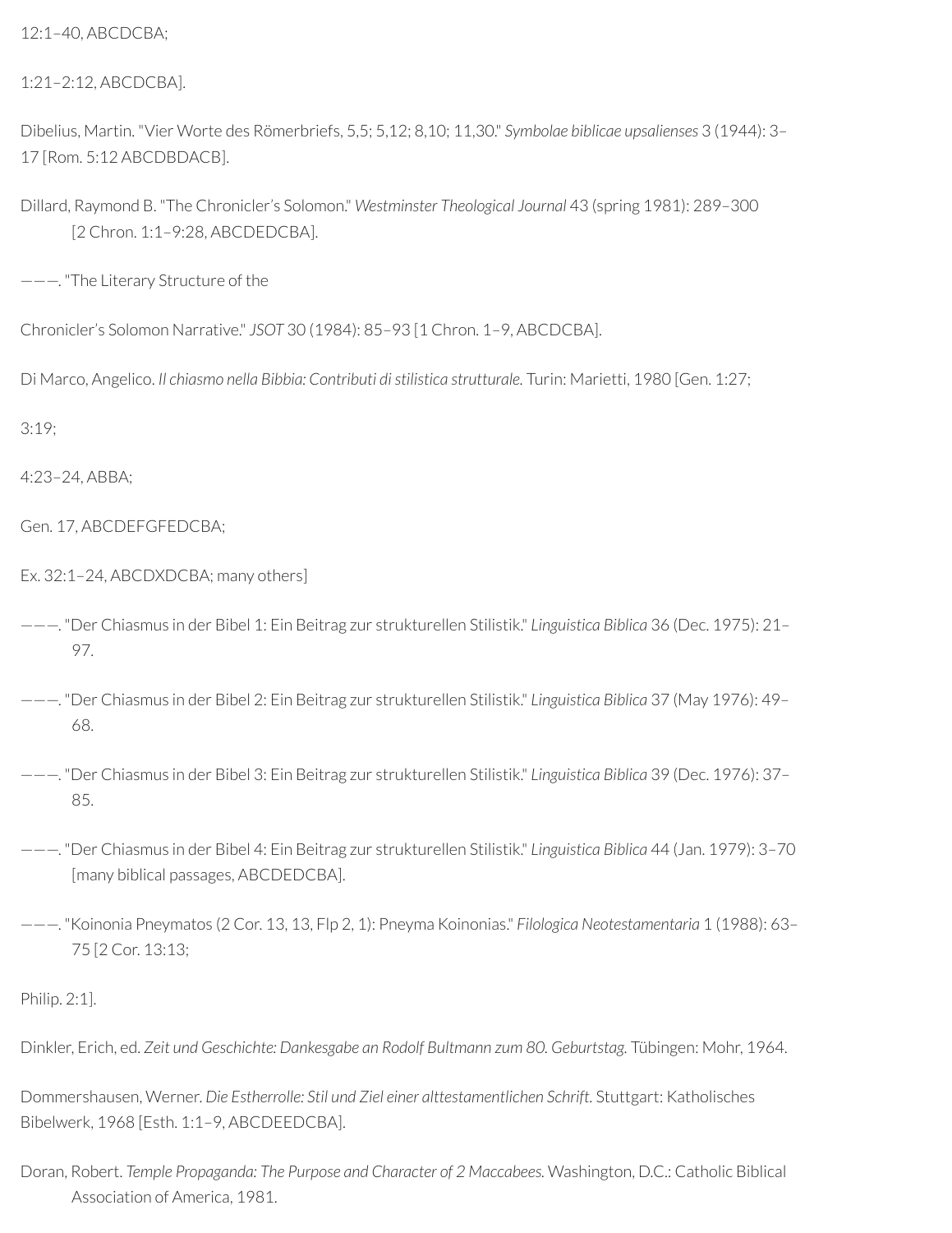12:1–40, ABCDCBA;

1:21–2:12, ABCDCBA].

Dibelius, Martin. "Vier Worte des Römerbriefs, 5,5; 5,12; 8,10; 11,30." *Symbolae biblicae upsalienses* 3 (1944): 3–17 [Rom. 5:12 ABCDBDACB].

Dillard, Raymond B. "The Chronicler's Solomon." *Westminster Theological Journal* 43 (spring 1981): 289–300 [2 Chron. 1:1–9:28, ABCDEDCBA].

———. "The Literary Structure of the

Chronicler's Solomon Narrative." *JSOT* 30 (1984): 85–93 [1 Chron. 1–9, ABCDCBA].

Di Marco, Angelico. *Il chiasmo nella Bibbia: Contributi di stilistica strutturale.* Turin: Marietti, 1980 [Gen. 1:27;

3:19;

4:23–24, ABBA;

Gen. 17, ABCDEFGFEDCBA;

Ex. 32:1–24, ABCDXDCBA; many others]

———. "Der Chiasmus in der Bibel 1: Ein Beitrag zur strukturellen Stilistik." *Linguistica Biblica* 36 (Dec. 1975): 21–97.

———. "Der Chiasmus in der Bibel 2: Ein Beitrag zur strukturellen Stilistik." *Linguistica Biblica* 37 (May 1976): 49–68.

———. "Der Chiasmus in der Bibel 3: Ein Beitrag zur strukturellen Stilistik." *Linguistica Biblica* 39 (Dec. 1976): 37–85.

———. "Der Chiasmus in der Bibel 4: Ein Beitrag zur strukturellen Stilistik." *Linguistica Biblica* 44 (Jan. 1979): 3–70 [many biblical passages, ABCDEDCBA].

———. "Koinonia Pneymatos (2 Cor. 13, 13, Flp 2, 1): Pneyma Koinonias." *Filologica Neotestamentaria* 1 (1988): 63–75 [2 Cor. 13:13;

Philip. 2:1].

Dinkler, Erich, ed. *Zeit und Geschichte: Dankesgabe an Rodolf Bultmann zum 80. Geburtstag.* Tübingen: Mohr, 1964.

Dommershausen, Werner. *Die Estherrolle: Stil und Ziel einer alttestamentlichen Schrift.* Stuttgart: Katholisches Bibelwerk, 1968 [Esth. 1:1–9, ABCDEEDCBA].

Doran, Robert. *Temple Propaganda: The Purpose and Character of 2 Maccabees.* Washington, D.C.: Catholic Biblical Association of America, 1981.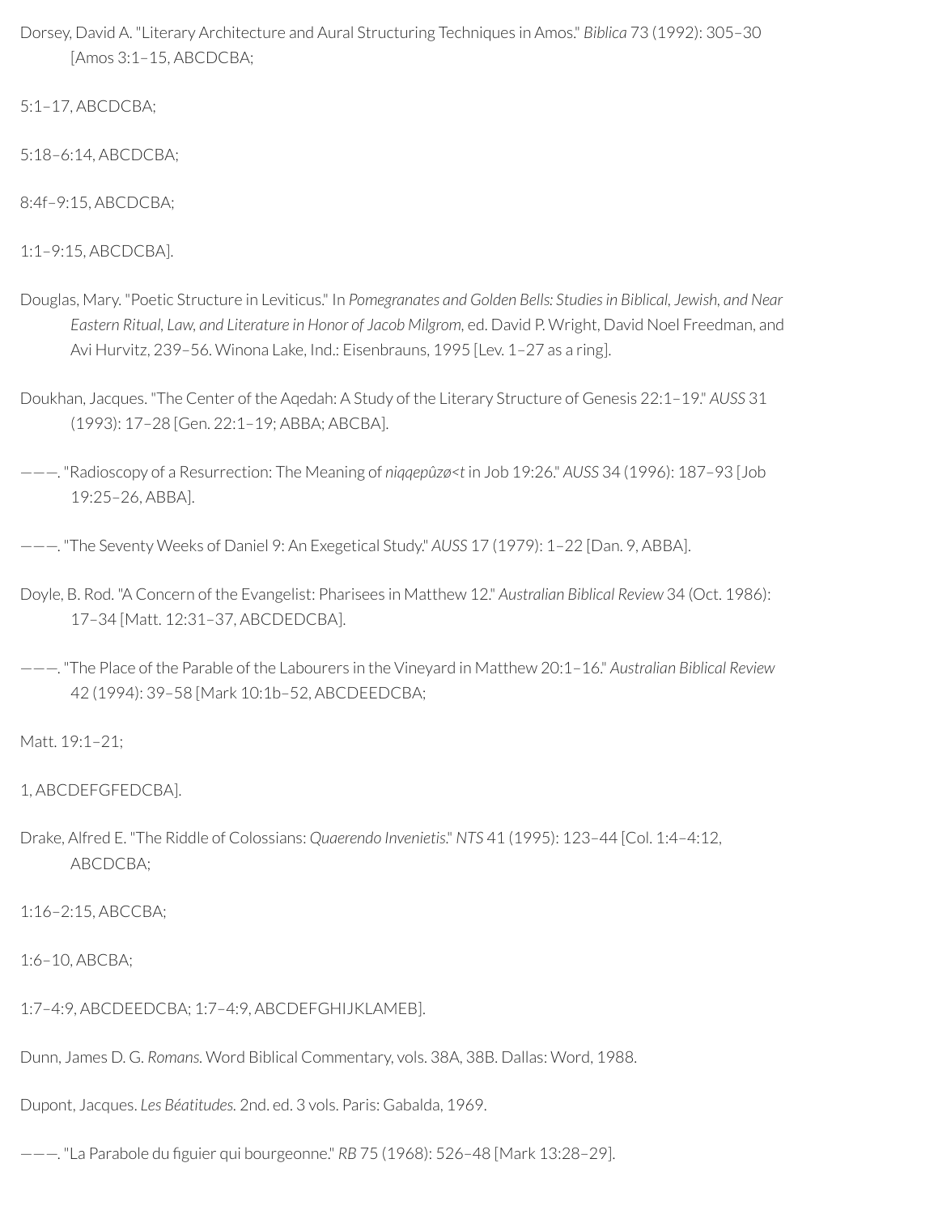Dorsey, David A. "Literary Architecture and Aural Structuring Techniques in Amos." *Biblica* 73 (1992): 305–30 [Amos 3:1–15, ABCDCBA;

5:1–17, ABCDCBA;

5:18–6:14, ABCDCBA;

8:4f–9:15, ABCDCBA;

1:1–9:15, ABCDCBA].

Douglas, Mary. "Poetic Structure in Leviticus." In *Pomegranates and Golden Bells: Studies in Biblical, Jewish, and Near Eastern Ritual, Law, and Literature in Honor of Jacob Milgrom,* ed. David P. Wright, David Noel Freedman, and Avi Hurvitz, 239–56. Winona Lake, Ind.: Eisenbrauns, 1995 [Lev. 1–27 as a ring].

Doukhan, Jacques. "The Center of the Aqedah: A Study of the Literary Structure of Genesis 22:1–19." *AUSS* 31 (1993): 17–28 [Gen. 22:1–19; ABBA; ABCBA].

———. "Radioscopy of a Resurrection: The Meaning of *niqqepûzø<t* in Job 19:26." *AUSS* 34 (1996): 187–93 [Job 19:25–26, ABBA].

———. "The Seventy Weeks of Daniel 9: An Exegetical Study." *AUSS* 17 (1979): 1–22 [Dan. 9, ABBA].

Doyle, B. Rod. "A Concern of the Evangelist: Pharisees in Matthew 12." *Australian Biblical Review* 34 (Oct. 1986): 17–34 [Matt. 12:31–37, ABCDEDCBA].

———. "The Place of the Parable of the Labourers in the Vineyard in Matthew 20:1–16." *Australian Biblical Review* 42 (1994): 39–58 [Mark 10:1b–52, ABCDEEDCBA;

Matt. 19:1–21;

1, ABCDEFGFEDCBA].

Drake, Alfred E. "The Riddle of Colossians: *Quaerendo Invenietis.*" *NTS* 41 (1995): 123–44 [Col. 1:4–4:12, ABCDCBA;

1:16–2:15, ABCCBA;

1:6–10, ABCBA;

1:7–4:9, ABCDEEDCBA; 1:7–4:9, ABCDEFGHIJKLAMEB].

Dunn, James D. G. *Romans.* Word Biblical Commentary, vols. 38A, 38B. Dallas: Word, 1988.

Dupont, Jacques. *Les Béatitudes.* 2nd. ed. 3 vols. Paris: Gabalda, 1969.

———. "La Parabole du figuier qui bourgeonne." *RB* 75 (1968): 526–48 [Mark 13:28–29].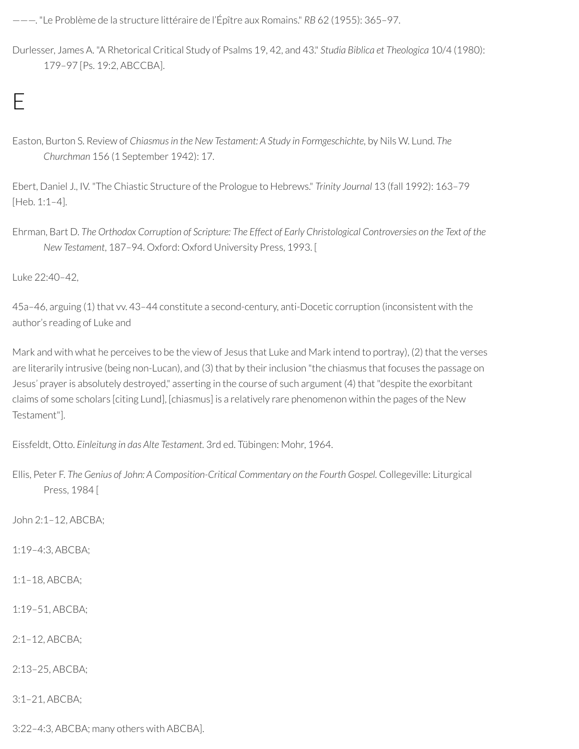———. "Le Problème de la structure littéraire de l'Épître aux Romains." *RB* 62 (1955): 365–97.

Durlesser, James A. "A Rhetorical Critical Study of Psalms 19, 42, and 43." *Studia Biblica et Theologica* 10/4 (1980): 179–97 [Ps. 19:2, ABCCBA].

# E

Easton, Burton S. Review of *Chiasmus in the New Testament: A Study in Formgeschichte,* by Nils W. Lund. *The Churchman* 156 (1 September 1942): 17.

Ebert, Daniel J., IV. "The Chiastic Structure of the Prologue to Hebrews." *Trinity Journal* 13 (fall 1992): 163–79 [Heb. 1:1–4].

Ehrman, Bart D. *The Orthodox Corruption of Scripture: The Effect of Early Christological Controversies on the Text of the New Testament*, 187–94. Oxford: Oxford University Press, 1993. [

Luke 22:40–42,

45a–46, arguing (1) that vv. 43–44 constitute a second-century, anti-Docetic corruption (inconsistent with the author's reading of Luke and

Mark and with what he perceives to be the view of Jesus that Luke and Mark intend to portray), (2) that the verses are literarily intrusive (being non-Lucan), and (3) that by their inclusion "the chiasmus that focuses the passage on Jesus' prayer is absolutely destroyed," asserting in the course of such argument (4) that "despite the exorbitant claims of some scholars [citing Lund], [chiasmus] is a relatively rare phenomenon within the pages of the New Testament"].

Eissfeldt, Otto. *Einleitung in das Alte Testament.* 3rd ed. Tübingen: Mohr, 1964.

Ellis, Peter F. *The Genius of John: A Composition-Critical Commentary on the Fourth Gospel.* Collegeville: Liturgical Press, 1984 [

John 2:1–12, ABCBA;

1:19–4:3, ABCBA;

1:1–18, ABCBA;

1:19–51, ABCBA;

2:1–12, ABCBA;

2:13–25, ABCBA;

3:1–21, ABCBA;

3:22–4:3, ABCBA; many others with ABCBA].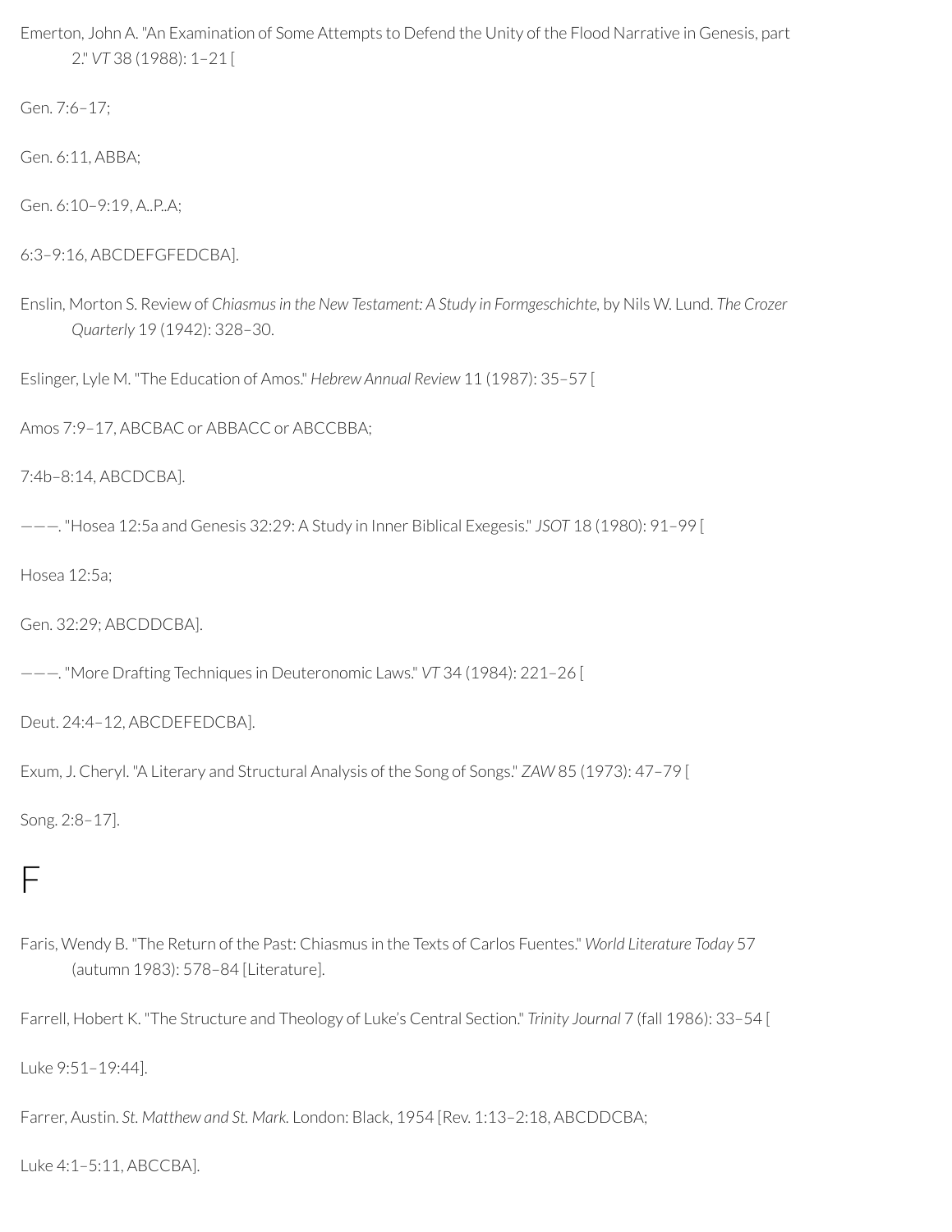Emerton, John A. "An Examination of Some Attempts to Defend the Unity of the Flood Narrative in Genesis, part 2." *VT* 38 (1988): 1–21 [

Gen. 7:6–17;

Gen. 6:11, ABBA;

Gen. 6:10–9:19, A..P..A;

6:3–9:16, ABCDEFGFEDCBA].

Enslin, Morton S. Review of *Chiasmus in the New Testament: A Study in Formgeschichte,* by Nils W. Lund. *The Crozer Quarterly* 19 (1942): 328–30.

Eslinger, Lyle M. "The Education of Amos." *Hebrew Annual Review* 11 (1987): 35–57 [

Amos 7:9–17, ABCBAC or ABBACC or ABCCBBA;

7:4b–8:14, ABCDCBA].

———. "Hosea 12:5a and Genesis 32:29: A Study in Inner Biblical Exegesis." *JSOT* 18 (1980): 91–99 [

Hosea 12:5a;

Gen. 32:29; ABCDDCBA].

———. "More Drafting Techniques in Deuteronomic Laws." *VT* 34 (1984): 221–26 [

Deut. 24:4–12, ABCDEFEDCBA].

Exum, J. Cheryl. "A Literary and Structural Analysis of the Song of Songs." *ZAW* 85 (1973): 47–79 [

Song. 2:8–17].

# F

Faris, Wendy B. "The Return of the Past: Chiasmus in the Texts of Carlos Fuentes." *World Literature Today* 57 (autumn 1983): 578–84 [Literature].

Farrell, Hobert K. "The Structure and Theology of Luke's Central Section." *Trinity Journal* 7 (fall 1986): 33–54 [

Luke 9:51–19:44].

Farrer, Austin. *St. Matthew and St. Mark.* London: Black, 1954 [Rev. 1:13–2:18, ABCDDCBA;

Luke 4:1–5:11, ABCCBA].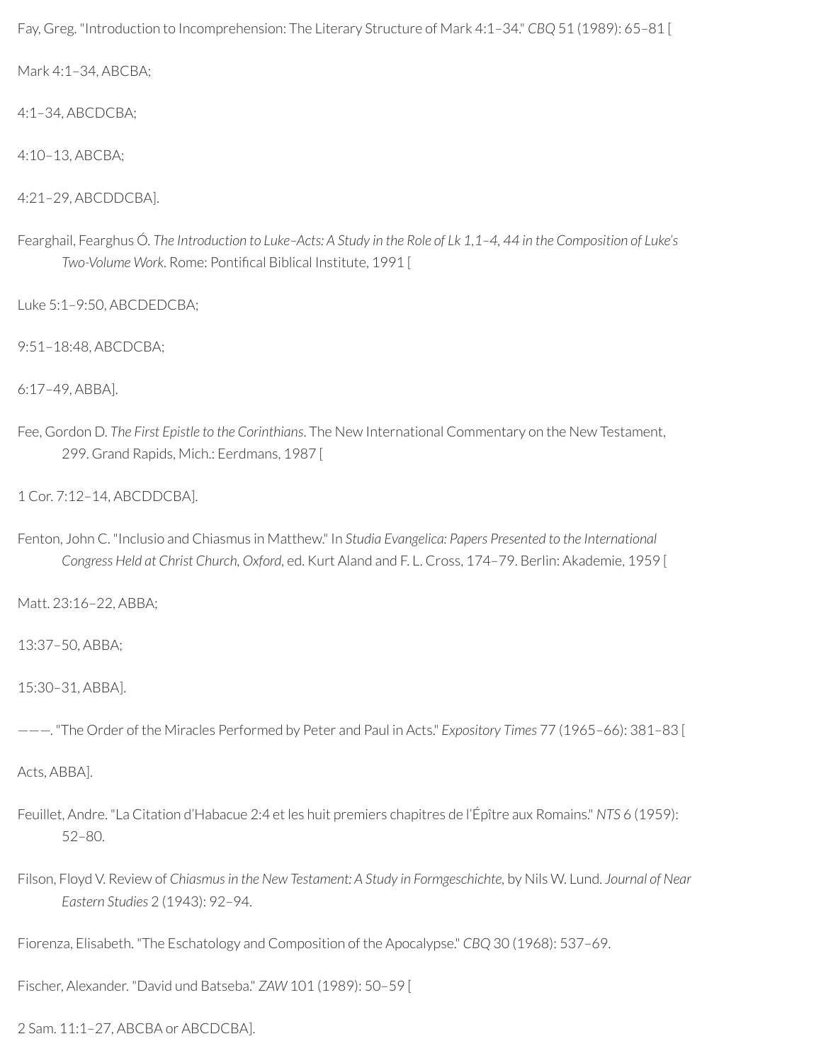Fay, Greg. "Introduction to Incomprehension: The Literary Structure of Mark 4:1–34." *CBQ* 51 (1989): 65–81 [

Mark 4:1–34, ABCBA;

4:1–34, ABCDCBA;

4:10–13, ABCBA;

4:21–29, ABCDDCBA].

Fearghail, Fearghus Ó. *The Introduction to Luke–Acts: A Study in the Role of Lk 1,1–4, 44 in the Composition of Luke's Two-Volume Work*. Rome: Pontifical Biblical Institute, 1991 [

Luke 5:1–9:50, ABCDEDCBA;

9:51–18:48, ABCDCBA;

6:17–49, ABBA].

Fee, Gordon D. *The First Epistle to the Corinthians*. The New International Commentary on the New Testament, 299. Grand Rapids, Mich.: Eerdmans, 1987 [

1 Cor. 7:12–14, ABCDDCBA].

Fenton, John C. "Inclusio and Chiasmus in Matthew." In *Studia Evangelica: Papers Presented to the International Congress Held at Christ Church, Oxford*, ed. Kurt Aland and F. L. Cross, 174–79. Berlin: Akademie, 1959 [

Matt. 23:16–22, ABBA;

13:37–50, ABBA;

15:30–31, ABBA].

———. "The Order of the Miracles Performed by Peter and Paul in Acts." *Expository Times* 77 (1965–66): 381–83 [

Acts, ABBA].

Feuillet, Andre. "La Citation d'Habacue 2:4 et les huit premiers chapitres de l'Épître aux Romains." *NTS* 6 (1959): 52–80.

Filson, Floyd V. Review of *Chiasmus in the New Testament: A Study in Formgeschichte*, by Nils W. Lund. *Journal of Near Eastern Studies* 2 (1943): 92–94.

Fiorenza, Elisabeth. "The Eschatology and Composition of the Apocalypse." *CBQ* 30 (1968): 537–69.

Fischer, Alexander. "David und Batseba." *ZAW* 101 (1989): 50–59 [

2 Sam. 11:1–27, ABCBA or ABCDCBA].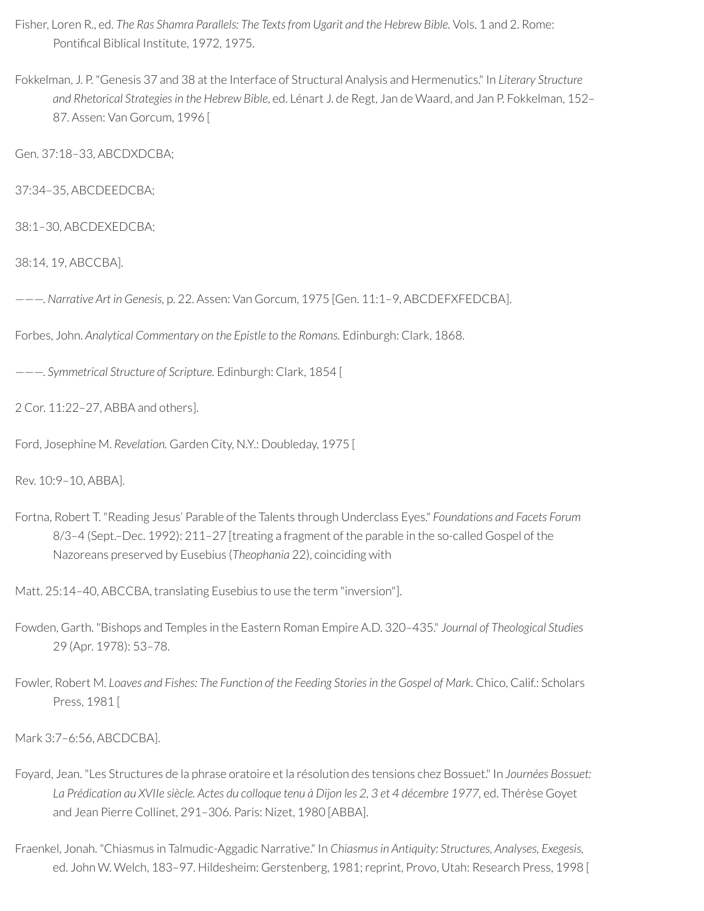Fisher, Loren R., ed. *The Ras Shamra Parallels: The Texts from Ugarit and the Hebrew Bible.* Vols. 1 and 2. Rome: Pontifical Biblical Institute, 1972, 1975.

Fokkelman, J. P. "Genesis 37 and 38 at the Interface of Structural Analysis and Hermenutics." In *Literary Structure and Rhetorical Strategies in the Hebrew Bible*, ed. Lénart J. de Regt, Jan de Waard, and Jan P. Fokkelman, 152–87. Assen: Van Gorcum, 1996 [

Gen. 37:18–33, ABCDXDCBA;

37:34–35, ABCDEEDCBA;

38:1–30, ABCDEXEDCBA;

38:14, 19, ABCCBA].

———. *Narrative Art in Genesis*, p. 22. Assen: Van Gorcum, 1975 [Gen. 11:1–9, ABCDEFXFEDCBA].

Forbes, John. *Analytical Commentary on the Epistle to the Romans.* Edinburgh: Clark, 1868.

———. *Symmetrical Structure of Scripture.* Edinburgh: Clark, 1854 [

2 Cor. 11:22–27, ABBA and others].

Ford, Josephine M. *Revelation.* Garden City, N.Y.: Doubleday, 1975 [

Rev. 10:9–10, ABBA].

Fortna, Robert T. "Reading Jesus' Parable of the Talents through Underclass Eyes." *Foundations and Facets Forum* 8/3–4 (Sept.–Dec. 1992): 211–27 [treating a fragment of the parable in the so-called Gospel of the Nazoreans preserved by Eusebius (*Theophania* 22), coinciding with

Matt. 25:14–40, ABCCBA, translating Eusebius to use the term "inversion"].

Fowden, Garth. "Bishops and Temples in the Eastern Roman Empire A.D. 320–435." *Journal of Theological Studies* 29 (Apr. 1978): 53–78.

Fowler, Robert M. *Loaves and Fishes: The Function of the Feeding Stories in the Gospel of Mark.* Chico, Calif.: Scholars Press, 1981 [

Mark 3:7–6:56, ABCDCBA].

Foyard, Jean. "Les Structures de la phrase oratoire et la résolution des tensions chez Bossuet." In *Journées Bossuet: La Prédication au XVIIe siècle. Actes du colloque tenu à Dijon les 2, 3 et 4 décembre 1977*, ed. Thérèse Goyet and Jean Pierre Collinet, 291–306. Paris: Nizet, 1980 [ABBA].

Fraenkel, Jonah. "Chiasmus in Talmudic-Aggadic Narrative." In *Chiasmus in Antiquity: Structures, Analyses, Exegesis*, ed. John W. Welch, 183–97. Hildesheim: Gerstenberg, 1981; reprint, Provo, Utah: Research Press, 1998 [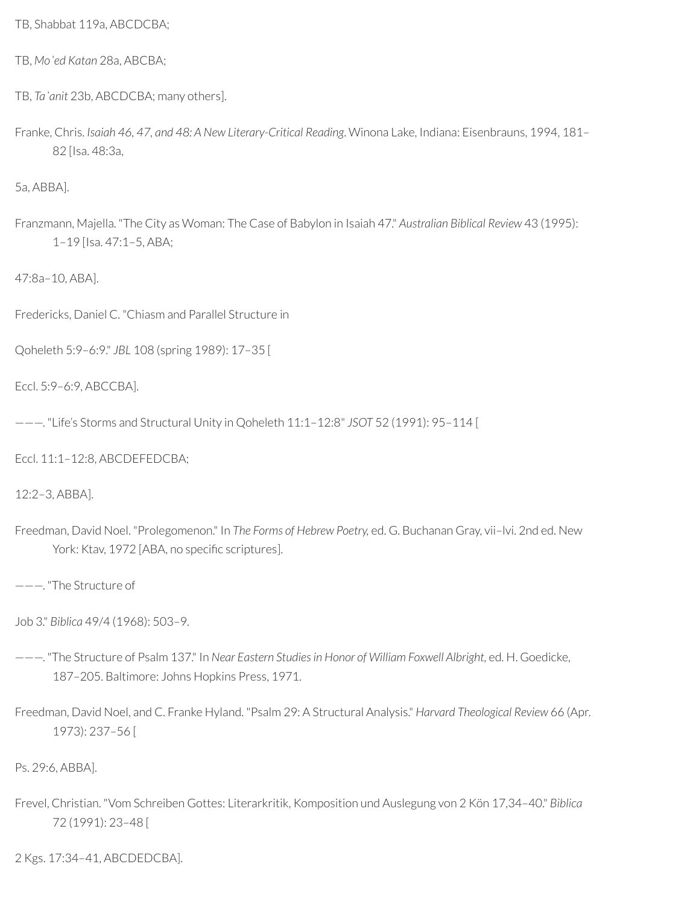TB, Shabbat 119a, ABCDCBA;

TB, *Mo'ed Katan* 28a, ABCBA;

TB, *Ta'anit* 23b, ABCDCBA; many others].

Franke, Chris. *Isaiah 46, 47, and 48: A New Literary-Critical Reading*. Winona Lake, Indiana: Eisenbrauns, 1994, 181–82 [Isa. 48:3a,

5a, ABBA].

Franzmann, Majella. "The City as Woman: The Case of Babylon in Isaiah 47." *Australian Biblical Review* 43 (1995): 1–19 [Isa. 47:1–5, ABA;

47:8a–10, ABA].

Fredericks, Daniel C. "Chiasm and Parallel Structure in

Qoheleth 5:9–6:9." *JBL* 108 (spring 1989): 17–35 [

Eccl. 5:9–6:9, ABCCBA].

———. "Life's Storms and Structural Unity in Qoheleth 11:1–12:8" *JSOT* 52 (1991): 95–114 [

Eccl. 11:1–12:8, ABCDEFEDCBA;

12:2–3, ABBA].

Freedman, David Noel. "Prolegomenon." In *The Forms of Hebrew Poetry*, ed. G. Buchanan Gray, vii–lvi. 2nd ed. New York: Ktav, 1972 [ABA, no specific scriptures].

———. "The Structure of

Job 3." *Biblica* 49/4 (1968): 503–9.

———. "The Structure of Psalm 137." In *Near Eastern Studies in Honor of William Foxwell Albright*, ed. H. Goedicke, 187–205. Baltimore: Johns Hopkins Press, 1971.

Freedman, David Noel, and C. Franke Hyland. "Psalm 29: A Structural Analysis." *Harvard Theological Review* 66 (Apr. 1973): 237–56 [

Ps. 29:6, ABBA].

Frevel, Christian. "Vom Schreiben Gottes: Literarkritik, Komposition und Auslegung von 2 Kön 17,34–40." *Biblica* 72 (1991): 23–48 [

2 Kgs. 17:34–41, ABCDEDCBA].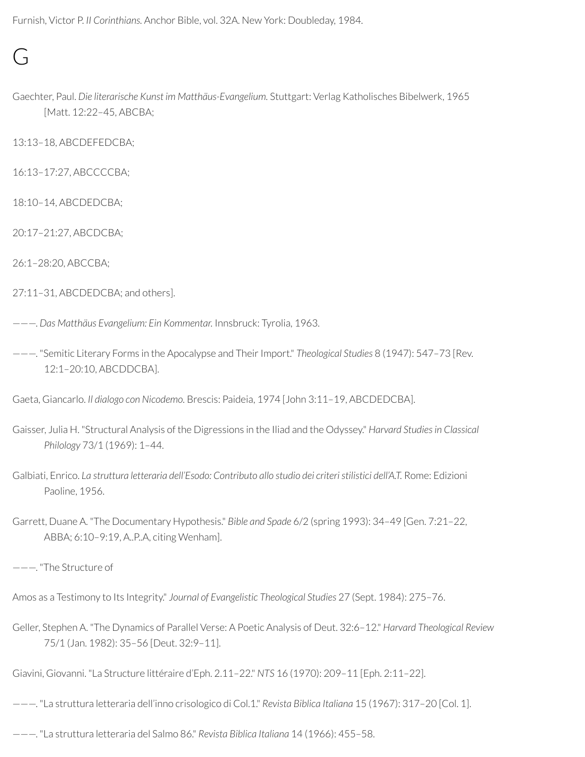Furnish, Victor P. *II Corinthians.* Anchor Bible, vol. 32A. New York: Doubleday, 1984.

# G

Gaechter, Paul. *Die literarische Kunst im Matthäus-Evangelium.* Stuttgart: Verlag Katholisches Bibelwerk, 1965 [Matt. 12:22–45, ABCBA;

13:13–18, ABCDEFEDCBA;

16:13–17:27, ABCCCCBA;

18:10–14, ABCDEDCBA;

20:17–21:27, ABCDCBA;

26:1–28:20, ABCCBA;

27:11–31, ABCDEDCBA; and others].

———. *Das Matthäus Evangelium: Ein Kommentar.* Innsbruck: Tyrolia, 1963.

———. "Semitic Literary Forms in the Apocalypse and Their Import." *Theological Studies* 8 (1947): 547–73 [Rev. 12:1–20:10, ABCDDCBA].

Gaeta, Giancarlo. *Il dialogo con Nicodemo.* Brescis: Paideia, 1974 [John 3:11–19, ABCDEDCBA].

Gaisser, Julia H. "Structural Analysis of the Digressions in the Iliad and the Odyssey." *Harvard Studies in Classical Philology* 73/1 (1969): 1–44.

Galbiati, Enrico. *La struttura letteraria dell'Esodo: Contributo allo studio dei criteri stilistici dell'A.T.* Rome: Edizioni Paoline, 1956.

Garrett, Duane A. "The Documentary Hypothesis." *Bible and Spade* 6/2 (spring 1993): 34–49 [Gen. 7:21–22, ABBA; 6:10–9:19, A..P..A, citing Wenham].

———. "The Structure of

Amos as a Testimony to Its Integrity." *Journal of Evangelistic Theological Studies* 27 (Sept. 1984): 275–76.

Geller, Stephen A. "The Dynamics of Parallel Verse: A Poetic Analysis of Deut. 32:6–12." *Harvard Theological Review* 75/1 (Jan. 1982): 35–56 [Deut. 32:9–11].

Giavini, Giovanni. "La Structure littéraire d'Eph. 2.11–22." *NTS* 16 (1970): 209–11 [Eph. 2:11–22].

———. "La struttura letteraria dell'inno crisologico di Col.1." *Revista Biblica Italiana* 15 (1967): 317–20 [Col. 1].

———. "La struttura letteraria del Salmo 86." *Revista Biblica Italiana* 14 (1966): 455–58.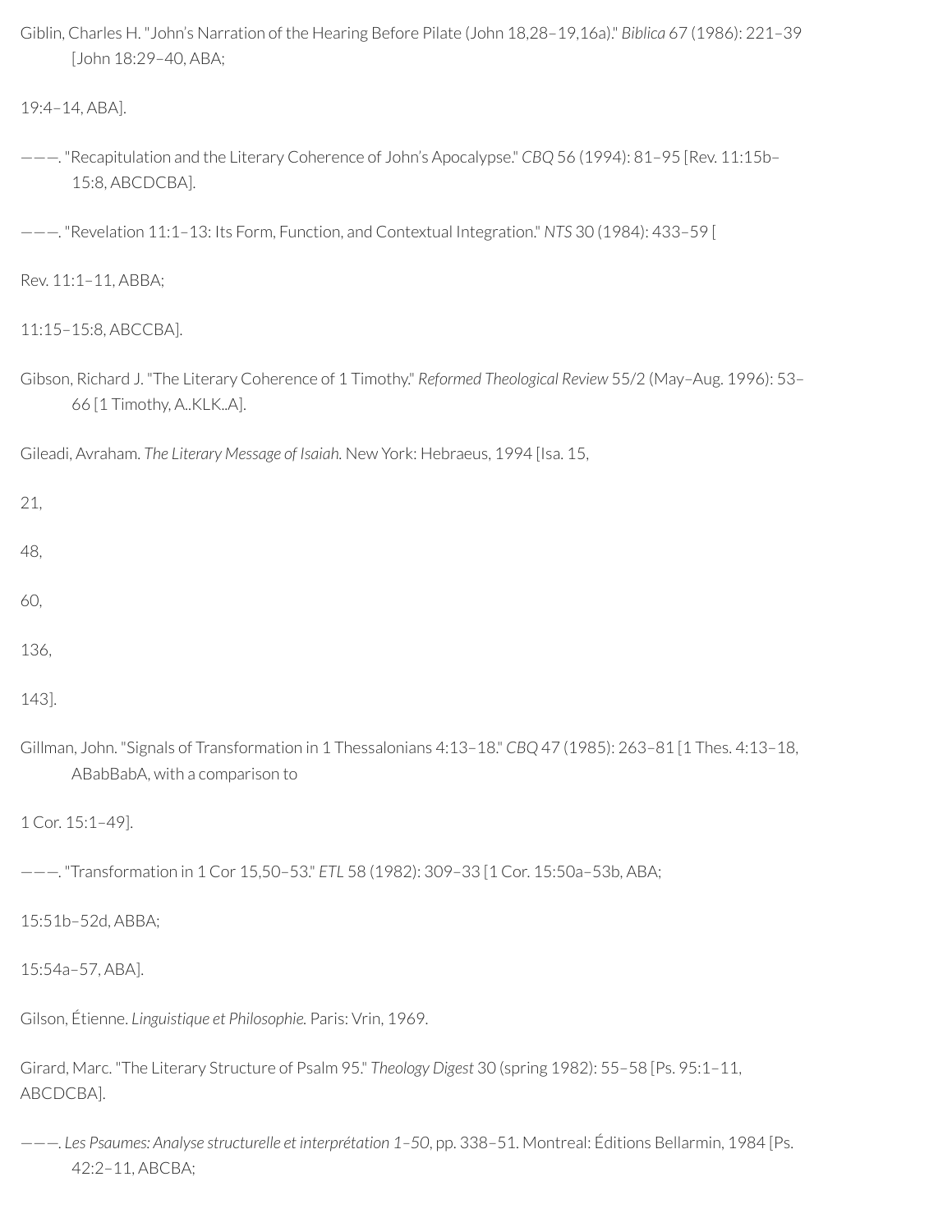Giblin, Charles H. "John's Narration of the Hearing Before Pilate (John 18,28–19,16a)." *Biblica* 67 (1986): 221–39 [John 18:29–40, ABA;

19:4–14, ABA].

———. "Recapitulation and the Literary Coherence of John's Apocalypse." *CBQ* 56 (1994): 81–95 [Rev. 11:15b–15:8, ABCDCBA].

———. "Revelation 11:1–13: Its Form, Function, and Contextual Integration." *NTS* 30 (1984): 433–59 [

Rev. 11:1–11, ABBA;

11:15–15:8, ABCCBA].

Gibson, Richard J. "The Literary Coherence of 1 Timothy." *Reformed Theological Review* 55/2 (May–Aug. 1996): 53–66 [1 Timothy, A..KLK..A].

Gileadi, Avraham. *The Literary Message of Isaiah.* New York: Hebraeus, 1994 [Isa. 15,

21,

48,

60,

136,

143].

Gillman, John. "Signals of Transformation in 1 Thessalonians 4:13–18." *CBQ* 47 (1985): 263–81 [1 Thes. 4:13–18, ABabBabA, with a comparison to

1 Cor. 15:1–49].

———. "Transformation in 1 Cor 15,50–53." *ETL* 58 (1982): 309–33 [1 Cor. 15:50a–53b, ABA;

15:51b–52d, ABBA;

15:54a–57, ABA].

Gilson, Étienne. *Linguistique et Philosophie.* Paris: Vrin, 1969.

Girard, Marc. "The Literary Structure of Psalm 95." *Theology Digest* 30 (spring 1982): 55–58 [Ps. 95:1–11, ABCDCBA].

———. *Les Psaumes: Analyse structurelle et interprétation 1–50*, pp. 338–51. Montreal: Éditions Bellarmin, 1984 [Ps. 42:2–11, ABCBA;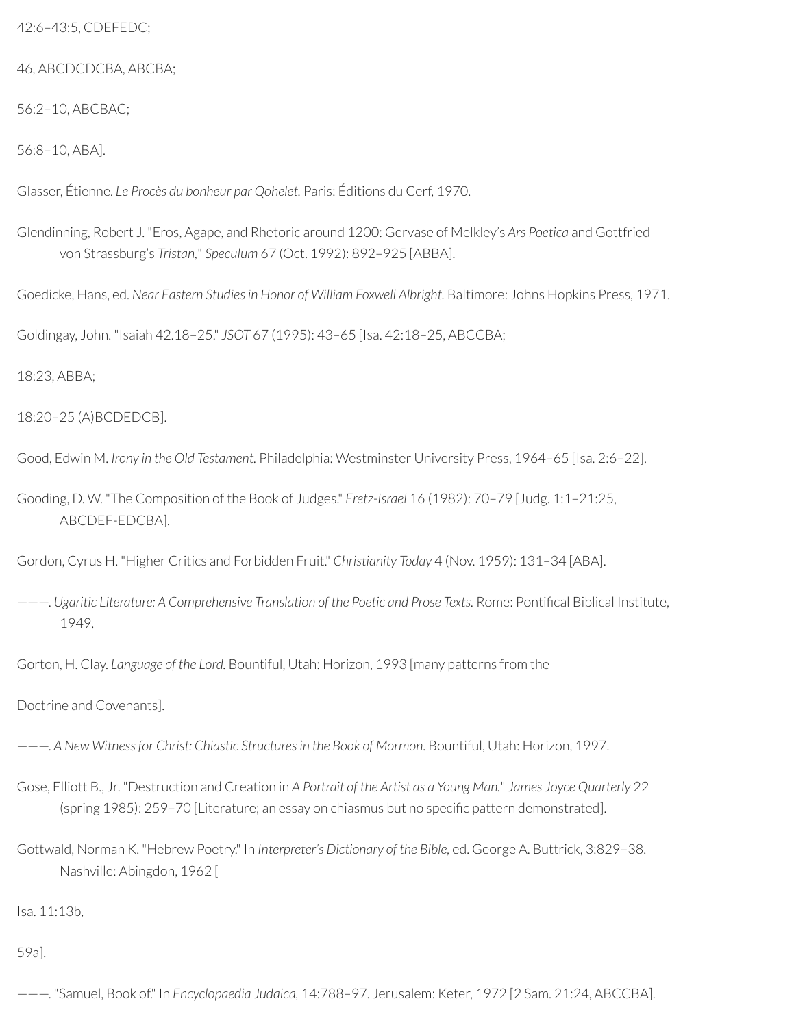42:6–43:5, CDEFEDC;

46, ABCDCDCBA, ABCBA;

56:2–10, ABCBAC;

56:8–10, ABA].

Glasser, Étienne. *Le Procès du bonheur par Qohelet.* Paris: Éditions du Cerf, 1970.

Glendinning, Robert J. "Eros, Agape, and Rhetoric around 1200: Gervase of Melkley's *Ars Poetica* and Gottfried von Strassburg's *Tristan*," *Speculum* 67 (Oct. 1992): 892–925 [ABBA].

Goedicke, Hans, ed. *Near Eastern Studies in Honor of William Foxwell Albright.* Baltimore: Johns Hopkins Press, 1971.

Goldingay, John. "Isaiah 42.18–25." *JSOT* 67 (1995): 43–65 [Isa. 42:18–25, ABCCBA;

18:23, ABBA;

18:20–25 (A)BCDEDCB].

Good, Edwin M. *Irony in the Old Testament.* Philadelphia: Westminster University Press, 1964–65 [Isa. 2:6–22].

Gooding, D. W. "The Composition of the Book of Judges." *Eretz-Israel* 16 (1982): 70–79 [Judg. 1:1–21:25, ABCDEF-EDCBA].

Gordon, Cyrus H. "Higher Critics and Forbidden Fruit." *Christianity Today* 4 (Nov. 1959): 131–34 [ABA].

———. *Ugaritic Literature: A Comprehensive Translation of the Poetic and Prose Texts.* Rome: Pontifical Biblical Institute, 1949.

Gorton, H. Clay. *Language of the Lord.* Bountiful, Utah: Horizon, 1993 [many patterns from the

Doctrine and Covenants].

———. *A New Witness for Christ: Chiastic Structures in the Book of Mormon.* Bountiful, Utah: Horizon, 1997.

Gose, Elliott B., Jr. "Destruction and Creation in *A Portrait of the Artist as a Young Man.*" *James Joyce Quarterly* 22 (spring 1985): 259–70 [Literature; an essay on chiasmus but no specific pattern demonstrated].

Gottwald, Norman K. "Hebrew Poetry." In *Interpreter's Dictionary of the Bible*, ed. George A. Buttrick, 3:829–38. Nashville: Abingdon, 1962 [

Isa. 11:13b,

59a].

———. "Samuel, Book of." In *Encyclopaedia Judaica*, 14:788–97. Jerusalem: Keter, 1972 [2 Sam. 21:24, ABCCBA].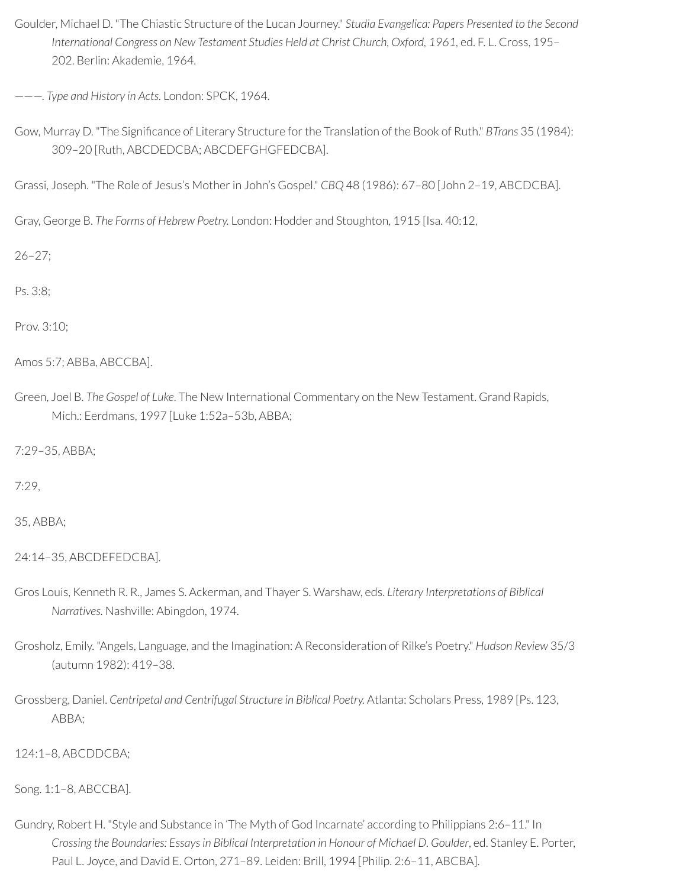Goulder, Michael D. "The Chiastic Structure of the Lucan Journey." *Studia Evangelica: Papers Presented to the Second International Congress on New Testament Studies Held at Christ Church, Oxford, 1961*, ed. F. L. Cross, 195–202. Berlin: Akademie, 1964.

———. *Type and History in Acts.* London: SPCK, 1964.

Gow, Murray D. "The Significance of Literary Structure for the Translation of the Book of Ruth." *BTrans* 35 (1984): 309–20 [Ruth, ABCDEDCBA; ABCDEFGHGFEDCBA].

Grassi, Joseph. "The Role of Jesus's Mother in John's Gospel." *CBQ* 48 (1986): 67–80 [John 2–19, ABCDCBA].

Gray, George B. *The Forms of Hebrew Poetry.* London: Hodder and Stoughton, 1915 [Isa. 40:12,

26–27;

Ps. 3:8;

Prov. 3:10;

Amos 5:7; ABBa, ABCCBA].

Green, Joel B. *The Gospel of Luke*. The New International Commentary on the New Testament. Grand Rapids, Mich.: Eerdmans, 1997 [Luke 1:52a–53b, ABBA;

7:29–35, ABBA;

7:29,

35, ABBA;

24:14–35, ABCDEFEDCBA].

Gros Louis, Kenneth R. R., James S. Ackerman, and Thayer S. Warshaw, eds. *Literary Interpretations of Biblical Narratives.* Nashville: Abingdon, 1974.

Grosholz, Emily. "Angels, Language, and the Imagination: A Reconsideration of Rilke's Poetry." *Hudson Review* 35/3 (autumn 1982): 419–38.

Grossberg, Daniel. *Centripetal and Centrifugal Structure in Biblical Poetry.* Atlanta: Scholars Press, 1989 [Ps. 123, ABBA;

124:1–8, ABCDDCBA;

Song. 1:1–8, ABCCBA].

Gundry, Robert H. "Style and Substance in 'The Myth of God Incarnate' according to Philippians 2:6–11." In *Crossing the Boundaries: Essays in Biblical Interpretation in Honour of Michael D. Goulder*, ed. Stanley E. Porter, Paul L. Joyce, and David E. Orton, 271–89. Leiden: Brill, 1994 [Philip. 2:6–11, ABCBA].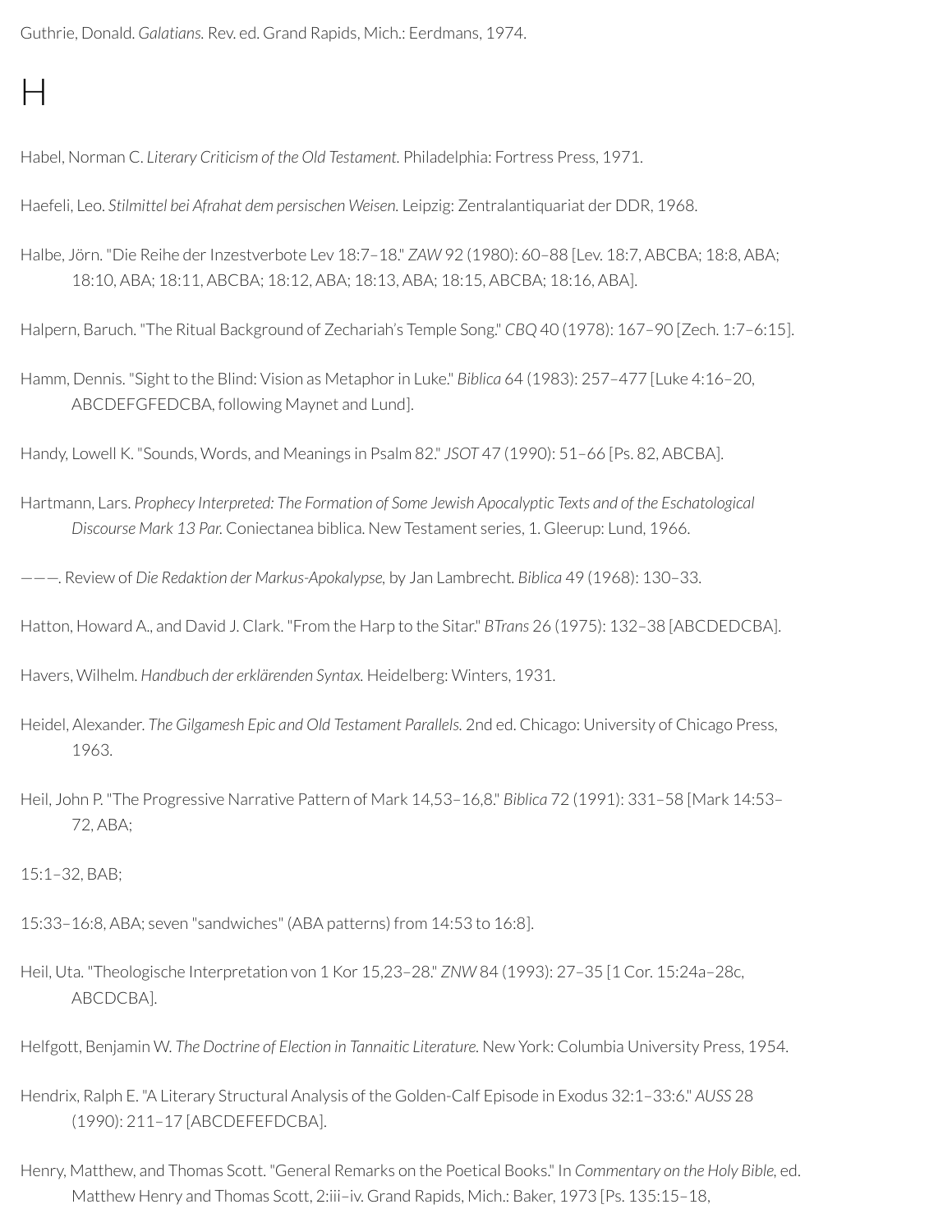Guthrie, Donald. *Galatians.* Rev. ed. Grand Rapids, Mich.: Eerdmans, 1974.

# H

Habel, Norman C. *Literary Criticism of the Old Testament.* Philadelphia: Fortress Press, 1971.

Haefeli, Leo. *Stilmittel bei Afrahat dem persischen Weisen.* Leipzig: Zentralantiquariat der DDR, 1968.

Halbe, Jörn. "Die Reihe der Inzestverbote Lev 18:7–18." *ZAW* 92 (1980): 60–88 [Lev. 18:7, ABCBA; 18:8, ABA; 18:10, ABA; 18:11, ABCBA; 18:12, ABA; 18:13, ABA; 18:15, ABCBA; 18:16, ABA].

Halpern, Baruch. "The Ritual Background of Zechariah's Temple Song." *CBQ* 40 (1978): 167–90 [Zech. 1:7–6:15].

Hamm, Dennis. "Sight to the Blind: Vision as Metaphor in Luke." *Biblica* 64 (1983): 257–477 [Luke 4:16–20, ABCDEFGFEDCBA, following Maynet and Lund].

Handy, Lowell K. "Sounds, Words, and Meanings in Psalm 82." *JSOT* 47 (1990): 51–66 [Ps. 82, ABCBA].

Hartmann, Lars. *Prophecy Interpreted: The Formation of Some Jewish Apocalyptic Texts and of the Eschatological Discourse Mark 13 Par.* Coniectanea biblica. New Testament series, 1. Gleerup: Lund, 1966.

———. Review of *Die Redaktion der Markus-Apokalypse,* by Jan Lambrecht. *Biblica* 49 (1968): 130–33.

Hatton, Howard A., and David J. Clark. "From the Harp to the Sitar." *BTrans* 26 (1975): 132–38 [ABCDEDCBA].

Havers, Wilhelm. *Handbuch der erklärenden Syntax.* Heidelberg: Winters, 1931.

Heidel, Alexander. *The Gilgamesh Epic and Old Testament Parallels.* 2nd ed. Chicago: University of Chicago Press, 1963.

Heil, John P. "The Progressive Narrative Pattern of Mark 14,53–16,8." *Biblica* 72 (1991): 331–58 [Mark 14:53–72, ABA;

15:1–32, BAB;

15:33–16:8, ABA; seven "sandwiches" (ABA patterns) from 14:53 to 16:8].

Heil, Uta. "Theologische Interpretation von 1 Kor 15,23–28." *ZNW* 84 (1993): 27–35 [1 Cor. 15:24a–28c, ABCDCBA].

Helfgott, Benjamin W. *The Doctrine of Election in Tannaitic Literature.* New York: Columbia University Press, 1954.

Hendrix, Ralph E. "A Literary Structural Analysis of the Golden-Calf Episode in Exodus 32:1–33:6." *AUSS* 28 (1990): 211–17 [ABCDEFEFDCBA].

Henry, Matthew, and Thomas Scott. "General Remarks on the Poetical Books." In *Commentary on the Holy Bible,* ed. Matthew Henry and Thomas Scott, 2:iii–iv. Grand Rapids, Mich.: Baker, 1973 [Ps. 135:15–18,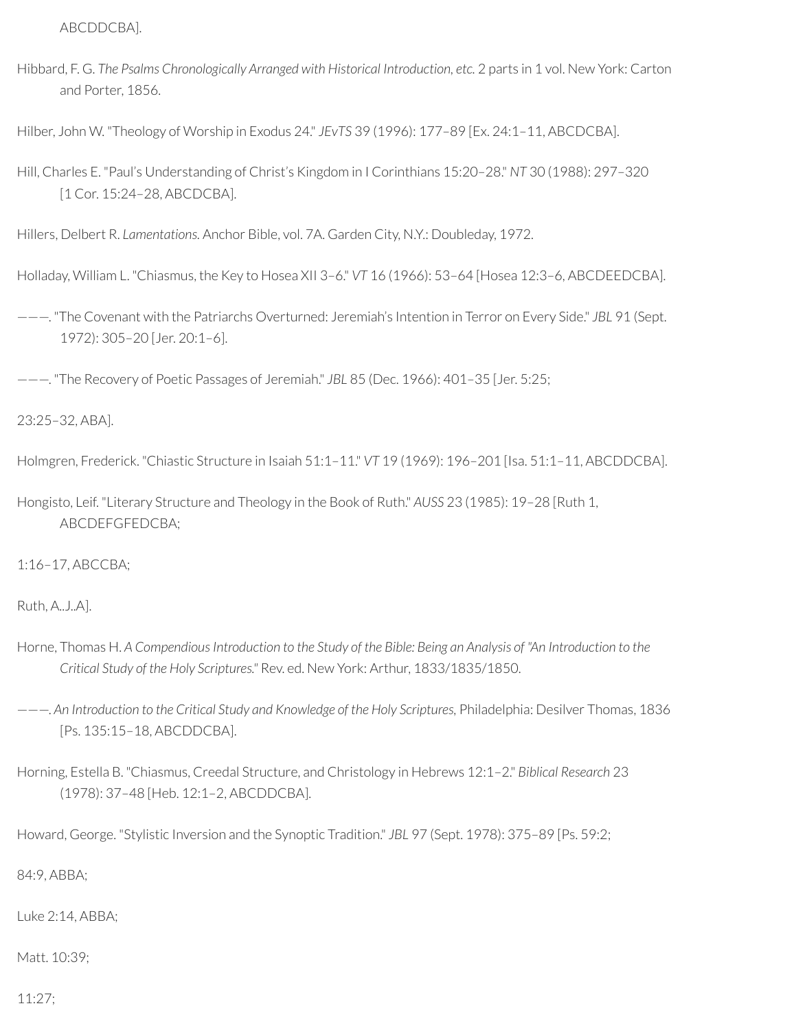ABCDDCBA].

Hibbard, F. G. *The Psalms Chronologically Arranged with Historical Introduction, etc.* 2 parts in 1 vol. New York: Carton and Porter, 1856.

Hilber, John W. "Theology of Worship in Exodus 24." *JEvTS* 39 (1996): 177–89 [Ex. 24:1–11, ABCDCBA].

Hill, Charles E. "Paul's Understanding of Christ's Kingdom in I Corinthians 15:20–28." *NT* 30 (1988): 297–320 [1 Cor. 15:24–28, ABCDCBA].

Hillers, Delbert R. *Lamentations.* Anchor Bible, vol. 7A. Garden City, N.Y.: Doubleday, 1972.

Holladay, William L. "Chiasmus, the Key to Hosea XII 3–6." *VT* 16 (1966): 53–64 [Hosea 12:3–6, ABCDEEDCBA].

———. "The Covenant with the Patriarchs Overturned: Jeremiah's Intention in Terror on Every Side." *JBL* 91 (Sept. 1972): 305–20 [Jer. 20:1–6].

———. "The Recovery of Poetic Passages of Jeremiah." *JBL* 85 (Dec. 1966): 401–35 [Jer. 5:25;

23:25–32, ABA].

Holmgren, Frederick. "Chiastic Structure in Isaiah 51:1–11." *VT* 19 (1969): 196–201 [Isa. 51:1–11, ABCDDCBA].

Hongisto, Leif. "Literary Structure and Theology in the Book of Ruth." *AUSS* 23 (1985): 19–28 [Ruth 1, ABCDEFGFEDCBA;

1:16–17, ABCCBA;

Ruth, A..J..A].

Horne, Thomas H. *A Compendious Introduction to the Study of the Bible: Being an Analysis of "An Introduction to the Critical Study of the Holy Scriptures."* Rev. ed. New York: Arthur, 1833/1835/1850.

———. *An Introduction to the Critical Study and Knowledge of the Holy Scriptures,* Philadelphia: Desilver Thomas, 1836 [Ps. 135:15–18, ABCDDCBA].

Horning, Estella B. "Chiasmus, Creedal Structure, and Christology in Hebrews 12:1–2." *Biblical Research* 23 (1978): 37–48 [Heb. 12:1–2, ABCDDCBA].

Howard, George. "Stylistic Inversion and the Synoptic Tradition." *JBL* 97 (Sept. 1978): 375–89 [Ps. 59:2;

84:9, ABBA;

Luke 2:14, ABBA;

Matt. 10:39;

11:27;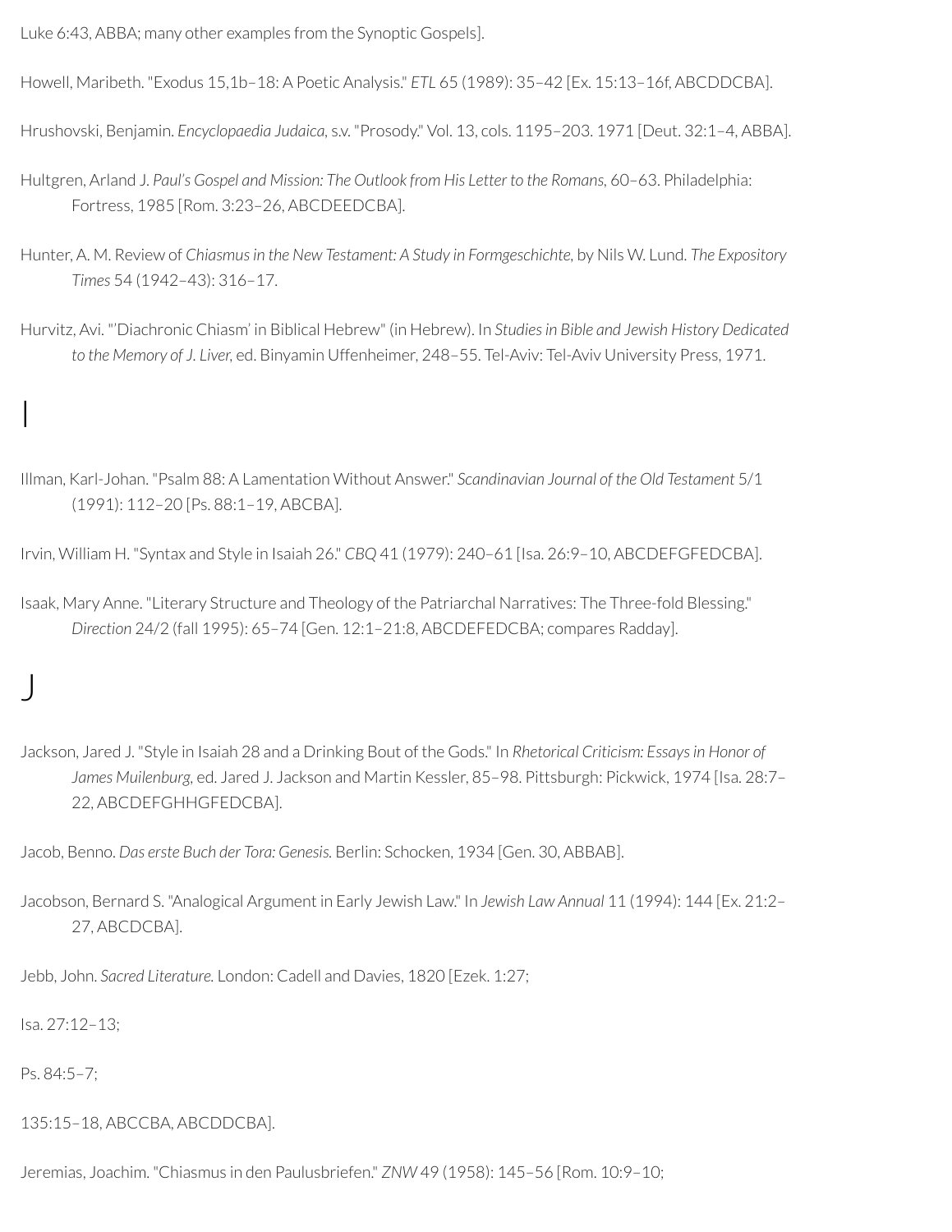Luke 6:43, ABBA; many other examples from the Synoptic Gospels].

Howell, Maribeth. "Exodus 15,1b–18: A Poetic Analysis." *ETL* 65 (1989): 35–42 [Ex. 15:13–16f, ABCDDCBA].

Hrushovski, Benjamin. *Encyclopaedia Judaica,* s.v. "Prosody." Vol. 13, cols. 1195–203. 1971 [Deut. 32:1–4, ABBA].

Hultgren, Arland J. *Paul's Gospel and Mission: The Outlook from His Letter to the Romans,* 60–63. Philadelphia: Fortress, 1985 [Rom. 3:23–26, ABCDEEDCBA].

Hunter, A. M. Review of *Chiasmus in the New Testament: A Study in Formgeschichte,* by Nils W. Lund. *The Expository Times* 54 (1942–43): 316–17.

Hurvitz, Avi. "'Diachronic Chiasm' in Biblical Hebrew" (in Hebrew). In *Studies in Bible and Jewish History Dedicated to the Memory of J. Liver,* ed. Binyamin Uffenheimer, 248–55. Tel-Aviv: Tel-Aviv University Press, 1971.

# I

Illman, Karl-Johan. "Psalm 88: A Lamentation Without Answer." *Scandinavian Journal of the Old Testament* 5/1 (1991): 112–20 [Ps. 88:1–19, ABCBA].

Irvin, William H. "Syntax and Style in Isaiah 26." *CBQ* 41 (1979): 240–61 [Isa. 26:9–10, ABCDEFGFEDCBA].

Isaak, Mary Anne. "Literary Structure and Theology of the Patriarchal Narratives: The Three-fold Blessing." *Direction* 24/2 (fall 1995): 65–74 [Gen. 12:1–21:8, ABCDEFEDCBA; compares Radday].

# J

Jackson, Jared J. "Style in Isaiah 28 and a Drinking Bout of the Gods." In *Rhetorical Criticism: Essays in Honor of James Muilenburg,* ed. Jared J. Jackson and Martin Kessler, 85–98. Pittsburgh: Pickwick, 1974 [Isa. 28:7–22, ABCDEFGHHGFEDCBA].

Jacob, Benno. *Das erste Buch der Tora: Genesis.* Berlin: Schocken, 1934 [Gen. 30, ABBAB].

Jacobson, Bernard S. "Analogical Argument in Early Jewish Law." In *Jewish Law Annual* 11 (1994): 144 [Ex. 21:2–27, ABCDCBA].

Jebb, John. *Sacred Literature.* London: Cadell and Davies, 1820 [Ezek. 1:27;

Isa. 27:12–13;

Ps. 84:5–7;

135:15–18, ABCCBA, ABCDDCBA].

Jeremias, Joachim. "Chiasmus in den Paulusbriefen." *ZNW* 49 (1958): 145–56 [Rom. 10:9–10;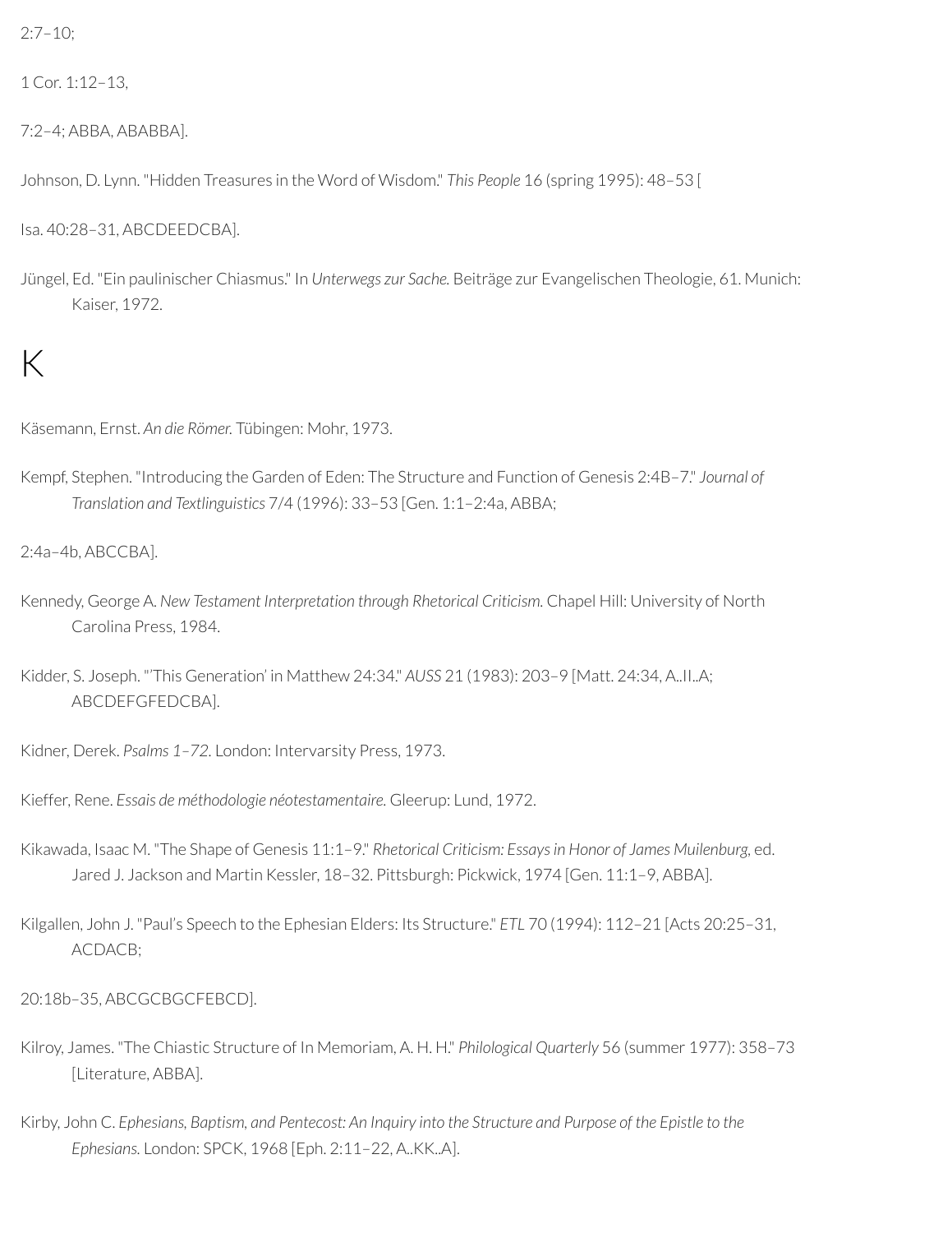2:7–10;

1 Cor. 1:12–13,

7:2–4; ABBA, ABABBA].

Johnson, D. Lynn. "Hidden Treasures in the Word of Wisdom." *This People* 16 (spring 1995): 48–53 [

Isa. 40:28–31, ABCDEEDCBA].

Jüngel, Ed. "Ein paulinischer Chiasmus." In *Unterwegs zur Sache.* Beiträge zur Evangelischen Theologie, 61. Munich: Kaiser, 1972.

# K

Käsemann, Ernst. *An die Römer.* Tübingen: Mohr, 1973.

Kempf, Stephen. "Introducing the Garden of Eden: The Structure and Function of Genesis 2:4B–7." *Journal of Translation and Textlinguistics* 7/4 (1996): 33–53 [Gen. 1:1–2:4a, ABBA;

2:4a–4b, ABCCBA].

Kennedy, George A. *New Testament Interpretation through Rhetorical Criticism.* Chapel Hill: University of North Carolina Press, 1984.

Kidder, S. Joseph. "'This Generation' in Matthew 24:34." *AUSS* 21 (1983): 203–9 [Matt. 24:34, A..II..A; ABCDEFGFEDCBA].

Kidner, Derek. *Psalms 1–72.* London: Intervarsity Press, 1973.

Kieffer, Rene. *Essais de méthodologie néotestamentaire.* Gleerup: Lund, 1972.

Kikawada, Isaac M. "The Shape of Genesis 11:1–9." *Rhetorical Criticism: Essays in Honor of James Muilenburg,* ed. Jared J. Jackson and Martin Kessler, 18–32. Pittsburgh: Pickwick, 1974 [Gen. 11:1–9, ABBA].

Kilgallen, John J. "Paul's Speech to the Ephesian Elders: Its Structure." *ETL* 70 (1994): 112–21 [Acts 20:25–31, ACDACB;

20:18b–35, ABCGCBGCFEBCD].

Kilroy, James. "The Chiastic Structure of In Memoriam, A. H. H." *Philological Quarterly* 56 (summer 1977): 358–73 [Literature, ABBA].

Kirby, John C. *Ephesians, Baptism, and Pentecost: An Inquiry into the Structure and Purpose of the Epistle to the Ephesians.* London: SPCK, 1968 [Eph. 2:11–22, A..KK..A].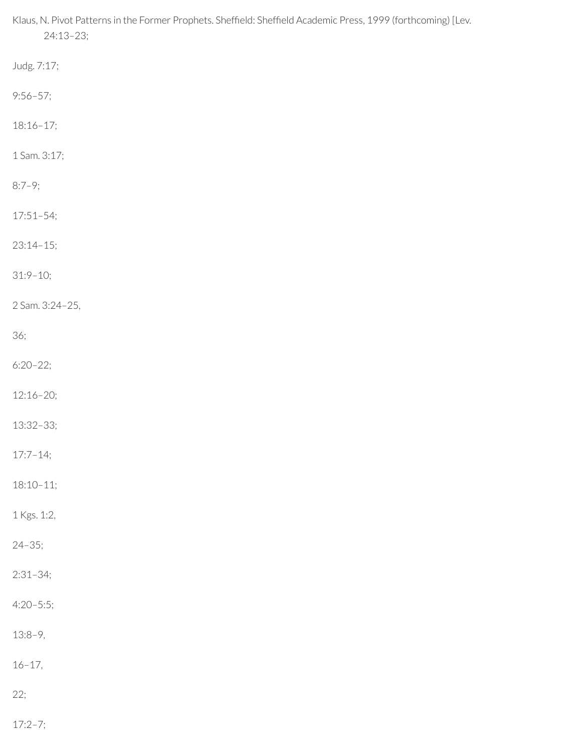Klaus, N. Pivot Patterns in the Former Prophets. Sheffield: Sheffield Academic Press, 1999 (forthcoming) [Lev. 24:13–23;

Judg. 7:17;

9:56–57;

18:16–17;

1 Sam. 3:17;

8:7–9;

17:51–54;

23:14–15;

31:9–10;

2 Sam. 3:24–25,

36;

6:20–22;

12:16–20;

13:32–33;

17:7–14;

18:10–11;

1 Kgs. 1:2,

24–35;

2:31–34;

4:20–5:5;

13:8–9,

16–17,

22;

17:2–7;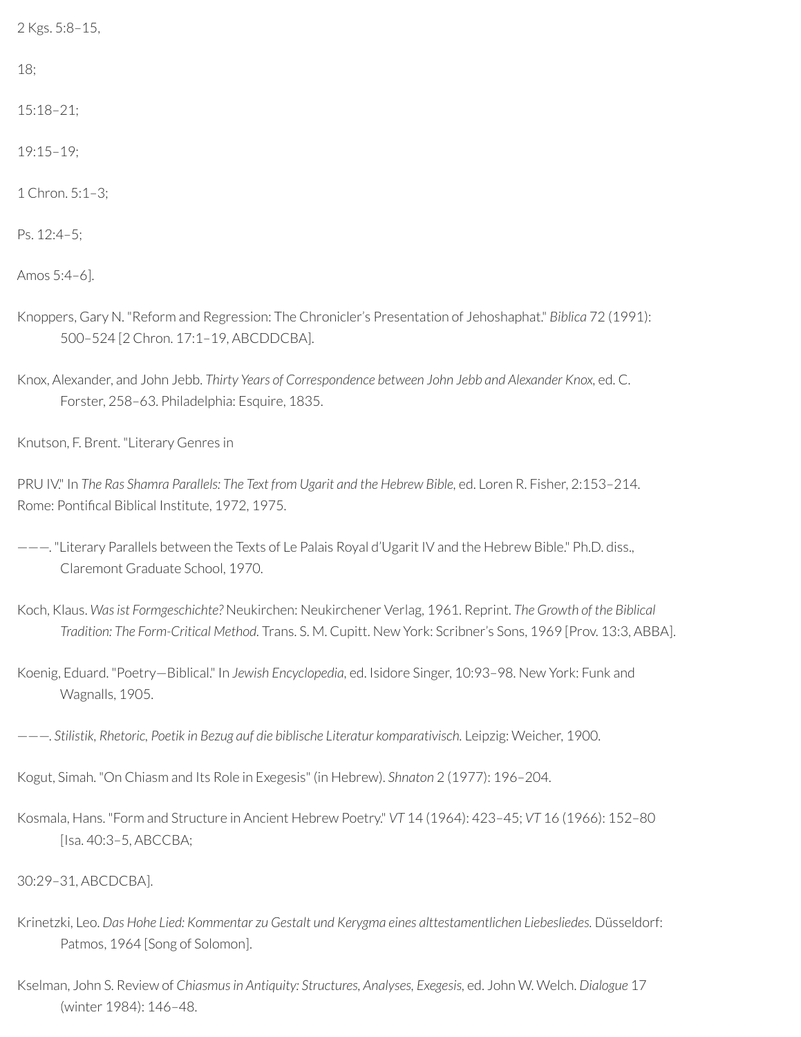2 Kgs. 5:8–15,

18;

15:18–21;

19:15–19;

1 Chron. 5:1–3;

Ps. 12:4–5;

Amos 5:4–6].

Knoppers, Gary N. "Reform and Regression: The Chronicler's Presentation of Jehoshaphat." *Biblica* 72 (1991): 500–524 [2 Chron. 17:1–19, ABCDDCBA].

Knox, Alexander, and John Jebb. *Thirty Years of Correspondence between John Jebb and Alexander Knox*, ed. C. Forster, 258–63. Philadelphia: Esquire, 1835.

Knutson, F. Brent. "Literary Genres in

PRU IV." In *The Ras Shamra Parallels: The Text from Ugarit and the Hebrew Bible*, ed. Loren R. Fisher, 2:153–214. Rome: Pontifical Biblical Institute, 1972, 1975.

———. "Literary Parallels between the Texts of Le Palais Royal d'Ugarit IV and the Hebrew Bible." Ph.D. diss., Claremont Graduate School, 1970.

Koch, Klaus. *Was ist Formgeschichte?* Neukirchen: Neukirchener Verlag, 1961. Reprint. *The Growth of the Biblical Tradition: The Form-Critical Method*. Trans. S. M. Cupitt. New York: Scribner's Sons, 1969 [Prov. 13:3, ABBA].

Koenig, Eduard. "Poetry—Biblical." In *Jewish Encyclopedia*, ed. Isidore Singer, 10:93–98. New York: Funk and Wagnalls, 1905.

———. *Stilistik, Rhetoric, Poetik in Bezug auf die biblische Literatur komparativisch*. Leipzig: Weicher, 1900.

Kogut, Simah. "On Chiasm and Its Role in Exegesis" (in Hebrew). *Shnaton* 2 (1977): 196–204.

Kosmala, Hans. "Form and Structure in Ancient Hebrew Poetry." *VT* 14 (1964): 423–45; *VT* 16 (1966): 152–80 [Isa. 40:3–5, ABCCBA;

30:29–31, ABCDCBA].

Krinetzki, Leo. *Das Hohe Lied: Kommentar zu Gestalt und Kerygma eines alttestamentlichen Liebesliedes*. Düsseldorf: Patmos, 1964 [Song of Solomon].

Kselman, John S. Review of *Chiasmus in Antiquity: Structures, Analyses, Exegesis*, ed. John W. Welch. *Dialogue* 17 (winter 1984): 146–48.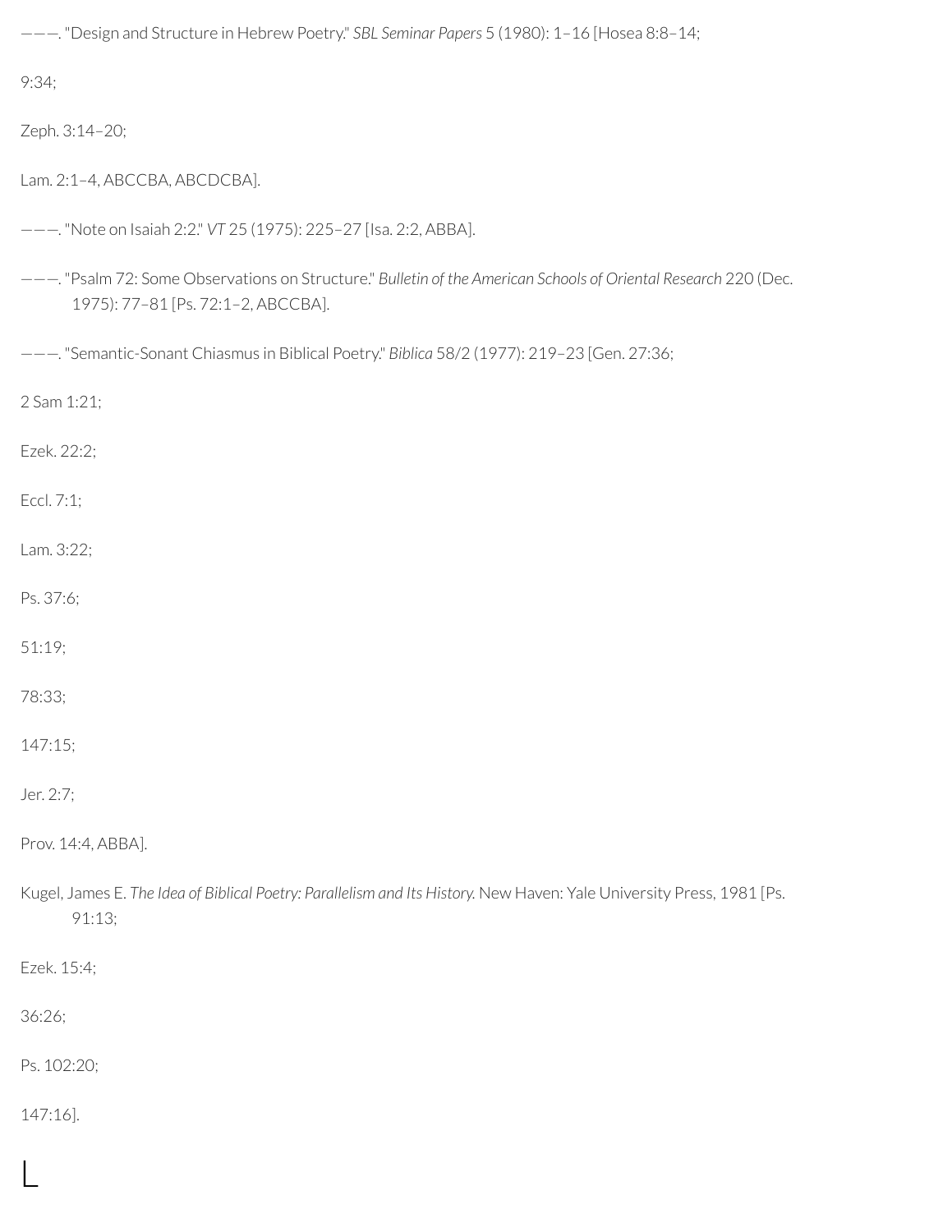———. "Design and Structure in Hebrew Poetry." *SBL Seminar Papers* 5 (1980): 1–16 [Hosea 8:8–14;

9:34;

Zeph. 3:14–20;

Lam. 2:1–4, ABCCBA, ABCDCBA].

———. "Note on Isaiah 2:2." *VT* 25 (1975): 225–27 [Isa. 2:2, ABBA].

———. "Psalm 72: Some Observations on Structure." *Bulletin of the American Schools of Oriental Research* 220 (Dec. 1975): 77–81 [Ps. 72:1–2, ABCCBA].

———. "Semantic-Sonant Chiasmus in Biblical Poetry." *Biblica* 58/2 (1977): 219–23 [Gen. 27:36;

2 Sam 1:21;

Ezek. 22:2;

Eccl. 7:1;

Lam. 3:22;

Ps. 37:6;

51:19;

78:33;

147:15;

Jer. 2:7;

Prov. 14:4, ABBA].

Kugel, James E. *The Idea of Biblical Poetry: Parallelism and Its History.* New Haven: Yale University Press, 1981 [Ps. 91:13;

Ezek. 15:4;

36:26;

Ps. 102:20;

147:16].

# L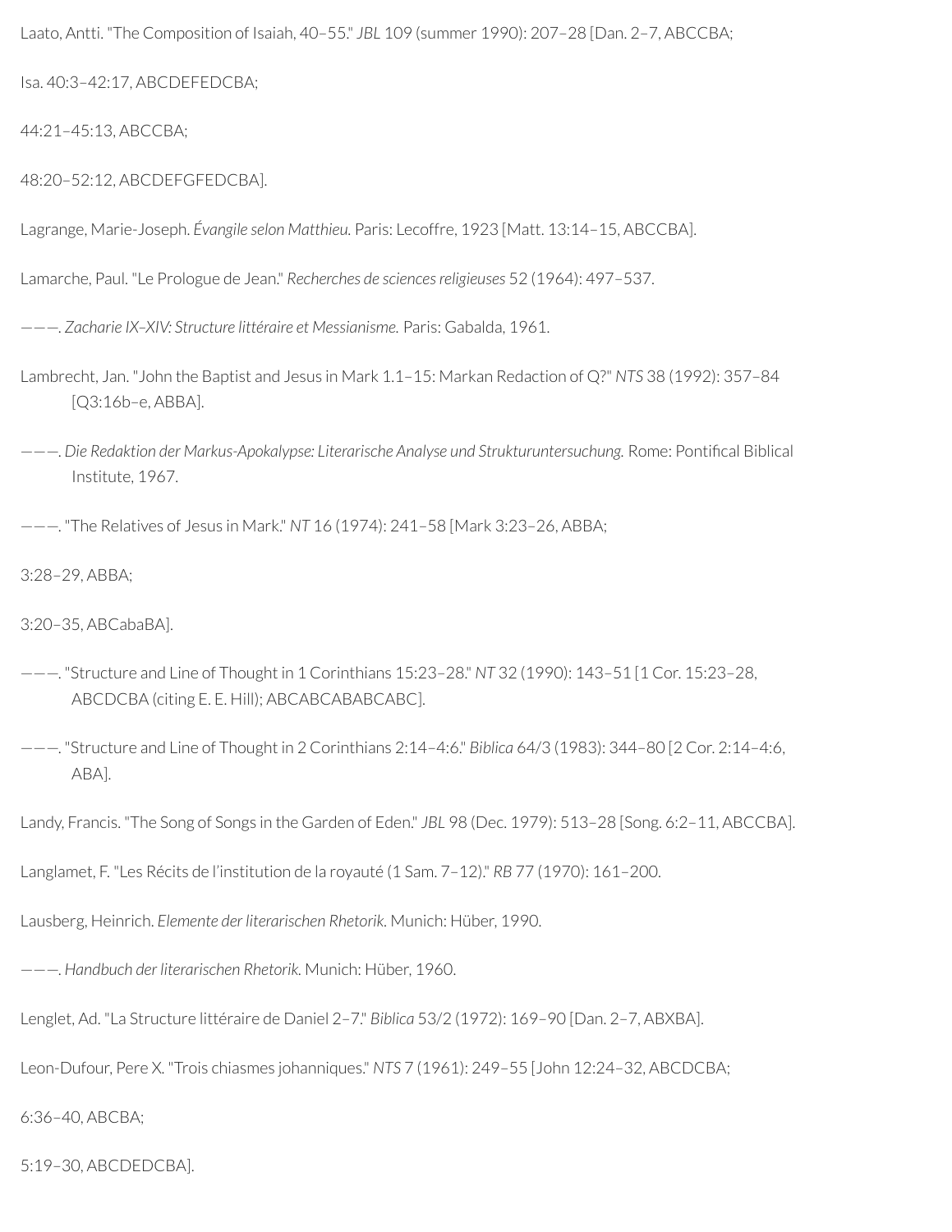Laato, Antti. "The Composition of Isaiah, 40–55." *JBL* 109 (summer 1990): 207–28 [Dan. 2–7, ABCCBA;

Isa. 40:3–42:17, ABCDEFEDCBA;

44:21–45:13, ABCCBA;

48:20–52:12, ABCDEFGFEDCBA].

Lagrange, Marie-Joseph. *Évangile selon Matthieu.* Paris: Lecoffre, 1923 [Matt. 13:14–15, ABCCBA].

Lamarche, Paul. "Le Prologue de Jean." *Recherches de sciences religieuses* 52 (1964): 497–537.

———. *Zacharie IX–XIV: Structure littéraire et Messianisme.* Paris: Gabalda, 1961.

Lambrecht, Jan. "John the Baptist and Jesus in Mark 1.1–15: Markan Redaction of Q?" *NTS* 38 (1992): 357–84 [Q3:16b–e, ABBA].

———. *Die Redaktion der Markus-Apokalypse: Literarische Analyse und Strukturuntersuchung.* Rome: Pontifical Biblical Institute, 1967.

———. "The Relatives of Jesus in Mark." *NT* 16 (1974): 241–58 [Mark 3:23–26, ABBA;

3:28–29, ABBA;

3:20–35, ABCabaBA].

———. "Structure and Line of Thought in 1 Corinthians 15:23–28." *NT* 32 (1990): 143–51 [1 Cor. 15:23–28, ABCDCBA (citing E. E. Hill); ABCABCABABCABC].

———. "Structure and Line of Thought in 2 Corinthians 2:14–4:6." *Biblica* 64/3 (1983): 344–80 [2 Cor. 2:14–4:6, ABA].

Landy, Francis. "The Song of Songs in the Garden of Eden." *JBL* 98 (Dec. 1979): 513–28 [Song. 6:2–11, ABCCBA].

Langlamet, F. "Les Récits de l'institution de la royauté (1 Sam. 7–12)." *RB* 77 (1970): 161–200.

Lausberg, Heinrich. *Elemente der literarischen Rhetorik.* Munich: Hüber, 1990.

———. *Handbuch der literarischen Rhetorik.* Munich: Hüber, 1960.

Lenglet, Ad. "La Structure littéraire de Daniel 2–7." *Biblica* 53/2 (1972): 169–90 [Dan. 2–7, ABXBA].

Leon-Dufour, Pere X. "Trois chiasmes johanniques." *NTS* 7 (1961): 249–55 [John 12:24–32, ABCDCBA;

6:36–40, ABCBA;

5:19–30, ABCDEDCBA].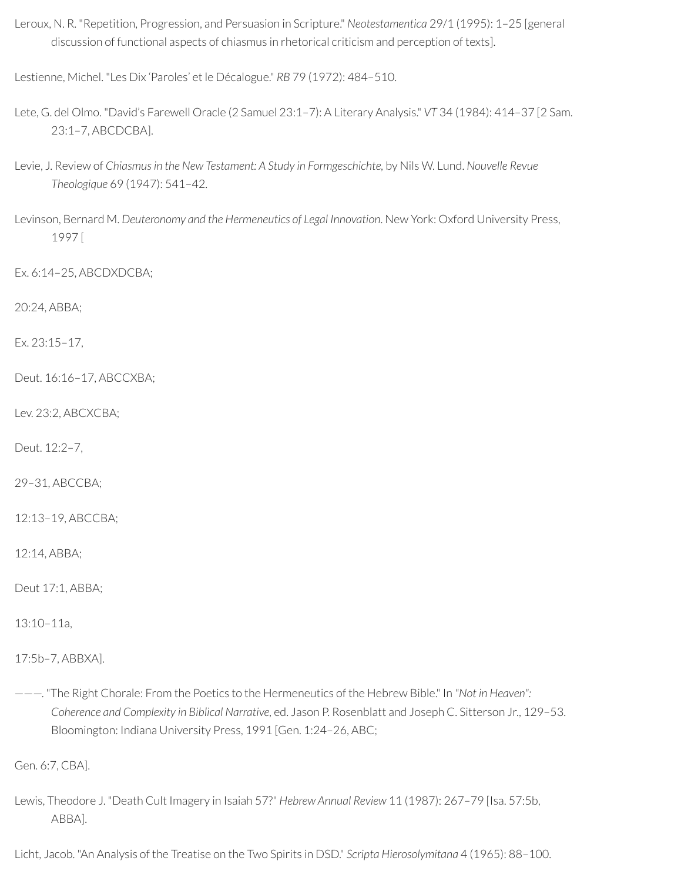Leroux, N. R. "Repetition, Progression, and Persuasion in Scripture." *Neotestamentica* 29/1 (1995): 1–25 [general discussion of functional aspects of chiasmus in rhetorical criticism and perception of texts].

Lestienne, Michel. "Les Dix 'Paroles' et le Décalogue." *RB* 79 (1972): 484–510.

Lete, G. del Olmo. "David's Farewell Oracle (2 Samuel 23:1–7): A Literary Analysis." *VT* 34 (1984): 414–37 [2 Sam. 23:1–7, ABCDCBA].

Levie, J. Review of *Chiasmus in the New Testament: A Study in Formgeschichte,* by Nils W. Lund. *Nouvelle Revue Theologique* 69 (1947): 541–42.

Levinson, Bernard M. *Deuteronomy and the Hermeneutics of Legal Innovation*. New York: Oxford University Press, 1997 [

Ex. 6:14–25, ABCDXDCBA;

20:24, ABBA;

Ex. 23:15–17,

Deut. 16:16–17, ABCCXBA;

Lev. 23:2, ABCXCBA;

Deut. 12:2–7,

29–31, ABCCBA;

12:13–19, ABCCBA;

12:14, ABBA;

Deut 17:1, ABBA;

13:10–11a,

17:5b–7, ABBXA].

———. "The Right Chorale: From the Poetics to the Hermeneutics of the Hebrew Bible." In *"Not in Heaven": Coherence and Complexity in Biblical Narrative*, ed. Jason P. Rosenblatt and Joseph C. Sitterson Jr., 129–53. Bloomington: Indiana University Press, 1991 [Gen. 1:24–26, ABC;

Gen. 6:7, CBA].

Lewis, Theodore J. "Death Cult Imagery in Isaiah 57?" *Hebrew Annual Review* 11 (1987): 267–79 [Isa. 57:5b, ABBA].

Licht, Jacob. "An Analysis of the Treatise on the Two Spirits in DSD." *Scripta Hierosolymitana* 4 (1965): 88–100.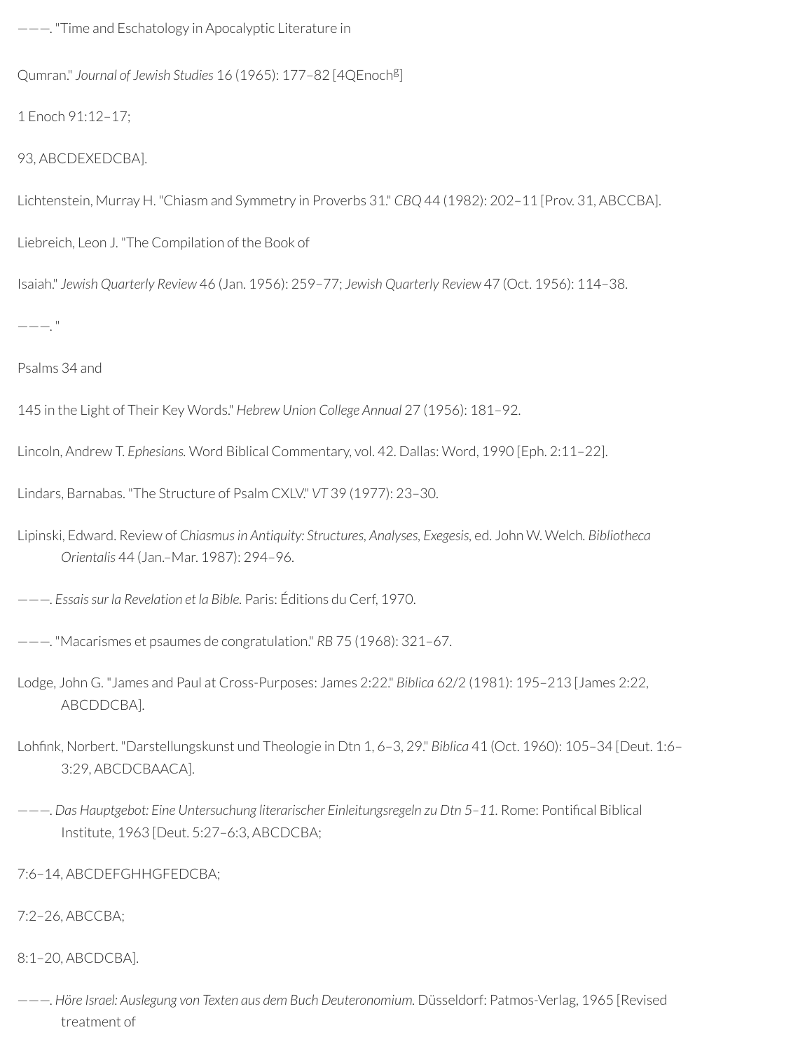———. "Time and Eschatology in Apocalyptic Literature in

Qumran." *Journal of Jewish Studies* 16 (1965): 177–82 [4QEnoch[g]

1 Enoch 91:12–17;

93, ABCDEXEDCBA].

Lichtenstein, Murray H. "Chiasm and Symmetry in Proverbs 31." *CBQ* 44 (1982): 202–11 [Prov. 31, ABCCBA].

Liebreich, Leon J. "The Compilation of the Book of

Isaiah." *Jewish Quarterly Review* 46 (Jan. 1956): 259–77; *Jewish Quarterly Review* 47 (Oct. 1956): 114–38.

———. "

Psalms 34 and

145 in the Light of Their Key Words." *Hebrew Union College Annual* 27 (1956): 181–92.

Lincoln, Andrew T. *Ephesians.* Word Biblical Commentary, vol. 42. Dallas: Word, 1990 [Eph. 2:11–22].

Lindars, Barnabas. "The Structure of Psalm CXLV." *VT* 39 (1977): 23–30.

Lipinski, Edward. Review of *Chiasmus in Antiquity: Structures, Analyses, Exegesis,* ed. John W. Welch. *Bibliotheca Orientalis* 44 (Jan.–Mar. 1987): 294–96.

———. *Essais sur la Revelation et la Bible.* Paris: Éditions du Cerf, 1970.

———. "Macarismes et psaumes de congratulation." *RB* 75 (1968): 321–67.

Lodge, John G. "James and Paul at Cross-Purposes: James 2:22." *Biblica* 62/2 (1981): 195–213 [James 2:22, ABCDDCBA].

Lohfink, Norbert. "Darstellungskunst und Theologie in Dtn 1, 6–3, 29." *Biblica* 41 (Oct. 1960): 105–34 [Deut. 1:6–3:29, ABCDCBAACA].

———. *Das Hauptgebot: Eine Untersuchung literarischer Einleitungsregeln zu Dtn 5–11.* Rome: Pontifical Biblical Institute, 1963 [Deut. 5:27–6:3, ABCDCBA;

7:6–14, ABCDEFGHHGFEDCBA;

7:2–26, ABCCBA;

8:1–20, ABCDCBA].

———. *Höre Israel: Auslegung von Texten aus dem Buch Deuteronomium.* Düsseldorf: Patmos-Verlag, 1965 [Revised treatment of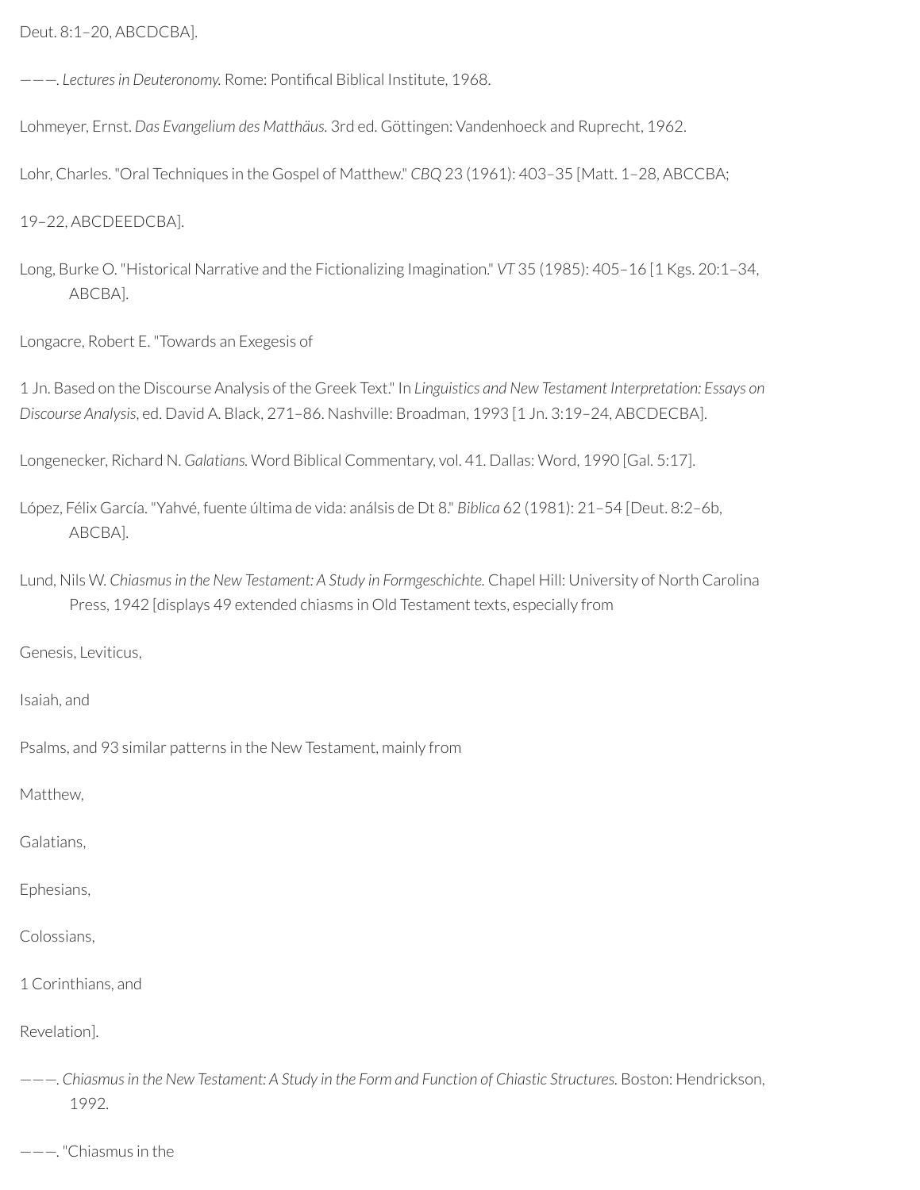Deut. 8:1–20, ABCDCBA].

———. *Lectures in Deuteronomy.* Rome: Pontifical Biblical Institute, 1968.

Lohmeyer, Ernst. *Das Evangelium des Matthäus.* 3rd ed. Göttingen: Vandenhoeck and Ruprecht, 1962.

Lohr, Charles. "Oral Techniques in the Gospel of Matthew." *CBQ* 23 (1961): 403–35 [Matt. 1–28, ABCCBA;

19–22, ABCDEEDCBA].

Long, Burke O. "Historical Narrative and the Fictionalizing Imagination." *VT* 35 (1985): 405–16 [1 Kgs. 20:1–34, ABCBA].

Longacre, Robert E. "Towards an Exegesis of

1 Jn. Based on the Discourse Analysis of the Greek Text." In *Linguistics and New Testament Interpretation: Essays on Discourse Analysis*, ed. David A. Black, 271–86. Nashville: Broadman, 1993 [1 Jn. 3:19–24, ABCDECBA].

Longenecker, Richard N. *Galatians.* Word Biblical Commentary, vol. 41. Dallas: Word, 1990 [Gal. 5:17].

López, Félix García. "Yahvé, fuente última de vida: análsis de Dt 8." *Biblica* 62 (1981): 21–54 [Deut. 8:2–6b, ABCBA].

Lund, Nils W. *Chiasmus in the New Testament: A Study in Formgeschichte.* Chapel Hill: University of North Carolina Press, 1942 [displays 49 extended chiasms in Old Testament texts, especially from

Genesis, Leviticus,

Isaiah, and

Psalms, and 93 similar patterns in the New Testament, mainly from

Matthew,

Galatians,

Ephesians,

Colossians,

1 Corinthians, and

Revelation].

———. *Chiasmus in the New Testament: A Study in the Form and Function of Chiastic Structures.* Boston: Hendrickson, 1992.

———. "Chiasmus in the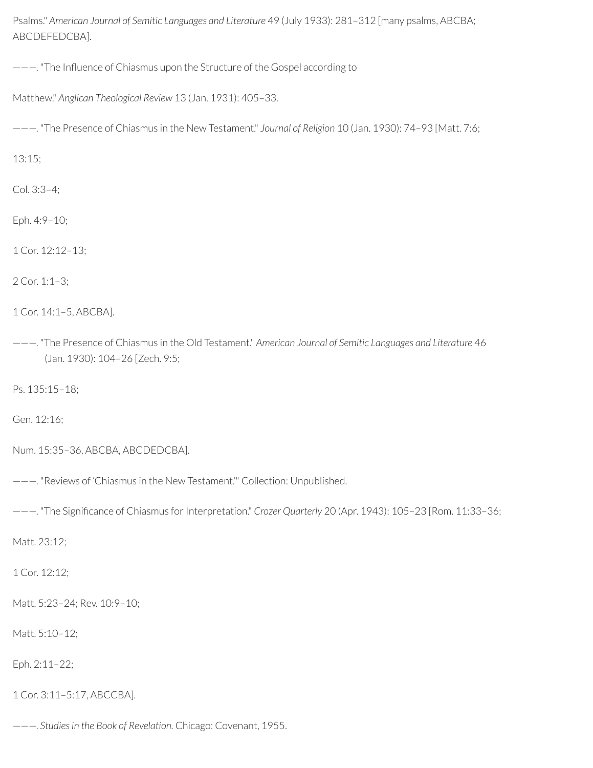Psalms." *American Journal of Semitic Languages and Literature* 49 (July 1933): 281–312 [many psalms, ABCBA; ABCDEFEDCBA].

———. "The Influence of Chiasmus upon the Structure of the Gospel according to

Matthew." *Anglican Theological Review* 13 (Jan. 1931): 405–33.

———. "The Presence of Chiasmus in the New Testament." *Journal of Religion* 10 (Jan. 1930): 74–93 [Matt. 7:6;

13:15;

Col. 3:3–4;

Eph. 4:9–10;

1 Cor. 12:12–13;

2 Cor. 1:1–3;

1 Cor. 14:1–5, ABCBA].

———. "The Presence of Chiasmus in the Old Testament." *American Journal of Semitic Languages and Literature* 46 (Jan. 1930): 104–26 [Zech. 9:5;

Ps. 135:15–18;

Gen. 12:16;

Num. 15:35–36, ABCBA, ABCDEDCBA].

———. "Reviews of 'Chiasmus in the New Testament.'" Collection: Unpublished.

———. "The Significance of Chiasmus for Interpretation." *Crozer Quarterly* 20 (Apr. 1943): 105–23 [Rom. 11:33–36;

Matt. 23:12;

1 Cor. 12:12;

Matt. 5:23–24; Rev. 10:9–10;

Matt. 5:10–12;

Eph. 2:11–22;

1 Cor. 3:11–5:17, ABCCBA].

———. *Studies in the Book of Revelation.* Chicago: Covenant, 1955.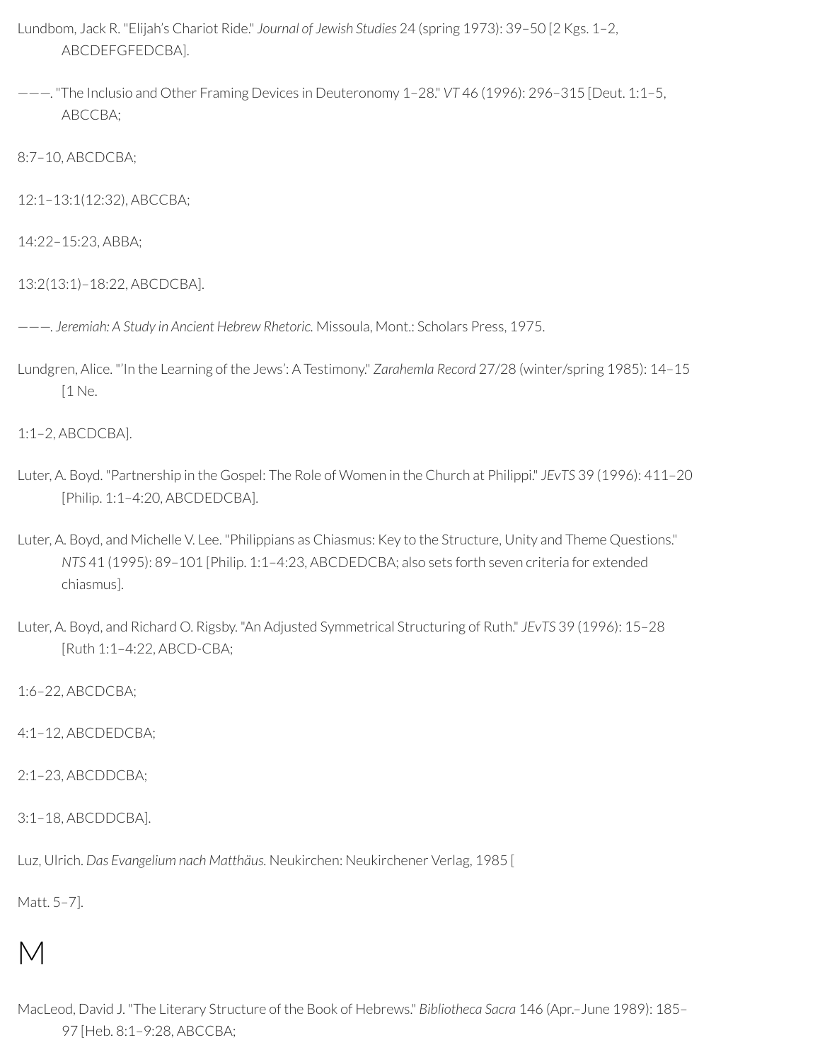Lundbom, Jack R. "Elijah's Chariot Ride." *Journal of Jewish Studies* 24 (spring 1973): 39–50 [2 Kgs. 1–2, ABCDEFGFEDCBA].

———. "The Inclusio and Other Framing Devices in Deuteronomy 1–28." *VT* 46 (1996): 296–315 [Deut. 1:1–5, ABCCBA;

8:7–10, ABCDCBA;

12:1–13:1(12:32), ABCCBA;

14:22–15:23, ABBA;

13:2(13:1)–18:22, ABCDCBA].

———. *Jeremiah: A Study in Ancient Hebrew Rhetoric.* Missoula, Mont.: Scholars Press, 1975.

Lundgren, Alice. "'In the Learning of the Jews': A Testimony." *Zarahemla Record* 27/28 (winter/spring 1985): 14–15 [1 Ne.

1:1–2, ABCDCBA].

Luter, A. Boyd. "Partnership in the Gospel: The Role of Women in the Church at Philippi." *JEvTS* 39 (1996): 411–20 [Philip. 1:1–4:20, ABCDEDCBA].

Luter, A. Boyd, and Michelle V. Lee. "Philippians as Chiasmus: Key to the Structure, Unity and Theme Questions." *NTS* 41 (1995): 89–101 [Philip. 1:1–4:23, ABCDEDCBA; also sets forth seven criteria for extended chiasmus].

Luter, A. Boyd, and Richard O. Rigsby. "An Adjusted Symmetrical Structuring of Ruth." *JEvTS* 39 (1996): 15–28 [Ruth 1:1–4:22, ABCD-CBA;

1:6–22, ABCDCBA;

4:1–12, ABCDEDCBA;

2:1–23, ABCDDCBA;

3:1–18, ABCDDCBA].

Luz, Ulrich. *Das Evangelium nach Matthäus.* Neukirchen: Neukirchener Verlag, 1985 [

Matt. 5–7].

# M

MacLeod, David J. "The Literary Structure of the Book of Hebrews." *Bibliotheca Sacra* 146 (Apr.–June 1989): 185–97 [Heb. 8:1–9:28, ABCCBA;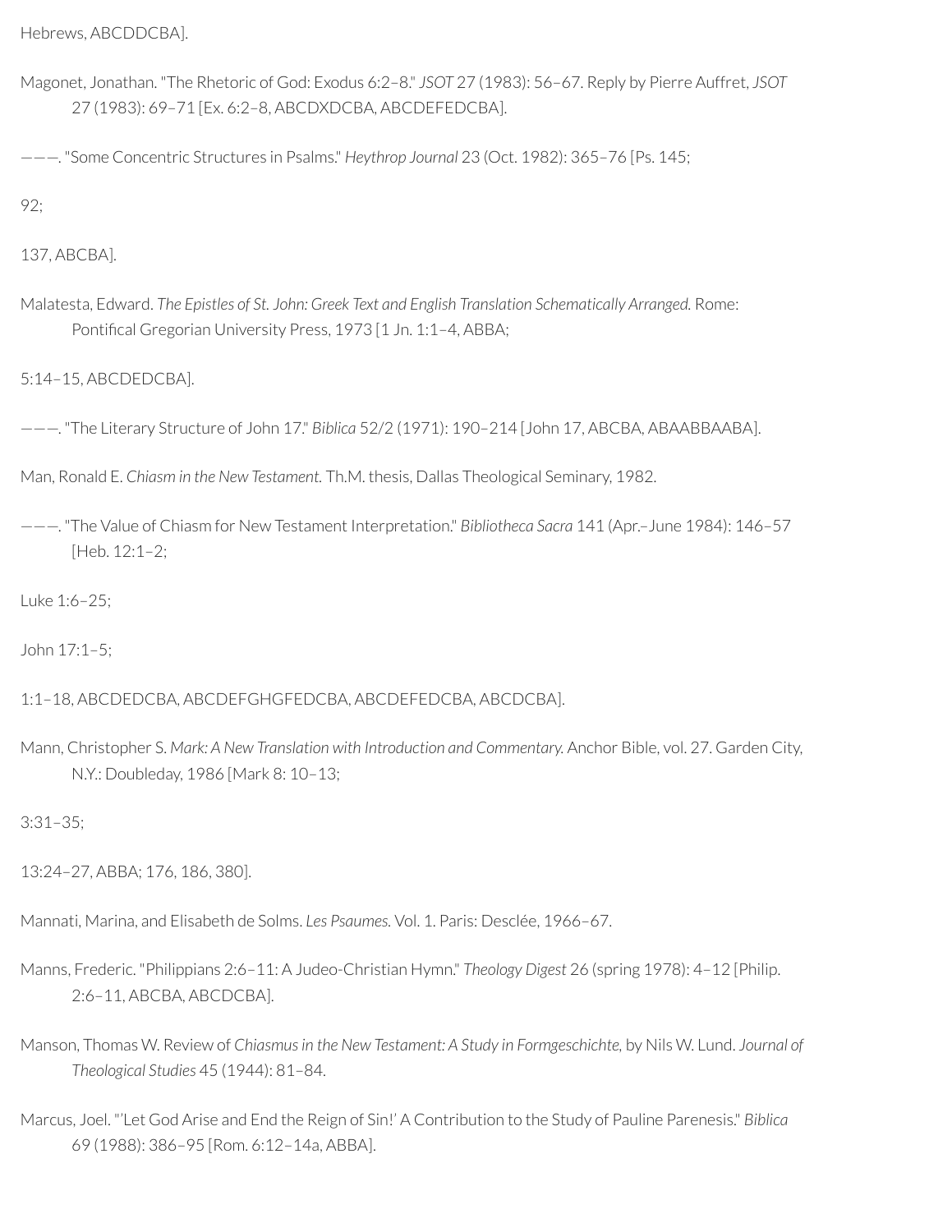Hebrews, ABCDDCBA].

Magonet, Jonathan. "The Rhetoric of God: Exodus 6:2–8." *JSOT* 27 (1983): 56–67. Reply by Pierre Auffret, *JSOT* 27 (1983): 69–71 [Ex. 6:2–8, ABCDXDCBA, ABCDEFEDCBA].

———. "Some Concentric Structures in Psalms." *Heythrop Journal* 23 (Oct. 1982): 365–76 [Ps. 145;

92;

137, ABCBA].

Malatesta, Edward. *The Epistles of St. John: Greek Text and English Translation Schematically Arranged.* Rome: Pontifical Gregorian University Press, 1973 [1 Jn. 1:1–4, ABBA;

5:14–15, ABCDEDCBA].

———. "The Literary Structure of John 17." *Biblica* 52/2 (1971): 190–214 [John 17, ABCBA, ABAABBAABA].

Man, Ronald E. *Chiasm in the New Testament.* Th.M. thesis, Dallas Theological Seminary, 1982.

———. "The Value of Chiasm for New Testament Interpretation." *Bibliotheca Sacra* 141 (Apr.–June 1984): 146–57 [Heb. 12:1–2;

Luke 1:6–25;

John 17:1–5;

1:1–18, ABCDEDCBA, ABCDEFGHGFEDCBA, ABCDEFEDCBA, ABCDCBA].

Mann, Christopher S. *Mark: A New Translation with Introduction and Commentary.* Anchor Bible, vol. 27. Garden City, N.Y.: Doubleday, 1986 [Mark 8: 10–13;

3:31–35;

13:24–27, ABBA; 176, 186, 380].

Mannati, Marina, and Elisabeth de Solms. *Les Psaumes.* Vol. 1. Paris: Desclée, 1966–67.

Manns, Frederic. "Philippians 2:6–11: A Judeo-Christian Hymn." *Theology Digest* 26 (spring 1978): 4–12 [Philip. 2:6–11, ABCBA, ABCDCBA].

Manson, Thomas W. Review of *Chiasmus in the New Testament: A Study in Formgeschichte,* by Nils W. Lund. *Journal of Theological Studies* 45 (1944): 81–84.

Marcus, Joel. "'Let God Arise and End the Reign of Sin!' A Contribution to the Study of Pauline Parenesis." *Biblica* 69 (1988): 386–95 [Rom. 6:12–14a, ABBA].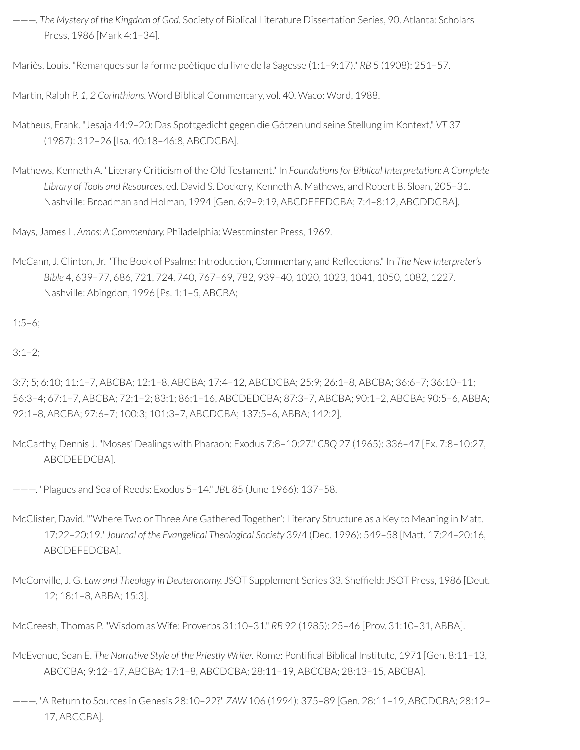———. *The Mystery of the Kingdom of God.* Society of Biblical Literature Dissertation Series, 90. Atlanta: Scholars Press, 1986 [Mark 4:1–34].

Mariès, Louis. "Remarques sur la forme poètique du livre de la Sagesse (1:1–9:17)." *RB* 5 (1908): 251–57.

Martin, Ralph P. *1, 2 Corinthians.* Word Biblical Commentary, vol. 40. Waco: Word, 1988.

Matheus, Frank. "Jesaja 44:9–20: Das Spottgedicht gegen die Götzen und seine Stellung im Kontext." *VT* 37 (1987): 312–26 [Isa. 40:18–46:8, ABCDCBA].

Mathews, Kenneth A. "Literary Criticism of the Old Testament." In *Foundations for Biblical Interpretation: A Complete Library of Tools and Resources*, ed. David S. Dockery, Kenneth A. Mathews, and Robert B. Sloan, 205–31. Nashville: Broadman and Holman, 1994 [Gen. 6:9–9:19, ABCDEFEDCBA; 7:4–8:12, ABCDDCBA].

Mays, James L. *Amos: A Commentary.* Philadelphia: Westminster Press, 1969.

McCann, J. Clinton, Jr. "The Book of Psalms: Introduction, Commentary, and Reflections." In *The New Interpreter's Bible* 4, 639–77, 686, 721, 724, 740, 767–69, 782, 939–40, 1020, 1023, 1041, 1050, 1082, 1227. Nashville: Abingdon, 1996 [Ps. 1:1–5, ABCBA;

1:5–6;

3:1–2;

3:7; 5; 6:10; 11:1–7, ABCBA; 12:1–8, ABCBA; 17:4–12, ABCDCBA; 25:9; 26:1–8, ABCBA; 36:6–7; 36:10–11; 56:3–4; 67:1–7, ABCBA; 72:1–2; 83:1; 86:1–16, ABCDEDCBA; 87:3–7, ABCBA; 90:1–2, ABCBA; 90:5–6, ABBA; 92:1–8, ABCBA; 97:6–7; 100:3; 101:3–7, ABCDCBA; 137:5–6, ABBA; 142:2].

McCarthy, Dennis J. "Moses' Dealings with Pharaoh: Exodus 7:8–10:27." *CBQ* 27 (1965): 336–47 [Ex. 7:8–10:27, ABCDEEDCBA].

———. "Plagues and Sea of Reeds: Exodus 5–14." *JBL* 85 (June 1966): 137–58.

McClister, David. "'Where Two or Three Are Gathered Together': Literary Structure as a Key to Meaning in Matt. 17:22–20:19." *Journal of the Evangelical Theological Society* 39/4 (Dec. 1996): 549–58 [Matt. 17:24–20:16, ABCDEFEDCBA].

McConville, J. G. *Law and Theology in Deuteronomy.* JSOT Supplement Series 33. Sheffield: JSOT Press, 1986 [Deut. 12; 18:1–8, ABBA; 15:3].

McCreesh, Thomas P. "Wisdom as Wife: Proverbs 31:10–31." *RB* 92 (1985): 25–46 [Prov. 31:10–31, ABBA].

McEvenue, Sean E. *The Narrative Style of the Priestly Writer.* Rome: Pontifical Biblical Institute, 1971 [Gen. 8:11–13, ABCCBA; 9:12–17, ABCBA; 17:1–8, ABCDCBA; 28:11–19, ABCCBA; 28:13–15, ABCBA].

———. "A Return to Sources in Genesis 28:10–22?" *ZAW* 106 (1994): 375–89 [Gen. 28:11–19, ABCDCBA; 28:12–17, ABCCBA].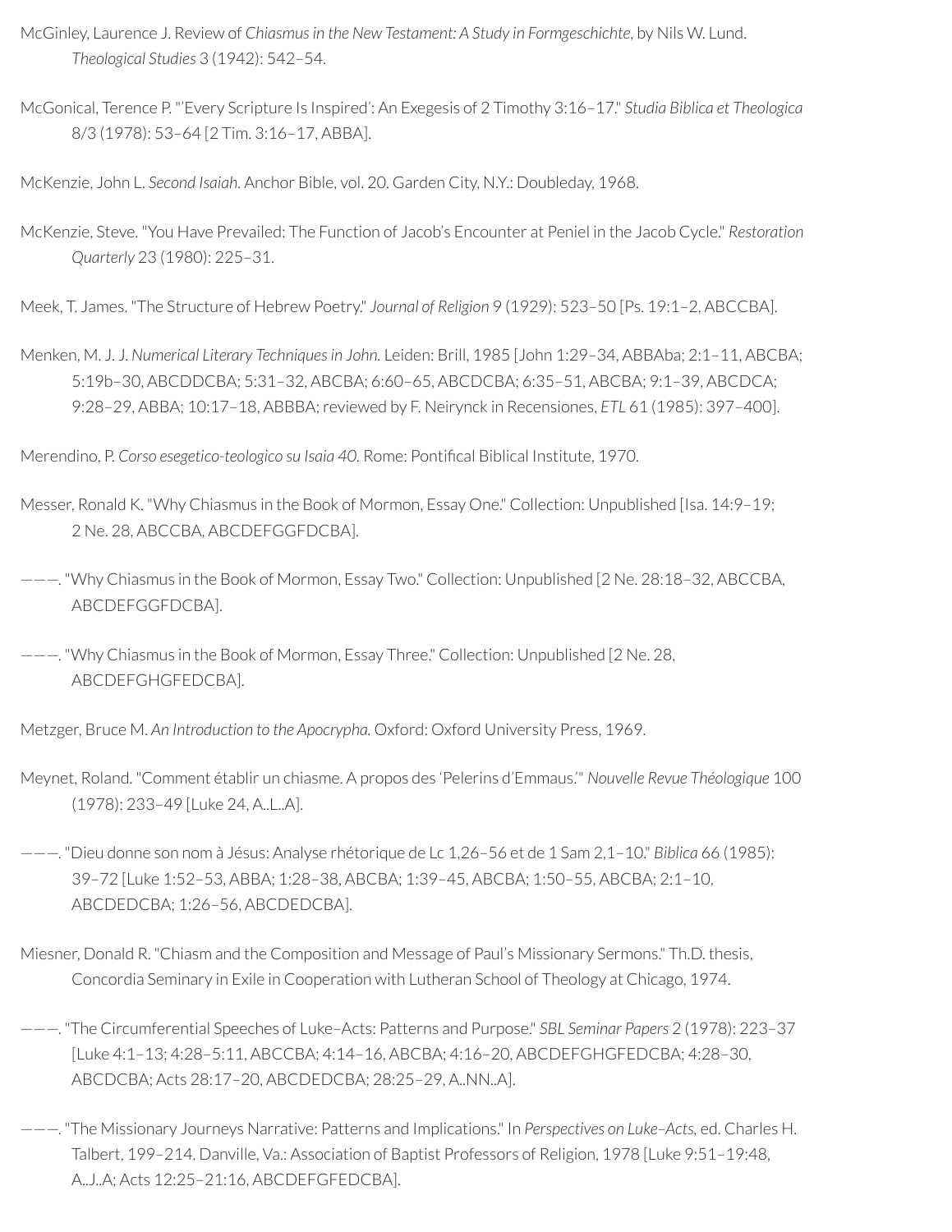McGinley, Laurence J. Review of *Chiasmus in the New Testament: A Study in Formgeschichte*, by Nils W. Lund. *Theological Studies* 3 (1942): 542–54.

McGonical, Terence P. "'Every Scripture Is Inspired': An Exegesis of 2 Timothy 3:16–17." *Studia Biblica et Theologica* 8/3 (1978): 53–64 [2 Tim. 3:16–17, ABBA].

McKenzie, John L. *Second Isaiah.* Anchor Bible, vol. 20. Garden City, N.Y.: Doubleday, 1968.

McKenzie, Steve. "You Have Prevailed: The Function of Jacob's Encounter at Peniel in the Jacob Cycle." *Restoration Quarterly* 23 (1980): 225–31.

Meek, T. James. "The Structure of Hebrew Poetry." *Journal of Religion* 9 (1929): 523–50 [Ps. 19:1–2, ABCCBA].

Menken, M. J. J. *Numerical Literary Techniques in John.* Leiden: Brill, 1985 [John 1:29–34, ABBAba; 2:1–11, ABCBA; 5:19b–30, ABCDDCBA; 5:31–32, ABCBA; 6:60–65, ABCDCBA; 6:35–51, ABCBA; 9:1–39, ABCDCA; 9:28–29, ABBA; 10:17–18, ABBBA; reviewed by F. Neirynck in Recensiones, *ETL* 61 (1985): 397–400].

Merendino, P. *Corso esegetico-teologico su Isaia 40.* Rome: Pontifical Biblical Institute, 1970.

Messer, Ronald K. "Why Chiasmus in the Book of Mormon, Essay One." Collection: Unpublished [Isa. 14:9–19; 2 Ne. 28, ABCCBA, ABCDEFGGFDCBA].

———. "Why Chiasmus in the Book of Mormon, Essay Two." Collection: Unpublished [2 Ne. 28:18–32, ABCCBA, ABCDEFGGFDCBA].

———. "Why Chiasmus in the Book of Mormon, Essay Three." Collection: Unpublished [2 Ne. 28, ABCDEFGHGFEDCBA].

Metzger, Bruce M. *An Introduction to the Apocrypha.* Oxford: Oxford University Press, 1969.

Meynet, Roland. "Comment établir un chiasme. A propos des 'Pelerins d'Emmaus.'" *Nouvelle Revue Théologique* 100 (1978): 233–49 [Luke 24, A..L..A].

———. "Dieu donne son nom à Jésus: Analyse rhétorique de Lc 1,26–56 et de 1 Sam 2,1–10." *Biblica* 66 (1985): 39–72 [Luke 1:52–53, ABBA; 1:28–38, ABCBA; 1:39–45, ABCBA; 1:50–55, ABCBA; 2:1–10, ABCDEDCBA; 1:26–56, ABCDEDCBA].

Miesner, Donald R. "Chiasm and the Composition and Message of Paul's Missionary Sermons." Th.D. thesis, Concordia Seminary in Exile in Cooperation with Lutheran School of Theology at Chicago, 1974.

———. "The Circumferential Speeches of Luke–Acts: Patterns and Purpose." *SBL Seminar Papers* 2 (1978): 223–37 [Luke 4:1–13; 4:28–5:11, ABCCBA; 4:14–16, ABCBA; 4:16–20, ABCDEFGHGFEDCBA; 4:28–30, ABCDCBA; Acts 28:17–20, ABCDEDCBA; 28:25–29, A..NN..A].

———. "The Missionary Journeys Narrative: Patterns and Implications." In *Perspectives on Luke–Acts,* ed. Charles H. Talbert, 199–214. Danville, Va.: Association of Baptist Professors of Religion, 1978 [Luke 9:51–19:48, A..J..A; Acts 12:25–21:16, ABCDEFGFEDCBA].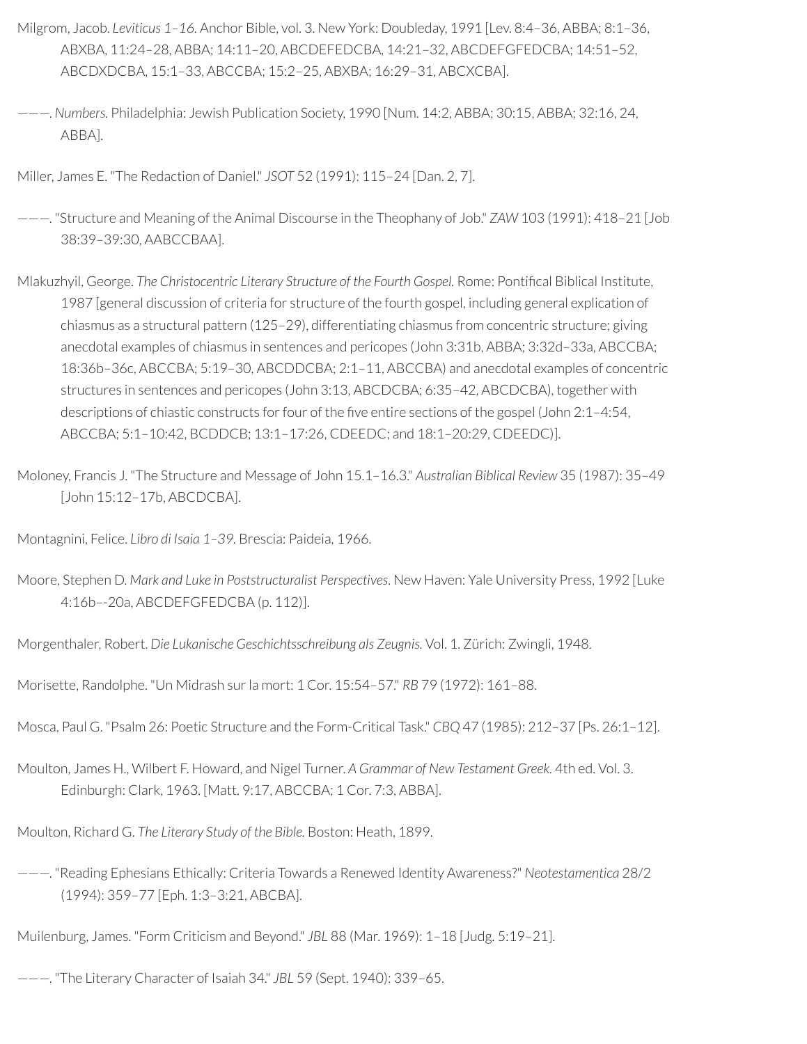Milgrom, Jacob. *Leviticus 1–16.* Anchor Bible, vol. 3. New York: Doubleday, 1991 [Lev. 8:4–36, ABBA; 8:1–36, ABXBA, 11:24–28, ABBA; 14:11–20, ABCDEFEDCBA, 14:21–32, ABCDEFGFEDCBA; 14:51–52, ABCDXDCBA, 15:1–33, ABCCBA; 15:2–25, ABXBA; 16:29–31, ABCXCBA].

———. *Numbers.* Philadelphia: Jewish Publication Society, 1990 [Num. 14:2, ABBA; 30:15, ABBA; 32:16, 24, ABBA].

Miller, James E. "The Redaction of Daniel." *JSOT* 52 (1991): 115–24 [Dan. 2, 7].

———. "Structure and Meaning of the Animal Discourse in the Theophany of Job." *ZAW* 103 (1991): 418–21 [Job 38:39–39:30, AABCCBAA].

Mlakuzhyil, George. *The Christocentric Literary Structure of the Fourth Gospel.* Rome: Pontifical Biblical Institute, 1987 [general discussion of criteria for structure of the fourth gospel, including general explication of chiasmus as a structural pattern (125–29), differentiating chiasmus from concentric structure; giving anecdotal examples of chiasmus in sentences and pericopes (John 3:31b, ABBA; 3:32d–33a, ABCCBA; 18:36b–36c, ABCCBA; 5:19–30, ABCDDCBA; 2:1–11, ABCCBA) and anecdotal examples of concentric structures in sentences and pericopes (John 3:13, ABCDCBA; 6:35–42, ABCDCBA), together with descriptions of chiastic constructs for four of the five entire sections of the gospel (John 2:1–4:54, ABCCBA; 5:1–10:42, BCDDCB; 13:1–17:26, CDEEDC; and 18:1–20:29, CDEEDC)].

Moloney, Francis J. "The Structure and Message of John 15.1–16.3." *Australian Biblical Review* 35 (1987): 35–49 [John 15:12–17b, ABCDCBA].

Montagnini, Felice. *Libro di Isaia 1–39.* Brescia: Paideia, 1966.

Moore, Stephen D. *Mark and Luke in Poststructuralist Perspectives.* New Haven: Yale University Press, 1992 [Luke 4:16b–-20a, ABCDEFGFEDCBA (p. 112)].

Morgenthaler, Robert. *Die Lukanische Geschichtsschreibung als Zeugnis.* Vol. 1. Zürich: Zwingli, 1948.

Morisette, Randolphe. "Un Midrash sur la mort: 1 Cor. 15:54–57." *RB* 79 (1972): 161–88.

Mosca, Paul G. "Psalm 26: Poetic Structure and the Form-Critical Task." *CBQ* 47 (1985): 212–37 [Ps. 26:1–12].

Moulton, James H., Wilbert F. Howard, and Nigel Turner. *A Grammar of New Testament Greek.* 4th ed. Vol. 3. Edinburgh: Clark, 1963. [Matt. 9:17, ABCCBA; 1 Cor. 7:3, ABBA].

Moulton, Richard G. *The Literary Study of the Bible.* Boston: Heath, 1899.

———. "Reading Ephesians Ethically: Criteria Towards a Renewed Identity Awareness?" *Neotestamentica* 28/2 (1994): 359–77 [Eph. 1:3–3:21, ABCBA].

Muilenburg, James. "Form Criticism and Beyond." *JBL* 88 (Mar. 1969): 1–18 [Judg. 5:19–21].

———. "The Literary Character of Isaiah 34." *JBL* 59 (Sept. 1940): 339–65.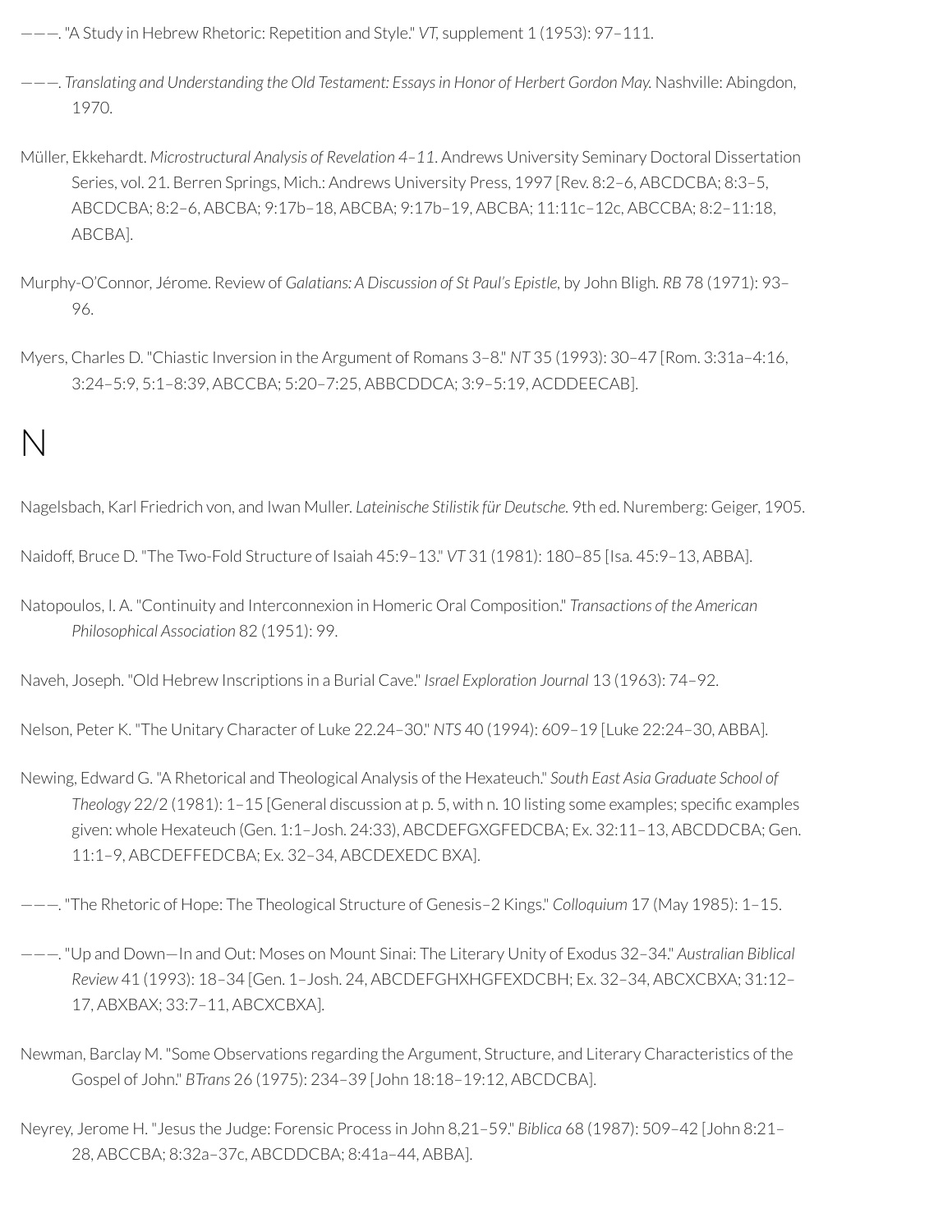———. "A Study in Hebrew Rhetoric: Repetition and Style." *VT*, supplement 1 (1953): 97–111.

———. *Translating and Understanding the Old Testament: Essays in Honor of Herbert Gordon May.* Nashville: Abingdon, 1970.

Müller, Ekkehardt. *Microstructural Analysis of Revelation 4–11*. Andrews University Seminary Doctoral Dissertation Series, vol. 21. Berren Springs, Mich.: Andrews University Press, 1997 [Rev. 8:2–6, ABCDCBA; 8:3–5, ABCDCBA; 8:2–6, ABCBA; 9:17b–18, ABCBA; 9:17b–19, ABCBA; 11:11c–12c, ABCCBA; 8:2–11:18, ABCBA].

Murphy-O'Connor, Jérome. Review of *Galatians: A Discussion of St Paul's Epistle*, by John Bligh. *RB* 78 (1971): 93–96.

Myers, Charles D. "Chiastic Inversion in the Argument of Romans 3–8." *NT* 35 (1993): 30–47 [Rom. 3:31a–4:16, 3:24–5:9, 5:1–8:39, ABCCBA; 5:20–7:25, ABBCDDCA; 3:9–5:19, ACDDEECAB].

# N

Nagelsbach, Karl Friedrich von, and Iwan Muller. *Lateinische Stilistik für Deutsche.* 9th ed. Nuremberg: Geiger, 1905.

Naidoff, Bruce D. "The Two-Fold Structure of Isaiah 45:9–13." *VT* 31 (1981): 180–85 [Isa. 45:9–13, ABBA].

Natopoulos, I. A. "Continuity and Interconnexion in Homeric Oral Composition." *Transactions of the American Philosophical Association* 82 (1951): 99.

Naveh, Joseph. "Old Hebrew Inscriptions in a Burial Cave." *Israel Exploration Journal* 13 (1963): 74–92.

Nelson, Peter K. "The Unitary Character of Luke 22.24–30." *NTS* 40 (1994): 609–19 [Luke 22:24–30, ABBA].

Newing, Edward G. "A Rhetorical and Theological Analysis of the Hexateuch." *South East Asia Graduate School of Theology* 22/2 (1981): 1–15 [General discussion at p. 5, with n. 10 listing some examples; specific examples given: whole Hexateuch (Gen. 1:1–Josh. 24:33), ABCDEFGXGFEDCBA; Ex. 32:11–13, ABCDDCBA; Gen. 11:1–9, ABCDEFFEDCBA; Ex. 32–34, ABCDEXEDC BXA].

———. "The Rhetoric of Hope: The Theological Structure of Genesis–2 Kings." *Colloquium* 17 (May 1985): 1–15.

———. "Up and Down—In and Out: Moses on Mount Sinai: The Literary Unity of Exodus 32–34." *Australian Biblical Review* 41 (1993): 18–34 [Gen. 1–Josh. 24, ABCDEFGHXHGFEXDCBH; Ex. 32–34, ABCXCBXA; 31:12–17, ABXBAX; 33:7–11, ABCXCBXA].

Newman, Barclay M. "Some Observations regarding the Argument, Structure, and Literary Characteristics of the Gospel of John." *BTrans* 26 (1975): 234–39 [John 18:18–19:12, ABCDCBA].

Neyrey, Jerome H. "Jesus the Judge: Forensic Process in John 8,21–59." *Biblica* 68 (1987): 509–42 [John 8:21–28, ABCCBA; 8:32a–37c, ABCDDCBA; 8:41a–44, ABBA].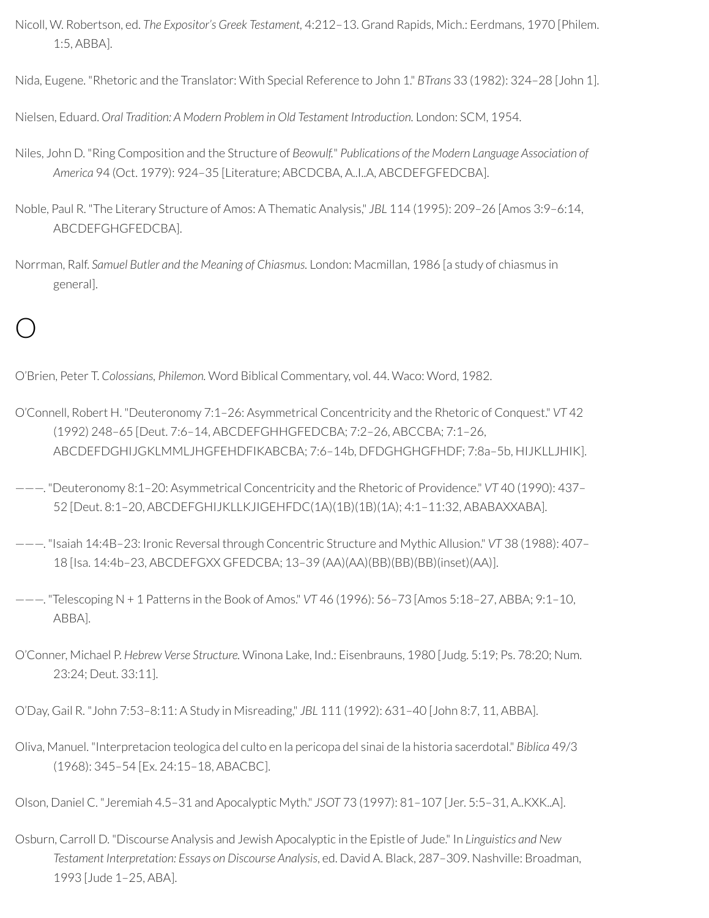Nicoll, W. Robertson, ed. *The Expositor's Greek Testament*, 4:212–13. Grand Rapids, Mich.: Eerdmans, 1970 [Philem. 1:5, ABBA].

Nida, Eugene. "Rhetoric and the Translator: With Special Reference to John 1." *BTrans* 33 (1982): 324–28 [John 1].

Nielsen, Eduard. *Oral Tradition: A Modern Problem in Old Testament Introduction.* London: SCM, 1954.

Niles, John D. "Ring Composition and the Structure of *Beowulf.*" *Publications of the Modern Language Association of America* 94 (Oct. 1979): 924–35 [Literature; ABCDCBA, A..I..A, ABCDEFGFEDCBA].

Noble, Paul R. "The Literary Structure of Amos: A Thematic Analysis," *JBL* 114 (1995): 209–26 [Amos 3:9–6:14, ABCDEFGHGFEDCBA].

Norrman, Ralf. *Samuel Butler and the Meaning of Chiasmus.* London: Macmillan, 1986 [a study of chiasmus in general].

# O

O'Brien, Peter T. *Colossians, Philemon.* Word Biblical Commentary, vol. 44. Waco: Word, 1982.

O'Connell, Robert H. "Deuteronomy 7:1–26: Asymmetrical Concentricity and the Rhetoric of Conquest." *VT* 42 (1992) 248–65 [Deut. 7:6–14, ABCDEFGHHGFEDCBA; 7:2–26, ABCCBA; 7:1–26, ABCDEFDGHIJGKLMMLJHGFEHDFIKABCBA; 7:6–14b, DFDGHGHGFHDF; 7:8a–5b, HIJKLLJHIK].

———. "Deuteronomy 8:1–20: Asymmetrical Concentricity and the Rhetoric of Providence." *VT* 40 (1990): 437–52 [Deut. 8:1–20, ABCDEFGHIJKLLKJIGEHFDC(1A)(1B)(1B)(1A); 4:1–11:32, ABABAXXABA].

———. "Isaiah 14:4B–23: Ironic Reversal through Concentric Structure and Mythic Allusion." *VT* 38 (1988): 407–18 [Isa. 14:4b–23, ABCDEFGXX GFEDCBA; 13–39 (AA)(AA)(BB)(BB)(BB)(inset)(AA)].

———. "Telescoping N + 1 Patterns in the Book of Amos." *VT* 46 (1996): 56–73 [Amos 5:18–27, ABBA; 9:1–10, ABBA].

O'Conner, Michael P. *Hebrew Verse Structure.* Winona Lake, Ind.: Eisenbrauns, 1980 [Judg. 5:19; Ps. 78:20; Num. 23:24; Deut. 33:11].

O'Day, Gail R. "John 7:53–8:11: A Study in Misreading," *JBL* 111 (1992): 631–40 [John 8:7, 11, ABBA].

Oliva, Manuel. "Interpretacion teologica del culto en la pericopa del sinai de la historia sacerdotal." *Biblica* 49/3 (1968): 345–54 [Ex. 24:15–18, ABACBC].

Olson, Daniel C. "Jeremiah 4.5–31 and Apocalyptic Myth." *JSOT* 73 (1997): 81–107 [Jer. 5:5–31, A..KXK..A].

Osburn, Carroll D. "Discourse Analysis and Jewish Apocalyptic in the Epistle of Jude." In *Linguistics and New Testament Interpretation: Essays on Discourse Analysis*, ed. David A. Black, 287–309. Nashville: Broadman, 1993 [Jude 1–25, ABA].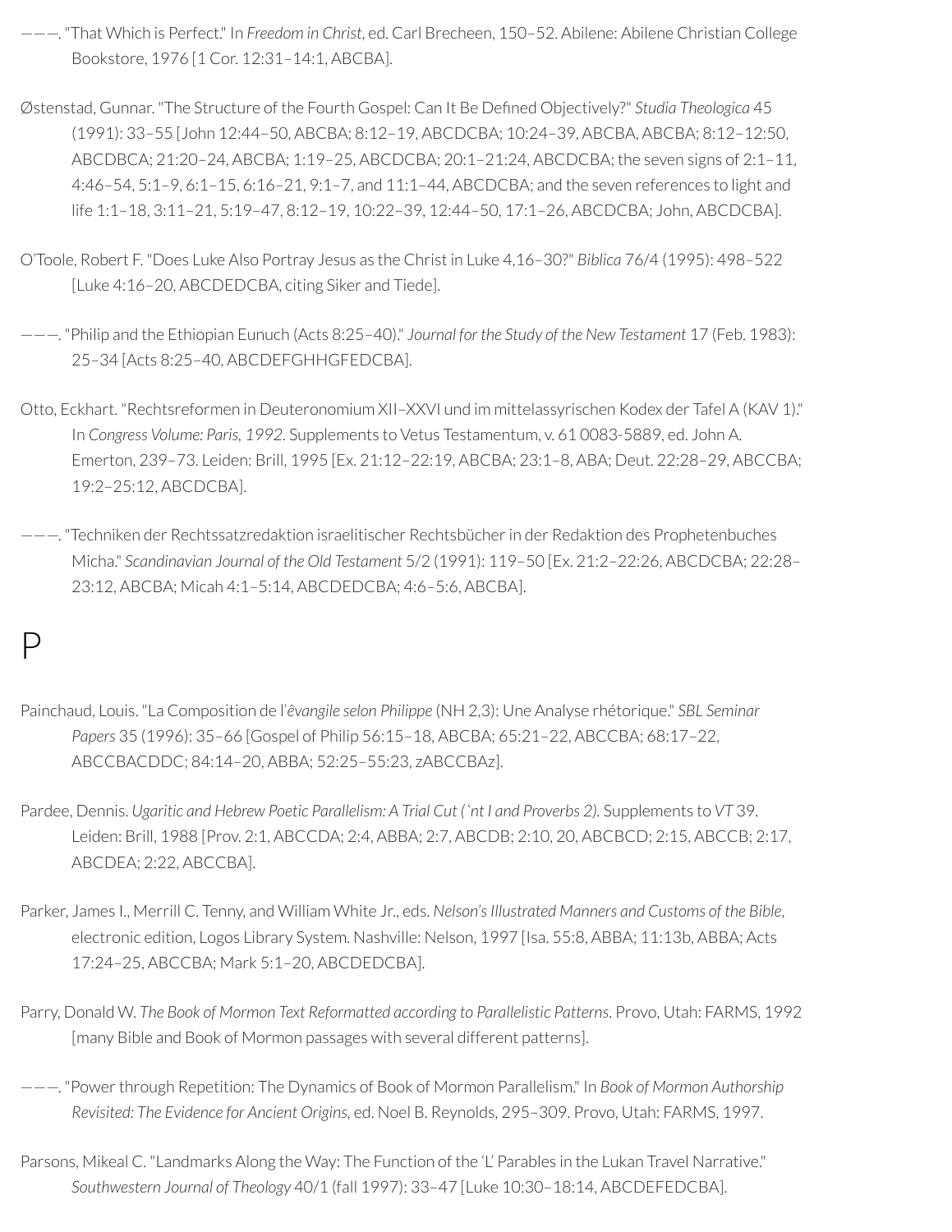———. "That Which is Perfect." In *Freedom in Christ*, ed. Carl Brecheen, 150–52. Abilene: Abilene Christian College Bookstore, 1976 [1 Cor. 12:31–14:1, ABCBA].

Østenstad, Gunnar. "The Structure of the Fourth Gospel: Can It Be Defined Objectively?" *Studia Theologica* 45 (1991): 33–55 [John 12:44–50, ABCBA; 8:12–19, ABCDCBA; 10:24–39, ABCBA, ABCBA; 8:12–12:50, ABCDBCA; 21:20–24, ABCBA; 1:19–25, ABCDCBA; 20:1–21:24, ABCDCBA; the seven signs of 2:1–11, 4:46–54, 5:1–9, 6:1–15, 6:16–21, 9:1–7, and 11:1–44, ABCDCBA; and the seven references to light and life 1:1–18, 3:11–21, 5:19–47, 8:12–19, 10:22–39, 12:44–50, 17:1–26, ABCDCBA; John, ABCDCBA].

O'Toole, Robert F. "Does Luke Also Portray Jesus as the Christ in Luke 4,16–30?" *Biblica* 76/4 (1995): 498–522 [Luke 4:16–20, ABCDEDCBA, citing Siker and Tiede].

———. "Philip and the Ethiopian Eunuch (Acts 8:25–40)." *Journal for the Study of the New Testament* 17 (Feb. 1983): 25–34 [Acts 8:25–40, ABCDEFGHHGFEDCBA].

Otto, Eckhart. "Rechtsreformen in Deuteronomium XII–XXVI und im mittelassyrischen Kodex der Tafel A (KAV 1)." In *Congress Volume: Paris, 1992*. Supplements to Vetus Testamentum, v. 61 0083-5889, ed. John A. Emerton, 239–73. Leiden: Brill, 1995 [Ex. 21:12–22:19, ABCBA; 23:1–8, ABA; Deut. 22:28–29, ABCCBA; 19:2–25:12, ABCDCBA].

———. "Techniken der Rechtssatzredaktion israelitischer Rechtsbücher in der Redaktion des Prophetenbuches Micha." *Scandinavian Journal of the Old Testament* 5/2 (1991): 119–50 [Ex. 21:2–22:26, ABCDCBA; 22:28–23:12, ABCBA; Micah 4:1–5:14, ABCDEDCBA; 4:6–5:6, ABCBA].

# P

Painchaud, Louis. "La Composition de l'*êvangile selon Philippe* (NH 2,3): Une Analyse rhétorique." *SBL Seminar Papers* 35 (1996): 35–66 [Gospel of Philip 56:15–18, ABCBA; 65:21–22, ABCCBA; 68:17–22, ABCCBACDDC; 84:14–20, ABBA; 52:25–55:23, zABCCBAz].

Pardee, Dennis. *Ugaritic and Hebrew Poetic Parallelism: A Trial Cut (ʿnt I and Proverbs 2)*. Supplements to *VT* 39. Leiden: Brill, 1988 [Prov. 2:1, ABCCDA; 2:4, ABBA; 2:7, ABCDB; 2:10, 20, ABCBCD; 2:15, ABCCB; 2:17, ABCDEA; 2:22, ABCCBA].

Parker, James I., Merrill C. Tenny, and William White Jr., eds. *Nelson's Illustrated Manners and Customs of the Bible*, electronic edition, Logos Library System. Nashville: Nelson, 1997 [Isa. 55:8, ABBA; 11:13b, ABBA; Acts 17:24–25, ABCCBA; Mark 5:1–20, ABCDEDCBA].

Parry, Donald W. *The Book of Mormon Text Reformatted according to Parallelistic Patterns*. Provo, Utah: FARMS, 1992 [many Bible and Book of Mormon passages with several different patterns].

———. "Power through Repetition: The Dynamics of Book of Mormon Parallelism." In *Book of Mormon Authorship Revisited: The Evidence for Ancient Origins*, ed. Noel B. Reynolds, 295–309. Provo, Utah: FARMS, 1997.

Parsons, Mikeal C. "Landmarks Along the Way: The Function of the 'L' Parables in the Lukan Travel Narrative." *Southwestern Journal of Theology* 40/1 (fall 1997): 33–47 [Luke 10:30–18:14, ABCDEFEDCBA].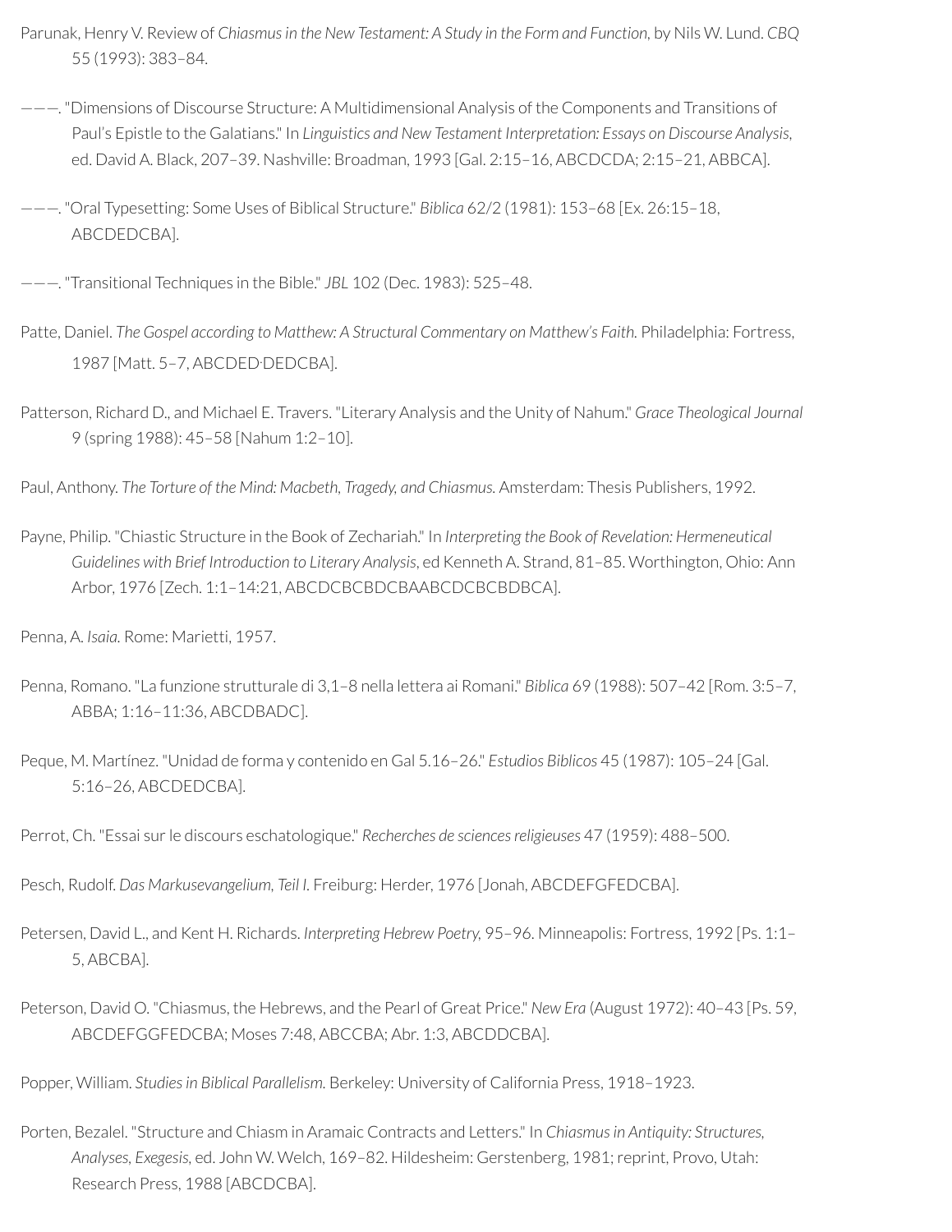Parunak, Henry V. Review of *Chiasmus in the New Testament: A Study in the Form and Function*, by Nils W. Lund. *CBQ* 55 (1993): 383–84.

———. "Dimensions of Discourse Structure: A Multidimensional Analysis of the Components and Transitions of Paul's Epistle to the Galatians." In *Linguistics and New Testament Interpretation: Essays on Discourse Analysis*, ed. David A. Black, 207–39. Nashville: Broadman, 1993 [Gal. 2:15–16, ABCDCDA; 2:15–21, ABBCA].

———. "Oral Typesetting: Some Uses of Biblical Structure." *Biblica* 62/2 (1981): 153–68 [Ex. 26:15–18, ABCDEDCBA].

———. "Transitional Techniques in the Bible." *JBL* 102 (Dec. 1983): 525–48.

Patte, Daniel. *The Gospel according to Matthew: A Structural Commentary on Matthew's Faith.* Philadelphia: Fortress, 1987 [Matt. 5–7, ABCDED·DEDCBA].

Patterson, Richard D., and Michael E. Travers. "Literary Analysis and the Unity of Nahum." *Grace Theological Journal* 9 (spring 1988): 45–58 [Nahum 1:2–10].

Paul, Anthony. *The Torture of the Mind: Macbeth, Tragedy, and Chiasmus.* Amsterdam: Thesis Publishers, 1992.

Payne, Philip. "Chiastic Structure in the Book of Zechariah." In *Interpreting the Book of Revelation: Hermeneutical Guidelines with Brief Introduction to Literary Analysis*, ed Kenneth A. Strand, 81–85. Worthington, Ohio: Ann Arbor, 1976 [Zech. 1:1–14:21, ABCDCBCBDCBAABCDCBCBDBCA].

Penna, A. *Isaia.* Rome: Marietti, 1957.

Penna, Romano. "La funzione strutturale di 3,1–8 nella lettera ai Romani." *Biblica* 69 (1988): 507–42 [Rom. 3:5–7, ABBA; 1:16–11:36, ABCDBADC].

Peque, M. Martínez. "Unidad de forma y contenido en Gal 5.16–26." *Estudios Biblicos* 45 (1987): 105–24 [Gal. 5:16–26, ABCDEDCBA].

Perrot, Ch. "Essai sur le discours eschatologique." *Recherches de sciences religieuses* 47 (1959): 488–500.

Pesch, Rudolf. *Das Markusevangelium, Teil I.* Freiburg: Herder, 1976 [Jonah, ABCDEFGFEDCBA].

Petersen, David L., and Kent H. Richards. *Interpreting Hebrew Poetry*, 95–96. Minneapolis: Fortress, 1992 [Ps. 1:1–5, ABCBA].

Peterson, David O. "Chiasmus, the Hebrews, and the Pearl of Great Price." *New Era* (August 1972): 40–43 [Ps. 59, ABCDEFGGFEDCBA; Moses 7:48, ABCCBA; Abr. 1:3, ABCDDCBA].

Popper, William. *Studies in Biblical Parallelism.* Berkeley: University of California Press, 1918–1923.

Porten, Bezalel. "Structure and Chiasm in Aramaic Contracts and Letters." In *Chiasmus in Antiquity: Structures, Analyses, Exegesis*, ed. John W. Welch, 169–82. Hildesheim: Gerstenberg, 1981; reprint, Provo, Utah: Research Press, 1988 [ABCDCBA].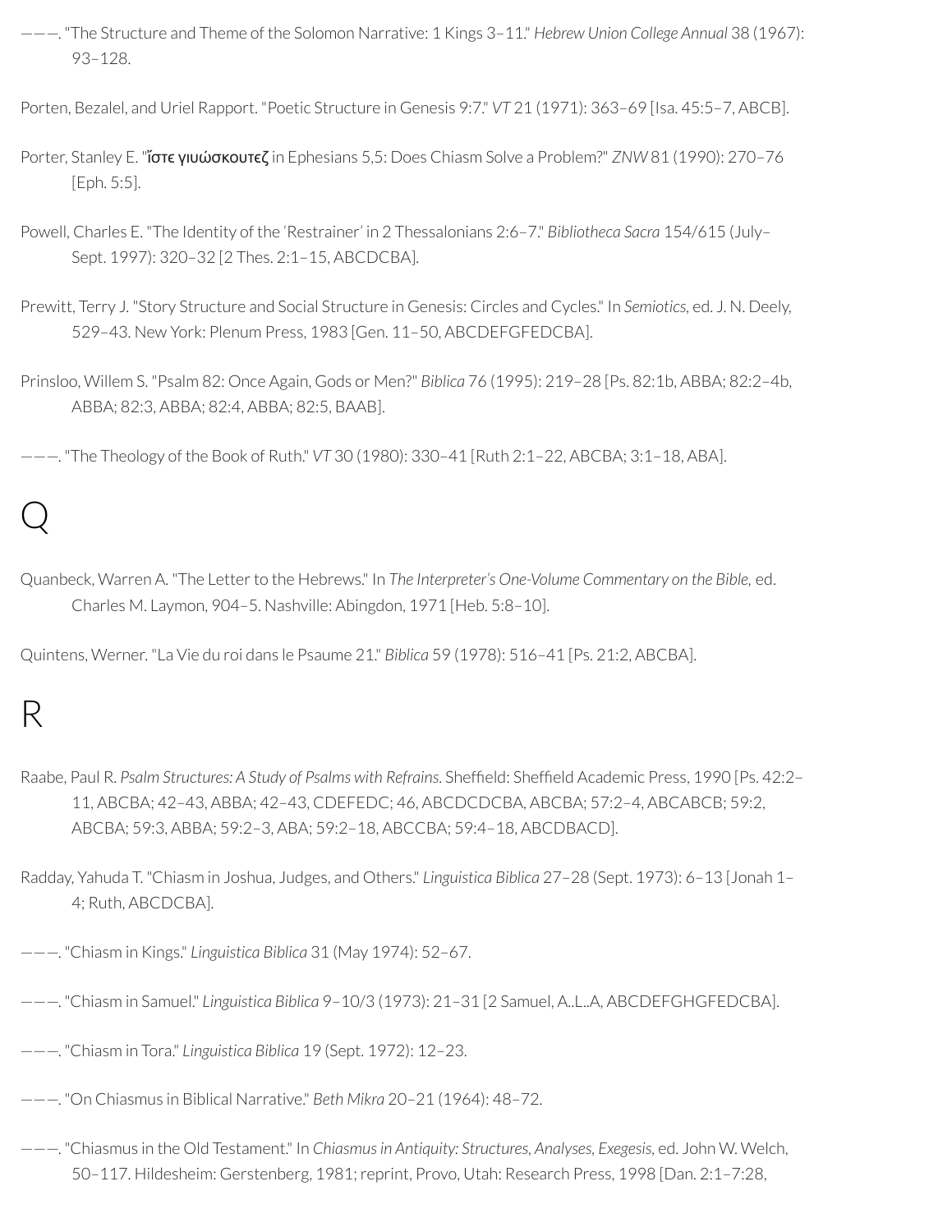———. "The Structure and Theme of the Solomon Narrative: 1 Kings 3–11." *Hebrew Union College Annual* 38 (1967): 93–128.

Porten, Bezalel, and Uriel Rapport. "Poetic Structure in Genesis 9:7." *VT* 21 (1971): 363–69 [Isa. 45:5–7, ABCB].

Porter, Stanley E. "ἴστε γιυώσκουτεζ in Ephesians 5,5: Does Chiasm Solve a Problem?" *ZNW* 81 (1990): 270–76 [Eph. 5:5].

Powell, Charles E. "The Identity of the 'Restrainer' in 2 Thessalonians 2:6–7." *Bibliotheca Sacra* 154/615 (July–Sept. 1997): 320–32 [2 Thes. 2:1–15, ABCDCBA].

Prewitt, Terry J. "Story Structure and Social Structure in Genesis: Circles and Cycles." In *Semiotics*, ed. J. N. Deely, 529–43. New York: Plenum Press, 1983 [Gen. 11–50, ABCDEFGFEDCBA].

Prinsloo, Willem S. "Psalm 82: Once Again, Gods or Men?" *Biblica* 76 (1995): 219–28 [Ps. 82:1b, ABBA; 82:2–4b, ABBA; 82:3, ABBA; 82:4, ABBA; 82:5, BAAB].

———. "The Theology of the Book of Ruth." *VT* 30 (1980): 330–41 [Ruth 2:1–22, ABCBA; 3:1–18, ABA].

# Q

Quanbeck, Warren A. "The Letter to the Hebrews." In *The Interpreter's One-Volume Commentary on the Bible,* ed. Charles M. Laymon, 904–5. Nashville: Abingdon, 1971 [Heb. 5:8–10].

Quintens, Werner. "La Vie du roi dans le Psaume 21." *Biblica* 59 (1978): 516–41 [Ps. 21:2, ABCBA].

# R

Raabe, Paul R. *Psalm Structures: A Study of Psalms with Refrains*. Sheffield: Sheffield Academic Press, 1990 [Ps. 42:2–11, ABCBA; 42–43, ABBA; 42–43, CDEFEDC; 46, ABCDCDCBA, ABCBA; 57:2–4, ABCABCB; 59:2, ABCBA; 59:3, ABBA; 59:2–3, ABA; 59:2–18, ABCCBA; 59:4–18, ABCDBACD].

Radday, Yahuda T. "Chiasm in Joshua, Judges, and Others." *Linguistica Biblica* 27–28 (Sept. 1973): 6–13 [Jonah 1–4; Ruth, ABCDCBA].

———. "Chiasm in Kings." *Linguistica Biblica* 31 (May 1974): 52–67.

———. "Chiasm in Samuel." *Linguistica Biblica* 9–10/3 (1973): 21–31 [2 Samuel, A..L..A, ABCDEFGHGFEDCBA].

———. "Chiasm in Tora." *Linguistica Biblica* 19 (Sept. 1972): 12–23.

———. "On Chiasmus in Biblical Narrative." *Beth Mikra* 20–21 (1964): 48–72.

———. "Chiasmus in the Old Testament." In *Chiasmus in Antiquity: Structures, Analyses, Exegesis*, ed. John W. Welch, 50–117. Hildesheim: Gerstenberg, 1981; reprint, Provo, Utah: Research Press, 1998 [Dan. 2:1–7:28,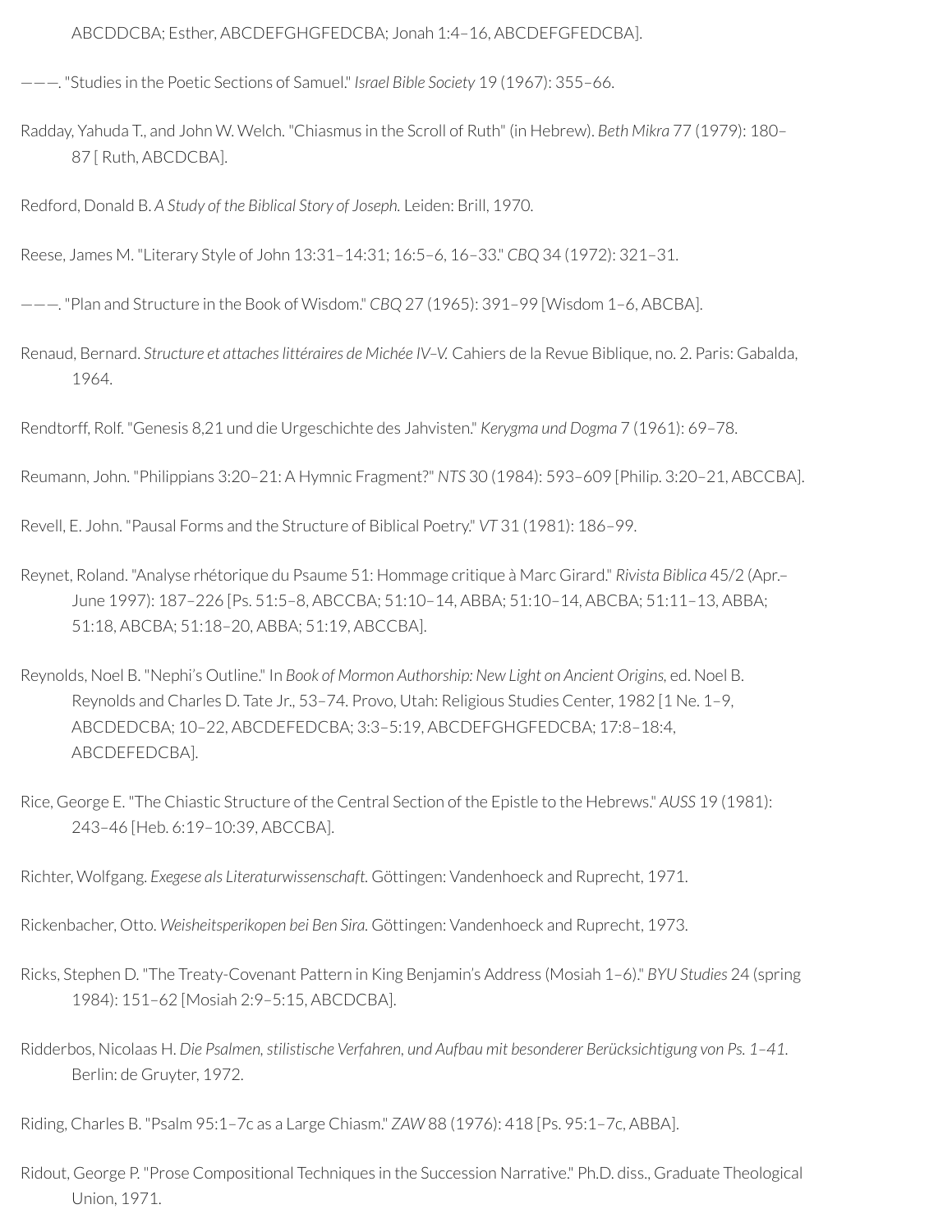ABCDDCBA; Esther, ABCDEFGHGFEDCBA; Jonah 1:4–16, ABCDEFGFEDCBA].

———. "Studies in the Poetic Sections of Samuel." *Israel Bible Society* 19 (1967): 355–66.

Radday, Yahuda T., and John W. Welch. "Chiasmus in the Scroll of Ruth" (in Hebrew). *Beth Mikra* 77 (1979): 180–87 [ Ruth, ABCDCBA].

Redford, Donald B. *A Study of the Biblical Story of Joseph.* Leiden: Brill, 1970.

Reese, James M. "Literary Style of John 13:31–14:31; 16:5–6, 16–33." *CBQ* 34 (1972): 321–31.

———. "Plan and Structure in the Book of Wisdom." *CBQ* 27 (1965): 391–99 [Wisdom 1–6, ABCBA].

Renaud, Bernard. *Structure et attaches littéraires de Michée IV–V.* Cahiers de la Revue Biblique, no. 2. Paris: Gabalda, 1964.

Rendtorff, Rolf. "Genesis 8,21 und die Urgeschichte des Jahvisten." *Kerygma und Dogma* 7 (1961): 69–78.

Reumann, John. "Philippians 3:20–21: A Hymnic Fragment?" *NTS* 30 (1984): 593–609 [Philip. 3:20–21, ABCCBA].

Revell, E. John. "Pausal Forms and the Structure of Biblical Poetry." *VT* 31 (1981): 186–99.

Reynet, Roland. "Analyse rhétorique du Psaume 51: Hommage critique à Marc Girard." *Rivista Biblica* 45/2 (Apr.–June 1997): 187–226 [Ps. 51:5–8, ABCCBA; 51:10–14, ABBA; 51:10–14, ABCBA; 51:11–13, ABBA; 51:18, ABCBA; 51:18–20, ABBA; 51:19, ABCCBA].

Reynolds, Noel B. "Nephi's Outline." In *Book of Mormon Authorship: New Light on Ancient Origins,* ed. Noel B. Reynolds and Charles D. Tate Jr., 53–74. Provo, Utah: Religious Studies Center, 1982 [1 Ne. 1–9, ABCDEDCBA; 10–22, ABCDEFEDCBA; 3:3–5:19, ABCDEFGHGFEDCBA; 17:8–18:4, ABCDEFEDCBA].

Rice, George E. "The Chiastic Structure of the Central Section of the Epistle to the Hebrews." *AUSS* 19 (1981): 243–46 [Heb. 6:19–10:39, ABCCBA].

Richter, Wolfgang. *Exegese als Literaturwissenschaft.* Göttingen: Vandenhoeck and Ruprecht, 1971.

Rickenbacher, Otto. *Weisheitsperikopen bei Ben Sira.* Göttingen: Vandenhoeck and Ruprecht, 1973.

Ricks, Stephen D. "The Treaty-Covenant Pattern in King Benjamin's Address (Mosiah 1–6)." *BYU Studies* 24 (spring 1984): 151–62 [Mosiah 2:9–5:15, ABCDCBA].

Ridderbos, Nicolaas H. *Die Psalmen, stilistische Verfahren, und Aufbau mit besonderer Berücksichtigung von Ps. 1–41.* Berlin: de Gruyter, 1972.

Riding, Charles B. "Psalm 95:1–7c as a Large Chiasm." *ZAW* 88 (1976): 418 [Ps. 95:1–7c, ABBA].

Ridout, George P. "Prose Compositional Techniques in the Succession Narrative." Ph.D. diss., Graduate Theological Union, 1971.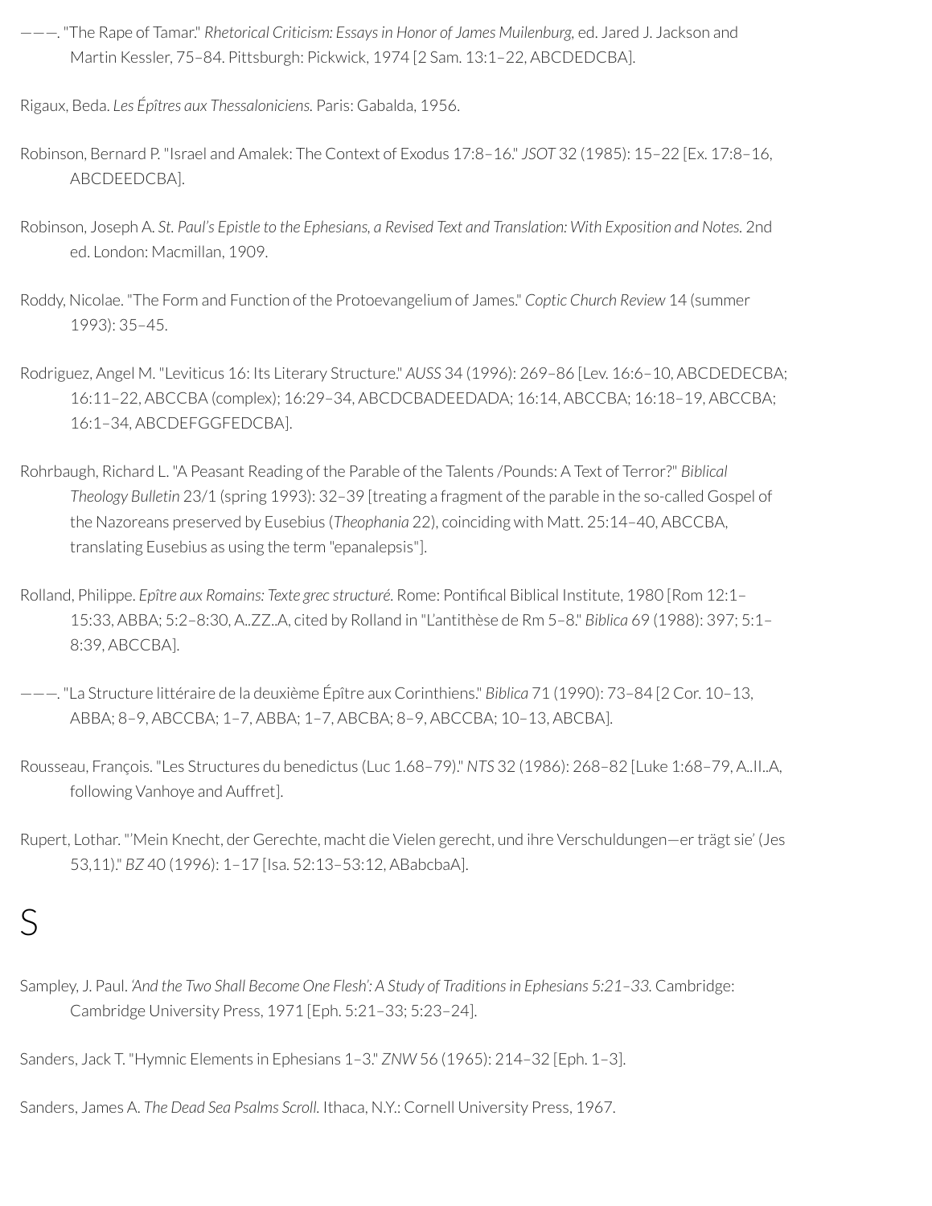———. "The Rape of Tamar." *Rhetorical Criticism: Essays in Honor of James Muilenburg*, ed. Jared J. Jackson and Martin Kessler, 75–84. Pittsburgh: Pickwick, 1974 [2 Sam. 13:1–22, ABCDEDCBA].

Rigaux, Beda. *Les Épîtres aux Thessaloniciens.* Paris: Gabalda, 1956.

Robinson, Bernard P. "Israel and Amalek: The Context of Exodus 17:8–16." *JSOT* 32 (1985): 15–22 [Ex. 17:8–16, ABCDEEDCBA].

Robinson, Joseph A. *St. Paul's Epistle to the Ephesians, a Revised Text and Translation: With Exposition and Notes.* 2nd ed. London: Macmillan, 1909.

Roddy, Nicolae. "The Form and Function of the Protoevangelium of James." *Coptic Church Review* 14 (summer 1993): 35–45.

Rodriguez, Angel M. "Leviticus 16: Its Literary Structure." *AUSS* 34 (1996): 269–86 [Lev. 16:6–10, ABCDEDECBA; 16:11–22, ABCCBA (complex); 16:29–34, ABCDCBADEEDADA; 16:14, ABCCBA; 16:18–19, ABCCBA; 16:1–34, ABCDEFGGFEDCBA].

Rohrbaugh, Richard L. "A Peasant Reading of the Parable of the Talents /Pounds: A Text of Terror?" *Biblical Theology Bulletin* 23/1 (spring 1993): 32–39 [treating a fragment of the parable in the so-called Gospel of the Nazoreans preserved by Eusebius (*Theophania* 22), coinciding with Matt. 25:14–40, ABCCBA, translating Eusebius as using the term "epanalepsis"].

Rolland, Philippe. *Epître aux Romains: Texte grec structuré.* Rome: Pontifical Biblical Institute, 1980 [Rom 12:1–15:33, ABBA; 5:2–8:30, A..ZZ..A, cited by Rolland in "L'antithèse de Rm 5–8." *Biblica* 69 (1988): 397; 5:1–8:39, ABCCBA].

———. "La Structure littéraire de la deuxième Épître aux Corinthiens." *Biblica* 71 (1990): 73–84 [2 Cor. 10–13, ABBA; 8–9, ABCCBA; 1–7, ABBA; 1–7, ABCBA; 8–9, ABCCBA; 10–13, ABCBA].

Rousseau, François. "Les Structures du benedictus (Luc 1.68–79)." *NTS* 32 (1986): 268–82 [Luke 1:68–79, A..II..A, following Vanhoye and Auffret].

Rupert, Lothar. "'Mein Knecht, der Gerechte, macht die Vielen gerecht, und ihre Verschuldungen—er trägt sie' (Jes 53,11)." *BZ* 40 (1996): 1–17 [Isa. 52:13–53:12, ABabcbaA].

# S

Sampley, J. Paul. *'And the Two Shall Become One Flesh': A Study of Traditions in Ephesians 5:21–33.* Cambridge: Cambridge University Press, 1971 [Eph. 5:21–33; 5:23–24].

Sanders, Jack T. "Hymnic Elements in Ephesians 1–3." *ZNW* 56 (1965): 214–32 [Eph. 1–3].

Sanders, James A. *The Dead Sea Psalms Scroll.* Ithaca, N.Y.: Cornell University Press, 1967.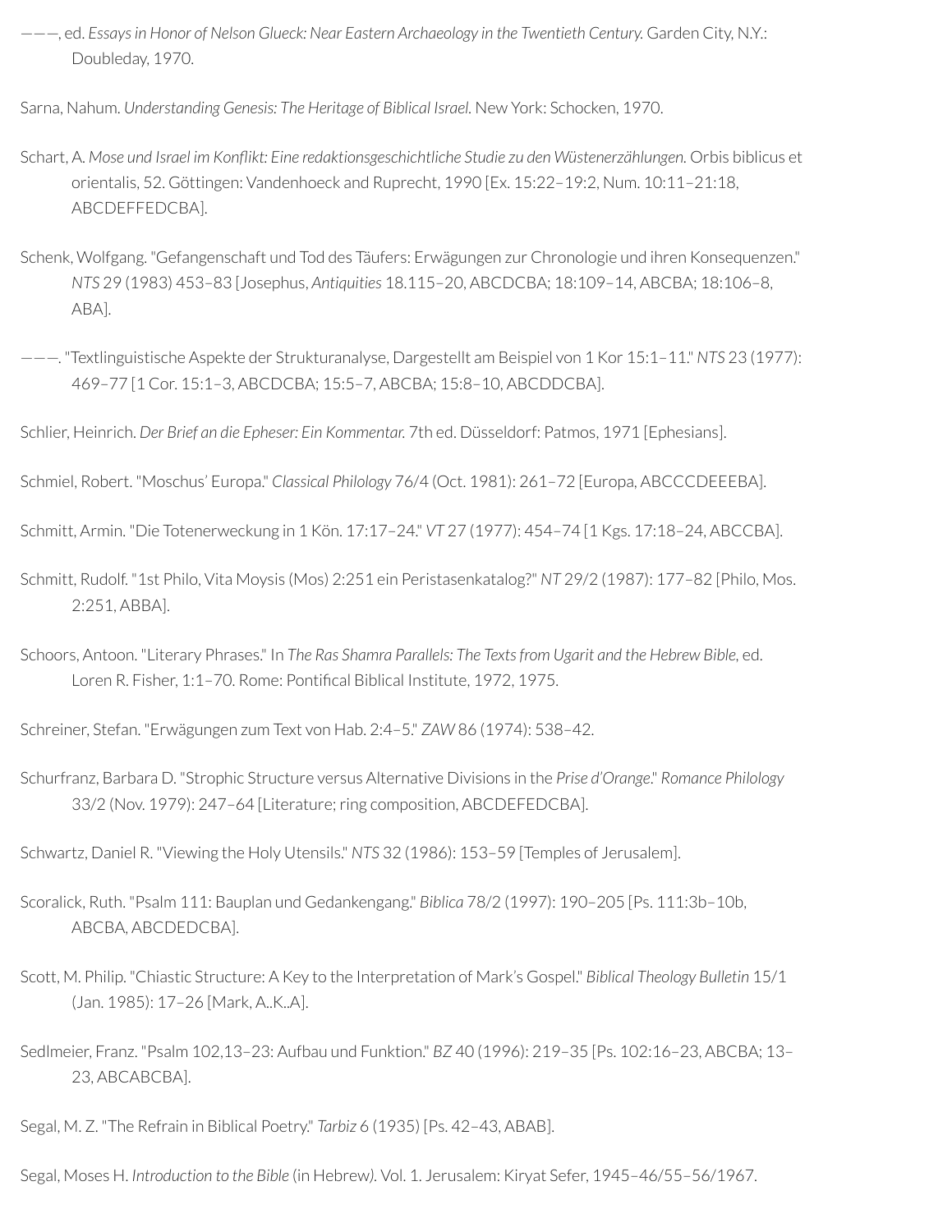———, ed. *Essays in Honor of Nelson Glueck: Near Eastern Archaeology in the Twentieth Century.* Garden City, N.Y.: Doubleday, 1970.

Sarna, Nahum. *Understanding Genesis: The Heritage of Biblical Israel.* New York: Schocken, 1970.

Schart, A. *Mose und Israel im Konflikt: Eine redaktionsgeschichtliche Studie zu den Wüstenerzählungen.* Orbis biblicus et orientalis, 52. Göttingen: Vandenhoeck and Ruprecht, 1990 [Ex. 15:22–19:2, Num. 10:11–21:18, ABCDEFFEDCBA].

Schenk, Wolfgang. "Gefangenschaft und Tod des Täufers: Erwägungen zur Chronologie und ihren Konsequenzen." *NTS* 29 (1983) 453–83 [Josephus, *Antiquities* 18.115–20, ABCDCBA; 18:109–14, ABCBA; 18:106–8, ABA].

———. "Textlinguistische Aspekte der Strukturanalyse, Dargestellt am Beispiel von 1 Kor 15:1–11." *NTS* 23 (1977): 469–77 [1 Cor. 15:1–3, ABCDCBA; 15:5–7, ABCBA; 15:8–10, ABCDDCBA].

Schlier, Heinrich. *Der Brief an die Epheser: Ein Kommentar.* 7th ed. Düsseldorf: Patmos, 1971 [Ephesians].

Schmiel, Robert. "Moschus' Europa." *Classical Philology* 76/4 (Oct. 1981): 261–72 [Europa, ABCCCDEEEBA].

Schmitt, Armin. "Die Totenerweckung in 1 Kön. 17:17–24." *VT* 27 (1977): 454–74 [1 Kgs. 17:18–24, ABCCBA].

Schmitt, Rudolf. "1st Philo, Vita Moysis (Mos) 2:251 ein Peristasenkatalog?" *NT* 29/2 (1987): 177–82 [Philo, Mos. 2:251, ABBA].

Schoors, Antoon. "Literary Phrases." In *The Ras Shamra Parallels: The Texts from Ugarit and the Hebrew Bible,* ed. Loren R. Fisher, 1:1–70. Rome: Pontifical Biblical Institute, 1972, 1975.

Schreiner, Stefan. "Erwägungen zum Text von Hab. 2:4–5." *ZAW* 86 (1974): 538–42.

Schurfranz, Barbara D. "Strophic Structure versus Alternative Divisions in the *Prise d'Orange*." *Romance Philology* 33/2 (Nov. 1979): 247–64 [Literature; ring composition, ABCDEFEDCBA].

Schwartz, Daniel R. "Viewing the Holy Utensils." *NTS* 32 (1986): 153–59 [Temples of Jerusalem].

Scoralick, Ruth. "Psalm 111: Bauplan und Gedankengang." *Biblica* 78/2 (1997): 190–205 [Ps. 111:3b–10b, ABCBA, ABCDEDCBA].

Scott, M. Philip. "Chiastic Structure: A Key to the Interpretation of Mark's Gospel." *Biblical Theology Bulletin* 15/1 (Jan. 1985): 17–26 [Mark, A..K..A].

Sedlmeier, Franz. "Psalm 102,13–23: Aufbau und Funktion." *BZ* 40 (1996): 219–35 [Ps. 102:16–23, ABCBA; 13–23, ABCABCBA].

Segal, M. Z. "The Refrain in Biblical Poetry." *Tarbiz* 6 (1935) [Ps. 42–43, ABAB].

Segal, Moses H. *Introduction to the Bible* (in Hebrew). Vol. 1. Jerusalem: Kiryat Sefer, 1945–46/55–56/1967.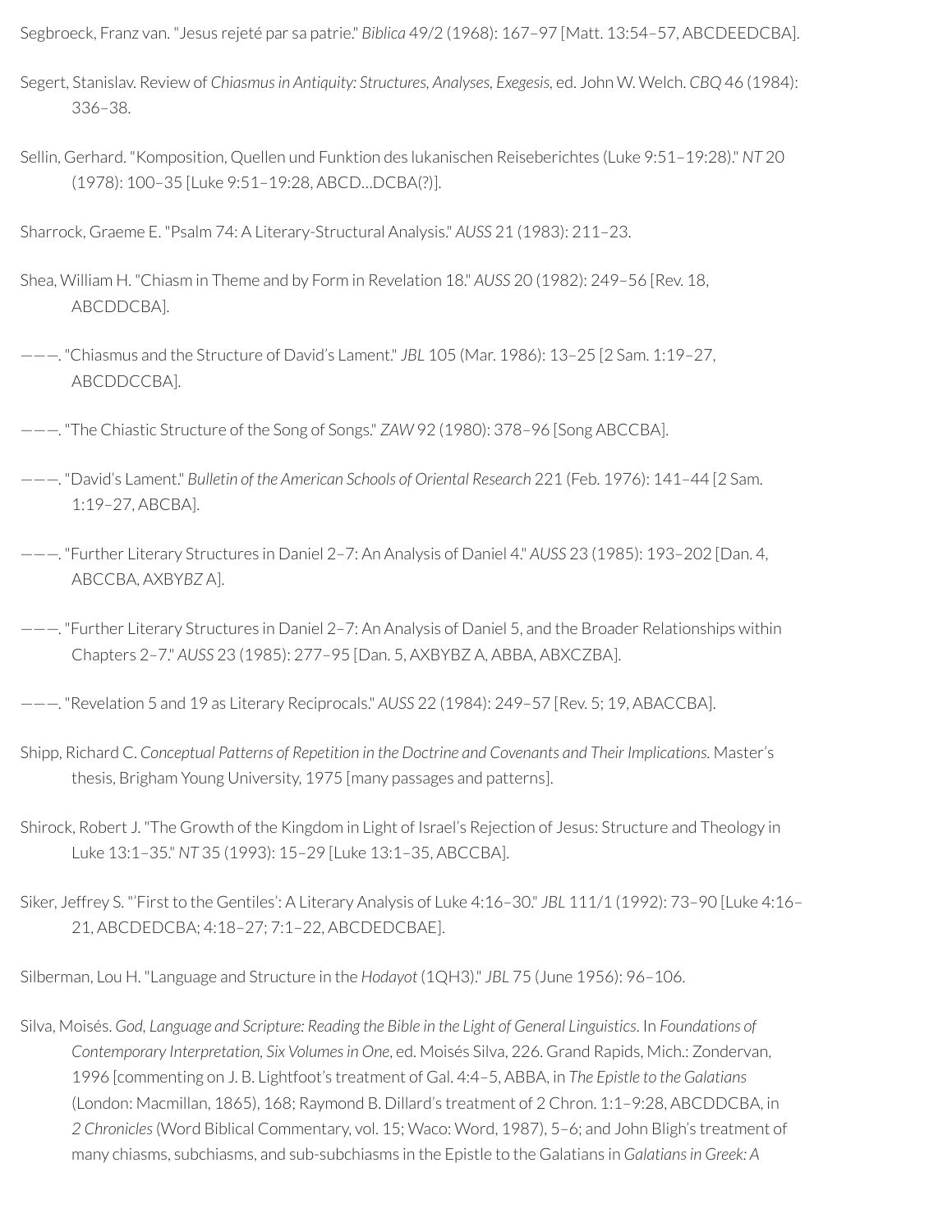Segbroeck, Franz van. "Jesus rejeté par sa patrie." *Biblica* 49/2 (1968): 167–97 [Matt. 13:54–57, ABCDEEDCBA].

Segert, Stanislav. Review of *Chiasmus in Antiquity: Structures, Analyses, Exegesis*, ed. John W. Welch. *CBQ* 46 (1984): 336–38.

Sellin, Gerhard. "Komposition, Quellen und Funktion des lukanischen Reiseberichtes (Luke 9:51–19:28)." *NT* 20 (1978): 100–35 [Luke 9:51–19:28, ABCD…DCBA(?)].

Sharrock, Graeme E. "Psalm 74: A Literary-Structural Analysis." *AUSS* 21 (1983): 211–23.

Shea, William H. "Chiasm in Theme and by Form in Revelation 18." *AUSS* 20 (1982): 249–56 [Rev. 18, ABCDDCBA].

———. "Chiasmus and the Structure of David's Lament." *JBL* 105 (Mar. 1986): 13–25 [2 Sam. 1:19–27, ABCDDCCBA].

———. "The Chiastic Structure of the Song of Songs." *ZAW* 92 (1980): 378–96 [Song ABCCBA].

———. "David's Lament." *Bulletin of the American Schools of Oriental Research* 221 (Feb. 1976): 141–44 [2 Sam. 1:19–27, ABCBA].

———. "Further Literary Structures in Daniel 2–7: An Analysis of Daniel 4." *AUSS* 23 (1985): 193–202 [Dan. 4, ABCCBA, AXBY*BZ* A].

———. "Further Literary Structures in Daniel 2–7: An Analysis of Daniel 5, and the Broader Relationships within Chapters 2–7." *AUSS* 23 (1985): 277–95 [Dan. 5, AXBYBZ A, ABBA, ABXCZBA].

———. "Revelation 5 and 19 as Literary Reciprocals." *AUSS* 22 (1984): 249–57 [Rev. 5; 19, ABACCBA].

Shipp, Richard C. *Conceptual Patterns of Repetition in the Doctrine and Covenants and Their Implications.* Master's thesis, Brigham Young University, 1975 [many passages and patterns].

Shirock, Robert J. "The Growth of the Kingdom in Light of Israel's Rejection of Jesus: Structure and Theology in Luke 13:1–35." *NT* 35 (1993): 15–29 [Luke 13:1–35, ABCCBA].

Siker, Jeffrey S. "'First to the Gentiles': A Literary Analysis of Luke 4:16–30." *JBL* 111/1 (1992): 73–90 [Luke 4:16–21, ABCDEDCBA; 4:18–27; 7:1–22, ABCDEDCBAE].

Silberman, Lou H. "Language and Structure in the *Hodayot* (1QH3)." *JBL* 75 (June 1956): 96–106.

Silva, Moisés. *God, Language and Scripture: Reading the Bible in the Light of General Linguistics*. In *Foundations of Contemporary Interpretation, Six Volumes in One*, ed. Moisés Silva, 226. Grand Rapids, Mich.: Zondervan, 1996 [commenting on J. B. Lightfoot's treatment of Gal. 4:4–5, ABBA, in *The Epistle to the Galatians* (London: Macmillan, 1865), 168; Raymond B. Dillard's treatment of 2 Chron. 1:1–9:28, ABCDDCBA, in *2 Chronicles* (Word Biblical Commentary, vol. 15; Waco: Word, 1987), 5–6; and John Bligh's treatment of many chiasms, subchiasms, and sub-subchiasms in the Epistle to the Galatians in *Galatians in Greek: A*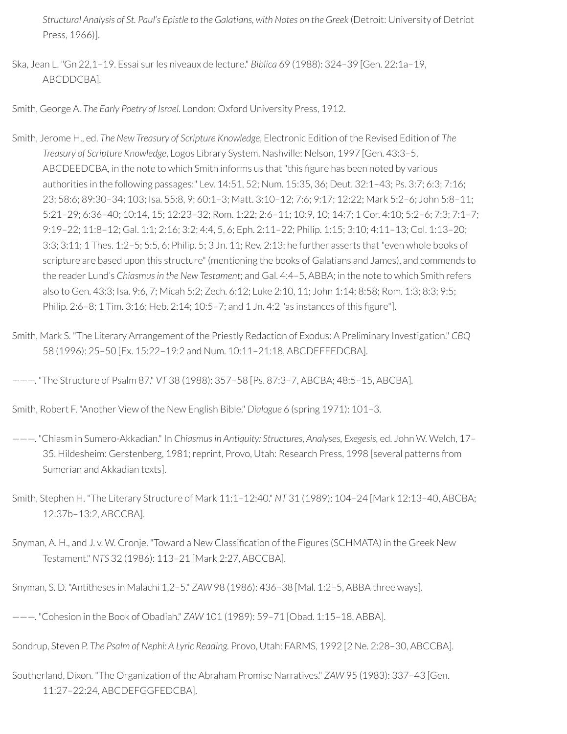*Structural Analysis of St. Paul's Epistle to the Galatians, with Notes on the Greek* (Detroit: University of Detriot Press, 1966)].

Ska, Jean L. "Gn 22,1–19. Essai sur les niveaux de lecture." *Biblica* 69 (1988): 324–39 [Gen. 22:1a–19, ABCDDCBA].

Smith, George A. *The Early Poetry of Israel*. London: Oxford University Press, 1912.

Smith, Jerome H., ed. *The New Treasury of Scripture Knowledge*, Electronic Edition of the Revised Edition of *The Treasury of Scripture Knowledge*, Logos Library System. Nashville: Nelson, 1997 [Gen. 43:3–5, ABCDEEDCBA, in the note to which Smith informs us that "this figure has been noted by various authorities in the following passages:" Lev. 14:51, 52; Num. 15:35, 36; Deut. 32:1–43; Ps. 3:7; 6:3; 7:16; 23; 58:6; 89:30–34; 103; Isa. 55:8, 9; 60:1–3; Matt. 3:10–12; 7:6; 9:17; 12:22; Mark 5:2–6; John 5:8–11; 5:21–29; 6:36–40; 10:14, 15; 12:23–32; Rom. 1:22; 2:6–11; 10:9, 10; 14:7; 1 Cor. 4:10; 5:2–6; 7:3; 7:1–7; 9:19–22; 11:8–12; Gal. 1:1; 2:16; 3:2; 4:4, 5, 6; Eph. 2:11–22; Philip. 1:15; 3:10; 4:11–13; Col. 1:13–20; 3:3; 3:11; 1 Thes. 1:2–5; 5:5, 6; Philip. 5; 3 Jn. 11; Rev. 2:13; he further asserts that "even whole books of scripture are based upon this structure" (mentioning the books of Galatians and James), and commends to the reader Lund's *Chiasmus in the New Testament*; and Gal. 4:4–5, ABBA; in the note to which Smith refers also to Gen. 43:3; Isa. 9:6, 7; Micah 5:2; Zech. 6:12; Luke 2:10, 11; John 1:14; 8:58; Rom. 1:3; 8:3; 9:5; Philip. 2:6–8; 1 Tim. 3:16; Heb. 2:14; 10:5–7; and 1 Jn. 4:2 "as instances of this figure"].

Smith, Mark S. "The Literary Arrangement of the Priestly Redaction of Exodus: A Preliminary Investigation." *CBQ* 58 (1996): 25–50 [Ex. 15:22–19:2 and Num. 10:11–21:18, ABCDEFFEDCBA].

———. "The Structure of Psalm 87." *VT* 38 (1988): 357–58 [Ps. 87:3–7, ABCBA; 48:5–15, ABCBA].

Smith, Robert F. "Another View of the New English Bible." *Dialogue* 6 (spring 1971): 101–3.

———. "Chiasm in Sumero-Akkadian." In *Chiasmus in Antiquity: Structures, Analyses, Exegesis*, ed. John W. Welch, 17–35. Hildesheim: Gerstenberg, 1981; reprint, Provo, Utah: Research Press, 1998 [several patterns from Sumerian and Akkadian texts].

Smith, Stephen H. "The Literary Structure of Mark 11:1–12:40." *NT* 31 (1989): 104–24 [Mark 12:13–40, ABCBA; 12:37b–13:2, ABCCBA].

Snyman, A. H., and J. v. W. Cronje. "Toward a New Classification of the Figures (SCHMATA) in the Greek New Testament." *NTS* 32 (1986): 113–21 [Mark 2:27, ABCCBA].

Snyman, S. D. "Antitheses in Malachi 1,2–5." *ZAW* 98 (1986): 436–38 [Mal. 1:2–5, ABBA three ways].

———. "Cohesion in the Book of Obadiah." *ZAW* 101 (1989): 59–71 [Obad. 1:15–18, ABBA].

Sondrup, Steven P. *The Psalm of Nephi: A Lyric Reading.* Provo, Utah: FARMS, 1992 [2 Ne. 2:28–30, ABCCBA].

Southerland, Dixon. "The Organization of the Abraham Promise Narratives." *ZAW* 95 (1983): 337–43 [Gen. 11:27–22:24, ABCDEFGGFEDCBA].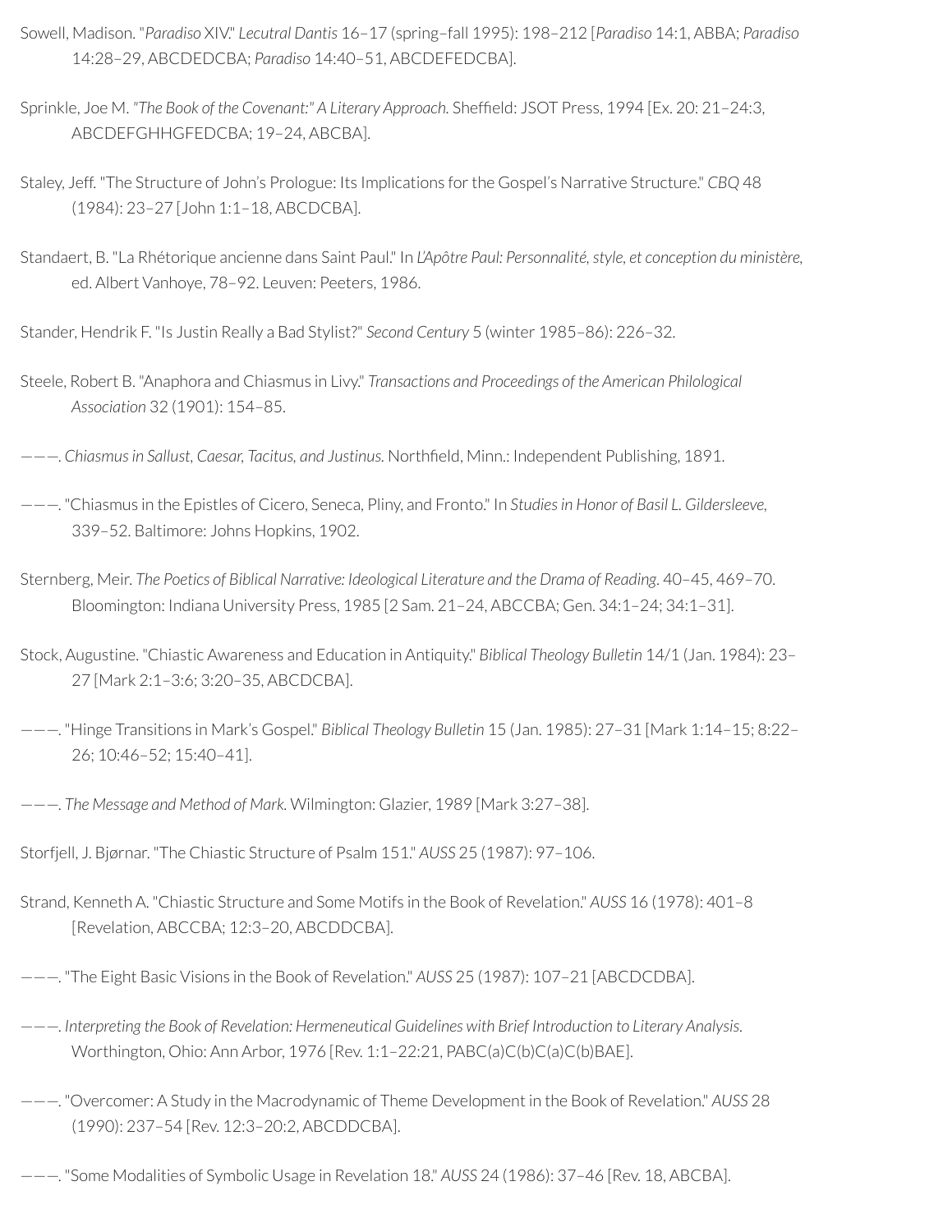Sowell, Madison. "*Paradiso* XIV." *Lecutral Dantis* 16–17 (spring–fall 1995): 198–212 [*Paradiso* 14:1, ABBA; *Paradiso* 14:28–29, ABCDEDCBA; *Paradiso* 14:40–51, ABCDEFEDCBA].

Sprinkle, Joe M. *"The Book of the Covenant:" A Literary Approach.* Sheffield: JSOT Press, 1994 [Ex. 20: 21–24:3, ABCDEFGHHGFEDCBA; 19–24, ABCBA].

Staley, Jeff. "The Structure of John's Prologue: Its Implications for the Gospel's Narrative Structure." *CBQ* 48 (1984): 23–27 [John 1:1–18, ABCDCBA].

Standaert, B. "La Rhétorique ancienne dans Saint Paul." In *L'Apôtre Paul: Personnalité, style, et conception du ministère,* ed. Albert Vanhoye, 78–92. Leuven: Peeters, 1986.

Stander, Hendrik F. "Is Justin Really a Bad Stylist?" *Second Century* 5 (winter 1985–86): 226–32.

Steele, Robert B. "Anaphora and Chiasmus in Livy." *Transactions and Proceedings of the American Philological Association* 32 (1901): 154–85.

———. *Chiasmus in Sallust, Caesar, Tacitus, and Justinus.* Northfield, Minn.: Independent Publishing, 1891.

———. "Chiasmus in the Epistles of Cicero, Seneca, Pliny, and Fronto." In *Studies in Honor of Basil L. Gildersleeve,* 339–52. Baltimore: Johns Hopkins, 1902.

Sternberg, Meir. *The Poetics of Biblical Narrative: Ideological Literature and the Drama of Reading.* 40–45, 469–70. Bloomington: Indiana University Press, 1985 [2 Sam. 21–24, ABCCBA; Gen. 34:1–24; 34:1–31].

Stock, Augustine. "Chiastic Awareness and Education in Antiquity." *Biblical Theology Bulletin* 14/1 (Jan. 1984): 23–27 [Mark 2:1–3:6; 3:20–35, ABCDCBA].

———. "Hinge Transitions in Mark's Gospel." *Biblical Theology Bulletin* 15 (Jan. 1985): 27–31 [Mark 1:14–15; 8:22–26; 10:46–52; 15:40–41].

———. *The Message and Method of Mark.* Wilmington: Glazier, 1989 [Mark 3:27–38].

Storfjell, J. Bjørnar. "The Chiastic Structure of Psalm 151." *AUSS* 25 (1987): 97–106.

Strand, Kenneth A. "Chiastic Structure and Some Motifs in the Book of Revelation." *AUSS* 16 (1978): 401–8 [Revelation, ABCCBA; 12:3–20, ABCDDCBA].

———. "The Eight Basic Visions in the Book of Revelation." *AUSS* 25 (1987): 107–21 [ABCDCDBA].

———. *Interpreting the Book of Revelation: Hermeneutical Guidelines with Brief Introduction to Literary Analysis.* Worthington, Ohio: Ann Arbor, 1976 [Rev. 1:1–22:21, PABC(a)C(b)C(a)C(b)BAE].

———. "Overcomer: A Study in the Macrodynamic of Theme Development in the Book of Revelation." *AUSS* 28 (1990): 237–54 [Rev. 12:3–20:2, ABCDDCBA].

———. "Some Modalities of Symbolic Usage in Revelation 18." *AUSS* 24 (1986): 37–46 [Rev. 18, ABCBA].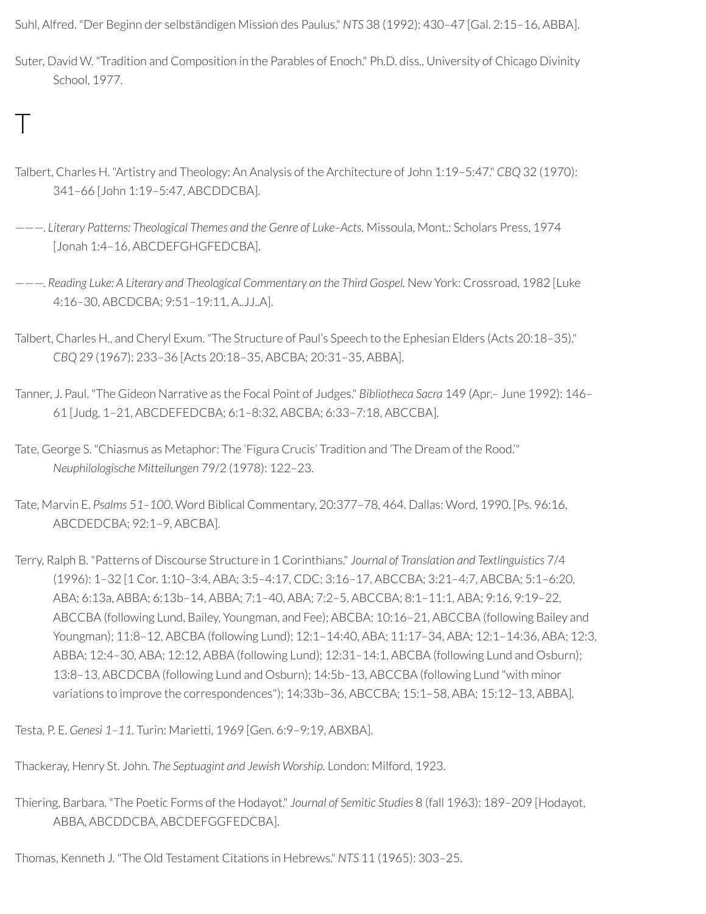Suhl, Alfred. "Der Beginn der selbständigen Mission des Paulus." *NTS* 38 (1992): 430–47 [Gal. 2:15–16, ABBA].

Suter, David W. "Tradition and Composition in the Parables of Enoch." Ph.D. diss., University of Chicago Divinity School, 1977.

# T

Talbert, Charles H. "Artistry and Theology: An Analysis of the Architecture of John 1:19–5:47." *CBQ* 32 (1970): 341–66 [John 1:19–5:47, ABCDDCBA].

———. *Literary Patterns: Theological Themes and the Genre of Luke–Acts.* Missoula, Mont.: Scholars Press, 1974 [Jonah 1:4–16, ABCDEFGHGFEDCBA].

———. *Reading Luke: A Literary and Theological Commentary on the Third Gospel.* New York: Crossroad, 1982 [Luke 4:16–30, ABCDCBA; 9:51–19:11, A..JJ..A].

Talbert, Charles H., and Cheryl Exum. "The Structure of Paul's Speech to the Ephesian Elders (Acts 20:18–35)." *CBQ* 29 (1967): 233–36 [Acts 20:18–35, ABCBA; 20:31–35, ABBA].

Tanner, J. Paul. "The Gideon Narrative as the Focal Point of Judges." *Bibliotheca Sacra* 149 (Apr.– June 1992): 146–61 [Judg. 1–21, ABCDEFEDCBA; 6:1–8:32, ABCBA; 6:33–7:18, ABCCBA].

Tate, George S. "Chiasmus as Metaphor: The 'Figura Crucis' Tradition and 'The Dream of the Rood.'" *Neuphilologische Mitteilungen* 79/2 (1978): 122–23.

Tate, Marvin E. *Psalms 51–100*. Word Biblical Commentary, 20:377–78, 464. Dallas: Word, 1990. [Ps. 96:16, ABCDEDCBA; 92:1–9, ABCBA].

Terry, Ralph B. "Patterns of Discourse Structure in 1 Corinthians." *Journal of Translation and Textlinguistics* 7/4 (1996): 1–32 [1 Cor. 1:10–3:4, ABA; 3:5–4:17, CDC; 3:16–17, ABCCBA; 3:21–4:7, ABCBA; 5:1–6:20, ABA; 6:13a, ABBA; 6:13b–14, ABBA; 7:1–40, ABA; 7:2–5, ABCCBA; 8:1–11:1, ABA; 9:16, 9:19–22, ABCCBA (following Lund, Bailey, Youngman, and Fee); ABCBA; 10:16–21, ABCCBA (following Bailey and Youngman); 11:8–12, ABCBA (following Lund); 12:1–14:40, ABA; 11:17–34, ABA; 12:1–14:36, ABA; 12:3, ABBA; 12:4–30, ABA; 12:12, ABBA (following Lund); 12:31–14:1, ABCBA (following Lund and Osburn); 13:8–13, ABCDCBA (following Lund and Osburn); 14:5b–13, ABCCBA (following Lund "with minor variations to improve the correspondences"); 14:33b–36, ABCCBA; 15:1–58, ABA; 15:12–13, ABBA].

Testa, P. E. *Genesi 1–11*. Turin: Marietti, 1969 [Gen. 6:9–9:19, ABXBA].

Thackeray, Henry St. John. *The Septuagint and Jewish Worship.* London: Milford, 1923.

Thiering, Barbara. "The Poetic Forms of the Hodayot." *Journal of Semitic Studies* 8 (fall 1963): 189–209 [Hodayot, ABBA, ABCDDCBA, ABCDEFGGFEDCBA].

Thomas, Kenneth J. "The Old Testament Citations in Hebrews." *NTS* 11 (1965): 303–25.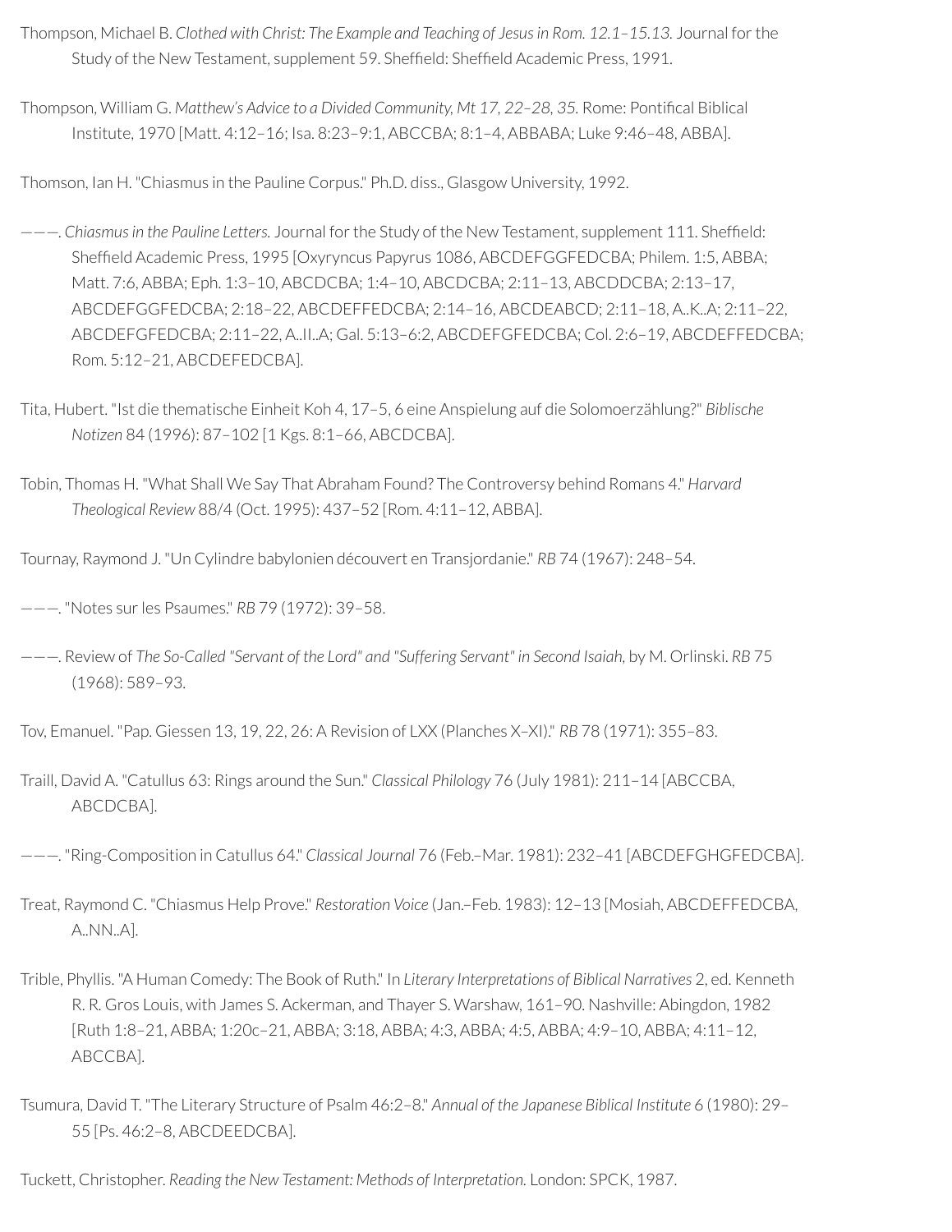Thompson, Michael B. *Clothed with Christ: The Example and Teaching of Jesus in Rom. 12.1–15.13.* Journal for the Study of the New Testament, supplement 59. Sheffield: Sheffield Academic Press, 1991.

Thompson, William G. *Matthew's Advice to a Divided Community, Mt 17, 22–28, 35.* Rome: Pontifical Biblical Institute, 1970 [Matt. 4:12–16; Isa. 8:23–9:1, ABCCBA; 8:1–4, ABBABA; Luke 9:46–48, ABBA].

Thomson, Ian H. "Chiasmus in the Pauline Corpus." Ph.D. diss., Glasgow University, 1992.

———. *Chiasmus in the Pauline Letters.* Journal for the Study of the New Testament, supplement 111. Sheffield: Sheffield Academic Press, 1995 [Oxyryncus Papyrus 1086, ABCDEFGGFEDCBA; Philem. 1:5, ABBA; Matt. 7:6, ABBA; Eph. 1:3–10, ABCDCBA; 1:4–10, ABCDCBA; 2:11–13, ABCDDCBA; 2:13–17, ABCDEFGGFEDCBA; 2:18–22, ABCDEFFEDCBA; 2:14–16, ABCDEABCD; 2:11–18, A..K..A; 2:11–22, ABCDEFGFEDCBA; 2:11–22, A..II..A; Gal. 5:13–6:2, ABCDEFGFEDCBA; Col. 2:6–19, ABCDEFFEDCBA; Rom. 5:12–21, ABCDEFEDCBA].

Tita, Hubert. "Ist die thematische Einheit Koh 4, 17–5, 6 eine Anspielung auf die Solomoerzählung?" *Biblische Notizen* 84 (1996): 87–102 [1 Kgs. 8:1–66, ABCDCBA].

Tobin, Thomas H. "What Shall We Say That Abraham Found? The Controversy behind Romans 4." *Harvard Theological Review* 88/4 (Oct. 1995): 437–52 [Rom. 4:11–12, ABBA].

Tournay, Raymond J. "Un Cylindre babylonien découvert en Transjordanie." *RB* 74 (1967): 248–54.

———. "Notes sur les Psaumes." *RB* 79 (1972): 39–58.

———. Review of *The So-Called "Servant of the Lord" and "Suffering Servant" in Second Isaiah,* by M. Orlinski. *RB* 75 (1968): 589–93.

Tov, Emanuel. "Pap. Giessen 13, 19, 22, 26: A Revision of LXX (Planches X–XI)." *RB* 78 (1971): 355–83.

Traill, David A. "Catullus 63: Rings around the Sun." *Classical Philology* 76 (July 1981): 211–14 [ABCCBA, ABCDCBA].

———. "Ring-Composition in Catullus 64." *Classical Journal* 76 (Feb.–Mar. 1981): 232–41 [ABCDEFGHGFEDCBA].

Treat, Raymond C. "Chiasmus Help Prove." *Restoration Voice* (Jan.–Feb. 1983): 12–13 [Mosiah, ABCDEFFEDCBA, A..NN..A].

Trible, Phyllis. "A Human Comedy: The Book of Ruth." In *Literary Interpretations of Biblical Narratives* 2, ed. Kenneth R. R. Gros Louis, with James S. Ackerman, and Thayer S. Warshaw, 161–90. Nashville: Abingdon, 1982 [Ruth 1:8–21, ABBA; 1:20c–21, ABBA; 3:18, ABBA; 4:3, ABBA; 4:5, ABBA; 4:9–10, ABBA; 4:11–12, ABCCBA].

Tsumura, David T. "The Literary Structure of Psalm 46:2–8." *Annual of the Japanese Biblical Institute* 6 (1980): 29–55 [Ps. 46:2–8, ABCDEEDCBA].

Tuckett, Christopher. *Reading the New Testament: Methods of Interpretation.* London: SPCK, 1987.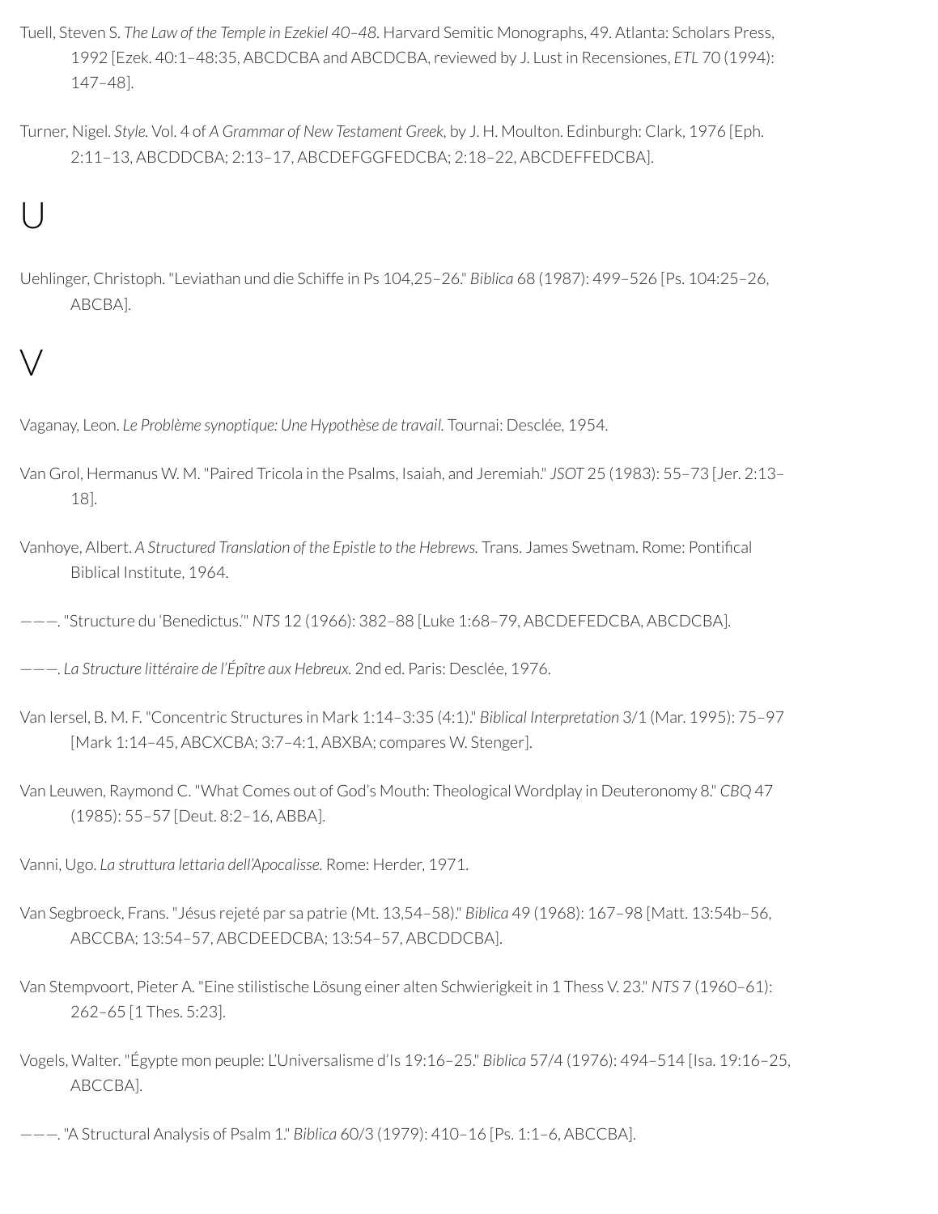Tuell, Steven S. *The Law of the Temple in Ezekiel 40–48.* Harvard Semitic Monographs, 49. Atlanta: Scholars Press, 1992 [Ezek. 40:1–48:35, ABCDCBA and ABCDCBA, reviewed by J. Lust in Recensiones, *ETL* 70 (1994): 147–48].

Turner, Nigel. *Style.* Vol. 4 of *A Grammar of New Testament Greek,* by J. H. Moulton. Edinburgh: Clark, 1976 [Eph. 2:11–13, ABCDDCBA; 2:13–17, ABCDEFGGFEDCBA; 2:18–22, ABCDEFFEDCBA].

# U

Uehlinger, Christoph. "Leviathan und die Schiffe in Ps 104,25–26." *Biblica* 68 (1987): 499–526 [Ps. 104:25–26, ABCBA].

# V

Vaganay, Leon. *Le Problème synoptique: Une Hypothèse de travail.* Tournai: Desclée, 1954.

Van Grol, Hermanus W. M. "Paired Tricola in the Psalms, Isaiah, and Jeremiah." *JSOT* 25 (1983): 55–73 [Jer. 2:13–18].

Vanhoye, Albert. *A Structured Translation of the Epistle to the Hebrews.* Trans. James Swetnam. Rome: Pontifical Biblical Institute, 1964.

———. "Structure du 'Benedictus.'" *NTS* 12 (1966): 382–88 [Luke 1:68–79, ABCDEFEDCBA, ABCDCBA].

———. *La Structure littéraire de l'Épître aux Hebreux.* 2nd ed. Paris: Desclée, 1976.

Van Iersel, B. M. F. "Concentric Structures in Mark 1:14–3:35 (4:1)." *Biblical Interpretation* 3/1 (Mar. 1995): 75–97 [Mark 1:14–45, ABCXCBA; 3:7–4:1, ABXBA; compares W. Stenger].

Van Leuwen, Raymond C. "What Comes out of God's Mouth: Theological Wordplay in Deuteronomy 8." *CBQ* 47 (1985): 55–57 [Deut. 8:2–16, ABBA].

Vanni, Ugo. *La struttura lettaria dell'Apocalisse.* Rome: Herder, 1971.

Van Segbroeck, Frans. "Jésus rejeté par sa patrie (Mt. 13,54–58)." *Biblica* 49 (1968): 167–98 [Matt. 13:54b–56, ABCCBA; 13:54–57, ABCDEEDCBA; 13:54–57, ABCDDCBA].

Van Stempvoort, Pieter A. "Eine stilistische Lösung einer alten Schwierigkeit in 1 Thess V. 23." *NTS* 7 (1960–61): 262–65 [1 Thes. 5:23].

Vogels, Walter. "Égypte mon peuple: L'Universalisme d'Is 19:16–25." *Biblica* 57/4 (1976): 494–514 [Isa. 19:16–25, ABCCBA].

———. "A Structural Analysis of Psalm 1." *Biblica* 60/3 (1979): 410–16 [Ps. 1:1–6, ABCCBA].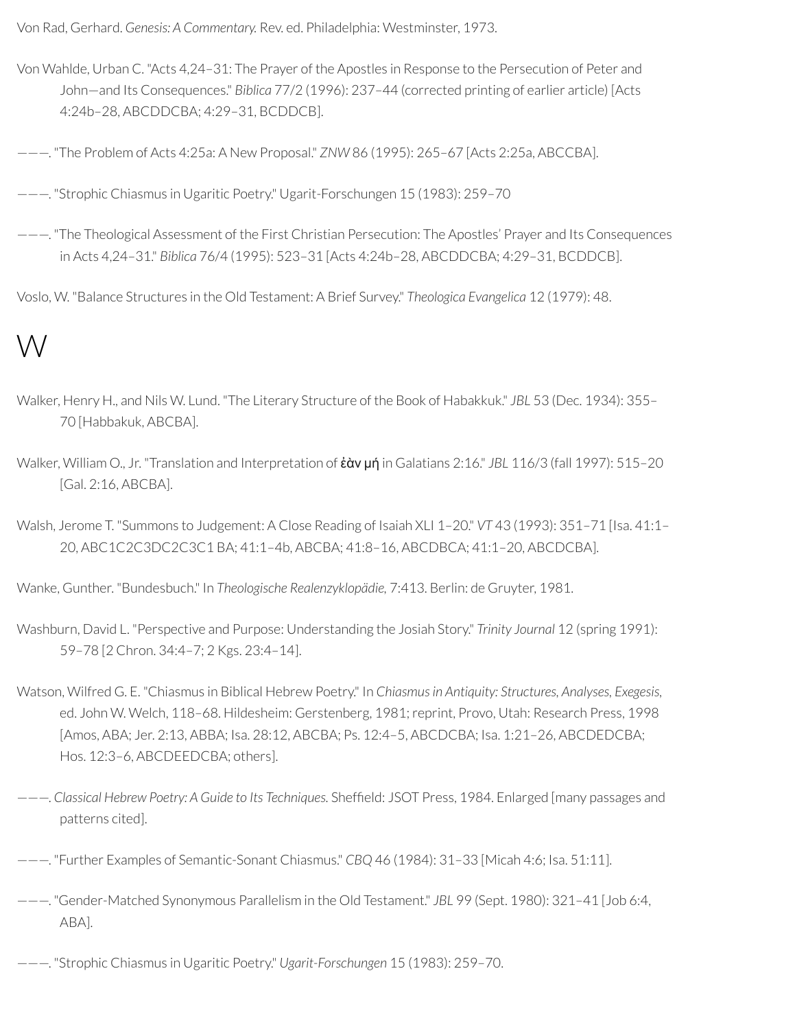Von Rad, Gerhard. *Genesis: A Commentary.* Rev. ed. Philadelphia: Westminster, 1973.

Von Wahlde, Urban C. "Acts 4,24–31: The Prayer of the Apostles in Response to the Persecution of Peter and John—and Its Consequences." *Biblica* 77/2 (1996): 237–44 (corrected printing of earlier article) [Acts 4:24b–28, ABCDDCBA; 4:29–31, BCDDCB].

———. "The Problem of Acts 4:25a: A New Proposal." *ZNW* 86 (1995): 265–67 [Acts 2:25a, ABCCBA].

———. "Strophic Chiasmus in Ugaritic Poetry." Ugarit-Forschungen 15 (1983): 259–70

———. "The Theological Assessment of the First Christian Persecution: The Apostles' Prayer and Its Consequences in Acts 4,24–31." *Biblica* 76/4 (1995): 523–31 [Acts 4:24b–28, ABCDDCBA; 4:29–31, BCDDCB].

Voslo, W. "Balance Structures in the Old Testament: A Brief Survey." *Theologica Evangelica* 12 (1979): 48.

# W

Walker, Henry H., and Nils W. Lund. "The Literary Structure of the Book of Habakkuk." *JBL* 53 (Dec. 1934): 355–70 [Habbakuk, ABCBA].

Walker, William O., Jr. "Translation and Interpretation of **ἐὰν μή** in Galatians 2:16." *JBL* 116/3 (fall 1997): 515–20 [Gal. 2:16, ABCBA].

Walsh, Jerome T. "Summons to Judgement: A Close Reading of Isaiah XLI 1–20." *VT* 43 (1993): 351–71 [Isa. 41:1–20, ABC1C2C3DC2C3C1 BA; 41:1–4b, ABCBA; 41:8–16, ABCDBCA; 41:1–20, ABCDCBA].

Wanke, Gunther. "Bundesbuch." In *Theologische Realenzyklopädie,* 7:413. Berlin: de Gruyter, 1981.

Washburn, David L. "Perspective and Purpose: Understanding the Josiah Story." *Trinity Journal* 12 (spring 1991): 59–78 [2 Chron. 34:4–7; 2 Kgs. 23:4–14].

Watson, Wilfred G. E. "Chiasmus in Biblical Hebrew Poetry." In *Chiasmus in Antiquity: Structures, Analyses, Exegesis,* ed. John W. Welch, 118–68. Hildesheim: Gerstenberg, 1981; reprint, Provo, Utah: Research Press, 1998 [Amos, ABA; Jer. 2:13, ABBA; Isa. 28:12, ABCBA; Ps. 12:4–5, ABCDCBA; Isa. 1:21–26, ABCDEDCBA; Hos. 12:3–6, ABCDEEDCBA; others].

———. *Classical Hebrew Poetry: A Guide to Its Techniques.* Sheffield: JSOT Press, 1984. Enlarged [many passages and patterns cited].

———. "Further Examples of Semantic-Sonant Chiasmus." *CBQ* 46 (1984): 31–33 [Micah 4:6; Isa. 51:11].

———. "Gender-Matched Synonymous Parallelism in the Old Testament." *JBL* 99 (Sept. 1980): 321–41 [Job 6:4, ABA].

———. "Strophic Chiasmus in Ugaritic Poetry." *Ugarit-Forschungen* 15 (1983): 259–70.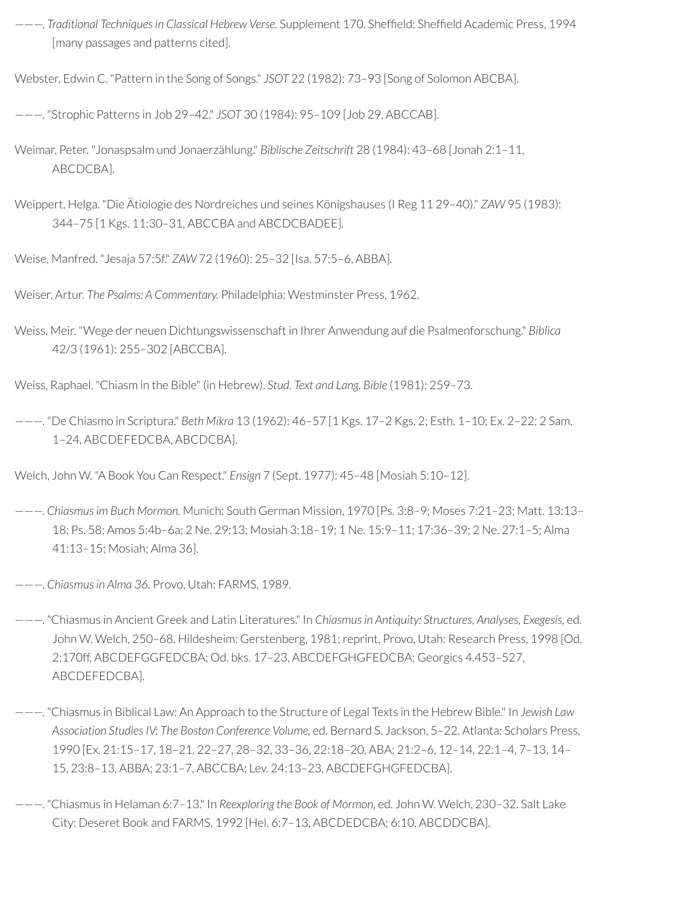———. *Traditional Techniques in Classical Hebrew Verse.* Supplement 170. Sheffield: Sheffield Academic Press, 1994 [many passages and patterns cited].

Webster, Edwin C. "Pattern in the Song of Songs." *JSOT* 22 (1982): 73–93 [Song of Solomon ABCBA].

———. "Strophic Patterns in Job 29–42." *JSOT* 30 (1984): 95–109 [Job 29, ABCCAB].

Weimar, Peter. "Jonaspsalm und Jonaerzählung." *Biblische Zeitschrift* 28 (1984): 43–68 [Jonah 2:1–11, ABCDCBA].

Weippert, Helga. "Die Ätiologie des Nordreiches und seines Königshauses (I Reg 11 29–40)." *ZAW* 95 (1983): 344–75 [1 Kgs. 11:30–31, ABCCBA and ABCDCBADEE].

Weise, Manfred. "Jesaja 57:5f." *ZAW* 72 (1960): 25–32 [Isa. 57:5–6, ABBA].

Weiser, Artur. *The Psalms: A Commentary.* Philadelphia: Westminster Press, 1962.

Weiss, Meir. "Wege der neuen Dichtungswissenschaft in Ihrer Anwendung auf die Psalmenforschung." *Biblica* 42/3 (1961): 255–302 [ABCCBA].

Weiss, Raphael. "Chiasm in the Bible" (in Hebrew). *Stud. Text and Lang. Bible* (1981): 259–73.

———. "De Chiasmo in Scriptura." *Beth Mikra* 13 (1962): 46–57 [1 Kgs. 17–2 Kgs. 2; Esth. 1–10; Ex. 2–22; 2 Sam. 1–24, ABCDEFEDCBA, ABCDCBA].

Welch, John W. "A Book You Can Respect." *Ensign* 7 (Sept. 1977): 45–48 [Mosiah 5:10–12].

———. *Chiasmus im Buch Mormon.* Munich: South German Mission, 1970 [Ps. 3:8–9; Moses 7:21–23; Matt. 13:13–18; Ps. 58; Amos 5:4b–6a; 2 Ne. 29:13; Mosiah 3:18–19; 1 Ne. 15:9–11; 17:36–39; 2 Ne. 27:1–5; Alma 41:13–15; Mosiah; Alma 36].

———. *Chiasmus in Alma 36.* Provo, Utah: FARMS, 1989.

———. "Chiasmus in Ancient Greek and Latin Literatures." In *Chiasmus in Antiquity: Structures, Analyses, Exegesis,* ed. John W. Welch, 250–68. Hildesheim: Gerstenberg, 1981; reprint, Provo, Utah: Research Press, 1998 [Od. 2:170ff, ABCDEFGGFEDCBA; Od. bks. 17–23, ABCDEFGHGFEDCBA; Georgics 4.453–527, ABCDEFEDCBA].

———. "Chiasmus in Biblical Law: An Approach to the Structure of Legal Texts in the Hebrew Bible." In *Jewish Law Association Studies IV: The Boston Conference Volume,* ed. Bernard S. Jackson, 5–22. Atlanta: Scholars Press, 1990 [Ex. 21:15–17, 18–21, 22–27, 28–32, 33–36, 22:18–20, ABA; 21:2–6, 12–14, 22:1–4, 7–13, 14–15, 23:8–13, ABBA; 23:1–7, ABCCBA; Lev. 24:13–23, ABCDEFGHGFEDCBA].

———. "Chiasmus in Helaman 6:7–13." In *Reexploring the Book of Mormon,* ed. John W. Welch, 230–32. Salt Lake City: Deseret Book and FARMS, 1992 [Hel. 6:7–13, ABCDEDCBA; 6:10, ABCDDCBA].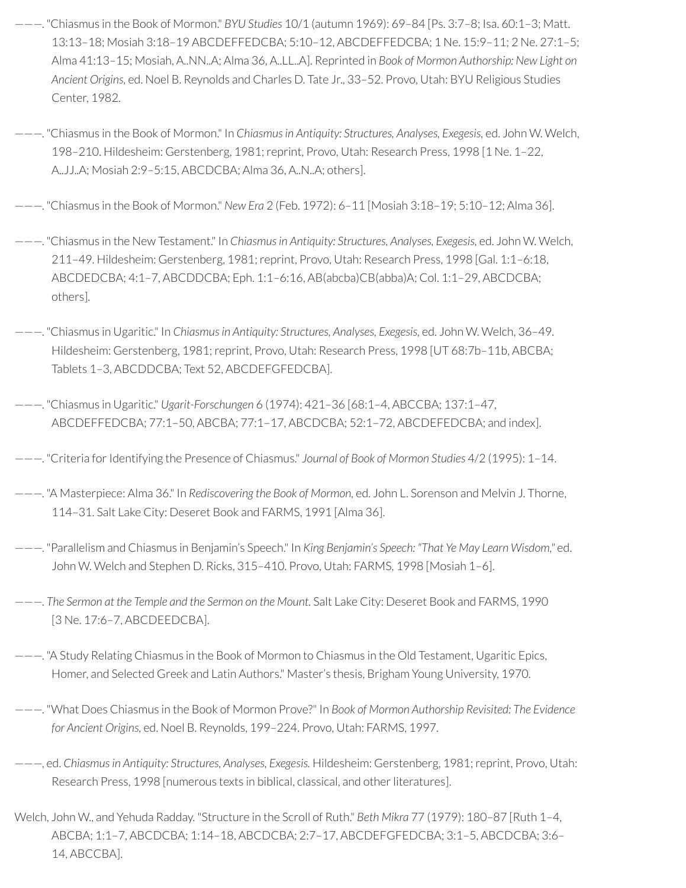———. "Chiasmus in the Book of Mormon." *BYU Studies* 10/1 (autumn 1969): 69–84 [Ps. 3:7–8; Isa. 60:1–3; Matt. 13:13–18; Mosiah 3:18–19 ABCDEFFEDCBA; 5:10–12, ABCDEFFEDCBA; 1 Ne. 15:9–11; 2 Ne. 27:1–5; Alma 41:13–15; Mosiah, A..NN..A; Alma 36, A..LL..A]. Reprinted in *Book of Mormon Authorship: New Light on Ancient Origins*, ed. Noel B. Reynolds and Charles D. Tate Jr., 33–52. Provo, Utah: BYU Religious Studies Center, 1982.

———. "Chiasmus in the Book of Mormon." In *Chiasmus in Antiquity: Structures, Analyses, Exegesis*, ed. John W. Welch, 198–210. Hildesheim: Gerstenberg, 1981; reprint, Provo, Utah: Research Press, 1998 [1 Ne. 1–22, A..JJ..A; Mosiah 2:9–5:15, ABCDCBA; Alma 36, A..N..A; others].

———. "Chiasmus in the Book of Mormon." *New Era* 2 (Feb. 1972): 6–11 [Mosiah 3:18–19; 5:10–12; Alma 36].

———. "Chiasmus in the New Testament." In *Chiasmus in Antiquity: Structures, Analyses, Exegesis*, ed. John W. Welch, 211–49. Hildesheim: Gerstenberg, 1981; reprint, Provo, Utah: Research Press, 1998 [Gal. 1:1–6:18, ABCDEDCBA; 4:1–7, ABCDDCBA; Eph. 1:1–6:16, AB(abcba)CB(abba)A; Col. 1:1–29, ABCDCBA; others].

———. "Chiasmus in Ugaritic." In *Chiasmus in Antiquity: Structures, Analyses, Exegesis*, ed. John W. Welch, 36–49. Hildesheim: Gerstenberg, 1981; reprint, Provo, Utah: Research Press, 1998 [UT 68:7b–11b, ABCBA; Tablets 1–3, ABCDDCBA; Text 52, ABCDEFGFEDCBA].

———. "Chiasmus in Ugaritic." *Ugarit-Forschungen* 6 (1974): 421–36 [68:1–4, ABCCBA; 137:1–47, ABCDEFFEDCBA; 77:1–50, ABCBA; 77:1–17, ABCDCBA; 52:1–72, ABCDEFEDCBA; and index].

———. "Criteria for Identifying the Presence of Chiasmus." *Journal of Book of Mormon Studies* 4/2 (1995): 1–14.

———. "A Masterpiece: Alma 36." In *Rediscovering the Book of Mormon*, ed. John L. Sorenson and Melvin J. Thorne, 114–31. Salt Lake City: Deseret Book and FARMS, 1991 [Alma 36].

———. "Parallelism and Chiasmus in Benjamin's Speech." In *King Benjamin's Speech: "That Ye May Learn Wisdom,"* ed. John W. Welch and Stephen D. Ricks, 315–410. Provo, Utah: FARMS, 1998 [Mosiah 1–6].

———. *The Sermon at the Temple and the Sermon on the Mount.* Salt Lake City: Deseret Book and FARMS, 1990 [3 Ne. 17:6–7, ABCDEEDCBA].

———. "A Study Relating Chiasmus in the Book of Mormon to Chiasmus in the Old Testament, Ugaritic Epics, Homer, and Selected Greek and Latin Authors." Master's thesis, Brigham Young University, 1970.

———. "What Does Chiasmus in the Book of Mormon Prove?" In *Book of Mormon Authorship Revisited: The Evidence for Ancient Origins*, ed. Noel B. Reynolds, 199–224. Provo, Utah: FARMS, 1997.

———, ed. *Chiasmus in Antiquity: Structures, Analyses, Exegesis.* Hildesheim: Gerstenberg, 1981; reprint, Provo, Utah: Research Press, 1998 [numerous texts in biblical, classical, and other literatures].

Welch, John W., and Yehuda Radday. "Structure in the Scroll of Ruth." *Beth Mikra* 77 (1979): 180–87 [Ruth 1–4, ABCBA; 1:1–7, ABCDCBA; 1:14–18, ABCDCBA; 2:7–17, ABCDEFGFEDCBA; 3:1–5, ABCDCBA; 3:6–14, ABCCBA].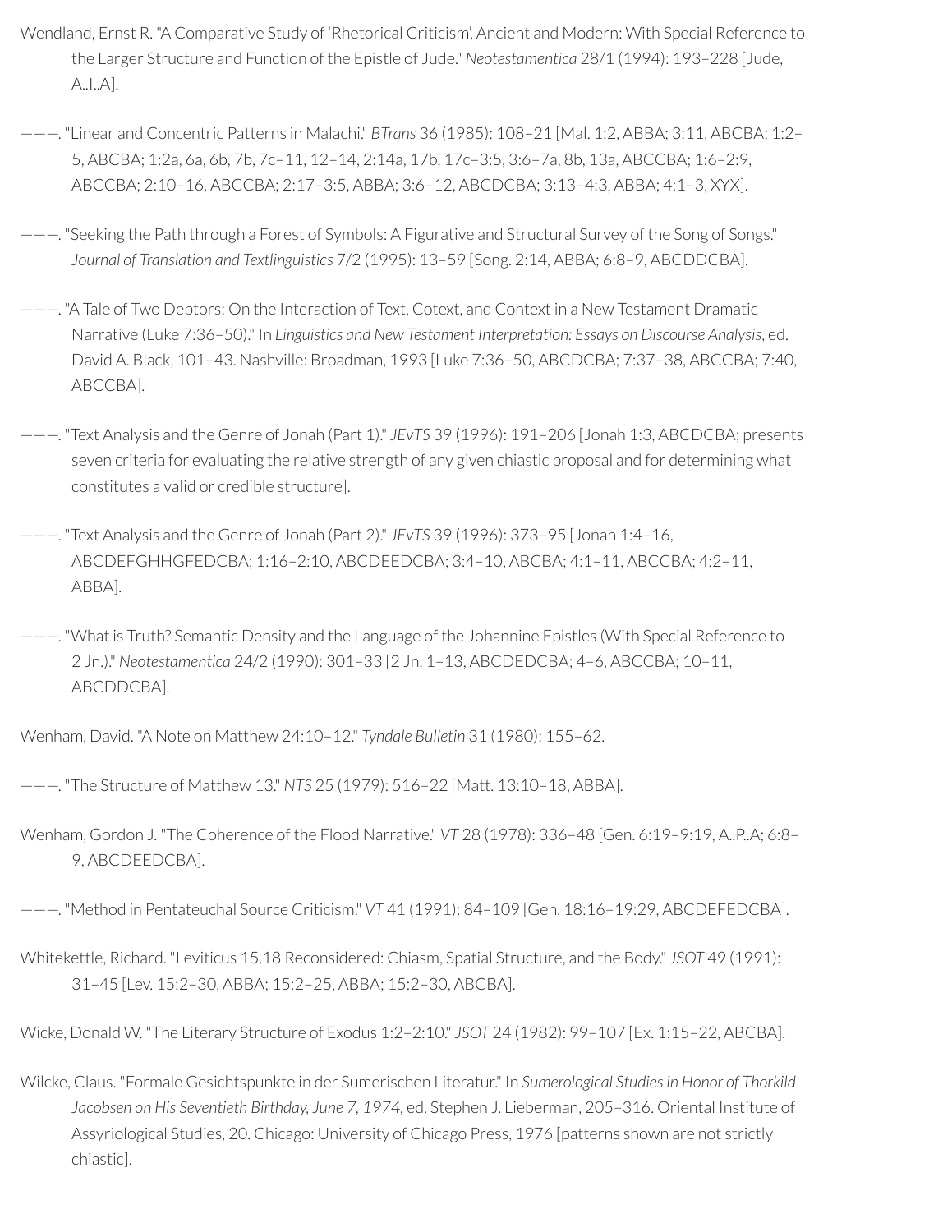Wendland, Ernst R. "A Comparative Study of 'Rhetorical Criticism', Ancient and Modern: With Special Reference to the Larger Structure and Function of the Epistle of Jude." *Neotestamentica* 28/1 (1994): 193–228 [Jude, A..I..A].

———. "Linear and Concentric Patterns in Malachi." *BTrans* 36 (1985): 108–21 [Mal. 1:2, ABBA; 3:11, ABCBA; 1:2–5, ABCBA; 1:2a, 6a, 6b, 7b, 7c–11, 12–14, 2:14a, 17b, 17c–3:5, 3:6–7a, 8b, 13a, ABCCBA; 1:6–2:9, ABCCBA; 2:10–16, ABCCBA; 2:17–3:5, ABBA; 3:6–12, ABCDCBA; 3:13–4:3, ABBA; 4:1–3, XYX].

———. "Seeking the Path through a Forest of Symbols: A Figurative and Structural Survey of the Song of Songs." *Journal of Translation and Textlinguistics* 7/2 (1995): 13–59 [Song. 2:14, ABBA; 6:8–9, ABCDDCBA].

———. "A Tale of Two Debtors: On the Interaction of Text, Cotext, and Context in a New Testament Dramatic Narrative (Luke 7:36–50)." In *Linguistics and New Testament Interpretation: Essays on Discourse Analysis*, ed. David A. Black, 101–43. Nashville: Broadman, 1993 [Luke 7:36–50, ABCDCBA; 7:37–38, ABCCBA; 7:40, ABCCBA].

———. "Text Analysis and the Genre of Jonah (Part 1)." *JEvTS* 39 (1996): 191–206 [Jonah 1:3, ABCDCBA; presents seven criteria for evaluating the relative strength of any given chiastic proposal and for determining what constitutes a valid or credible structure].

———. "Text Analysis and the Genre of Jonah (Part 2)." *JEvTS* 39 (1996): 373–95 [Jonah 1:4–16, ABCDEFGHHGFEDCBA; 1:16–2:10, ABCDEEDCBA; 3:4–10, ABCBA; 4:1–11, ABCCBA; 4:2–11, ABBA].

———. "What is Truth? Semantic Density and the Language of the Johannine Epistles (With Special Reference to 2 Jn.)." *Neotestamentica* 24/2 (1990): 301–33 [2 Jn. 1–13, ABCDEDCBA; 4–6, ABCCBA; 10–11, ABCDDCBA].

Wenham, David. "A Note on Matthew 24:10–12." *Tyndale Bulletin* 31 (1980): 155–62.

———. "The Structure of Matthew 13." *NTS* 25 (1979): 516–22 [Matt. 13:10–18, ABBA].

Wenham, Gordon J. "The Coherence of the Flood Narrative." *VT* 28 (1978): 336–48 [Gen. 6:19–9:19, A..P..A; 6:8–9, ABCDEEDCBA].

———. "Method in Pentateuchal Source Criticism." *VT* 41 (1991): 84–109 [Gen. 18:16–19:29, ABCDEFEDCBA].

Whitekettle, Richard. "Leviticus 15.18 Reconsidered: Chiasm, Spatial Structure, and the Body." *JSOT* 49 (1991): 31–45 [Lev. 15:2–30, ABBA; 15:2–25, ABBA; 15:2–30, ABCBA].

Wicke, Donald W. "The Literary Structure of Exodus 1:2–2:10." *JSOT* 24 (1982): 99–107 [Ex. 1:15–22, ABCBA].

Wilcke, Claus. "Formale Gesichtspunkte in der Sumerischen Literatur." In *Sumerological Studies in Honor of Thorkild Jacobsen on His Seventieth Birthday, June 7, 1974*, ed. Stephen J. Lieberman, 205–316. Oriental Institute of Assyriological Studies, 20. Chicago: University of Chicago Press, 1976 [patterns shown are not strictly chiastic].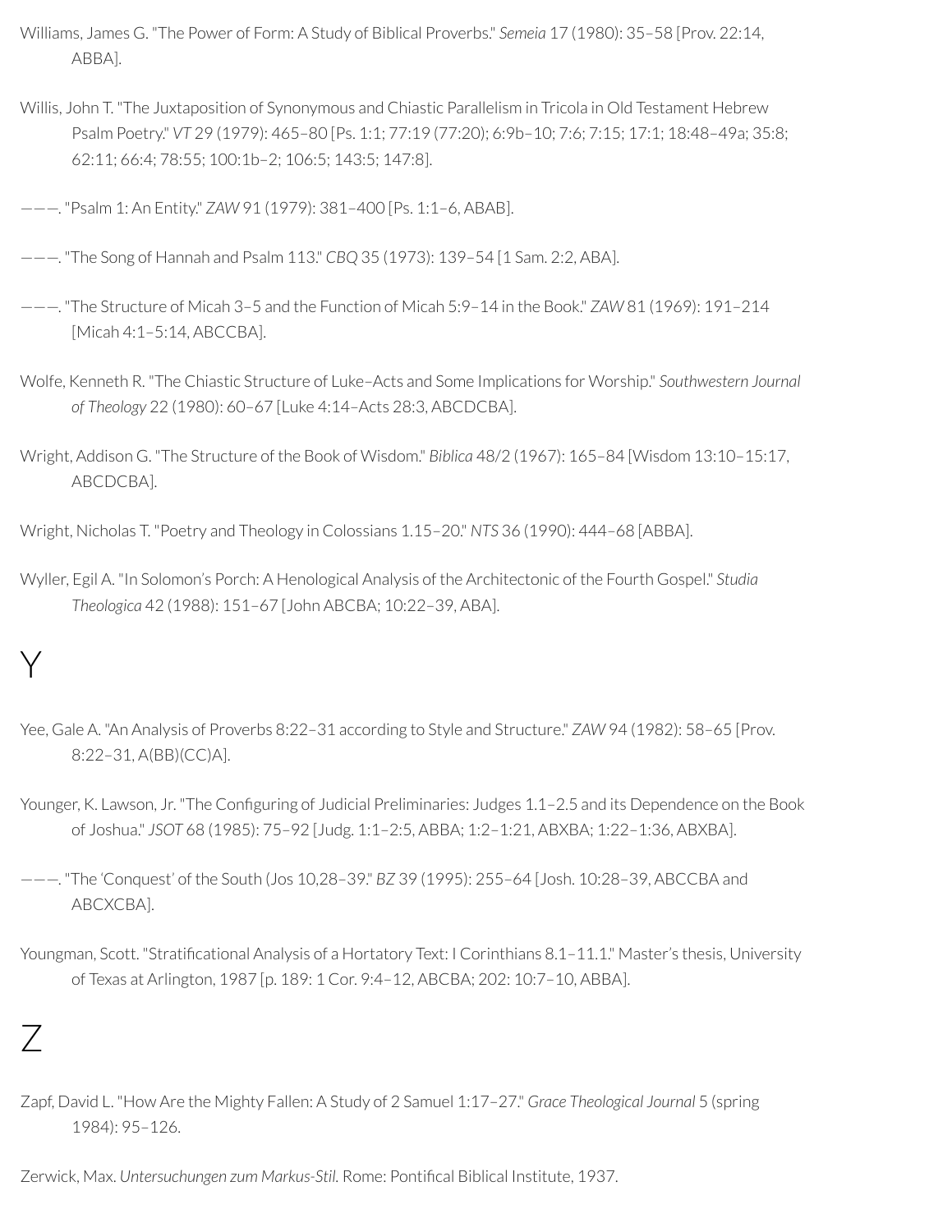Williams, James G. "The Power of Form: A Study of Biblical Proverbs." *Semeia* 17 (1980): 35–58 [Prov. 22:14, ABBA].

Willis, John T. "The Juxtaposition of Synonymous and Chiastic Parallelism in Tricola in Old Testament Hebrew Psalm Poetry." *VT* 29 (1979): 465–80 [Ps. 1:1; 77:19 (77:20); 6:9b–10; 7:6; 7:15; 17:1; 18:48–49a; 35:8; 62:11; 66:4; 78:55; 100:1b–2; 106:5; 143:5; 147:8].

———. "Psalm 1: An Entity." *ZAW* 91 (1979): 381–400 [Ps. 1:1–6, ABAB].

———. "The Song of Hannah and Psalm 113." *CBQ* 35 (1973): 139–54 [1 Sam. 2:2, ABA].

———. "The Structure of Micah 3–5 and the Function of Micah 5:9–14 in the Book." *ZAW* 81 (1969): 191–214 [Micah 4:1–5:14, ABCCBA].

Wolfe, Kenneth R. "The Chiastic Structure of Luke–Acts and Some Implications for Worship." *Southwestern Journal of Theology* 22 (1980): 60–67 [Luke 4:14–Acts 28:3, ABCDCBA].

Wright, Addison G. "The Structure of the Book of Wisdom." *Biblica* 48/2 (1967): 165–84 [Wisdom 13:10–15:17, ABCDCBA].

Wright, Nicholas T. "Poetry and Theology in Colossians 1.15–20." *NTS* 36 (1990): 444–68 [ABBA].

Wyller, Egil A. "In Solomon's Porch: A Henological Analysis of the Architectonic of the Fourth Gospel." *Studia Theologica* 42 (1988): 151–67 [John ABCBA; 10:22–39, ABA].

# Y

Yee, Gale A. "An Analysis of Proverbs 8:22–31 according to Style and Structure." *ZAW* 94 (1982): 58–65 [Prov. 8:22–31, A(BB)(CC)A].

Younger, K. Lawson, Jr. "The Configuring of Judicial Preliminaries: Judges 1.1–2.5 and its Dependence on the Book of Joshua." *JSOT* 68 (1985): 75–92 [Judg. 1:1–2:5, ABBA; 1:2–1:21, ABXBA; 1:22–1:36, ABXBA].

———. "The 'Conquest' of the South (Jos 10,28–39." *BZ* 39 (1995): 255–64 [Josh. 10:28–39, ABCCBA and ABCXCBA].

Youngman, Scott. "Stratificational Analysis of a Hortatory Text: I Corinthians 8.1–11.1." Master's thesis, University of Texas at Arlington, 1987 [p. 189: 1 Cor. 9:4–12, ABCBA; 202: 10:7–10, ABBA].

# Z

Zapf, David L. "How Are the Mighty Fallen: A Study of 2 Samuel 1:17–27." *Grace Theological Journal* 5 (spring 1984): 95–126.

Zerwick, Max. *Untersuchungen zum Markus-Stil.* Rome: Pontifical Biblical Institute, 1937.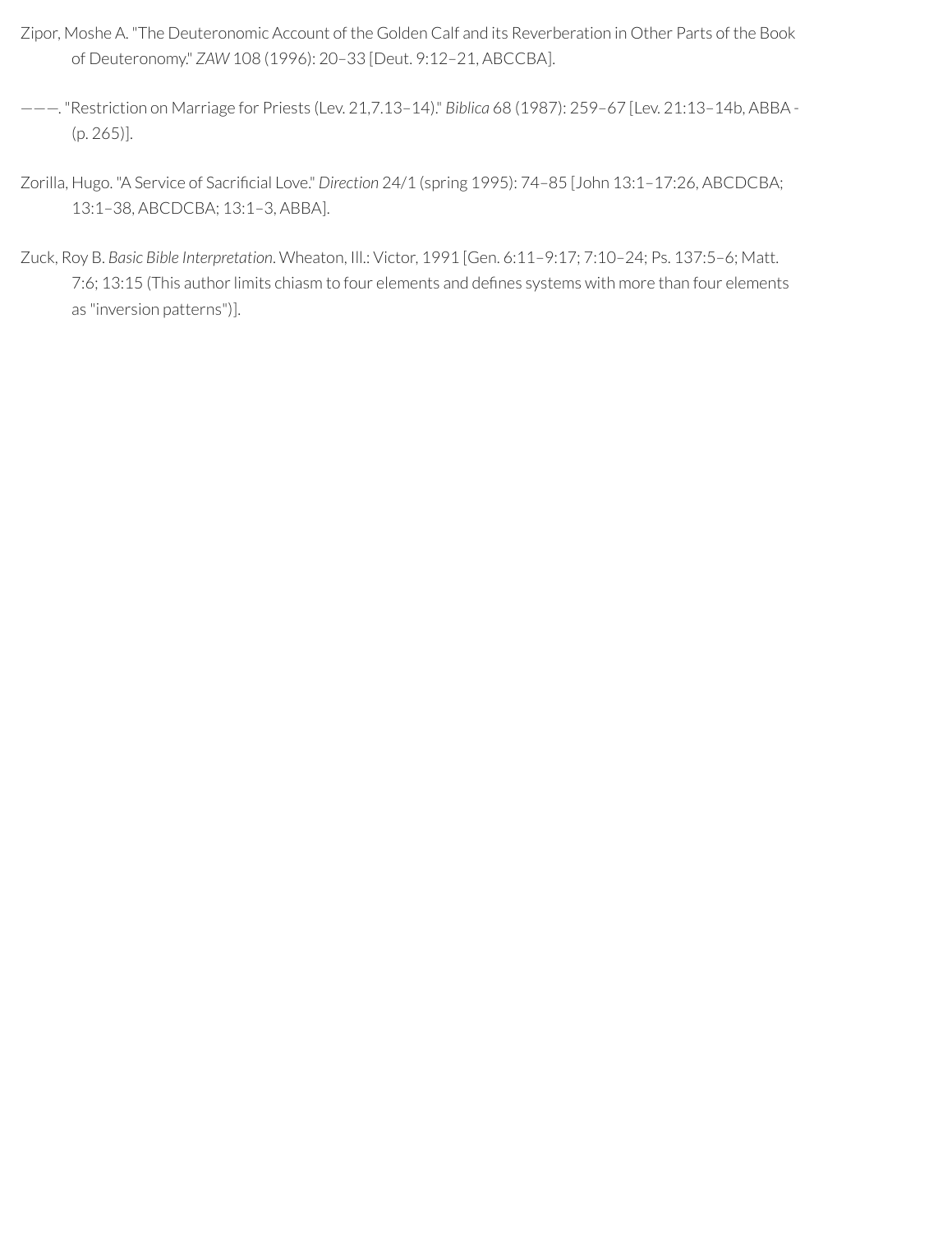Zipor, Moshe A. "The Deuteronomic Account of the Golden Calf and its Reverberation in Other Parts of the Book of Deuteronomy." *ZAW* 108 (1996): 20–33 [Deut. 9:12–21, ABCCBA].

———. "Restriction on Marriage for Priests (Lev. 21,7.13–14)." *Biblica* 68 (1987): 259–67 [Lev. 21:13–14b, ABBA - (p. 265)].

Zorilla, Hugo. "A Service of Sacrificial Love." *Direction* 24/1 (spring 1995): 74–85 [John 13:1–17:26, ABCDCBA; 13:1–38, ABCDCBA; 13:1–3, ABBA].

Zuck, Roy B. *Basic Bible Interpretation*. Wheaton, Ill.: Victor, 1991 [Gen. 6:11–9:17; 7:10–24; Ps. 137:5–6; Matt. 7:6; 13:15 (This author limits chiasm to four elements and defines systems with more than four elements as "inversion patterns")].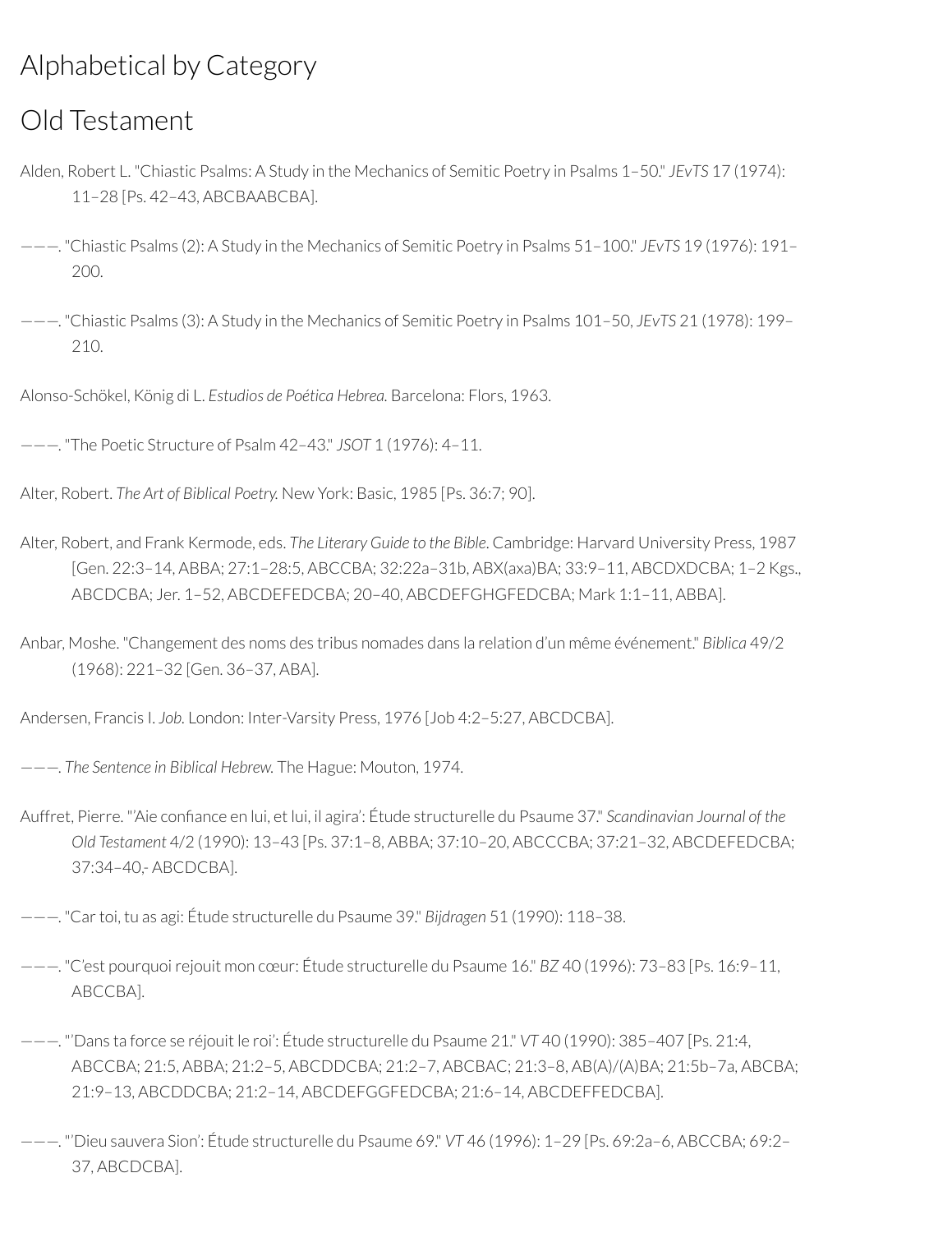# Alphabetical by Category

## Old Testament

Alden, Robert L. "Chiastic Psalms: A Study in the Mechanics of Semitic Poetry in Psalms 1–50." *JEvTS* 17 (1974): 11–28 [Ps. 42–43, ABCBAABCBA].

———. "Chiastic Psalms (2): A Study in the Mechanics of Semitic Poetry in Psalms 51–100." *JEvTS* 19 (1976): 191–200.

———. "Chiastic Psalms (3): A Study in the Mechanics of Semitic Poetry in Psalms 101–50, *JEvTS* 21 (1978): 199–210.

Alonso-Schökel, König di L. *Estudios de Poética Hebrea.* Barcelona: Flors, 1963.

———. "The Poetic Structure of Psalm 42–43." *JSOT* 1 (1976): 4–11.

Alter, Robert. *The Art of Biblical Poetry.* New York: Basic, 1985 [Ps. 36:7; 90].

Alter, Robert, and Frank Kermode, eds. *The Literary Guide to the Bible.* Cambridge: Harvard University Press, 1987 [Gen. 22:3–14, ABBA; 27:1–28:5, ABCCBA; 32:22a–31b, ABX(axa)BA; 33:9–11, ABCDXDCBA; 1–2 Kgs., ABCDCBA; Jer. 1–52, ABCDEFEDCBA; 20–40, ABCDEFGHGFEDCBA; Mark 1:1–11, ABBA].

Anbar, Moshe. "Changement des noms des tribus nomades dans la relation d'un même événement." *Biblica* 49/2 (1968): 221–32 [Gen. 36–37, ABA].

Andersen, Francis I. *Job.* London: Inter-Varsity Press, 1976 [Job 4:2–5:27, ABCDCBA].

———. *The Sentence in Biblical Hebrew.* The Hague: Mouton, 1974.

Auffret, Pierre. "'Aie confiance en lui, et lui, il agira': Étude structurelle du Psaume 37." *Scandinavian Journal of the Old Testament* 4/2 (1990): 13–43 [Ps. 37:1–8, ABBA; 37:10–20, ABCCCBA; 37:21–32, ABCDEFEDCBA; 37:34–40,- ABCDCBA].

———. "Car toi, tu as agi: Étude structurelle du Psaume 39." *Bijdragen* 51 (1990): 118–38.

———. "C'est pourquoi rejouit mon cœur: Étude structurelle du Psaume 16." *BZ* 40 (1996): 73–83 [Ps. 16:9–11, ABCCBA].

———. "'Dans ta force se réjouit le roi': Étude structurelle du Psaume 21." *VT* 40 (1990): 385–407 [Ps. 21:4, ABCCBA; 21:5, ABBA; 21:2–5, ABCDDCBA; 21:2–7, ABCBAC; 21:3–8, AB(A)/(A)BA; 21:5b–7a, ABCBA; 21:9–13, ABCDDCBA; 21:2–14, ABCDEFGGFEDCBA; 21:6–14, ABCDEFFEDCBA].

———. "'Dieu sauvera Sion': Étude structurelle du Psaume 69." *VT* 46 (1996): 1–29 [Ps. 69:2a–6, ABCCBA; 69:2–37, ABCDCBA].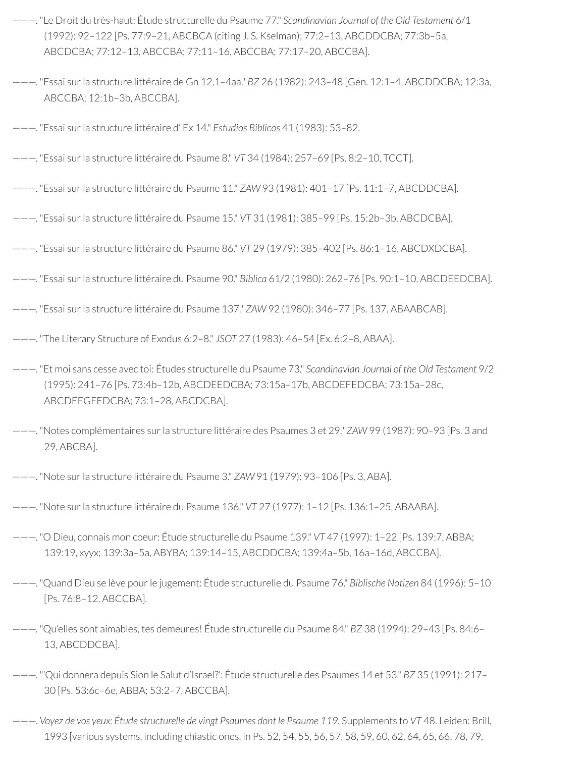———. "Le Droit du très-haut: Étude structurelle du Psaume 77." *Scandinavian Journal of the Old Testament* 6/1 (1992): 92–122 [Ps. 77:9–21, ABCBCA (citing J. S. Kselman); 77:2–13, ABCDDCBA; 77:3b–5a, ABCDCBA; 77:12–13, ABCCBA; 77:11–16, ABCCBA; 77:17–20, ABCCBA].

———. "Essai sur la structure littéraire de Gn 12,1–4aa." *BZ* 26 (1982): 243–48 [Gen. 12:1–4, ABCDDCBA; 12:3a, ABCCBA; 12:1b–3b, ABCCBA].

———. "Essai sur la structure littéraire d' Ex 14." *Estudios Biblicos* 41 (1983): 53–82.

———. "Essai sur la structure littéraire du Psaume 8." *VT* 34 (1984): 257–69 [Ps. 8:2–10, TCCT].

———. "Essai sur la structure littéraire du Psaume 11." *ZAW* 93 (1981): 401–17 [Ps. 11:1–7, ABCDDCBA].

———. "Essai sur la structure littéraire du Psaume 15." *VT* 31 (1981): 385–99 [Ps. 15:2b–3b, ABCDCBA].

———. "Essai sur la structure littéraire du Psaume 86." *VT* 29 (1979): 385–402 [Ps. 86:1–16, ABCDXDCBA].

———. "Essai sur la structure littéraire du Psaume 90." *Biblica* 61/2 (1980): 262–76 [Ps. 90:1–10, ABCDEEDCBA].

———. "Essai sur la structure littéraire du Psaume 137." *ZAW* 92 (1980): 346–77 [Ps. 137, ABAABCAB].

———. "The Literary Structure of Exodus 6:2–8." *JSOT* 27 (1983): 46–54 [Ex. 6:2–8, ABAA].

———. "Et moi sans cesse avec toi: Études structurelle du Psaume 73." *Scandinavian Journal of the Old Testament* 9/2 (1995): 241–76 [Ps. 73:4b–12b, ABCDEEDCBA; 73:15a–17b, ABCDEFEDCBA; 73:15a–28c, ABCDEFGFEDCBA; 73:1–28, ABCDCBA].

———. "Notes complémentaires sur la structure littéraire des Psaumes 3 et 29." *ZAW* 99 (1987): 90–93 [Ps. 3 and 29, ABCBA].

———. "Note sur la structure littéraire du Psaume 3." *ZAW* 91 (1979): 93–106 [Ps. 3, ABA].

———. "Note sur la structure littéraire du Psaume 136." *VT* 27 (1977): 1–12 [Ps. 136:1–25, ABAABA].

———. "O Dieu, connais mon coeur: Étude structurelle du Psaume 139." *VT* 47 (1997): 1–22 [Ps. 139:7, ABBA; 139:19, xyyx; 139:3a–5a, ABYBA; 139:14–15, ABCDDCBA; 139:4a–5b, 16a–16d, ABCCBA].

———. "Quand Dieu se lève pour le jugement: Étude structurelle du Psaume 76." *Biblische Notizen* 84 (1996): 5–10 [Ps. 76:8–12, ABCCBA].

———. "Qu'elles sont aimables, tes demeures! Étude structurelle du Psaume 84." *BZ* 38 (1994): 29–43 [Ps. 84:6–13, ABCDDCBA].

———. "'Qui donnera depuis Sion le Salut d'Israel?': Étude structurelle des Psaumes 14 et 53." *BZ* 35 (1991): 217–30 [Ps. 53:6c–6e, ABBA; 53:2–7, ABCCBA].

———. *Voyez de vos yeux: Étude structurelle de vingt Psaumes dont le Psaume 119*. Supplements to *VT* 48. Leiden: Brill, 1993 [various systems, including chiastic ones, in Ps. 52, 54, 55, 56, 57, 58, 59, 60, 62, 64, 65, 66, 78, 79,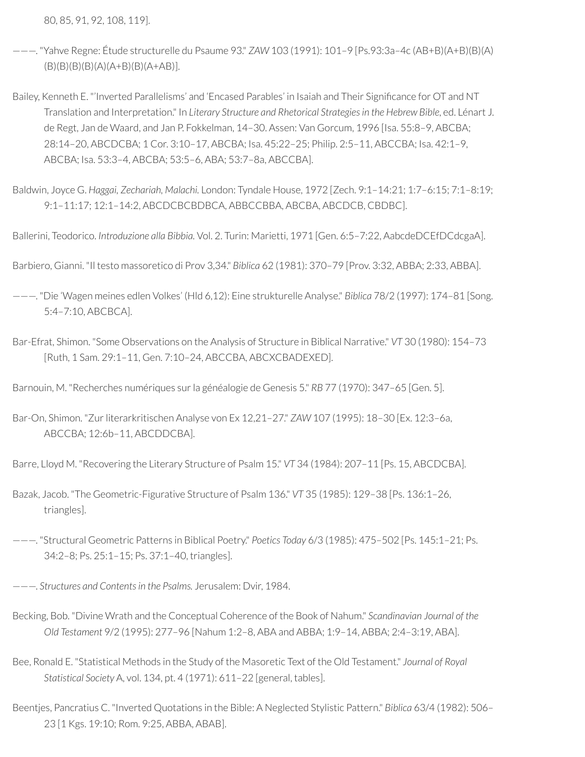80, 85, 91, 92, 108, 119].

———. "Yahve Regne: Étude structurelle du Psaume 93." *ZAW* 103 (1991): 101–9 [Ps.93:3a–4c (AB+B)(A+B)(B)(A)(B)(B)(B)(B)(A)(A+B)(B)(A+AB)].

Bailey, Kenneth E. "'Inverted Parallelisms' and 'Encased Parables' in Isaiah and Their Significance for OT and NT Translation and Interpretation." In *Literary Structure and Rhetorical Strategies in the Hebrew Bible*, ed. Lénart J. de Regt, Jan de Waard, and Jan P. Fokkelman, 14–30. Assen: Van Gorcum, 1996 [Isa. 55:8–9, ABCBA; 28:14–20, ABCDCBA; 1 Cor. 3:10–17, ABCBA; Isa. 45:22–25; Philip. 2:5–11, ABCCBA; Isa. 42:1–9, ABCBA; Isa. 53:3–4, ABCBA; 53:5–6, ABA; 53:7–8a, ABCCBA].

Baldwin, Joyce G. *Haggai, Zechariah, Malachi.* London: Tyndale House, 1972 [Zech. 9:1–14:21; 1:7–6:15; 7:1–8:19; 9:1–11:17; 12:1–14:2, ABCDCBCBDBCA, ABBCCBBA, ABCBA, ABCDCB, CBDBC].

Ballerini, Teodorico. *Introduzione alla Bibbia.* Vol. 2. Turin: Marietti, 1971 [Gen. 6:5–7:22, AabcdeDCEfDCdcgaA].

Barbiero, Gianni. "Il testo massoretico di Prov 3,34." *Biblica* 62 (1981): 370–79 [Prov. 3:32, ABBA; 2:33, ABBA].

———. "Die 'Wagen meines edlen Volkes' (Hld 6,12): Eine strukturelle Analyse." *Biblica* 78/2 (1997): 174–81 [Song. 5:4–7:10, ABCBCA].

Bar-Efrat, Shimon. "Some Observations on the Analysis of Structure in Biblical Narrative." *VT* 30 (1980): 154–73 [Ruth, 1 Sam. 29:1–11, Gen. 7:10–24, ABCCBA, ABCXCBADEXED].

Barnouin, M. "Recherches numériques sur la généalogie de Genesis 5." *RB* 77 (1970): 347–65 [Gen. 5].

Bar-On, Shimon. "Zur literarkritischen Analyse von Ex 12,21–27." *ZAW* 107 (1995): 18–30 [Ex. 12:3–6a, ABCCBA; 12:6b–11, ABCDDCBA].

Barre, Lloyd M. "Recovering the Literary Structure of Psalm 15." *VT* 34 (1984): 207–11 [Ps. 15, ABCDCBA].

Bazak, Jacob. "The Geometric-Figurative Structure of Psalm 136." *VT* 35 (1985): 129–38 [Ps. 136:1–26, triangles].

———. "Structural Geometric Patterns in Biblical Poetry." *Poetics Today* 6/3 (1985): 475–502 [Ps. 145:1–21; Ps. 34:2–8; Ps. 25:1–15; Ps. 37:1–40, triangles].

———. *Structures and Contents in the Psalms.* Jerusalem: Dvir, 1984.

Becking, Bob. "Divine Wrath and the Conceptual Coherence of the Book of Nahum." *Scandinavian Journal of the Old Testament* 9/2 (1995): 277–96 [Nahum 1:2–8, ABA and ABBA; 1:9–14, ABBA; 2:4–3:19, ABA].

Bee, Ronald E. "Statistical Methods in the Study of the Masoretic Text of the Old Testament." *Journal of Royal Statistical Society* A, vol. 134, pt. 4 (1971): 611–22 [general, tables].

Beentjes, Pancratius C. "Inverted Quotations in the Bible: A Neglected Stylistic Pattern." *Biblica* 63/4 (1982): 506–23 [1 Kgs. 19:10; Rom. 9:25, ABBA, ABAB].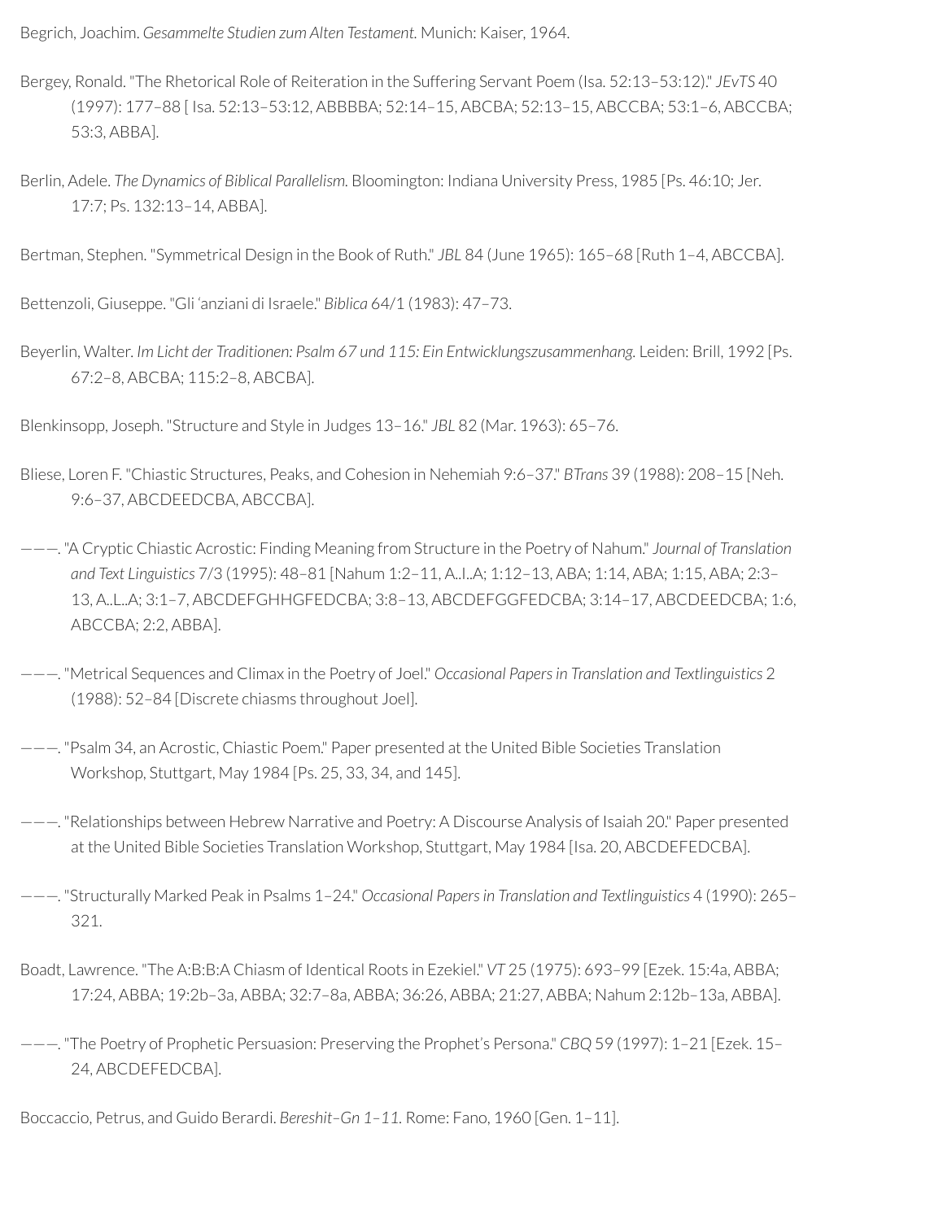Begrich, Joachim. *Gesammelte Studien zum Alten Testament.* Munich: Kaiser, 1964.

Bergey, Ronald. "The Rhetorical Role of Reiteration in the Suffering Servant Poem (Isa. 52:13–53:12)." *JEvTS* 40 (1997): 177–88 [ Isa. 52:13–53:12, ABBBBA; 52:14–15, ABCBA; 52:13–15, ABCCBA; 53:1–6, ABCCBA; 53:3, ABBA].

Berlin, Adele. *The Dynamics of Biblical Parallelism.* Bloomington: Indiana University Press, 1985 [Ps. 46:10; Jer. 17:7; Ps. 132:13–14, ABBA].

Bertman, Stephen. "Symmetrical Design in the Book of Ruth." *JBL* 84 (June 1965): 165–68 [Ruth 1–4, ABCCBA].

Bettenzoli, Giuseppe. "Gli 'anziani di Israele." *Biblica* 64/1 (1983): 47–73.

Beyerlin, Walter. *Im Licht der Traditionen: Psalm 67 und 115: Ein Entwicklungszusammenhang.* Leiden: Brill, 1992 [Ps. 67:2–8, ABCBA; 115:2–8, ABCBA].

Blenkinsopp, Joseph. "Structure and Style in Judges 13–16." *JBL* 82 (Mar. 1963): 65–76.

Bliese, Loren F. "Chiastic Structures, Peaks, and Cohesion in Nehemiah 9:6–37." *BTrans* 39 (1988): 208–15 [Neh. 9:6–37, ABCDEEDCBA, ABCCBA].

———. "A Cryptic Chiastic Acrostic: Finding Meaning from Structure in the Poetry of Nahum." *Journal of Translation and Text Linguistics* 7/3 (1995): 48–81 [Nahum 1:2–11, A..I..A; 1:12–13, ABA; 1:14, ABA; 1:15, ABA; 2:3–13, A..L..A; 3:1–7, ABCDEFGHHGFEDCBA; 3:8–13, ABCDEFGGFEDCBA; 3:14–17, ABCDEEDCBA; 1:6, ABCCBA; 2:2, ABBA].

———. "Metrical Sequences and Climax in the Poetry of Joel." *Occasional Papers in Translation and Textlinguistics* 2 (1988): 52–84 [Discrete chiasms throughout Joel].

———. "Psalm 34, an Acrostic, Chiastic Poem." Paper presented at the United Bible Societies Translation Workshop, Stuttgart, May 1984 [Ps. 25, 33, 34, and 145].

———. "Relationships between Hebrew Narrative and Poetry: A Discourse Analysis of Isaiah 20." Paper presented at the United Bible Societies Translation Workshop, Stuttgart, May 1984 [Isa. 20, ABCDEFEDCBA].

———. "Structurally Marked Peak in Psalms 1–24." *Occasional Papers in Translation and Textlinguistics* 4 (1990): 265–321.

Boadt, Lawrence. "The A:B:B:A Chiasm of Identical Roots in Ezekiel." *VT* 25 (1975): 693–99 [Ezek. 15:4a, ABBA; 17:24, ABBA; 19:2b–3a, ABBA; 32:7–8a, ABBA; 36:26, ABBA; 21:27, ABBA; Nahum 2:12b–13a, ABBA].

———. "The Poetry of Prophetic Persuasion: Preserving the Prophet's Persona." *CBQ* 59 (1997): 1–21 [Ezek. 15–24, ABCDEFEDCBA].

Boccaccio, Petrus, and Guido Berardi. *Bereshit–Gn 1–11.* Rome: Fano, 1960 [Gen. 1–11].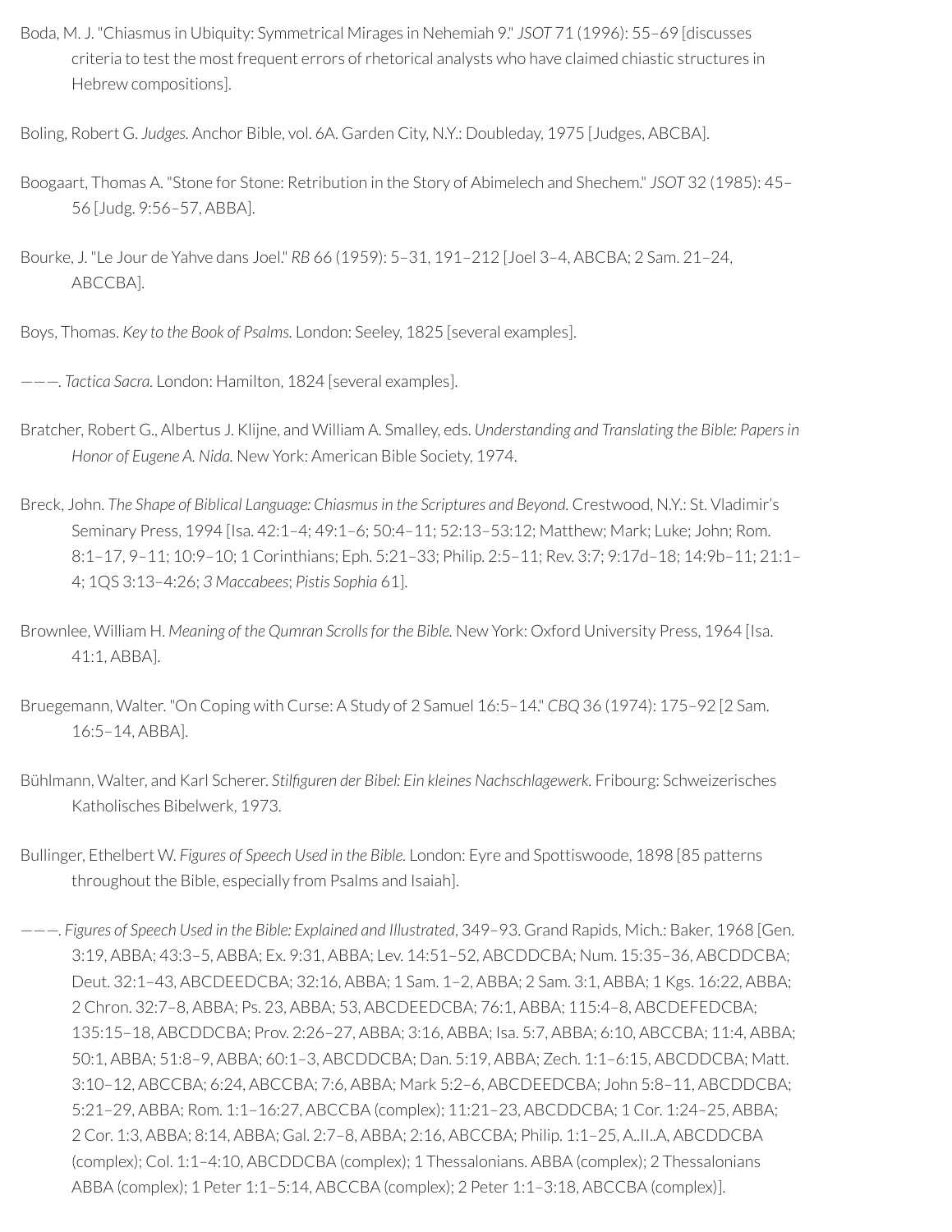Boda, M. J. "Chiasmus in Ubiquity: Symmetrical Mirages in Nehemiah 9." *JSOT* 71 (1996): 55–69 [discusses criteria to test the most frequent errors of rhetorical analysts who have claimed chiastic structures in Hebrew compositions].

Boling, Robert G. *Judges.* Anchor Bible, vol. 6A. Garden City, N.Y.: Doubleday, 1975 [Judges, ABCBA].

Boogaart, Thomas A. "Stone for Stone: Retribution in the Story of Abimelech and Shechem." *JSOT* 32 (1985): 45–56 [Judg. 9:56–57, ABBA].

Bourke, J. "Le Jour de Yahve dans Joel." *RB* 66 (1959): 5–31, 191–212 [Joel 3–4, ABCBA; 2 Sam. 21–24, ABCCBA].

Boys, Thomas. *Key to the Book of Psalms.* London: Seeley, 1825 [several examples].

———. *Tactica Sacra.* London: Hamilton, 1824 [several examples].

Bratcher, Robert G., Albertus J. Klijne, and William A. Smalley, eds. *Understanding and Translating the Bible: Papers in Honor of Eugene A. Nida.* New York: American Bible Society, 1974.

Breck, John. *The Shape of Biblical Language: Chiasmus in the Scriptures and Beyond.* Crestwood, N.Y.: St. Vladimir's Seminary Press, 1994 [Isa. 42:1–4; 49:1–6; 50:4–11; 52:13–53:12; Matthew; Mark; Luke; John; Rom. 8:1–17, 9–11; 10:9–10; 1 Corinthians; Eph. 5:21–33; Philip. 2:5–11; Rev. 3:7; 9:17d–18; 14:9b–11; 21:1–4; 1QS 3:13–4:26; *3 Maccabees*; *Pistis Sophia* 61].

Brownlee, William H. *Meaning of the Qumran Scrolls for the Bible.* New York: Oxford University Press, 1964 [Isa. 41:1, ABBA].

Bruegemann, Walter. "On Coping with Curse: A Study of 2 Samuel 16:5–14." *CBQ* 36 (1974): 175–92 [2 Sam. 16:5–14, ABBA].

Bühlmann, Walter, and Karl Scherer. *Stilfiguren der Bibel: Ein kleines Nachschlagewerk.* Fribourg: Schweizerisches Katholisches Bibelwerk, 1973.

Bullinger, Ethelbert W. *Figures of Speech Used in the Bible.* London: Eyre and Spottiswoode, 1898 [85 patterns throughout the Bible, especially from Psalms and Isaiah].

———. *Figures of Speech Used in the Bible: Explained and Illustrated*, 349–93. Grand Rapids, Mich.: Baker, 1968 [Gen. 3:19, ABBA; 43:3–5, ABBA; Ex. 9:31, ABBA; Lev. 14:51–52, ABCDDCBA; Num. 15:35–36, ABCDDCBA; Deut. 32:1–43, ABCDEEDCBA; 32:16, ABBA; 1 Sam. 1–2, ABBA; 2 Sam. 3:1, ABBA; 1 Kgs. 16:22, ABBA; 2 Chron. 32:7–8, ABBA; Ps. 23, ABBA; 53, ABCDEEDCBA; 76:1, ABBA; 115:4–8, ABCDEFEDCBA; 135:15–18, ABCDDCBA; Prov. 2:26–27, ABBA; 3:16, ABBA; Isa. 5:7, ABBA; 6:10, ABCCBA; 11:4, ABBA; 50:1, ABBA; 51:8–9, ABBA; 60:1–3, ABCDDCBA; Dan. 5:19, ABBA; Zech. 1:1–6:15, ABCDDCBA; Matt. 3:10–12, ABCCBA; 6:24, ABCCBA; 7:6, ABBA; Mark 5:2–6, ABCDEEDCBA; John 5:8–11, ABCDDCBA; 5:21–29, ABBA; Rom. 1:1–16:27, ABCCBA (complex); 11:21–23, ABCDDCBA; 1 Cor. 1:24–25, ABBA; 2 Cor. 1:3, ABBA; 8:14, ABBA; Gal. 2:7–8, ABBA; 2:16, ABCCBA; Philip. 1:1–25, A..II..A, ABCDDCBA (complex); Col. 1:1–4:10, ABCDDCBA (complex); 1 Thessalonians. ABBA (complex); 2 Thessalonians ABBA (complex); 1 Peter 1:1–5:14, ABCCBA (complex); 2 Peter 1:1–3:18, ABCCBA (complex)].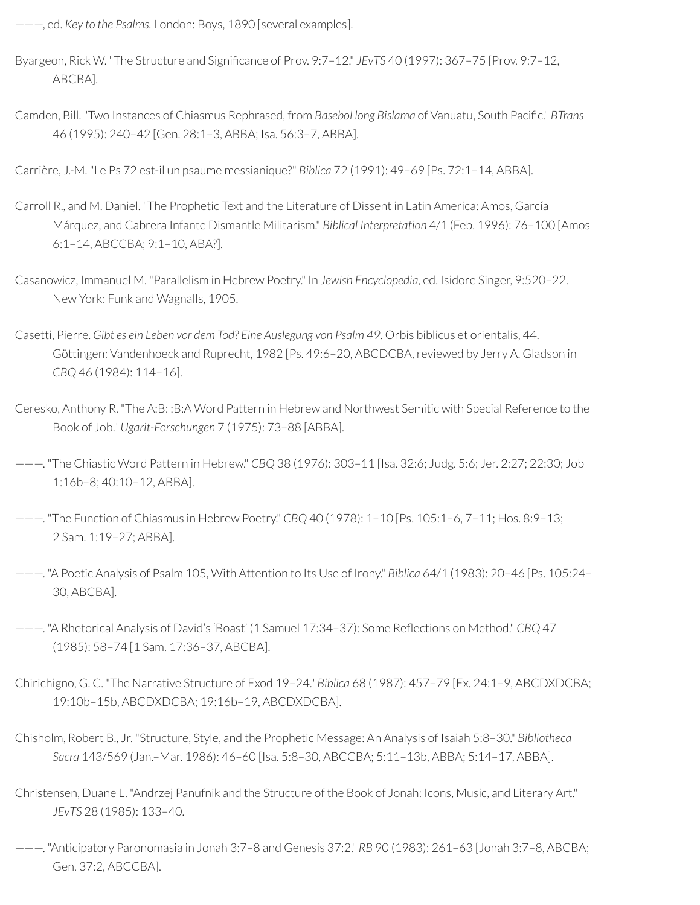———, ed. *Key to the Psalms.* London: Boys, 1890 [several examples].

Byargeon, Rick W. "The Structure and Significance of Prov. 9:7–12." *JEvTS* 40 (1997): 367–75 [Prov. 9:7–12, ABCBA].

Camden, Bill. "Two Instances of Chiasmus Rephrased, from *Basebol long Bislama* of Vanuatu, South Pacific." *BTrans* 46 (1995): 240–42 [Gen. 28:1–3, ABBA; Isa. 56:3–7, ABBA].

Carrière, J.-M. "Le Ps 72 est-il un psaume messianique?" *Biblica* 72 (1991): 49–69 [Ps. 72:1–14, ABBA].

Carroll R., and M. Daniel. "The Prophetic Text and the Literature of Dissent in Latin America: Amos, García Márquez, and Cabrera Infante Dismantle Militarism." *Biblical Interpretation* 4/1 (Feb. 1996): 76–100 [Amos 6:1–14, ABCCBA; 9:1–10, ABA?].

Casanowicz, Immanuel M. "Parallelism in Hebrew Poetry." In *Jewish Encyclopedia*, ed. Isidore Singer, 9:520–22. New York: Funk and Wagnalls, 1905.

Casetti, Pierre. *Gibt es ein Leben vor dem Tod? Eine Auslegung von Psalm 49.* Orbis biblicus et orientalis, 44. Göttingen: Vandenhoeck and Ruprecht, 1982 [Ps. 49:6–20, ABCDCBA, reviewed by Jerry A. Gladson in *CBQ* 46 (1984): 114–16].

Ceresko, Anthony R. "The A:B: :B:A Word Pattern in Hebrew and Northwest Semitic with Special Reference to the Book of Job." *Ugarit-Forschungen* 7 (1975): 73–88 [ABBA].

———. "The Chiastic Word Pattern in Hebrew." *CBQ* 38 (1976): 303–11 [Isa. 32:6; Judg. 5:6; Jer. 2:27; 22:30; Job 1:16b–8; 40:10–12, ABBA].

———. "The Function of Chiasmus in Hebrew Poetry." *CBQ* 40 (1978): 1–10 [Ps. 105:1–6, 7–11; Hos. 8:9–13; 2 Sam. 1:19–27; ABBA].

———. "A Poetic Analysis of Psalm 105, With Attention to Its Use of Irony." *Biblica* 64/1 (1983): 20–46 [Ps. 105:24–30, ABCBA].

———. "A Rhetorical Analysis of David's 'Boast' (1 Samuel 17:34–37): Some Reflections on Method." *CBQ* 47 (1985): 58–74 [1 Sam. 17:36–37, ABCBA].

Chirichigno, G. C. "The Narrative Structure of Exod 19–24." *Biblica* 68 (1987): 457–79 [Ex. 24:1–9, ABCDXDCBA; 19:10b–15b, ABCDXDCBA; 19:16b–19, ABCDXDCBA].

Chisholm, Robert B., Jr. "Structure, Style, and the Prophetic Message: An Analysis of Isaiah 5:8–30." *Bibliotheca Sacra* 143/569 (Jan.–Mar. 1986): 46–60 [Isa. 5:8–30, ABCCBA; 5:11–13b, ABBA; 5:14–17, ABBA].

Christensen, Duane L. "Andrzej Panufnik and the Structure of the Book of Jonah: Icons, Music, and Literary Art." *JEvTS* 28 (1985): 133–40.

———. "Anticipatory Paronomasia in Jonah 3:7–8 and Genesis 37:2." *RB* 90 (1983): 261–63 [Jonah 3:7–8, ABCBA; Gen. 37:2, ABCCBA].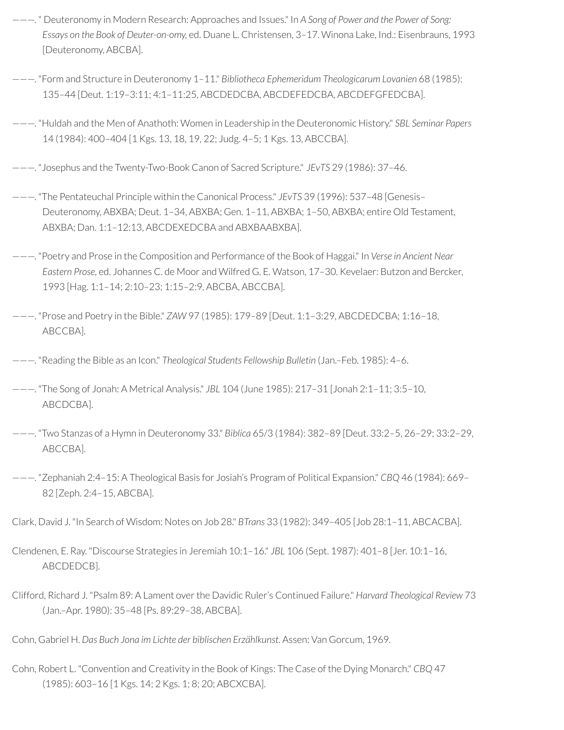———. " Deuteronomy in Modern Research: Approaches and Issues." In *A Song of Power and the Power of Song: Essays on the Book of Deuter-on-omy*, ed. Duane L. Christensen, 3–17. Winona Lake, Ind.: Eisenbrauns, 1993 [Deuteronomy, ABCBA].

———. "Form and Structure in Deuteronomy 1–11." *Bibliotheca Ephemeridum Theologicarum Lovanien* 68 (1985): 135–44 [Deut. 1:19–3:11; 4:1–11:25, ABCDEDCBA, ABCDEFEDCBA, ABCDEFGFEDCBA].

———. "Huldah and the Men of Anathoth: Women in Leadership in the Deuteronomic History." *SBL Seminar Papers* 14 (1984): 400–404 [1 Kgs. 13, 18, 19, 22; Judg. 4–5; 1 Kgs. 13, ABCCBA].

———. "Josephus and the Twenty-Two-Book Canon of Sacred Scripture." *JEvTS* 29 (1986): 37–46.

———. "The Pentateuchal Principle within the Canonical Process." *JEvTS* 39 (1996): 537–48 [Genesis–Deuteronomy, ABXBA; Deut. 1–34, ABXBA; Gen. 1–11, ABXBA; 1–50, ABXBA; entire Old Testament, ABXBA; Dan. 1:1–12:13, ABCDEXEDCBA and ABXBAABXBA].

———. "Poetry and Prose in the Composition and Performance of the Book of Haggai." In *Verse in Ancient Near Eastern Prose*, ed. Johannes C. de Moor and Wilfred G. E. Watson, 17–30. Kevelaer: Butzon and Bercker, 1993 [Hag. 1:1–14; 2:10–23; 1:15–2:9, ABCBA, ABCCBA].

———. "Prose and Poetry in the Bible." *ZAW* 97 (1985): 179–89 [Deut. 1:1–3:29, ABCDEDCBA; 1:16–18, ABCCBA].

———. "Reading the Bible as an Icon." *Theological Students Fellowship Bulletin* (Jan.–Feb. 1985): 4–6.

———. "The Song of Jonah: A Metrical Analysis." *JBL* 104 (June 1985): 217–31 [Jonah 2:1–11; 3:5–10, ABCDCBA].

———. "Two Stanzas of a Hymn in Deuteronomy 33." *Biblica* 65/3 (1984): 382–89 [Deut. 33:2–5, 26–29; 33:2–29, ABCCBA].

———. "Zephaniah 2:4–15: A Theological Basis for Josiah's Program of Political Expansion." *CBQ* 46 (1984): 669–82 [Zeph. 2:4–15, ABCBA].

Clark, David J. "In Search of Wisdom: Notes on Job 28." *BTrans* 33 (1982): 349–405 [Job 28:1–11, ABCACBA].

Clendenen, E. Ray. "Discourse Strategies in Jeremiah 10:1–16." *JBL* 106 (Sept. 1987): 401–8 [Jer. 10:1–16, ABCDEDCB].

Clifford, Richard J. "Psalm 89: A Lament over the Davidic Ruler's Continued Failure." *Harvard Theological Review* 73 (Jan.–Apr. 1980): 35–48 [Ps. 89:29–38, ABCBA].

Cohn, Gabriel H. *Das Buch Jona im Lichte der biblischen Erzählkunst.* Assen: Van Gorcum, 1969.

Cohn, Robert L. "Convention and Creativity in the Book of Kings: The Case of the Dying Monarch." *CBQ* 47 (1985): 603–16 [1 Kgs. 14; 2 Kgs. 1; 8; 20; ABCXCBA].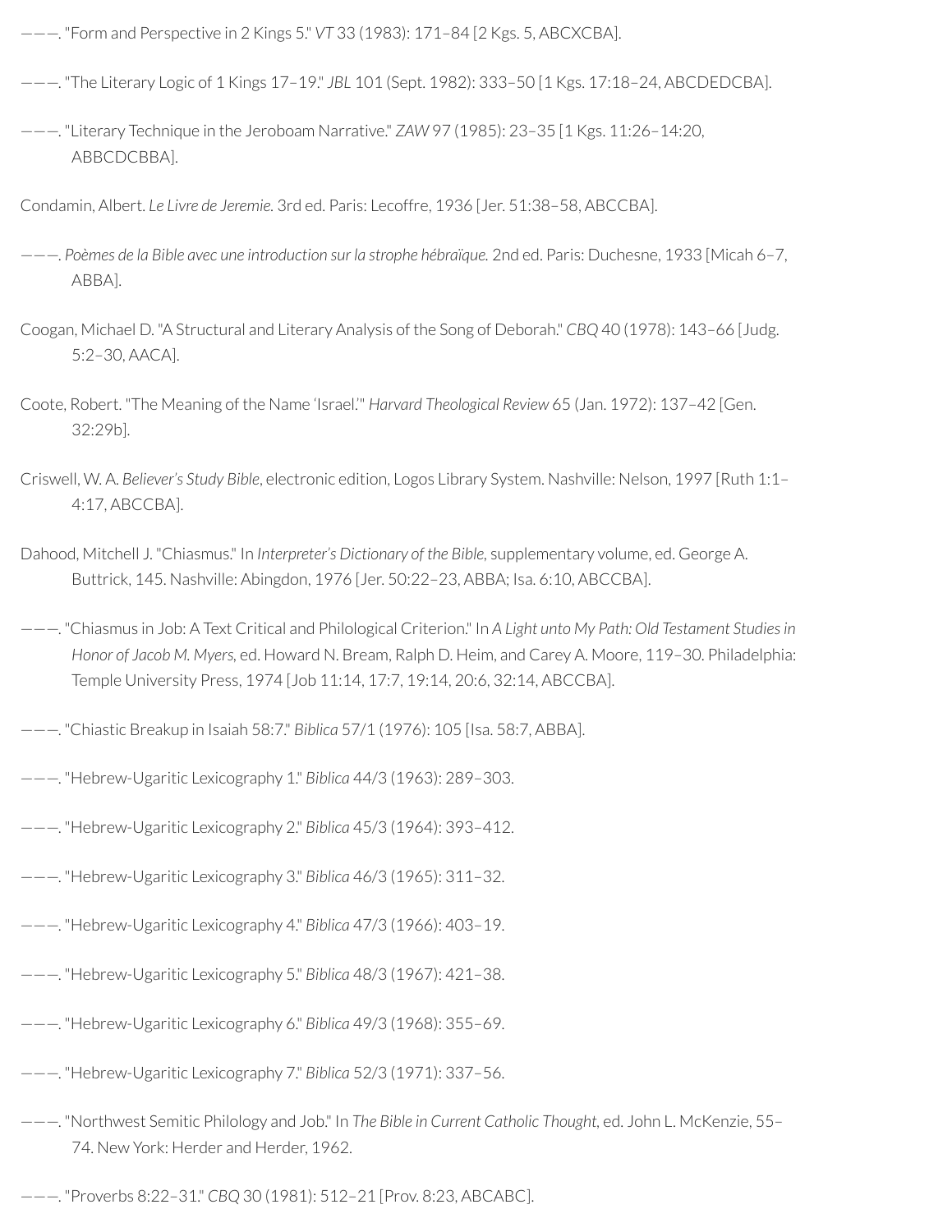———. "Form and Perspective in 2 Kings 5." *VT* 33 (1983): 171–84 [2 Kgs. 5, ABCXCBA].

———. "The Literary Logic of 1 Kings 17–19." *JBL* 101 (Sept. 1982): 333–50 [1 Kgs. 17:18–24, ABCDEDCBA].

———. "Literary Technique in the Jeroboam Narrative." *ZAW* 97 (1985): 23–35 [1 Kgs. 11:26–14:20, ABBCDCBBA].

Condamin, Albert. *Le Livre de Jeremie.* 3rd ed. Paris: Lecoffre, 1936 [Jer. 51:38–58, ABCCBA].

———. *Poèmes de la Bible avec une introduction sur la strophe hébraïque.* 2nd ed. Paris: Duchesne, 1933 [Micah 6–7, ABBA].

Coogan, Michael D. "A Structural and Literary Analysis of the Song of Deborah." *CBQ* 40 (1978): 143–66 [Judg. 5:2–30, AACA].

Coote, Robert. "The Meaning of the Name 'Israel.'" *Harvard Theological Review* 65 (Jan. 1972): 137–42 [Gen. 32:29b].

Criswell, W. A. *Believer's Study Bible*, electronic edition, Logos Library System. Nashville: Nelson, 1997 [Ruth 1:1–4:17, ABCCBA].

Dahood, Mitchell J. "Chiasmus." In *Interpreter's Dictionary of the Bible*, supplementary volume, ed. George A. Buttrick, 145. Nashville: Abingdon, 1976 [Jer. 50:22–23, ABBA; Isa. 6:10, ABCCBA].

———. "Chiasmus in Job: A Text Critical and Philological Criterion." In *A Light unto My Path: Old Testament Studies in Honor of Jacob M. Myers*, ed. Howard N. Bream, Ralph D. Heim, and Carey A. Moore, 119–30. Philadelphia: Temple University Press, 1974 [Job 11:14, 17:7, 19:14, 20:6, 32:14, ABCCBA].

———. "Chiastic Breakup in Isaiah 58:7." *Biblica* 57/1 (1976): 105 [Isa. 58:7, ABBA].

———. "Hebrew-Ugaritic Lexicography 1." *Biblica* 44/3 (1963): 289–303.

———. "Hebrew-Ugaritic Lexicography 2." *Biblica* 45/3 (1964): 393–412.

———. "Hebrew-Ugaritic Lexicography 3." *Biblica* 46/3 (1965): 311–32.

———. "Hebrew-Ugaritic Lexicography 4." *Biblica* 47/3 (1966): 403–19.

———. "Hebrew-Ugaritic Lexicography 5." *Biblica* 48/3 (1967): 421–38.

———. "Hebrew-Ugaritic Lexicography 6." *Biblica* 49/3 (1968): 355–69.

———. "Hebrew-Ugaritic Lexicography 7." *Biblica* 52/3 (1971): 337–56.

———. "Northwest Semitic Philology and Job." In *The Bible in Current Catholic Thought*, ed. John L. McKenzie, 55–74. New York: Herder and Herder, 1962.

———. "Proverbs 8:22–31." *CBQ* 30 (1981): 512–21 [Prov. 8:23, ABCABC].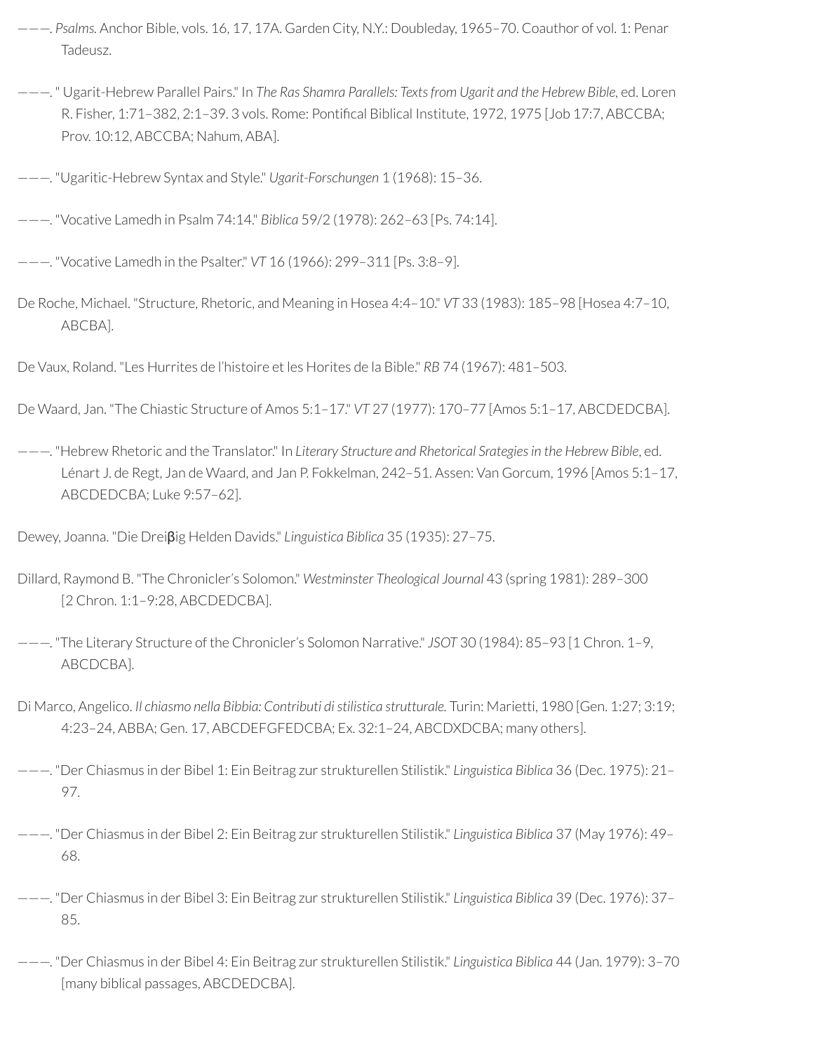———. *Psalms.* Anchor Bible, vols. 16, 17, 17A. Garden City, N.Y.: Doubleday, 1965–70. Coauthor of vol. 1: Penar Tadeusz.

———. " Ugarit-Hebrew Parallel Pairs." In *The Ras Shamra Parallels: Texts from Ugarit and the Hebrew Bible*, ed. Loren R. Fisher, 1:71–382, 2:1–39. 3 vols. Rome: Pontifical Biblical Institute, 1972, 1975 [Job 17:7, ABCCBA; Prov. 10:12, ABCCBA; Nahum, ABA].

———. "Ugaritic-Hebrew Syntax and Style." *Ugarit-Forschungen* 1 (1968): 15–36.

———. "Vocative Lamedh in Psalm 74:14." *Biblica* 59/2 (1978): 262–63 [Ps. 74:14].

———. "Vocative Lamedh in the Psalter." *VT* 16 (1966): 299–311 [Ps. 3:8–9].

De Roche, Michael. "Structure, Rhetoric, and Meaning in Hosea 4:4–10." *VT* 33 (1983): 185–98 [Hosea 4:7–10, ABCBA].

De Vaux, Roland. "Les Hurrites de l'histoire et les Horites de la Bible." *RB* 74 (1967): 481–503.

De Waard, Jan. "The Chiastic Structure of Amos 5:1–17." *VT* 27 (1977): 170–77 [Amos 5:1–17, ABCDEDCBA].

———. "Hebrew Rhetoric and the Translator." In *Literary Structure and Rhetorical Srategies in the Hebrew Bible*, ed. Lénart J. de Regt, Jan de Waard, and Jan P. Fokkelman, 242–51. Assen: Van Gorcum, 1996 [Amos 5:1–17, ABCDEDCBA; Luke 9:57–62].

Dewey, Joanna. "Die Dreiβig Helden Davids." *Linguistica Biblica* 35 (1935): 27–75.

Dillard, Raymond B. "The Chronicler's Solomon." *Westminster Theological Journal* 43 (spring 1981): 289–300 [2 Chron. 1:1–9:28, ABCDEDCBA].

———. "The Literary Structure of the Chronicler's Solomon Narrative." *JSOT* 30 (1984): 85–93 [1 Chron. 1–9, ABCDCBA].

Di Marco, Angelico. *Il chiasmo nella Bibbia: Contributi di stilistica strutturale.* Turin: Marietti, 1980 [Gen. 1:27; 3:19; 4:23–24, ABBA; Gen. 17, ABCDEFGFEDCBA; Ex. 32:1–24, ABCDXDCBA; many others].

———. "Der Chiasmus in der Bibel 1: Ein Beitrag zur strukturellen Stilistik." *Linguistica Biblica* 36 (Dec. 1975): 21–97.

———. "Der Chiasmus in der Bibel 2: Ein Beitrag zur strukturellen Stilistik." *Linguistica Biblica* 37 (May 1976): 49–68.

———. "Der Chiasmus in der Bibel 3: Ein Beitrag zur strukturellen Stilistik." *Linguistica Biblica* 39 (Dec. 1976): 37–85.

———. "Der Chiasmus in der Bibel 4: Ein Beitrag zur strukturellen Stilistik." *Linguistica Biblica* 44 (Jan. 1979): 3–70 [many biblical passages, ABCDEDCBA].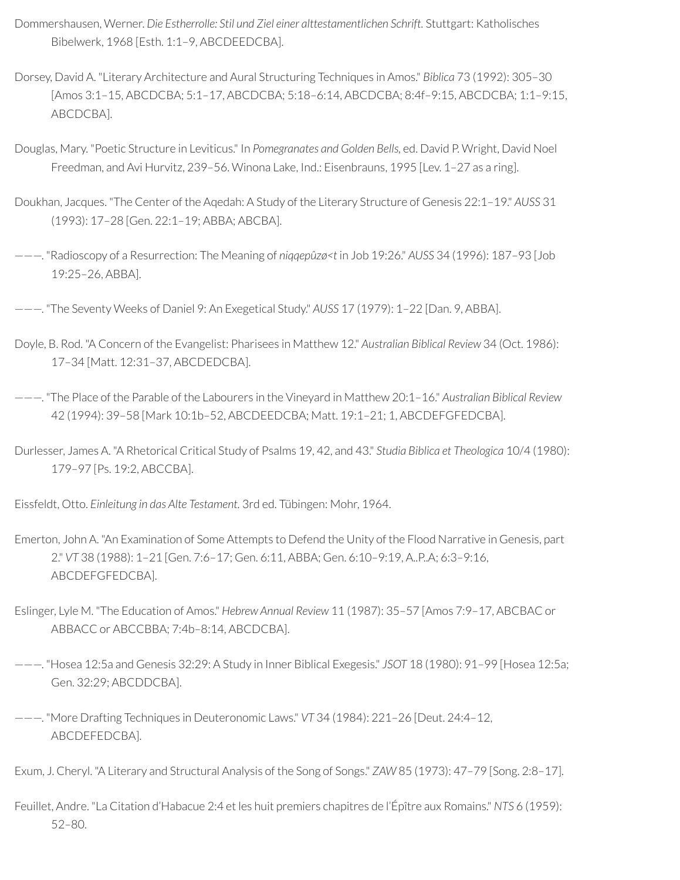Dommershausen, Werner. *Die Estherrolle: Stil und Ziel einer alttestamentlichen Schrift.* Stuttgart: Katholisches Bibelwerk, 1968 [Esth. 1:1–9, ABCDEEDCBA].

Dorsey, David A. "Literary Architecture and Aural Structuring Techniques in Amos." *Biblica* 73 (1992): 305–30 [Amos 3:1–15, ABCDCBA; 5:1–17, ABCDCBA; 5:18–6:14, ABCDCBA; 8:4f–9:15, ABCDCBA; 1:1–9:15, ABCDCBA].

Douglas, Mary. "Poetic Structure in Leviticus." In *Pomegranates and Golden Bells,* ed. David P. Wright, David Noel Freedman, and Avi Hurvitz, 239–56. Winona Lake, Ind.: Eisenbrauns, 1995 [Lev. 1–27 as a ring].

Doukhan, Jacques. "The Center of the Aqedah: A Study of the Literary Structure of Genesis 22:1–19." *AUSS* 31 (1993): 17–28 [Gen. 22:1–19; ABBA; ABCBA].

———. "Radioscopy of a Resurrection: The Meaning of *niqqepûzø<t* in Job 19:26." *AUSS* 34 (1996): 187–93 [Job 19:25–26, ABBA].

———. "The Seventy Weeks of Daniel 9: An Exegetical Study." *AUSS* 17 (1979): 1–22 [Dan. 9, ABBA].

Doyle, B. Rod. "A Concern of the Evangelist: Pharisees in Matthew 12." *Australian Biblical Review* 34 (Oct. 1986): 17–34 [Matt. 12:31–37, ABCDEDCBA].

———. "The Place of the Parable of the Labourers in the Vineyard in Matthew 20:1–16." *Australian Biblical Review* 42 (1994): 39–58 [Mark 10:1b–52, ABCDEEDCBA; Matt. 19:1–21; 1, ABCDEFGFEDCBA].

Durlesser, James A. "A Rhetorical Critical Study of Psalms 19, 42, and 43." *Studia Biblica et Theologica* 10/4 (1980): 179–97 [Ps. 19:2, ABCCBA].

Eissfeldt, Otto. *Einleitung in das Alte Testament.* 3rd ed. Tübingen: Mohr, 1964.

Emerton, John A. "An Examination of Some Attempts to Defend the Unity of the Flood Narrative in Genesis, part 2." *VT* 38 (1988): 1–21 [Gen. 7:6–17; Gen. 6:11, ABBA; Gen. 6:10–9:19, A..P..A; 6:3–9:16, ABCDEFGFEDCBA].

Eslinger, Lyle M. "The Education of Amos." *Hebrew Annual Review* 11 (1987): 35–57 [Amos 7:9–17, ABCBAC or ABBACC or ABCCBBA; 7:4b–8:14, ABCDCBA].

———. "Hosea 12:5a and Genesis 32:29: A Study in Inner Biblical Exegesis." *JSOT* 18 (1980): 91–99 [Hosea 12:5a; Gen. 32:29; ABCDDCBA].

———. "More Drafting Techniques in Deuteronomic Laws." *VT* 34 (1984): 221–26 [Deut. 24:4–12, ABCDEFEDCBA].

Exum, J. Cheryl. "A Literary and Structural Analysis of the Song of Songs." *ZAW* 85 (1973): 47–79 [Song. 2:8–17].

Feuillet, Andre. "La Citation d'Habacue 2:4 et les huit premiers chapitres de l'Épître aux Romains." *NTS* 6 (1959): 52–80.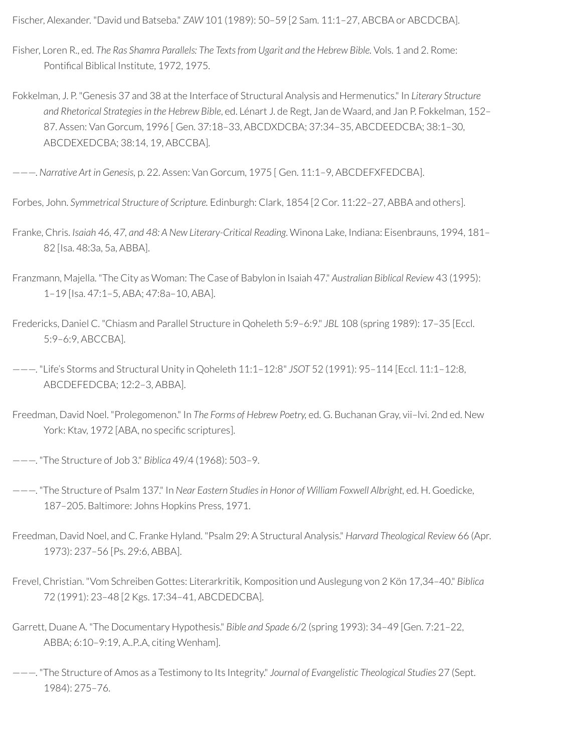Fischer, Alexander. "David und Batseba." *ZAW* 101 (1989): 50–59 [2 Sam. 11:1–27, ABCBA or ABCDCBA].

Fisher, Loren R., ed. *The Ras Shamra Parallels: The Texts from Ugarit and the Hebrew Bible.* Vols. 1 and 2. Rome: Pontifical Biblical Institute, 1972, 1975.

Fokkelman, J. P. "Genesis 37 and 38 at the Interface of Structural Analysis and Hermenutics." In *Literary Structure and Rhetorical Strategies in the Hebrew Bible*, ed. Lénart J. de Regt, Jan de Waard, and Jan P. Fokkelman, 152–87. Assen: Van Gorcum, 1996 [ Gen. 37:18–33, ABCDXDCBA; 37:34–35, ABCDEEDCBA; 38:1–30, ABCDEXEDCBA; 38:14, 19, ABCCBA].

———. *Narrative Art in Genesis,* p. 22. Assen: Van Gorcum, 1975 [ Gen. 11:1–9, ABCDEFXFEDCBA].

Forbes, John. *Symmetrical Structure of Scripture.* Edinburgh: Clark, 1854 [2 Cor. 11:22–27, ABBA and others].

Franke, Chris. *Isaiah 46, 47, and 48: A New Literary-Critical Reading.* Winona Lake, Indiana: Eisenbrauns, 1994, 181–82 [Isa. 48:3a, 5a, ABBA].

Franzmann, Majella. "The City as Woman: The Case of Babylon in Isaiah 47." *Australian Biblical Review* 43 (1995): 1–19 [Isa. 47:1–5, ABA; 47:8a–10, ABA].

Fredericks, Daniel C. "Chiasm and Parallel Structure in Qoheleth 5:9–6:9." *JBL* 108 (spring 1989): 17–35 [Eccl. 5:9–6:9, ABCCBA].

———. "Life's Storms and Structural Unity in Qoheleth 11:1–12:8" *JSOT* 52 (1991): 95–114 [Eccl. 11:1–12:8, ABCDEFEDCBA; 12:2–3, ABBA].

Freedman, David Noel. "Prolegomenon." In *The Forms of Hebrew Poetry,* ed. G. Buchanan Gray, vii–lvi. 2nd ed. New York: Ktav, 1972 [ABA, no specific scriptures].

———. "The Structure of Job 3." *Biblica* 49/4 (1968): 503–9.

———. "The Structure of Psalm 137." In *Near Eastern Studies in Honor of William Foxwell Albright,* ed. H. Goedicke, 187–205. Baltimore: Johns Hopkins Press, 1971.

Freedman, David Noel, and C. Franke Hyland. "Psalm 29: A Structural Analysis." *Harvard Theological Review* 66 (Apr. 1973): 237–56 [Ps. 29:6, ABBA].

Frevel, Christian. "Vom Schreiben Gottes: Literarkritik, Komposition und Auslegung von 2 Kön 17,34–40." *Biblica* 72 (1991): 23–48 [2 Kgs. 17:34–41, ABCDEDCBA].

Garrett, Duane A. "The Documentary Hypothesis." *Bible and Spade* 6/2 (spring 1993): 34–49 [Gen. 7:21–22, ABBA; 6:10–9:19, A..P..A, citing Wenham].

———. "The Structure of Amos as a Testimony to Its Integrity." *Journal of Evangelistic Theological Studies* 27 (Sept. 1984): 275–76.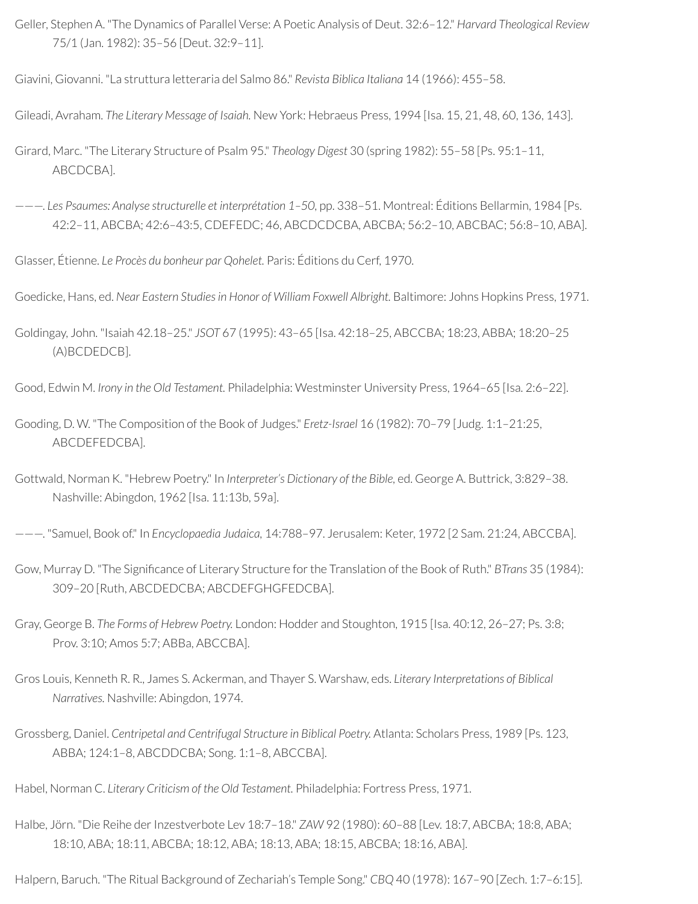Geller, Stephen A. "The Dynamics of Parallel Verse: A Poetic Analysis of Deut. 32:6–12." *Harvard Theological Review* 75/1 (Jan. 1982): 35–56 [Deut. 32:9–11].

Giavini, Giovanni. "La struttura letteraria del Salmo 86." *Revista Biblica Italiana* 14 (1966): 455–58.

Gileadi, Avraham. *The Literary Message of Isaiah.* New York: Hebraeus Press, 1994 [Isa. 15, 21, 48, 60, 136, 143].

Girard, Marc. "The Literary Structure of Psalm 95." *Theology Digest* 30 (spring 1982): 55–58 [Ps. 95:1–11, ABCDCBA].

———. *Les Psaumes: Analyse structurelle et interprétation 1–50,* pp. 338–51. Montreal: Éditions Bellarmin, 1984 [Ps. 42:2–11, ABCBA; 42:6–43:5, CDEFEDC; 46, ABCDCDCBA, ABCBA; 56:2–10, ABCBAC; 56:8–10, ABA].

Glasser, Étienne. *Le Procès du bonheur par Qohelet.* Paris: Éditions du Cerf, 1970.

Goedicke, Hans, ed. *Near Eastern Studies in Honor of William Foxwell Albright.* Baltimore: Johns Hopkins Press, 1971.

Goldingay, John. "Isaiah 42.18–25." *JSOT* 67 (1995): 43–65 [Isa. 42:18–25, ABCCBA; 18:23, ABBA; 18:20–25 (A)BCDEDCB].

Good, Edwin M. *Irony in the Old Testament.* Philadelphia: Westminster University Press, 1964–65 [Isa. 2:6–22].

Gooding, D. W. "The Composition of the Book of Judges." *Eretz-Israel* 16 (1982): 70–79 [Judg. 1:1–21:25, ABCDEFEDCBA].

Gottwald, Norman K. "Hebrew Poetry." In *Interpreter's Dictionary of the Bible,* ed. George A. Buttrick, 3:829–38. Nashville: Abingdon, 1962 [Isa. 11:13b, 59a].

———. "Samuel, Book of." In *Encyclopaedia Judaica,* 14:788–97. Jerusalem: Keter, 1972 [2 Sam. 21:24, ABCCBA].

Gow, Murray D. "The Significance of Literary Structure for the Translation of the Book of Ruth." *BTrans* 35 (1984): 309–20 [Ruth, ABCDEDCBA; ABCDEFGHGFEDCBA].

Gray, George B. *The Forms of Hebrew Poetry.* London: Hodder and Stoughton, 1915 [Isa. 40:12, 26–27; Ps. 3:8; Prov. 3:10; Amos 5:7; ABBa, ABCCBA].

Gros Louis, Kenneth R. R., James S. Ackerman, and Thayer S. Warshaw, eds. *Literary Interpretations of Biblical Narratives.* Nashville: Abingdon, 1974.

Grossberg, Daniel. *Centripetal and Centrifugal Structure in Biblical Poetry.* Atlanta: Scholars Press, 1989 [Ps. 123, ABBA; 124:1–8, ABCDDCBA; Song. 1:1–8, ABCCBA].

Habel, Norman C. *Literary Criticism of the Old Testament.* Philadelphia: Fortress Press, 1971.

Halbe, Jörn. "Die Reihe der Inzestverbote Lev 18:7–18." *ZAW* 92 (1980): 60–88 [Lev. 18:7, ABCBA; 18:8, ABA; 18:10, ABA; 18:11, ABCBA; 18:12, ABA; 18:13, ABA; 18:15, ABCBA; 18:16, ABA].

Halpern, Baruch. "The Ritual Background of Zechariah's Temple Song." *CBQ* 40 (1978): 167–90 [Zech. 1:7–6:15].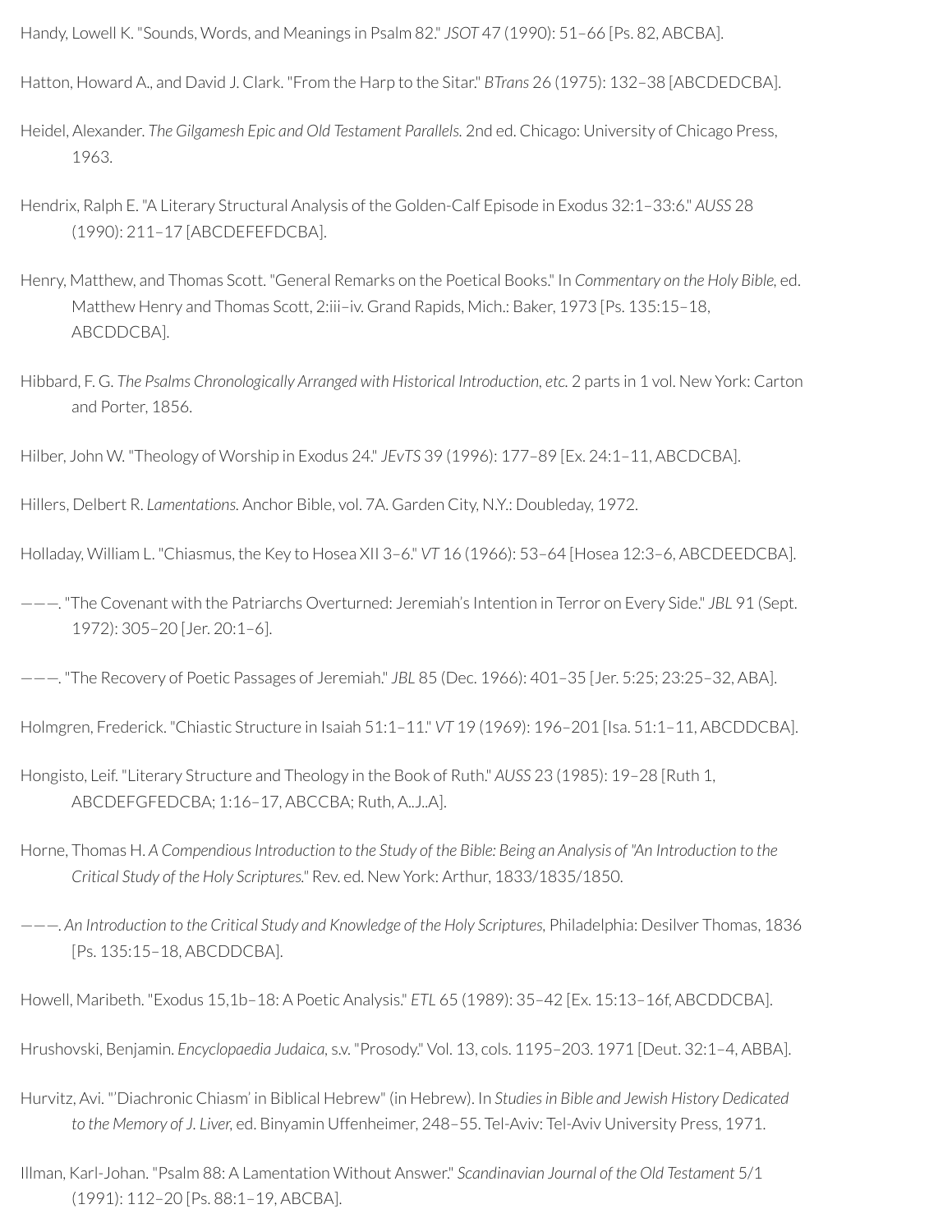Handy, Lowell K. "Sounds, Words, and Meanings in Psalm 82." *JSOT* 47 (1990): 51–66 [Ps. 82, ABCBA].

Hatton, Howard A., and David J. Clark. "From the Harp to the Sitar." *BTrans* 26 (1975): 132–38 [ABCDEDCBA].

Heidel, Alexander. *The Gilgamesh Epic and Old Testament Parallels.* 2nd ed. Chicago: University of Chicago Press, 1963.

Hendrix, Ralph E. "A Literary Structural Analysis of the Golden-Calf Episode in Exodus 32:1–33:6." *AUSS* 28 (1990): 211–17 [ABCDEFEFDCBA].

Henry, Matthew, and Thomas Scott. "General Remarks on the Poetical Books." In *Commentary on the Holy Bible,* ed. Matthew Henry and Thomas Scott, 2:iii–iv. Grand Rapids, Mich.: Baker, 1973 [Ps. 135:15–18, ABCDDCBA].

Hibbard, F. G. *The Psalms Chronologically Arranged with Historical Introduction, etc.* 2 parts in 1 vol. New York: Carton and Porter, 1856.

Hilber, John W. "Theology of Worship in Exodus 24." *JEvTS* 39 (1996): 177–89 [Ex. 24:1–11, ABCDCBA].

Hillers, Delbert R. *Lamentations.* Anchor Bible, vol. 7A. Garden City, N.Y.: Doubleday, 1972.

Holladay, William L. "Chiasmus, the Key to Hosea XII 3–6." *VT* 16 (1966): 53–64 [Hosea 12:3–6, ABCDEEDCBA].

———. "The Covenant with the Patriarchs Overturned: Jeremiah's Intention in Terror on Every Side." *JBL* 91 (Sept. 1972): 305–20 [Jer. 20:1–6].

———. "The Recovery of Poetic Passages of Jeremiah." *JBL* 85 (Dec. 1966): 401–35 [Jer. 5:25; 23:25–32, ABA].

Holmgren, Frederick. "Chiastic Structure in Isaiah 51:1–11." *VT* 19 (1969): 196–201 [Isa. 51:1–11, ABCDDCBA].

Hongisto, Leif. "Literary Structure and Theology in the Book of Ruth." *AUSS* 23 (1985): 19–28 [Ruth 1, ABCDEFGFEDCBA; 1:16–17, ABCCBA; Ruth, A..J..A].

Horne, Thomas H. *A Compendious Introduction to the Study of the Bible: Being an Analysis of "An Introduction to the Critical Study of the Holy Scriptures."* Rev. ed. New York: Arthur, 1833/1835/1850.

———. *An Introduction to the Critical Study and Knowledge of the Holy Scriptures,* Philadelphia: Desilver Thomas, 1836 [Ps. 135:15–18, ABCDDCBA].

Howell, Maribeth. "Exodus 15,1b–18: A Poetic Analysis." *ETL* 65 (1989): 35–42 [Ex. 15:13–16f, ABCDDCBA].

Hrushovski, Benjamin. *Encyclopaedia Judaica,* s.v. "Prosody." Vol. 13, cols. 1195–203. 1971 [Deut. 32:1–4, ABBA].

Hurvitz, Avi. "'Diachronic Chiasm' in Biblical Hebrew" (in Hebrew). In *Studies in Bible and Jewish History Dedicated to the Memory of J. Liver,* ed. Binyamin Uffenheimer, 248–55. Tel-Aviv: Tel-Aviv University Press, 1971.

Illman, Karl-Johan. "Psalm 88: A Lamentation Without Answer." *Scandinavian Journal of the Old Testament* 5/1 (1991): 112–20 [Ps. 88:1–19, ABCBA].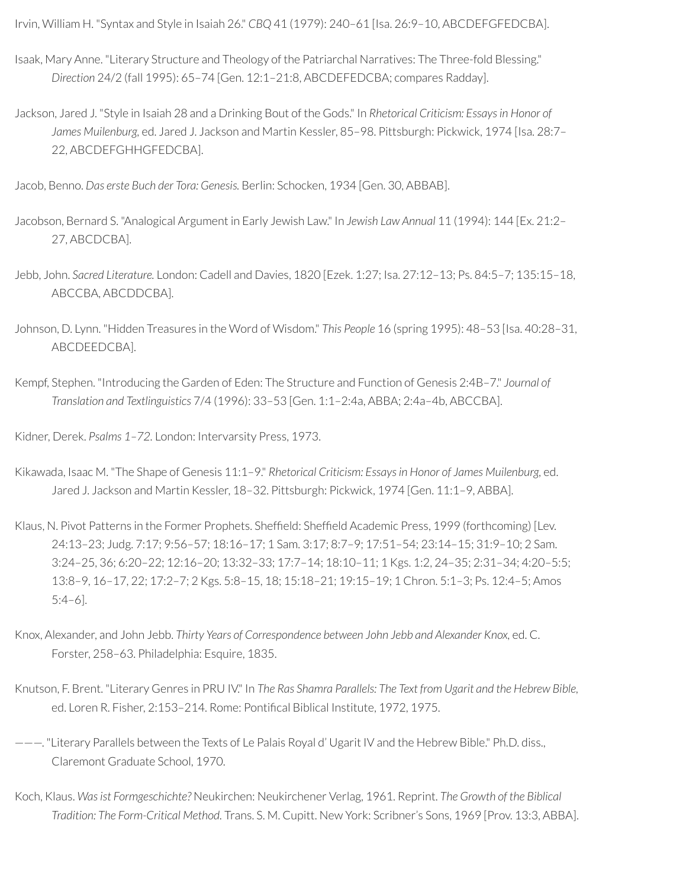Irvin, William H. "Syntax and Style in Isaiah 26." *CBQ* 41 (1979): 240–61 [Isa. 26:9–10, ABCDEFGFEDCBA].

Isaak, Mary Anne. "Literary Structure and Theology of the Patriarchal Narratives: The Three-fold Blessing." *Direction* 24/2 (fall 1995): 65–74 [Gen. 12:1–21:8, ABCDEFEDCBA; compares Radday].

Jackson, Jared J. "Style in Isaiah 28 and a Drinking Bout of the Gods." In *Rhetorical Criticism: Essays in Honor of James Muilenburg*, ed. Jared J. Jackson and Martin Kessler, 85–98. Pittsburgh: Pickwick, 1974 [Isa. 28:7–22, ABCDEFGHHGFEDCBA].

Jacob, Benno. *Das erste Buch der Tora: Genesis.* Berlin: Schocken, 1934 [Gen. 30, ABBAB].

Jacobson, Bernard S. "Analogical Argument in Early Jewish Law." In *Jewish Law Annual* 11 (1994): 144 [Ex. 21:2–27, ABCDCBA].

Jebb, John. *Sacred Literature.* London: Cadell and Davies, 1820 [Ezek. 1:27; Isa. 27:12–13; Ps. 84:5–7; 135:15–18, ABCCBA, ABCDDCBA].

Johnson, D. Lynn. "Hidden Treasures in the Word of Wisdom." *This People* 16 (spring 1995): 48–53 [Isa. 40:28–31, ABCDEEDCBA].

Kempf, Stephen. "Introducing the Garden of Eden: The Structure and Function of Genesis 2:4B–7." *Journal of Translation and Textlinguistics* 7/4 (1996): 33–53 [Gen. 1:1–2:4a, ABBA; 2:4a–4b, ABCCBA].

Kidner, Derek. *Psalms 1–72.* London: Intervarsity Press, 1973.

Kikawada, Isaac M. "The Shape of Genesis 11:1–9." *Rhetorical Criticism: Essays in Honor of James Muilenburg*, ed. Jared J. Jackson and Martin Kessler, 18–32. Pittsburgh: Pickwick, 1974 [Gen. 11:1–9, ABBA].

Klaus, N. Pivot Patterns in the Former Prophets. Sheffield: Sheffield Academic Press, 1999 (forthcoming) [Lev. 24:13–23; Judg. 7:17; 9:56–57; 18:16–17; 1 Sam. 3:17; 8:7–9; 17:51–54; 23:14–15; 31:9–10; 2 Sam. 3:24–25, 36; 6:20–22; 12:16–20; 13:32–33; 17:7–14; 18:10–11; 1 Kgs. 1:2, 24–35; 2:31–34; 4:20–5:5; 13:8–9, 16–17, 22; 17:2–7; 2 Kgs. 5:8–15, 18; 15:18–21; 19:15–19; 1 Chron. 5:1–3; Ps. 12:4–5; Amos 5:4–6].

Knox, Alexander, and John Jebb. *Thirty Years of Correspondence between John Jebb and Alexander Knox*, ed. C. Forster, 258–63. Philadelphia: Esquire, 1835.

Knutson, F. Brent. "Literary Genres in PRU IV." In *The Ras Shamra Parallels: The Text from Ugarit and the Hebrew Bible*, ed. Loren R. Fisher, 2:153–214. Rome: Pontifical Biblical Institute, 1972, 1975.

———. "Literary Parallels between the Texts of Le Palais Royal d' Ugarit IV and the Hebrew Bible." Ph.D. diss., Claremont Graduate School, 1970.

Koch, Klaus. *Was ist Formgeschichte?* Neukirchen: Neukirchener Verlag, 1961. Reprint. *The Growth of the Biblical Tradition: The Form-Critical Method.* Trans. S. M. Cupitt. New York: Scribner's Sons, 1969 [Prov. 13:3, ABBA].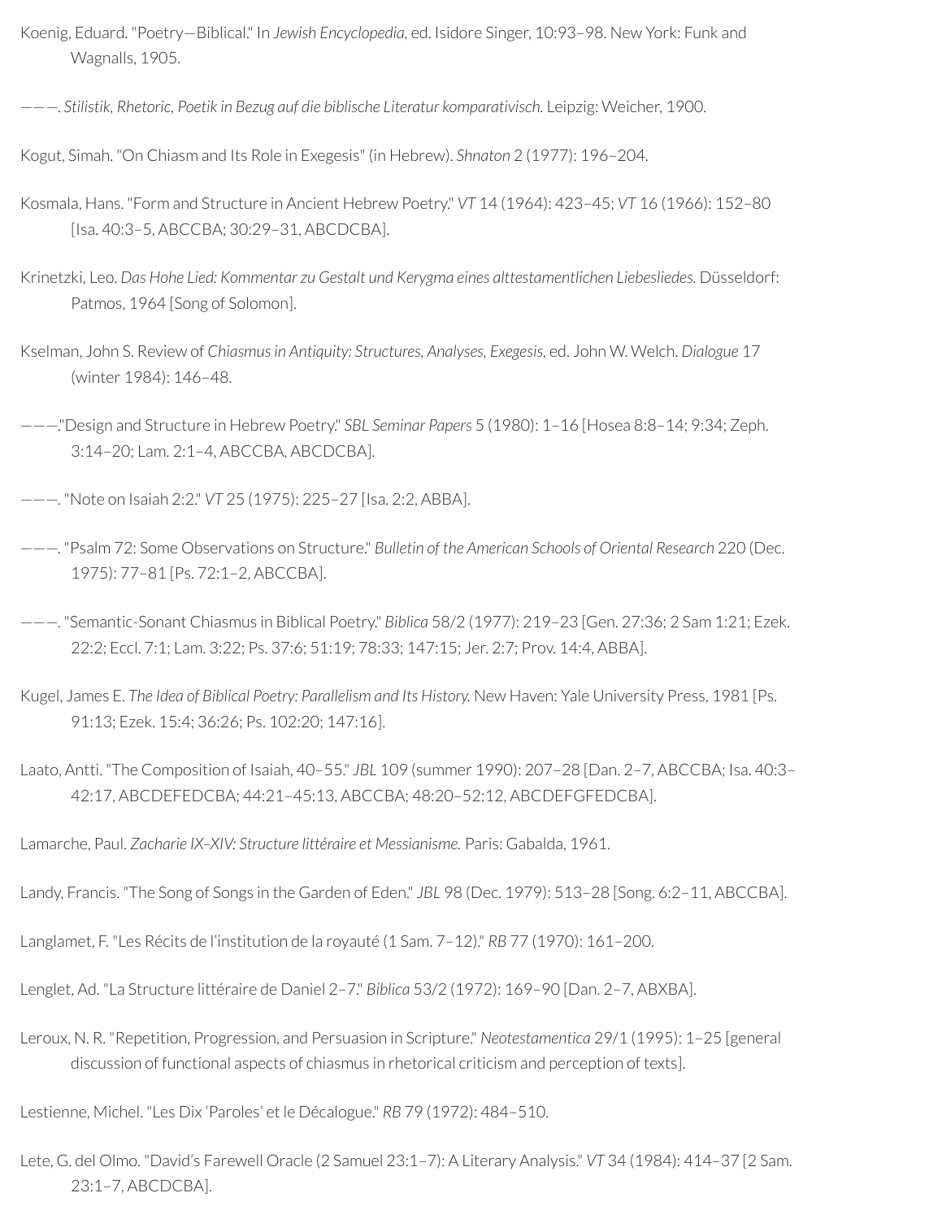Koenig, Eduard. "Poetry—Biblical." In *Jewish Encyclopedia*, ed. Isidore Singer, 10:93–98. New York: Funk and Wagnalls, 1905.

———. *Stilistik, Rhetoric, Poetik in Bezug auf die biblische Literatur komparativisch.* Leipzig: Weicher, 1900.

Kogut, Simah. "On Chiasm and Its Role in Exegesis" (in Hebrew). *Shnaton* 2 (1977): 196–204.

Kosmala, Hans. "Form and Structure in Ancient Hebrew Poetry." *VT* 14 (1964): 423–45; *VT* 16 (1966): 152–80 [Isa. 40:3–5, ABCCBA; 30:29–31, ABCDCBA].

Krinetzki, Leo. *Das Hohe Lied: Kommentar zu Gestalt und Kerygma eines alttestamentlichen Liebesliedes.* Düsseldorf: Patmos, 1964 [Song of Solomon].

Kselman, John S. Review of *Chiasmus in Antiquity: Structures, Analyses, Exegesis*, ed. John W. Welch. *Dialogue* 17 (winter 1984): 146–48.

———."Design and Structure in Hebrew Poetry." *SBL Seminar Papers* 5 (1980): 1–16 [Hosea 8:8–14; 9:34; Zeph. 3:14–20; Lam. 2:1–4, ABCCBA, ABCDCBA].

———. "Note on Isaiah 2:2." *VT* 25 (1975): 225–27 [Isa. 2:2, ABBA].

———. "Psalm 72: Some Observations on Structure." *Bulletin of the American Schools of Oriental Research* 220 (Dec. 1975): 77–81 [Ps. 72:1–2, ABCCBA].

———. "Semantic-Sonant Chiasmus in Biblical Poetry." *Biblica* 58/2 (1977): 219–23 [Gen. 27:36; 2 Sam 1:21; Ezek. 22:2; Eccl. 7:1; Lam. 3:22; Ps. 37:6; 51:19; 78:33; 147:15; Jer. 2:7; Prov. 14:4, ABBA].

Kugel, James E. *The Idea of Biblical Poetry: Parallelism and Its History.* New Haven: Yale University Press, 1981 [Ps. 91:13; Ezek. 15:4; 36:26; Ps. 102:20; 147:16].

Laato, Antti. "The Composition of Isaiah, 40–55." *JBL* 109 (summer 1990): 207–28 [Dan. 2–7, ABCCBA; Isa. 40:3–42:17, ABCDEFEDCBA; 44:21–45:13, ABCCBA; 48:20–52:12, ABCDEFGFEDCBA].

Lamarche, Paul. *Zacharie IX–XIV: Structure littéraire et Messianisme.* Paris: Gabalda, 1961.

Landy, Francis. "The Song of Songs in the Garden of Eden." *JBL* 98 (Dec. 1979): 513–28 [Song. 6:2–11, ABCCBA].

Langlamet, F. "Les Récits de l'institution de la royauté (1 Sam. 7–12)." *RB* 77 (1970): 161–200.

Lenglet, Ad. "La Structure littéraire de Daniel 2–7." *Biblica* 53/2 (1972): 169–90 [Dan. 2–7, ABXBA].

Leroux, N. R. "Repetition, Progression, and Persuasion in Scripture." *Neotestamentica* 29/1 (1995): 1–25 [general discussion of functional aspects of chiasmus in rhetorical criticism and perception of texts].

Lestienne, Michel. "Les Dix 'Paroles' et le Décalogue." *RB* 79 (1972): 484–510.

Lete, G. del Olmo. "David's Farewell Oracle (2 Samuel 23:1–7): A Literary Analysis." *VT* 34 (1984): 414–37 [2 Sam. 23:1–7, ABCDCBA].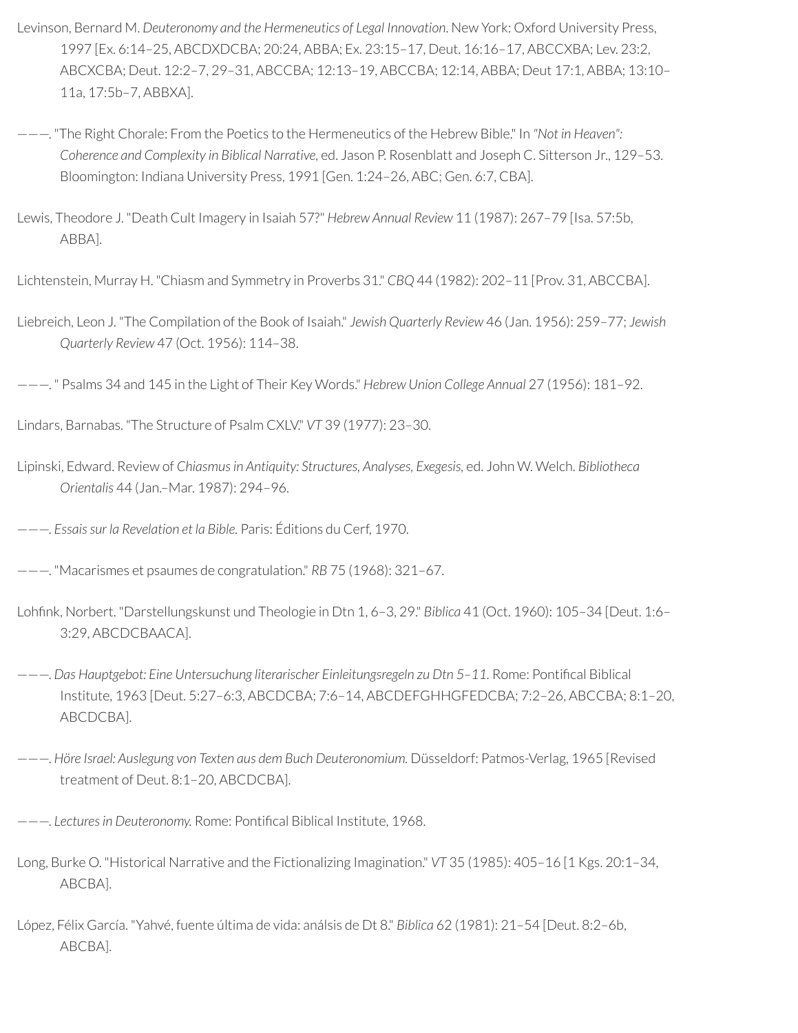Levinson, Bernard M. *Deuteronomy and the Hermeneutics of Legal Innovation*. New York: Oxford University Press, 1997 [Ex. 6:14–25, ABCDXDCBA; 20:24, ABBA; Ex. 23:15–17, Deut. 16:16–17, ABCCXBA; Lev. 23:2, ABCXCBA; Deut. 12:2–7, 29–31, ABCCBA; 12:13–19, ABCCBA; 12:14, ABBA; Deut 17:1, ABBA; 13:10–11a, 17:5b–7, ABBXA].

———. "The Right Chorale: From the Poetics to the Hermeneutics of the Hebrew Bible." In *"Not in Heaven": Coherence and Complexity in Biblical Narrative*, ed. Jason P. Rosenblatt and Joseph C. Sitterson Jr., 129–53. Bloomington: Indiana University Press, 1991 [Gen. 1:24–26, ABC; Gen. 6:7, CBA].

Lewis, Theodore J. "Death Cult Imagery in Isaiah 57?" *Hebrew Annual Review* 11 (1987): 267–79 [Isa. 57:5b, ABBA].

Lichtenstein, Murray H. "Chiasm and Symmetry in Proverbs 31." *CBQ* 44 (1982): 202–11 [Prov. 31, ABCCBA].

Liebreich, Leon J. "The Compilation of the Book of Isaiah." *Jewish Quarterly Review* 46 (Jan. 1956): 259–77; *Jewish Quarterly Review* 47 (Oct. 1956): 114–38.

———. " Psalms 34 and 145 in the Light of Their Key Words." *Hebrew Union College Annual* 27 (1956): 181–92.

Lindars, Barnabas. "The Structure of Psalm CXLV." *VT* 39 (1977): 23–30.

Lipinski, Edward. Review of *Chiasmus in Antiquity: Structures, Analyses, Exegesis*, ed. John W. Welch. *Bibliotheca Orientalis* 44 (Jan.–Mar. 1987): 294–96.

———. *Essais sur la Revelation et la Bible.* Paris: Éditions du Cerf, 1970.

———. "Macarismes et psaumes de congratulation." *RB* 75 (1968): 321–67.

Lohfink, Norbert. "Darstellungskunst und Theologie in Dtn 1, 6–3, 29." *Biblica* 41 (Oct. 1960): 105–34 [Deut. 1:6–3:29, ABCDCBAACA].

———. *Das Hauptgebot: Eine Untersuchung literarischer Einleitungsregeln zu Dtn 5–11.* Rome: Pontifical Biblical Institute, 1963 [Deut. 5:27–6:3, ABCDCBA; 7:6–14, ABCDEFGHHGFEDCBA; 7:2–26, ABCCBA; 8:1–20, ABCDCBA].

———. *Höre Israel: Auslegung von Texten aus dem Buch Deuteronomium.* Düsseldorf: Patmos-Verlag, 1965 [Revised treatment of Deut. 8:1–20, ABCDCBA].

———. *Lectures in Deuteronomy.* Rome: Pontifical Biblical Institute, 1968.

Long, Burke O. "Historical Narrative and the Fictionalizing Imagination." *VT* 35 (1985): 405–16 [1 Kgs. 20:1–34, ABCBA].

López, Félix García. "Yahvé, fuente última de vida: anális de Dt 8." *Biblica* 62 (1981): 21–54 [Deut. 8:2–6b, ABCBA].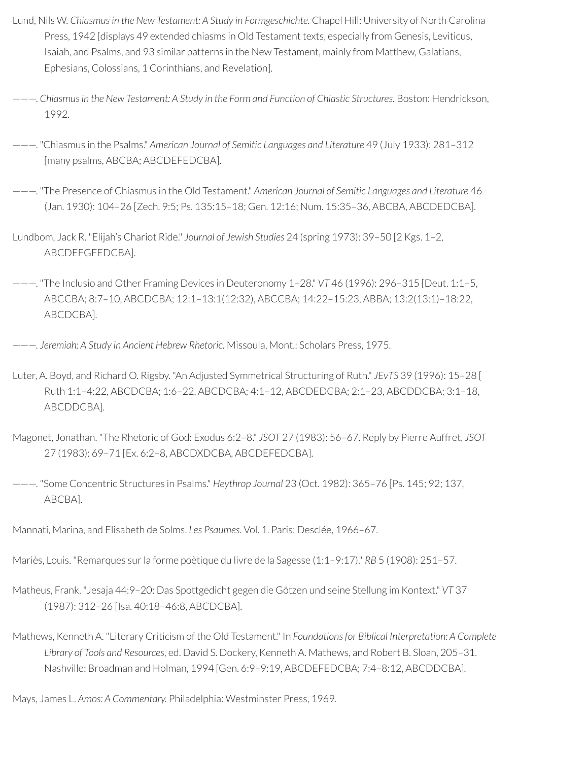Lund, Nils W. *Chiasmus in the New Testament: A Study in Formgeschichte.* Chapel Hill: University of North Carolina Press, 1942 [displays 49 extended chiasms in Old Testament texts, especially from Genesis, Leviticus, Isaiah, and Psalms, and 93 similar patterns in the New Testament, mainly from Matthew, Galatians, Ephesians, Colossians, 1 Corinthians, and Revelation].

———. *Chiasmus in the New Testament: A Study in the Form and Function of Chiastic Structures.* Boston: Hendrickson, 1992.

———. "Chiasmus in the Psalms." *American Journal of Semitic Languages and Literature* 49 (July 1933): 281–312 [many psalms, ABCBA; ABCDEFEDCBA].

———. "The Presence of Chiasmus in the Old Testament." *American Journal of Semitic Languages and Literature* 46 (Jan. 1930): 104–26 [Zech. 9:5; Ps. 135:15–18; Gen. 12:16; Num. 15:35–36, ABCBA, ABCDEDCBA].

Lundbom, Jack R. "Elijah's Chariot Ride." *Journal of Jewish Studies* 24 (spring 1973): 39–50 [2 Kgs. 1–2, ABCDEFGFEDCBA].

———. "The Inclusio and Other Framing Devices in Deuteronomy 1–28." *VT* 46 (1996): 296–315 [Deut. 1:1–5, ABCCBA; 8:7–10, ABCDCBA; 12:1–13:1(12:32), ABCCBA; 14:22–15:23, ABBA; 13:2(13:1)–18:22, ABCDCBA].

———. *Jeremiah: A Study in Ancient Hebrew Rhetoric.* Missoula, Mont.: Scholars Press, 1975.

Luter, A. Boyd, and Richard O. Rigsby. "An Adjusted Symmetrical Structuring of Ruth." *JEvTS* 39 (1996): 15–28 [ Ruth 1:1–4:22, ABCDCBA; 1:6–22, ABCDCBA; 4:1–12, ABCDEDCBA; 2:1–23, ABCDDCBA; 3:1–18, ABCDDCBA].

Magonet, Jonathan. "The Rhetoric of God: Exodus 6:2–8." *JSOT* 27 (1983): 56–67. Reply by Pierre Auffret, *JSOT* 27 (1983): 69–71 [Ex. 6:2–8, ABCDXDCBA, ABCDEFEDCBA].

———. "Some Concentric Structures in Psalms." *Heythrop Journal* 23 (Oct. 1982): 365–76 [Ps. 145; 92; 137, ABCBA].

Mannati, Marina, and Elisabeth de Solms. *Les Psaumes.* Vol. 1. Paris: Desclée, 1966–67.

Mariès, Louis. "Remarques sur la forme poètique du livre de la Sagesse (1:1–9:17)." *RB* 5 (1908): 251–57.

Matheus, Frank. "Jesaja 44:9–20: Das Spottgedicht gegen die Götzen und seine Stellung im Kontext." *VT* 37 (1987): 312–26 [Isa. 40:18–46:8, ABCDCBA].

Mathews, Kenneth A. "Literary Criticism of the Old Testament." In *Foundations for Biblical Interpretation: A Complete Library of Tools and Resources*, ed. David S. Dockery, Kenneth A. Mathews, and Robert B. Sloan, 205–31. Nashville: Broadman and Holman, 1994 [Gen. 6:9–9:19, ABCDEFEDCBA; 7:4–8:12, ABCDDCBA].

Mays, James L. *Amos: A Commentary.* Philadelphia: Westminster Press, 1969.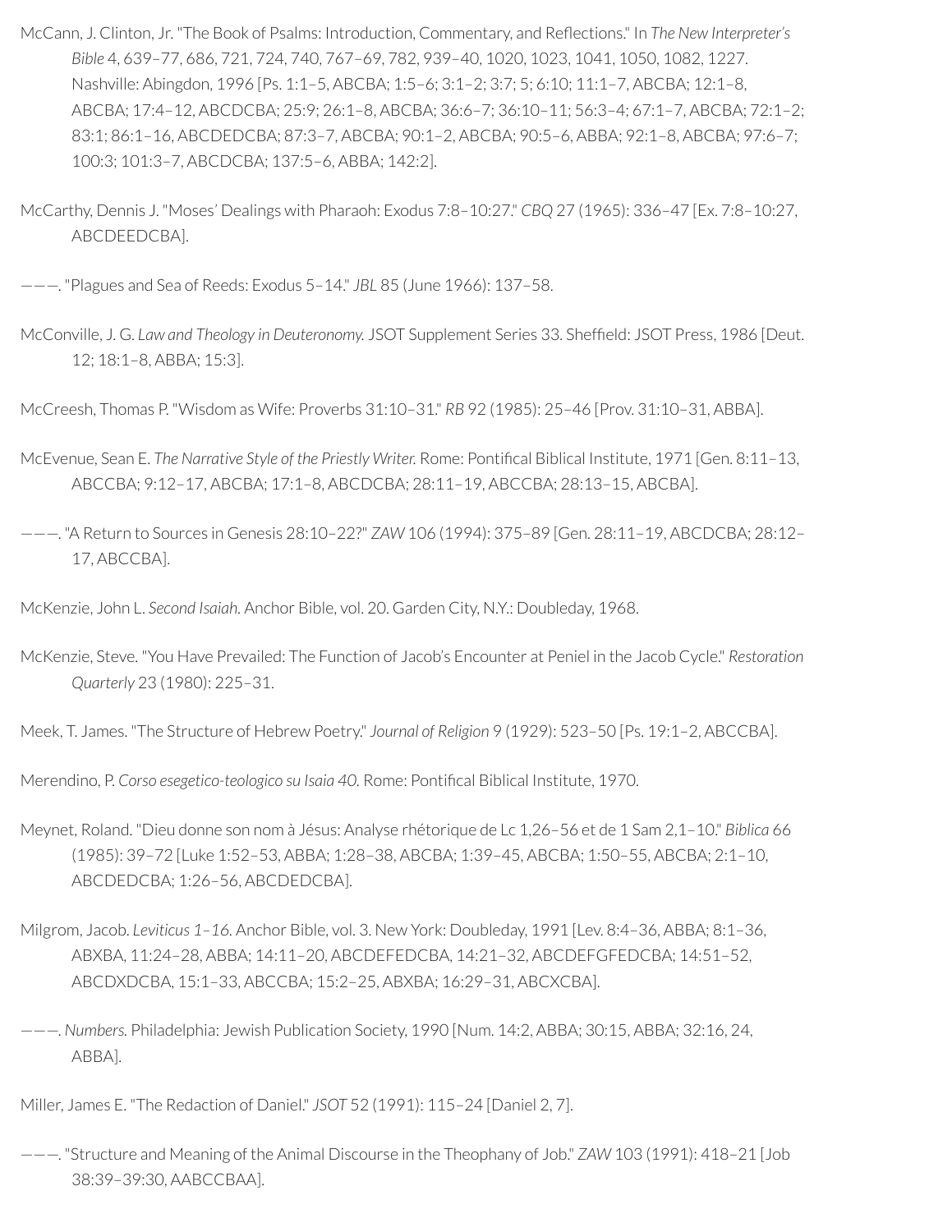McCann, J. Clinton, Jr. "The Book of Psalms: Introduction, Commentary, and Reflections." In *The New Interpreter's Bible* 4, 639–77, 686, 721, 724, 740, 767–69, 782, 939–40, 1020, 1023, 1041, 1050, 1082, 1227. Nashville: Abingdon, 1996 [Ps. 1:1–5, ABCBA; 1:5–6; 3:1–2; 3:7; 5; 6:10; 11:1–7, ABCBA; 12:1–8, ABCBA; 17:4–12, ABCDCBA; 25:9; 26:1–8, ABCBA; 36:6–7; 36:10–11; 56:3–4; 67:1–7, ABCBA; 72:1–2; 83:1; 86:1–16, ABCDEDCBA; 87:3–7, ABCBA; 90:1–2, ABCBA; 90:5–6, ABBA; 92:1–8, ABCBA; 97:6–7; 100:3; 101:3–7, ABCDCBA; 137:5–6, ABBA; 142:2].

McCarthy, Dennis J. "Moses' Dealings with Pharaoh: Exodus 7:8–10:27." *CBQ* 27 (1965): 336–47 [Ex. 7:8–10:27, ABCDEEDCBA].

———. "Plagues and Sea of Reeds: Exodus 5–14." *JBL* 85 (June 1966): 137–58.

McConville, J. G. *Law and Theology in Deuteronomy.* JSOT Supplement Series 33. Sheffield: JSOT Press, 1986 [Deut. 12; 18:1–8, ABBA; 15:3].

McCreesh, Thomas P. "Wisdom as Wife: Proverbs 31:10–31." *RB* 92 (1985): 25–46 [Prov. 31:10–31, ABBA].

McEvenue, Sean E. *The Narrative Style of the Priestly Writer.* Rome: Pontifical Biblical Institute, 1971 [Gen. 8:11–13, ABCCBA; 9:12–17, ABCBA; 17:1–8, ABCDCBA; 28:11–19, ABCCBA; 28:13–15, ABCBA].

———. "A Return to Sources in Genesis 28:10–22?" *ZAW* 106 (1994): 375–89 [Gen. 28:11–19, ABCDCBA; 28:12–17, ABCCBA].

McKenzie, John L. *Second Isaiah.* Anchor Bible, vol. 20. Garden City, N.Y.: Doubleday, 1968.

McKenzie, Steve. "You Have Prevailed: The Function of Jacob's Encounter at Peniel in the Jacob Cycle." *Restoration Quarterly* 23 (1980): 225–31.

Meek, T. James. "The Structure of Hebrew Poetry." *Journal of Religion* 9 (1929): 523–50 [Ps. 19:1–2, ABCCBA].

Merendino, P. *Corso esegetico-teologico su Isaia 40.* Rome: Pontifical Biblical Institute, 1970.

Meynet, Roland. "Dieu donne son nom à Jésus: Analyse rhétorique de Lc 1,26–56 et de 1 Sam 2,1–10." *Biblica* 66 (1985): 39–72 [Luke 1:52–53, ABBA; 1:28–38, ABCBA; 1:39–45, ABCBA; 1:50–55, ABCBA; 2:1–10, ABCDEDCBA; 1:26–56, ABCDEDCBA].

Milgrom, Jacob. *Leviticus 1–16.* Anchor Bible, vol. 3. New York: Doubleday, 1991 [Lev. 8:4–36, ABBA; 8:1–36, ABXBA, 11:24–28, ABBA; 14:11–20, ABCDEFEDCBA, 14:21–32, ABCDEFGFEDCBA; 14:51–52, ABCDXDCBA, 15:1–33, ABCCBA; 15:2–25, ABXBA; 16:29–31, ABCXCBA].

———. *Numbers.* Philadelphia: Jewish Publication Society, 1990 [Num. 14:2, ABBA; 30:15, ABBA; 32:16, 24, ABBA].

Miller, James E. "The Redaction of Daniel." *JSOT* 52 (1991): 115–24 [Daniel 2, 7].

———. "Structure and Meaning of the Animal Discourse in the Theophany of Job." *ZAW* 103 (1991): 418–21 [Job 38:39–39:30, AABCCBAA].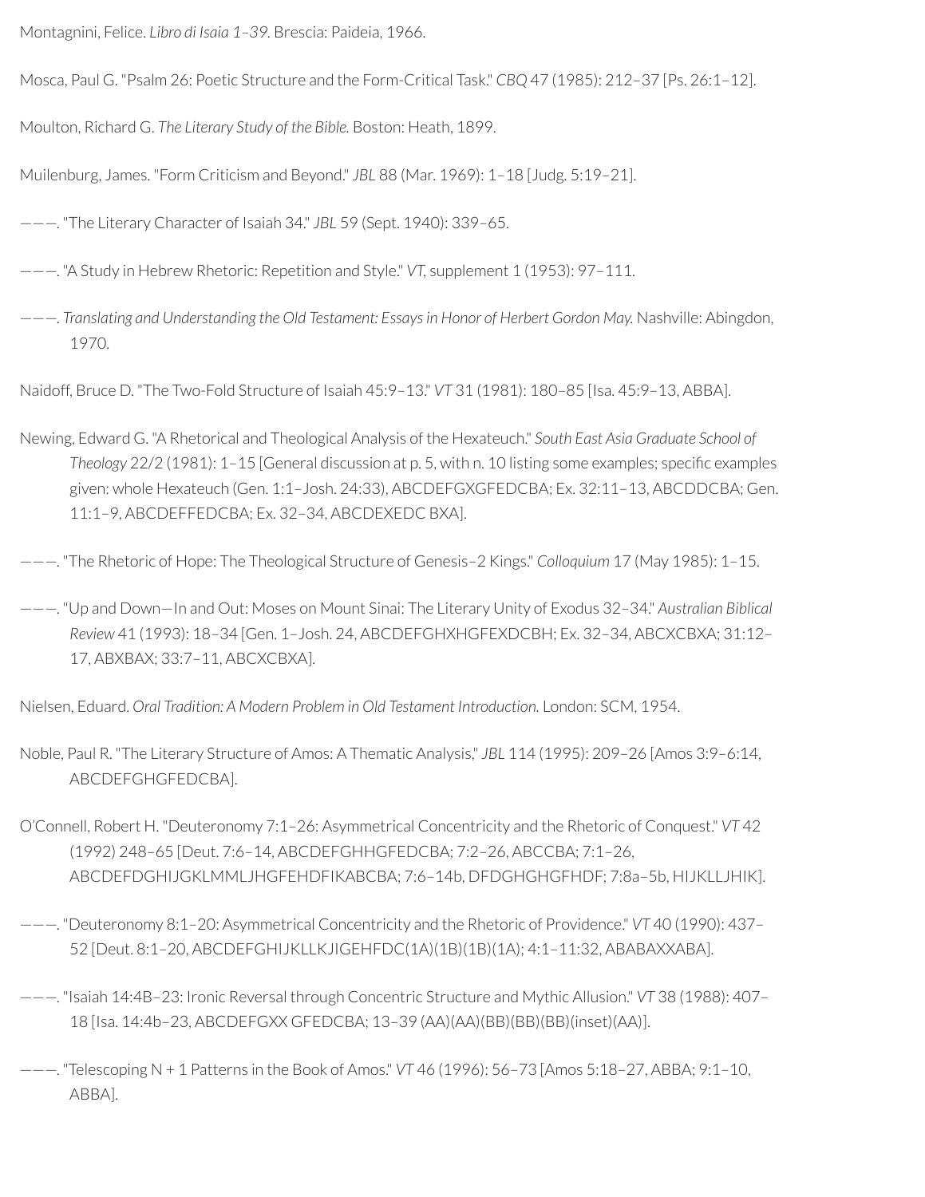Montagnini, Felice. *Libro di Isaia 1–39*. Brescia: Paideia, 1966.

Mosca, Paul G. "Psalm 26: Poetic Structure and the Form-Critical Task." *CBQ* 47 (1985): 212–37 [Ps. 26:1–12].

Moulton, Richard G. *The Literary Study of the Bible.* Boston: Heath, 1899.

Muilenburg, James. "Form Criticism and Beyond." *JBL* 88 (Mar. 1969): 1–18 [Judg. 5:19–21].

———. "The Literary Character of Isaiah 34." *JBL* 59 (Sept. 1940): 339–65.

———. "A Study in Hebrew Rhetoric: Repetition and Style." *VT*, supplement 1 (1953): 97–111.

———. *Translating and Understanding the Old Testament: Essays in Honor of Herbert Gordon May.* Nashville: Abingdon, 1970.

Naidoff, Bruce D. "The Two-Fold Structure of Isaiah 45:9–13." *VT* 31 (1981): 180–85 [Isa. 45:9–13, ABBA].

Newing, Edward G. "A Rhetorical and Theological Analysis of the Hexateuch." *South East Asia Graduate School of Theology* 22/2 (1981): 1–15 [General discussion at p. 5, with n. 10 listing some examples; specific examples given: whole Hexateuch (Gen. 1:1–Josh. 24:33), ABCDEFGXGFEDCBA; Ex. 32:11–13, ABCDDCBA; Gen. 11:1–9, ABCDEFFEDCBA; Ex. 32–34, ABCDEXEDC BXA].

———. "The Rhetoric of Hope: The Theological Structure of Genesis–2 Kings." *Colloquium* 17 (May 1985): 1–15.

———. "Up and Down—In and Out: Moses on Mount Sinai: The Literary Unity of Exodus 32–34." *Australian Biblical Review* 41 (1993): 18–34 [Gen. 1–Josh. 24, ABCDEFGHXHGFEXDCBH; Ex. 32–34, ABCXCBXA; 31:12–17, ABXBAX; 33:7–11, ABCXCBXA].

Nielsen, Eduard. *Oral Tradition: A Modern Problem in Old Testament Introduction.* London: SCM, 1954.

Noble, Paul R. "The Literary Structure of Amos: A Thematic Analysis," *JBL* 114 (1995): 209–26 [Amos 3:9–6:14, ABCDEFGHGFEDCBA].

O'Connell, Robert H. "Deuteronomy 7:1–26: Asymmetrical Concentricity and the Rhetoric of Conquest." *VT* 42 (1992) 248–65 [Deut. 7:6–14, ABCDEFGHHGFEDCBA; 7:2–26, ABCCBA; 7:1–26, ABCDEFDGHIJGKLMMLJHGFEHDFIKABCBA; 7:6–14b, DFDGHGHGFHDF; 7:8a–5b, HIJKLLJHIK].

———. "Deuteronomy 8:1–20: Asymmetrical Concentricity and the Rhetoric of Providence." *VT* 40 (1990): 437–52 [Deut. 8:1–20, ABCDEFGHIJKLLKJIGEHFDC(1A)(1B)(1B)(1A); 4:1–11:32, ABABAXXABA].

———. "Isaiah 14:4B–23: Ironic Reversal through Concentric Structure and Mythic Allusion." *VT* 38 (1988): 407–18 [Isa. 14:4b–23, ABCDEFGXX GFEDCBA; 13–39 (AA)(AA)(BB)(BB)(BB)(inset)(AA)].

———. "Telescoping N + 1 Patterns in the Book of Amos." *VT* 46 (1996): 56–73 [Amos 5:18–27, ABBA; 9:1–10, ABBA].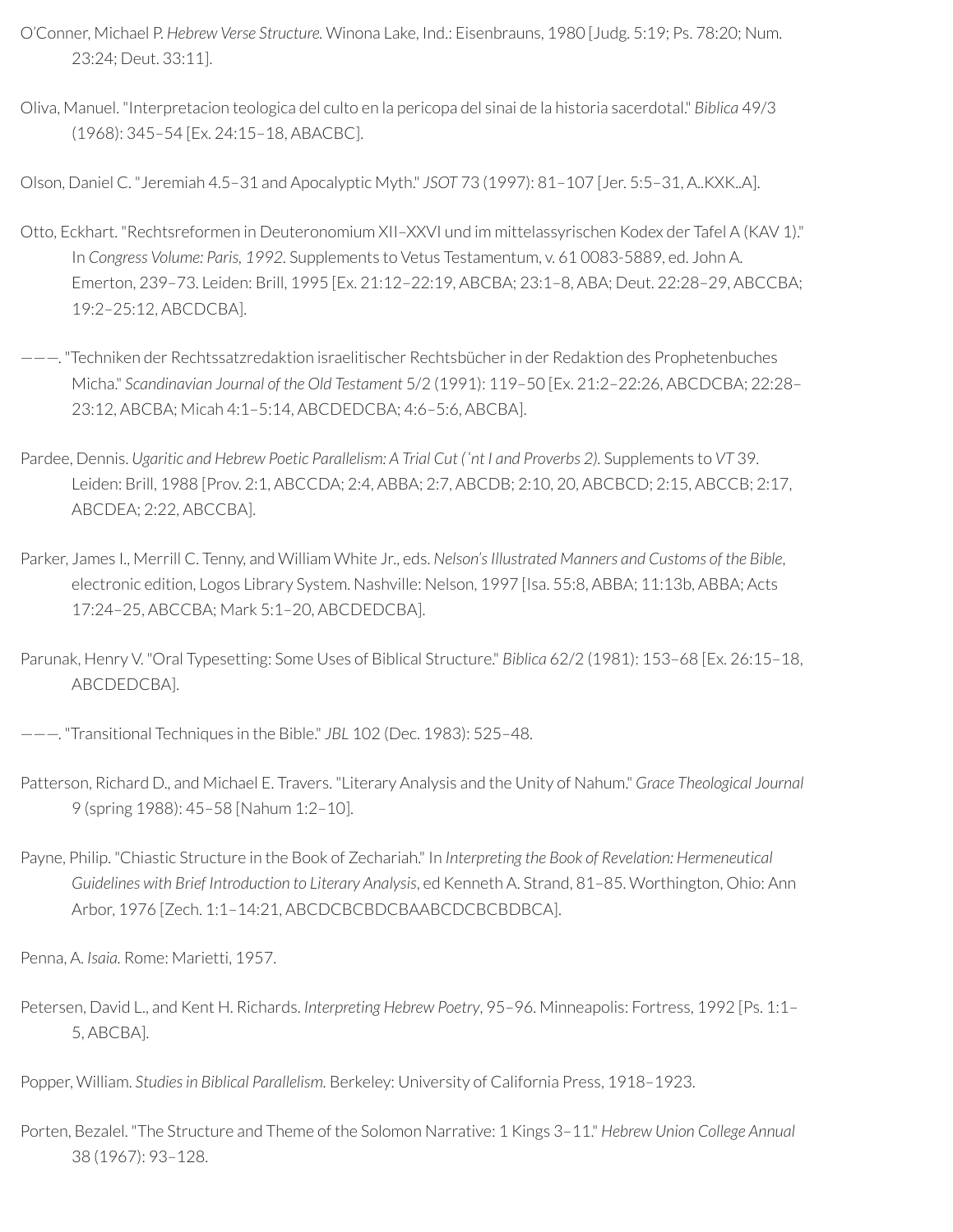O'Conner, Michael P. *Hebrew Verse Structure.* Winona Lake, Ind.: Eisenbrauns, 1980 [Judg. 5:19; Ps. 78:20; Num. 23:24; Deut. 33:11].

Oliva, Manuel. "Interpretacion teologica del culto en la pericopa del sinai de la historia sacerdotal." *Biblica* 49/3 (1968): 345–54 [Ex. 24:15–18, ABACBC].

Olson, Daniel C. "Jeremiah 4.5–31 and Apocalyptic Myth." *JSOT* 73 (1997): 81–107 [Jer. 5:5–31, A..KXK..A].

Otto, Eckhart. "Rechtsreformen in Deuteronomium XII–XXVI und im mittelassyrischen Kodex der Tafel A (KAV 1)." In *Congress Volume: Paris, 1992*. Supplements to Vetus Testamentum, v. 61 0083-5889, ed. John A. Emerton, 239–73. Leiden: Brill, 1995 [Ex. 21:12–22:19, ABCBA; 23:1–8, ABA; Deut. 22:28–29, ABCCBA; 19:2–25:12, ABCDCBA].

———. "Techniken der Rechtssatzredaktion israelitischer Rechtsbücher in der Redaktion des Prophetenbuches Micha." *Scandinavian Journal of the Old Testament* 5/2 (1991): 119–50 [Ex. 21:2–22:26, ABCDCBA; 22:28–23:12, ABCBA; Micah 4:1–5:14, ABCDEDCBA; 4:6–5:6, ABCBA].

Pardee, Dennis. *Ugaritic and Hebrew Poetic Parallelism: A Trial Cut (ʿnt I and Proverbs 2).* Supplements to *VT* 39. Leiden: Brill, 1988 [Prov. 2:1, ABCCDA; 2:4, ABBA; 2:7, ABCDB; 2:10, 20, ABCBCD; 2:15, ABCCB; 2:17, ABCDEA; 2:22, ABCCBA].

Parker, James I., Merrill C. Tenny, and William White Jr., eds. *Nelson's Illustrated Manners and Customs of the Bible*, electronic edition, Logos Library System. Nashville: Nelson, 1997 [Isa. 55:8, ABBA; 11:13b, ABBA; Acts 17:24–25, ABCCBA; Mark 5:1–20, ABCDEDCBA].

Parunak, Henry V. "Oral Typesetting: Some Uses of Biblical Structure." *Biblica* 62/2 (1981): 153–68 [Ex. 26:15–18, ABCDEDCBA].

———. "Transitional Techniques in the Bible." *JBL* 102 (Dec. 1983): 525–48.

Patterson, Richard D., and Michael E. Travers. "Literary Analysis and the Unity of Nahum." *Grace Theological Journal* 9 (spring 1988): 45–58 [Nahum 1:2–10].

Payne, Philip. "Chiastic Structure in the Book of Zechariah." In *Interpreting the Book of Revelation: Hermeneutical Guidelines with Brief Introduction to Literary Analysis*, ed Kenneth A. Strand, 81–85. Worthington, Ohio: Ann Arbor, 1976 [Zech. 1:1–14:21, ABCDCBCBDCBAABCDCBCBDBCA].

Penna, A. *Isaia.* Rome: Marietti, 1957.

Petersen, David L., and Kent H. Richards. *Interpreting Hebrew Poetry*, 95–96. Minneapolis: Fortress, 1992 [Ps. 1:1–5, ABCBA].

Popper, William. *Studies in Biblical Parallelism.* Berkeley: University of California Press, 1918–1923.

Porten, Bezalel. "The Structure and Theme of the Solomon Narrative: 1 Kings 3–11." *Hebrew Union College Annual* 38 (1967): 93–128.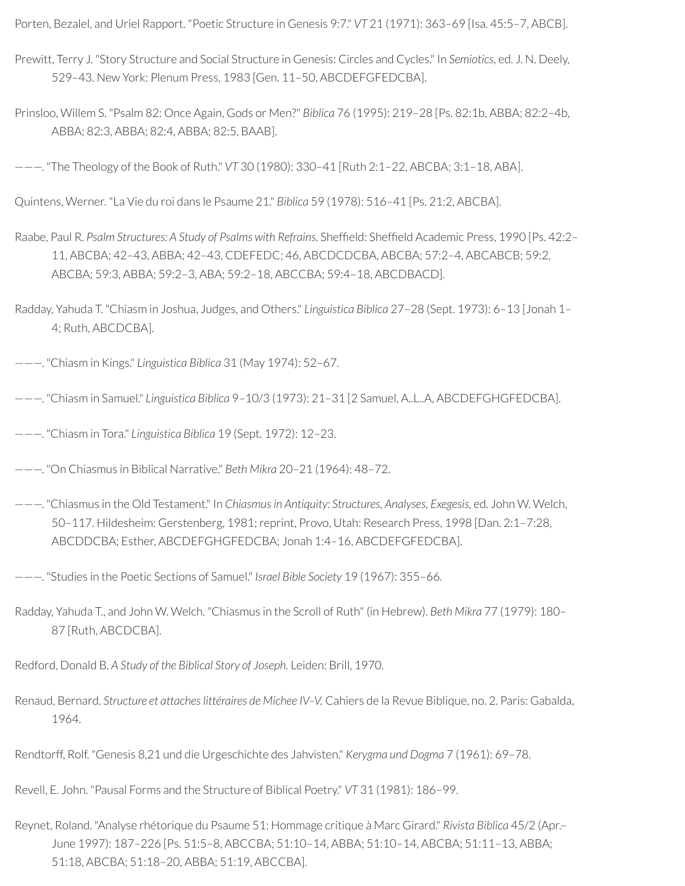Porten, Bezalel, and Uriel Rapport. "Poetic Structure in Genesis 9:7." *VT* 21 (1971): 363–69 [Isa. 45:5–7, ABCB].

Prewitt, Terry J. "Story Structure and Social Structure in Genesis: Circles and Cycles." In *Semiotics*, ed. J. N. Deely, 529–43. New York: Plenum Press, 1983 [Gen. 11–50, ABCDEFGFEDCBA].

Prinsloo, Willem S. "Psalm 82: Once Again, Gods or Men?" *Biblica* 76 (1995): 219–28 [Ps. 82:1b, ABBA; 82:2–4b, ABBA; 82:3, ABBA; 82:4, ABBA; 82:5, BAAB].

———. "The Theology of the Book of Ruth." *VT* 30 (1980): 330–41 [Ruth 2:1–22, ABCBA; 3:1–18, ABA].

Quintens, Werner. "La Vie du roi dans le Psaume 21." *Biblica* 59 (1978): 516–41 [Ps. 21:2, ABCBA].

Raabe, Paul R. *Psalm Structures: A Study of Psalms with Refrains.* Sheffield: Sheffield Academic Press, 1990 [Ps. 42:2–11, ABCBA; 42–43, ABBA; 42–43, CDEFEDC; 46, ABCDCDCBA, ABCBA; 57:2–4, ABCABCB; 59:2, ABCBA; 59:3, ABBA; 59:2–3, ABA; 59:2–18, ABCCBA; 59:4–18, ABCDBACD].

Radday, Yahuda T. "Chiasm in Joshua, Judges, and Others." *Linguistica Biblica* 27–28 (Sept. 1973): 6–13 [Jonah 1–4; Ruth, ABCDCBA].

———. "Chiasm in Kings." *Linguistica Biblica* 31 (May 1974): 52–67.

———. "Chiasm in Samuel." *Linguistica Biblica* 9–10/3 (1973): 21–31 [2 Samuel, A..L..A, ABCDEFGHGFEDCBA].

———. "Chiasm in Tora." *Linguistica Biblica* 19 (Sept. 1972): 12–23.

———. "On Chiasmus in Biblical Narrative." *Beth Mikra* 20–21 (1964): 48–72.

———. "Chiasmus in the Old Testament." In *Chiasmus in Antiquity: Structures, Analyses, Exegesis*, ed. John W. Welch, 50–117. Hildesheim: Gerstenberg, 1981; reprint, Provo, Utah: Research Press, 1998 [Dan. 2:1–7:28, ABCDDCBA; Esther, ABCDEFGHGFEDCBA; Jonah 1:4–16, ABCDEFGFEDCBA].

———. "Studies in the Poetic Sections of Samuel." *Israel Bible Society* 19 (1967): 355–66.

Radday, Yahuda T., and John W. Welch. "Chiasmus in the Scroll of Ruth" (in Hebrew). *Beth Mikra* 77 (1979): 180–87 [Ruth, ABCDCBA].

Redford, Donald B. *A Study of the Biblical Story of Joseph.* Leiden: Brill, 1970.

Renaud, Bernard. *Structure et attaches littéraires de Michee IV–V.* Cahiers de la Revue Biblique, no. 2. Paris: Gabalda, 1964.

Rendtorff, Rolf. "Genesis 8,21 und die Urgeschichte des Jahvisten." *Kerygma und Dogma* 7 (1961): 69–78.

Revell, E. John. "Pausal Forms and the Structure of Biblical Poetry." *VT* 31 (1981): 186–99.

Reynet, Roland. "Analyse rhétorique du Psaume 51: Hommage critique à Marc Girard." *Rivista Biblica* 45/2 (Apr.–June 1997): 187–226 [Ps. 51:5–8, ABCCBA; 51:10–14, ABBA; 51:10–14, ABCBA; 51:11–13, ABBA; 51:18, ABCBA; 51:18–20, ABBA; 51:19, ABCCBA].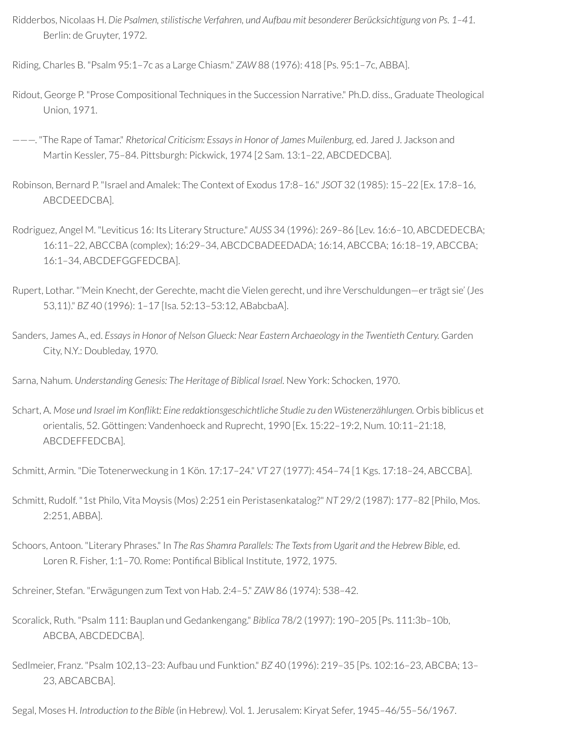Ridderbos, Nicolaas H. *Die Psalmen, stilistische Verfahren, und Aufbau mit besonderer Berücksichtigung von Ps. 1–41.* Berlin: de Gruyter, 1972.

Riding, Charles B. "Psalm 95:1–7c as a Large Chiasm." *ZAW* 88 (1976): 418 [Ps. 95:1–7c, ABBA].

Ridout, George P. "Prose Compositional Techniques in the Succession Narrative." Ph.D. diss., Graduate Theological Union, 1971.

———. "The Rape of Tamar." *Rhetorical Criticism: Essays in Honor of James Muilenburg,* ed. Jared J. Jackson and Martin Kessler, 75–84. Pittsburgh: Pickwick, 1974 [2 Sam. 13:1–22, ABCDEDCBA].

Robinson, Bernard P. "Israel and Amalek: The Context of Exodus 17:8–16." *JSOT* 32 (1985): 15–22 [Ex. 17:8–16, ABCDEEDCBA].

Rodriguez, Angel M. "Leviticus 16: Its Literary Structure." *AUSS* 34 (1996): 269–86 [Lev. 16:6–10, ABCDEDECBA; 16:11–22, ABCCBA (complex); 16:29–34, ABCDCBADEEDADA; 16:14, ABCCBA; 16:18–19, ABCCBA; 16:1–34, ABCDEFGGFEDCBA].

Rupert, Lothar. "'Mein Knecht, der Gerechte, macht die Vielen gerecht, und ihre Verschuldungen—er trägt sie' (Jes 53,11)." *BZ* 40 (1996): 1–17 [Isa. 52:13–53:12, ABabcbaA].

Sanders, James A., ed. *Essays in Honor of Nelson Glueck: Near Eastern Archaeology in the Twentieth Century.* Garden City, N.Y.: Doubleday, 1970.

Sarna, Nahum. *Understanding Genesis: The Heritage of Biblical Israel.* New York: Schocken, 1970.

Schart, A. *Mose und Israel im Konflikt: Eine redaktionsgeschichtliche Studie zu den Wüstenerzählungen.* Orbis biblicus et orientalis, 52. Göttingen: Vandenhoeck and Ruprecht, 1990 [Ex. 15:22–19:2, Num. 10:11–21:18, ABCDEFFEDCBA].

Schmitt, Armin. "Die Totenerweckung in 1 Kön. 17:17–24." *VT* 27 (1977): 454–74 [1 Kgs. 17:18–24, ABCCBA].

Schmitt, Rudolf. "1st Philo, Vita Moysis (Mos) 2:251 ein Peristasenkatalog?" *NT* 29/2 (1987): 177–82 [Philo, Mos. 2:251, ABBA].

Schoors, Antoon. "Literary Phrases." In *The Ras Shamra Parallels: The Texts from Ugarit and the Hebrew Bible,* ed. Loren R. Fisher, 1:1–70. Rome: Pontifical Biblical Institute, 1972, 1975.

Schreiner, Stefan. "Erwägungen zum Text von Hab. 2:4–5." *ZAW* 86 (1974): 538–42.

Scoralick, Ruth. "Psalm 111: Bauplan und Gedankengang." *Biblica* 78/2 (1997): 190–205 [Ps. 111:3b–10b, ABCBA, ABCDEDCBA].

Sedlmeier, Franz. "Psalm 102,13–23: Aufbau und Funktion." *BZ* 40 (1996): 219–35 [Ps. 102:16–23, ABCBA; 13–23, ABCABCBA].

Segal, Moses H. *Introduction to the Bible* (in Hebrew). Vol. 1. Jerusalem: Kiryat Sefer, 1945–46/55–56/1967.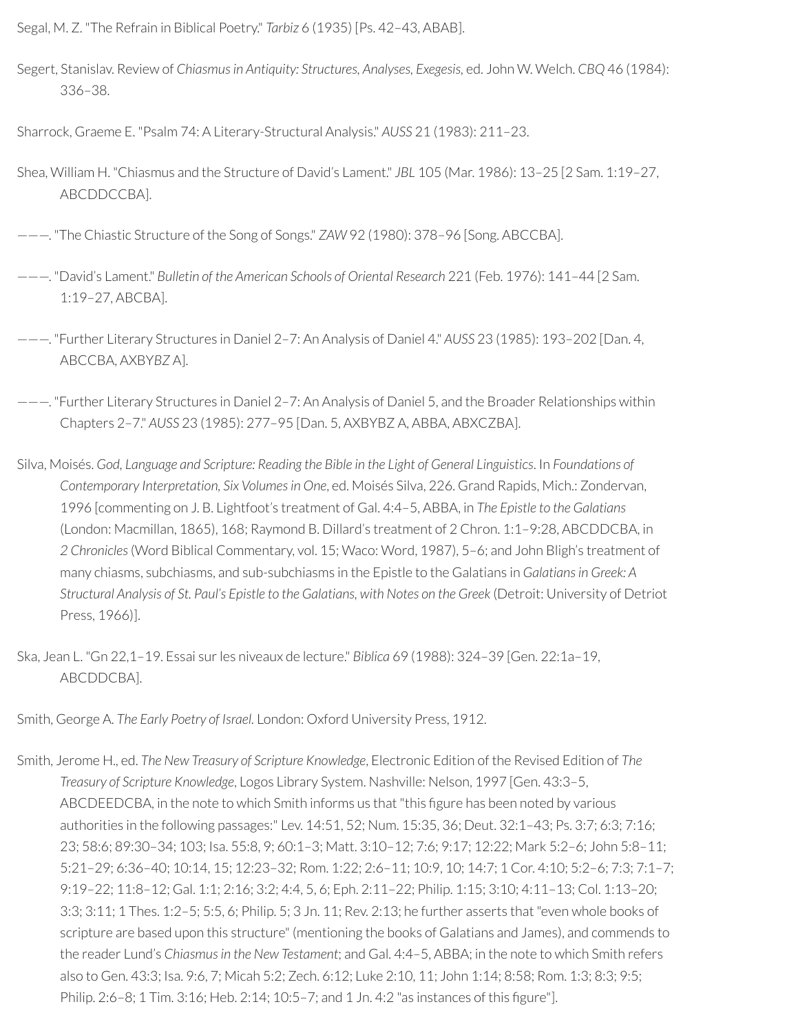Segal, M. Z. "The Refrain in Biblical Poetry." *Tarbiz* 6 (1935) [Ps. 42–43, ABAB].

Segert, Stanislav. Review of *Chiasmus in Antiquity: Structures, Analyses, Exegesis*, ed. John W. Welch. *CBQ* 46 (1984): 336–38.

Sharrock, Graeme E. "Psalm 74: A Literary-Structural Analysis." *AUSS* 21 (1983): 211–23.

Shea, William H. "Chiasmus and the Structure of David's Lament." *JBL* 105 (Mar. 1986): 13–25 [2 Sam. 1:19–27, ABCDDCCBA].

———. "The Chiastic Structure of the Song of Songs." *ZAW* 92 (1980): 378–96 [Song. ABCCBA].

———. "David's Lament." *Bulletin of the American Schools of Oriental Research* 221 (Feb. 1976): 141–44 [2 Sam. 1:19–27, ABCBA].

———. "Further Literary Structures in Daniel 2–7: An Analysis of Daniel 4." *AUSS* 23 (1985): 193–202 [Dan. 4, ABCCBA, AXBY*BZ* A].

———. "Further Literary Structures in Daniel 2–7: An Analysis of Daniel 5, and the Broader Relationships within Chapters 2–7." *AUSS* 23 (1985): 277–95 [Dan. 5, AXBYBZ A, ABBA, ABXCZBA].

Silva, Moisés. *God, Language and Scripture: Reading the Bible in the Light of General Linguistics*. In *Foundations of Contemporary Interpretation, Six Volumes in One*, ed. Moisés Silva, 226. Grand Rapids, Mich.: Zondervan, 1996 [commenting on J. B. Lightfoot's treatment of Gal. 4:4–5, ABBA, in *The Epistle to the Galatians* (London: Macmillan, 1865), 168; Raymond B. Dillard's treatment of 2 Chron. 1:1–9:28, ABCDDCBA, in *2 Chronicles* (Word Biblical Commentary, vol. 15; Waco: Word, 1987), 5–6; and John Bligh's treatment of many chiasms, subchiasms, and sub-subchiasms in the Epistle to the Galatians in *Galatians in Greek: A Structural Analysis of St. Paul's Epistle to the Galatians, with Notes on the Greek* (Detroit: University of Detriot Press, 1966)].

Ska, Jean L. "Gn 22,1–19. Essai sur les niveaux de lecture." *Biblica* 69 (1988): 324–39 [Gen. 22:1a–19, ABCDDCBA].

Smith, George A. *The Early Poetry of Israel*. London: Oxford University Press, 1912.

Smith, Jerome H., ed. *The New Treasury of Scripture Knowledge*, Electronic Edition of the Revised Edition of *The Treasury of Scripture Knowledge*, Logos Library System. Nashville: Nelson, 1997 [Gen. 43:3–5, ABCDEEDCBA, in the note to which Smith informs us that "this figure has been noted by various authorities in the following passages:" Lev. 14:51, 52; Num. 15:35, 36; Deut. 32:1–43; Ps. 3:7; 6:3; 7:16; 23; 58:6; 89:30–34; 103; Isa. 55:8, 9; 60:1–3; Matt. 3:10–12; 7:6; 9:17; 12:22; Mark 5:2–6; John 5:8–11; 5:21–29; 6:36–40; 10:14, 15; 12:23–32; Rom. 1:22; 2:6–11; 10:9, 10; 14:7; 1 Cor. 4:10; 5:2–6; 7:3; 7:1–7; 9:19–22; 11:8–12; Gal. 1:1; 2:16; 3:2; 4:4, 5, 6; Eph. 2:11–22; Philip. 1:15; 3:10; 4:11–13; Col. 1:13–20; 3:3; 3:11; 1 Thes. 1:2–5; 5:5, 6; Philip. 5; 3 Jn. 11; Rev. 2:13; he further asserts that "even whole books of scripture are based upon this structure" (mentioning the books of Galatians and James), and commends to the reader Lund's *Chiasmus in the New Testament*; and Gal. 4:4–5, ABBA; in the note to which Smith refers also to Gen. 43:3; Isa. 9:6, 7; Micah 5:2; Zech. 6:12; Luke 2:10, 11; John 1:14; 8:58; Rom. 1:3; 8:3; 9:5; Philip. 2:6–8; 1 Tim. 3:16; Heb. 2:14; 10:5–7; and 1 Jn. 4:2 "as instances of this figure"].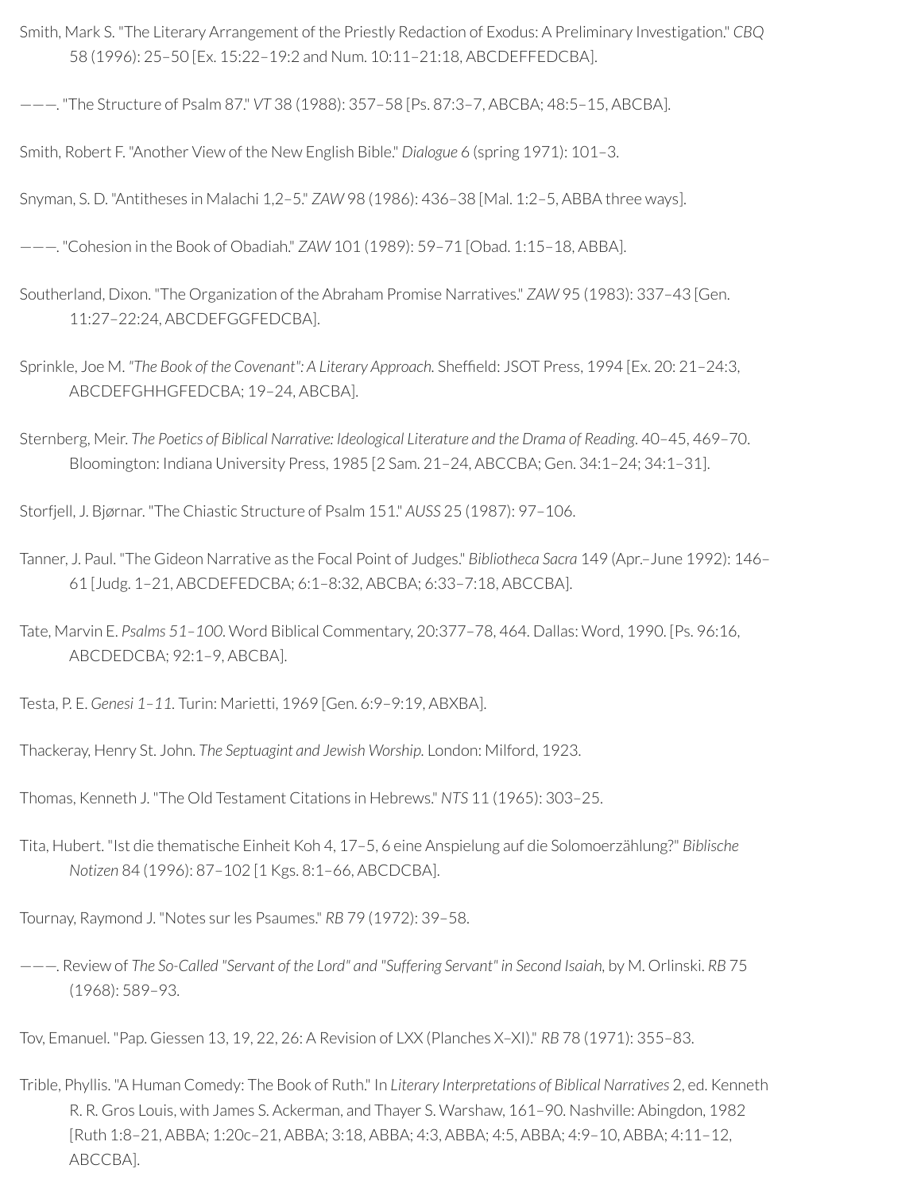Smith, Mark S. "The Literary Arrangement of the Priestly Redaction of Exodus: A Preliminary Investigation." *CBQ* 58 (1996): 25–50 [Ex. 15:22–19:2 and Num. 10:11–21:18, ABCDEFFEDCBA].

———. "The Structure of Psalm 87." *VT* 38 (1988): 357–58 [Ps. 87:3–7, ABCBA; 48:5–15, ABCBA].

Smith, Robert F. "Another View of the New English Bible." *Dialogue* 6 (spring 1971): 101–3.

Snyman, S. D. "Antitheses in Malachi 1,2–5." *ZAW* 98 (1986): 436–38 [Mal. 1:2–5, ABBA three ways].

———. "Cohesion in the Book of Obadiah." *ZAW* 101 (1989): 59–71 [Obad. 1:15–18, ABBA].

Southerland, Dixon. "The Organization of the Abraham Promise Narratives." *ZAW* 95 (1983): 337–43 [Gen. 11:27–22:24, ABCDEFGGFEDCBA].

Sprinkle, Joe M. *"The Book of the Covenant": A Literary Approach.* Sheffield: JSOT Press, 1994 [Ex. 20: 21–24:3, ABCDEFGHHGFEDCBA; 19–24, ABCBA].

Sternberg, Meir. *The Poetics of Biblical Narrative: Ideological Literature and the Drama of Reading*. 40–45, 469–70. Bloomington: Indiana University Press, 1985 [2 Sam. 21–24, ABCCBA; Gen. 34:1–24; 34:1–31].

Storfjell, J. Bjørnar. "The Chiastic Structure of Psalm 151." *AUSS* 25 (1987): 97–106.

Tanner, J. Paul. "The Gideon Narrative as the Focal Point of Judges." *Bibliotheca Sacra* 149 (Apr.–June 1992): 146–61 [Judg. 1–21, ABCDEFEDCBA; 6:1–8:32, ABCBA; 6:33–7:18, ABCCBA].

Tate, Marvin E. *Psalms 51–100*. Word Biblical Commentary, 20:377–78, 464. Dallas: Word, 1990. [Ps. 96:16, ABCDEDCBA; 92:1–9, ABCBA].

Testa, P. E. *Genesi 1–11*. Turin: Marietti, 1969 [Gen. 6:9–9:19, ABXBA].

Thackeray, Henry St. John. *The Septuagint and Jewish Worship.* London: Milford, 1923.

Thomas, Kenneth J. "The Old Testament Citations in Hebrews." *NTS* 11 (1965): 303–25.

Tita, Hubert. "Ist die thematische Einheit Koh 4, 17–5, 6 eine Anspielung auf die Solomoerzählung?" *Biblische Notizen* 84 (1996): 87–102 [1 Kgs. 8:1–66, ABCDCBA].

Tournay, Raymond J. "Notes sur les Psaumes." *RB* 79 (1972): 39–58.

———. Review of *The So-Called "Servant of the Lord" and "Suffering Servant" in Second Isaiah*, by M. Orlinski. *RB* 75 (1968): 589–93.

Tov, Emanuel. "Pap. Giessen 13, 19, 22, 26: A Revision of LXX (Planches X–XI)." *RB* 78 (1971): 355–83.

Trible, Phyllis. "A Human Comedy: The Book of Ruth." In *Literary Interpretations of Biblical Narratives* 2, ed. Kenneth R. R. Gros Louis, with James S. Ackerman, and Thayer S. Warshaw, 161–90. Nashville: Abingdon, 1982 [Ruth 1:8–21, ABBA; 1:20c–21, ABBA; 3:18, ABBA; 4:3, ABBA; 4:5, ABBA; 4:9–10, ABBA; 4:11–12, ABCCBA].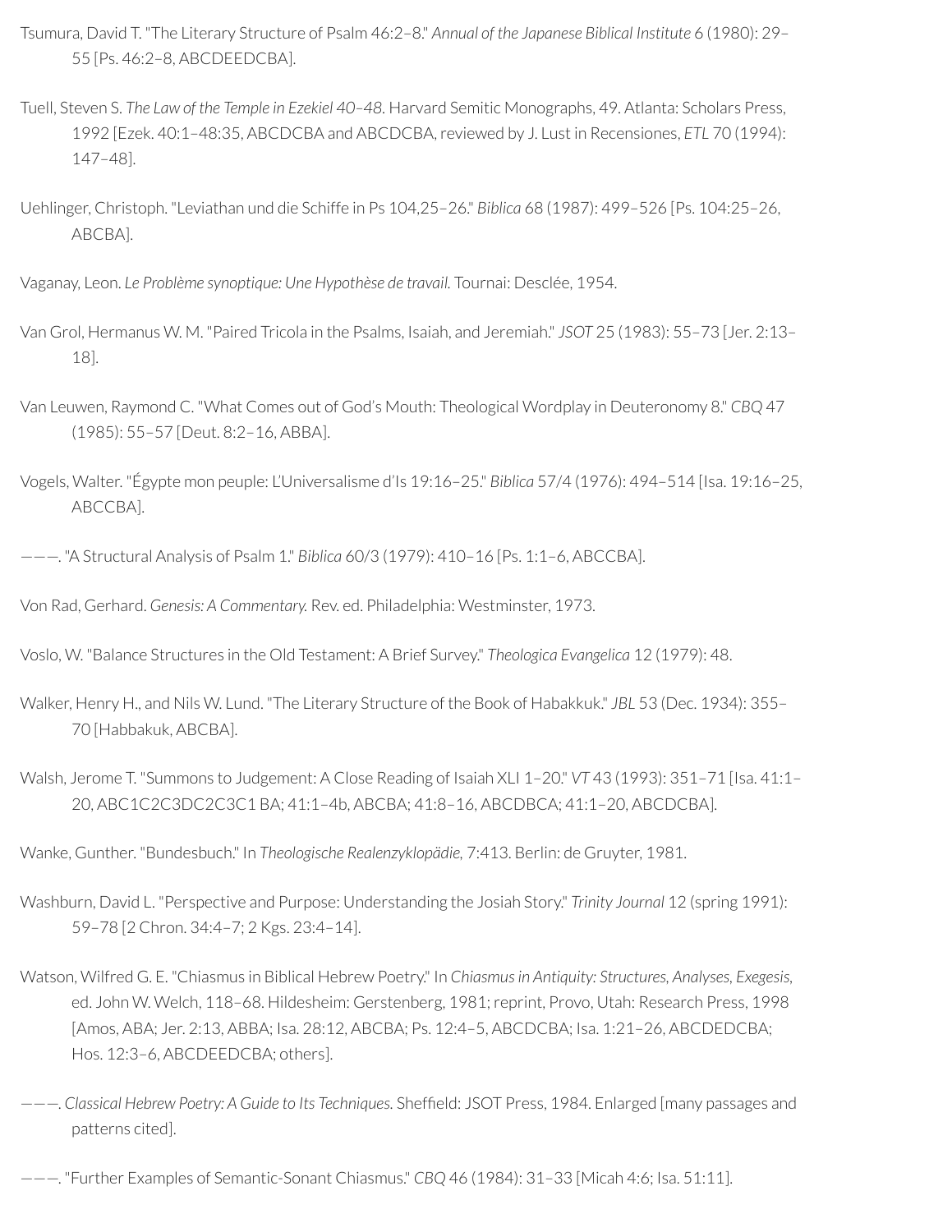Tsumura, David T. "The Literary Structure of Psalm 46:2–8." *Annual of the Japanese Biblical Institute* 6 (1980): 29–55 [Ps. 46:2–8, ABCDEEDCBA].

Tuell, Steven S. *The Law of the Temple in Ezekiel 40–48.* Harvard Semitic Monographs, 49. Atlanta: Scholars Press, 1992 [Ezek. 40:1–48:35, ABCDCBA and ABCDCBA, reviewed by J. Lust in Recensiones, *ETL* 70 (1994): 147–48].

Uehlinger, Christoph. "Leviathan und die Schiffe in Ps 104,25–26." *Biblica* 68 (1987): 499–526 [Ps. 104:25–26, ABCBA].

Vaganay, Leon. *Le Problème synoptique: Une Hypothèse de travail.* Tournai: Desclée, 1954.

Van Grol, Hermanus W. M. "Paired Tricola in the Psalms, Isaiah, and Jeremiah." *JSOT* 25 (1983): 55–73 [Jer. 2:13–18].

Van Leuwen, Raymond C. "What Comes out of God's Mouth: Theological Wordplay in Deuteronomy 8." *CBQ* 47 (1985): 55–57 [Deut. 8:2–16, ABBA].

Vogels, Walter. "Égypte mon peuple: L'Universalisme d'Is 19:16–25." *Biblica* 57/4 (1976): 494–514 [Isa. 19:16–25, ABCCBA].

———. "A Structural Analysis of Psalm 1." *Biblica* 60/3 (1979): 410–16 [Ps. 1:1–6, ABCCBA].

Von Rad, Gerhard. *Genesis: A Commentary.* Rev. ed. Philadelphia: Westminster, 1973.

Voslo, W. "Balance Structures in the Old Testament: A Brief Survey." *Theologica Evangelica* 12 (1979): 48.

Walker, Henry H., and Nils W. Lund. "The Literary Structure of the Book of Habakkuk." *JBL* 53 (Dec. 1934): 355–70 [Habbakuk, ABCBA].

Walsh, Jerome T. "Summons to Judgement: A Close Reading of Isaiah XLI 1–20." *VT* 43 (1993): 351–71 [Isa. 41:1–20, ABC1C2C3DC2C3C1 BA; 41:1–4b, ABCBA; 41:8–16, ABCDBCA; 41:1–20, ABCDCBA].

Wanke, Gunther. "Bundesbuch." In *Theologische Realenzyklopädie,* 7:413. Berlin: de Gruyter, 1981.

Washburn, David L. "Perspective and Purpose: Understanding the Josiah Story." *Trinity Journal* 12 (spring 1991): 59–78 [2 Chron. 34:4–7; 2 Kgs. 23:4–14].

Watson, Wilfred G. E. "Chiasmus in Biblical Hebrew Poetry." In *Chiasmus in Antiquity: Structures, Analyses, Exegesis,* ed. John W. Welch, 118–68. Hildesheim: Gerstenberg, 1981; reprint, Provo, Utah: Research Press, 1998 [Amos, ABA; Jer. 2:13, ABBA; Isa. 28:12, ABCBA; Ps. 12:4–5, ABCDCBA; Isa. 1:21–26, ABCDEDCBA; Hos. 12:3–6, ABCDEEDCBA; others].

———. *Classical Hebrew Poetry: A Guide to Its Techniques.* Sheffield: JSOT Press, 1984. Enlarged [many passages and patterns cited].

———. "Further Examples of Semantic-Sonant Chiasmus." *CBQ* 46 (1984): 31–33 [Micah 4:6; Isa. 51:11].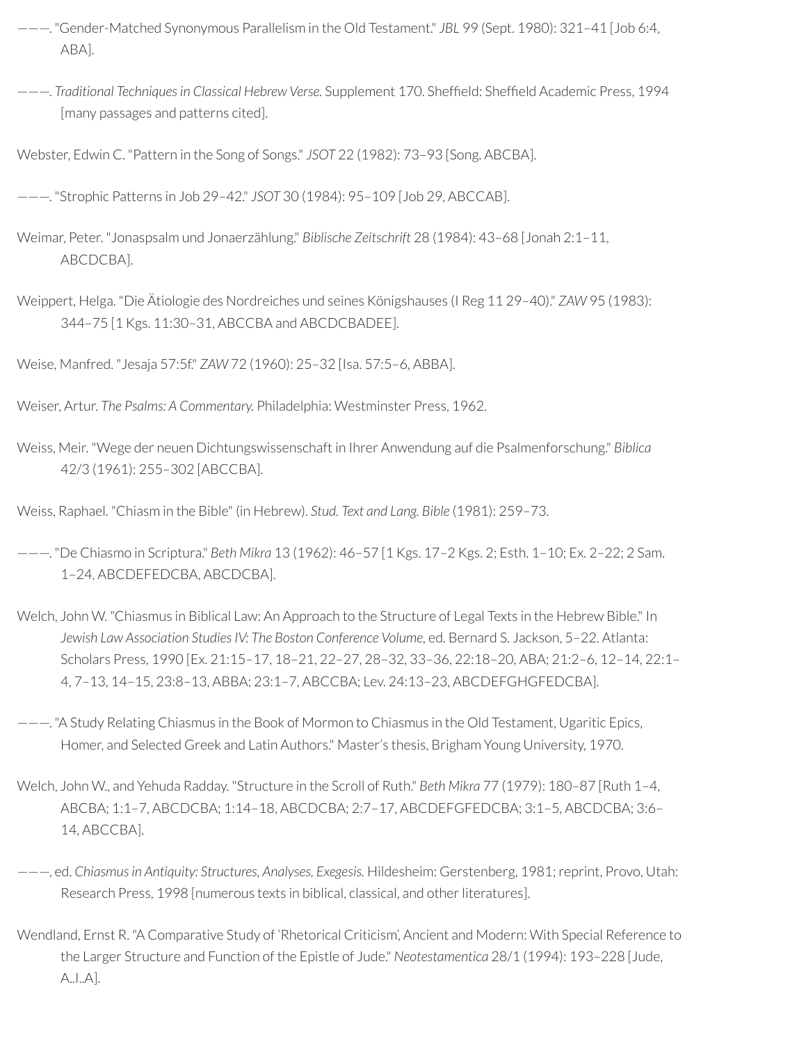———. "Gender-Matched Synonymous Parallelism in the Old Testament." *JBL* 99 (Sept. 1980): 321–41 [Job 6:4, ABA].

———. *Traditional Techniques in Classical Hebrew Verse.* Supplement 170. Sheffield: Sheffield Academic Press, 1994 [many passages and patterns cited].

Webster, Edwin C. "Pattern in the Song of Songs." *JSOT* 22 (1982): 73–93 [Song. ABCBA].

———. "Strophic Patterns in Job 29–42." *JSOT* 30 (1984): 95–109 [Job 29, ABCCAB].

Weimar, Peter. "Jonaspsalm und Jonaerzählung." *Biblische Zeitschrift* 28 (1984): 43–68 [Jonah 2:1–11, ABCDCBA].

Weippert, Helga. "Die Ätiologie des Nordreiches und seines Königshauses (I Reg 11 29–40)." *ZAW* 95 (1983): 344–75 [1 Kgs. 11:30–31, ABCCBA and ABCDCBADEE].

Weise, Manfred. "Jesaja 57:5f." *ZAW* 72 (1960): 25–32 [Isa. 57:5–6, ABBA].

Weiser, Artur. *The Psalms: A Commentary.* Philadelphia: Westminster Press, 1962.

Weiss, Meir. "Wege der neuen Dichtungswissenschaft in Ihrer Anwendung auf die Psalmenforschung." *Biblica* 42/3 (1961): 255–302 [ABCCBA].

Weiss, Raphael. "Chiasm in the Bible" (in Hebrew). *Stud. Text and Lang. Bible* (1981): 259–73.

———. "De Chiasmo in Scriptura." *Beth Mikra* 13 (1962): 46–57 [1 Kgs. 17–2 Kgs. 2; Esth. 1–10; Ex. 2–22; 2 Sam. 1–24, ABCDEFEDCBA, ABCDCBA].

Welch, John W. "Chiasmus in Biblical Law: An Approach to the Structure of Legal Texts in the Hebrew Bible." In *Jewish Law Association Studies IV: The Boston Conference Volume*, ed. Bernard S. Jackson, 5–22. Atlanta: Scholars Press, 1990 [Ex. 21:15–17, 18–21, 22–27, 28–32, 33–36, 22:18–20, ABA; 21:2–6, 12–14, 22:1–4, 7–13, 14–15, 23:8–13, ABBA; 23:1–7, ABCCBA; Lev. 24:13–23, ABCDEFGHGFEDCBA].

———. "A Study Relating Chiasmus in the Book of Mormon to Chiasmus in the Old Testament, Ugaritic Epics, Homer, and Selected Greek and Latin Authors." Master's thesis, Brigham Young University, 1970.

Welch, John W., and Yehuda Radday. "Structure in the Scroll of Ruth." *Beth Mikra* 77 (1979): 180–87 [Ruth 1–4, ABCBA; 1:1–7, ABCDCBA; 1:14–18, ABCDCBA; 2:7–17, ABCDEFGFEDCBA; 3:1–5, ABCDCBA; 3:6–14, ABCCBA].

———, ed. *Chiasmus in Antiquity: Structures, Analyses, Exegesis.* Hildesheim: Gerstenberg, 1981; reprint, Provo, Utah: Research Press, 1998 [numerous texts in biblical, classical, and other literatures].

Wendland, Ernst R. "A Comparative Study of 'Rhetorical Criticism', Ancient and Modern: With Special Reference to the Larger Structure and Function of the Epistle of Jude." *Neotestamentica* 28/1 (1994): 193–228 [Jude, A..I..A].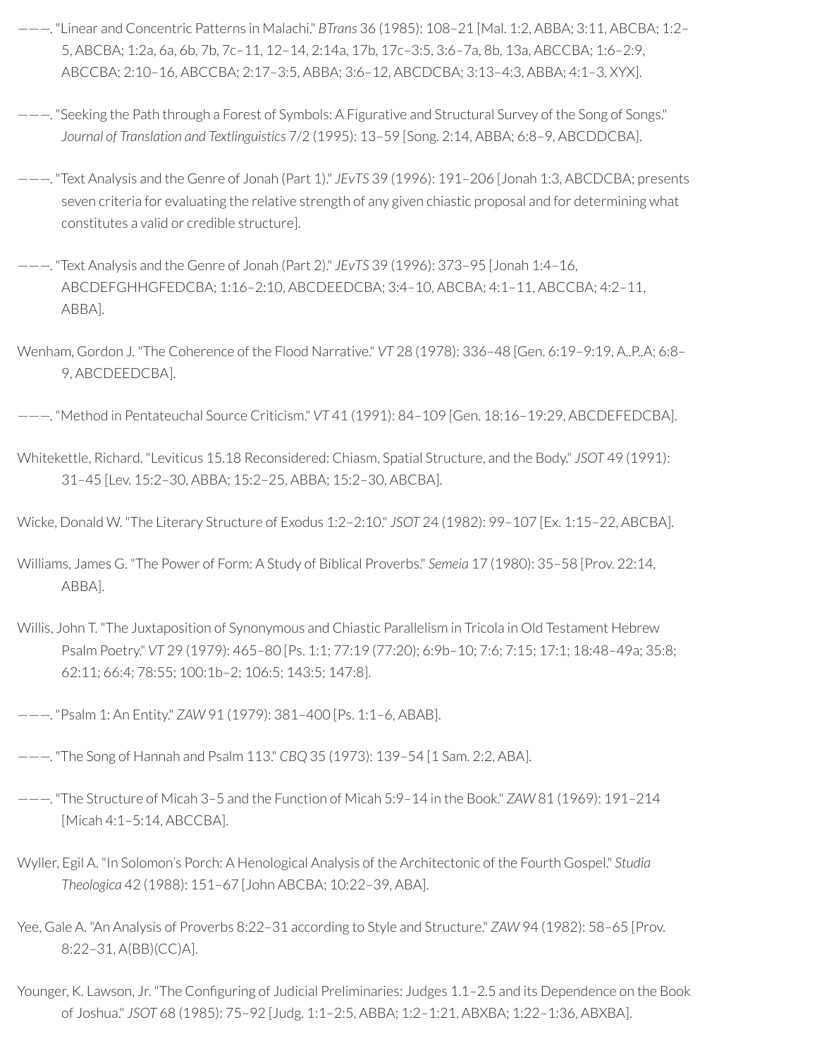———. "Linear and Concentric Patterns in Malachi." *BTrans* 36 (1985): 108–21 [Mal. 1:2, ABBA; 3:11, ABCBA; 1:2–5, ABCBA; 1:2a, 6a, 6b, 7b, 7c–11, 12–14, 2:14a, 17b, 17c–3:5, 3:6–7a, 8b, 13a, ABCCBA; 1:6–2:9, ABCCBA; 2:10–16, ABCCBA; 2:17–3:5, ABBA; 3:6–12, ABCDCBA; 3:13–4:3, ABBA; 4:1–3, XYX].

———. "Seeking the Path through a Forest of Symbols: A Figurative and Structural Survey of the Song of Songs." *Journal of Translation and Textlinguistics* 7/2 (1995): 13–59 [Song. 2:14, ABBA; 6:8–9, ABCDDCBA].

———. "Text Analysis and the Genre of Jonah (Part 1)." *JEvTS* 39 (1996): 191–206 [Jonah 1:3, ABCDCBA; presents seven criteria for evaluating the relative strength of any given chiastic proposal and for determining what constitutes a valid or credible structure].

———. "Text Analysis and the Genre of Jonah (Part 2)." *JEvTS* 39 (1996): 373–95 [Jonah 1:4–16, ABCDEFGHHGFEDCBA; 1:16–2:10, ABCDEEDCBA; 3:4–10, ABCBA; 4:1–11, ABCCBA; 4:2–11, ABBA].

Wenham, Gordon J. "The Coherence of the Flood Narrative." *VT* 28 (1978): 336–48 [Gen. 6:19–9:19, A..P..A; 6:8–9, ABCDEEDCBA].

———. "Method in Pentateuchal Source Criticism." *VT* 41 (1991): 84–109 [Gen. 18:16–19:29, ABCDEFEDCBA].

Whitekettle, Richard. "Leviticus 15.18 Reconsidered: Chiasm, Spatial Structure, and the Body." *JSOT* 49 (1991): 31–45 [Lev. 15:2–30, ABBA; 15:2–25, ABBA; 15:2–30, ABCBA].

Wicke, Donald W. "The Literary Structure of Exodus 1:2–2:10." *JSOT* 24 (1982): 99–107 [Ex. 1:15–22, ABCBA].

Williams, James G. "The Power of Form: A Study of Biblical Proverbs." *Semeia* 17 (1980): 35–58 [Prov. 22:14, ABBA].

Willis, John T. "The Juxtaposition of Synonymous and Chiastic Parallelism in Tricola in Old Testament Hebrew Psalm Poetry." *VT* 29 (1979): 465–80 [Ps. 1:1; 77:19 (77:20); 6:9b–10; 7:6; 7:15; 17:1; 18:48–49a; 35:8; 62:11; 66:4; 78:55; 100:1b–2; 106:5; 143:5; 147:8].

———. "Psalm 1: An Entity." *ZAW* 91 (1979): 381–400 [Ps. 1:1–6, ABAB].

———. "The Song of Hannah and Psalm 113." *CBQ* 35 (1973): 139–54 [1 Sam. 2:2, ABA].

———. "The Structure of Micah 3–5 and the Function of Micah 5:9–14 in the Book." *ZAW* 81 (1969): 191–214 [Micah 4:1–5:14, ABCCBA].

Wyller, Egil A. "In Solomon's Porch: A Henological Analysis of the Architectonic of the Fourth Gospel." *Studia Theologica* 42 (1988): 151–67 [John ABCBA; 10:22–39, ABA].

Yee, Gale A. "An Analysis of Proverbs 8:22–31 according to Style and Structure." *ZAW* 94 (1982): 58–65 [Prov. 8:22–31, A(BB)(CC)A].

Younger, K. Lawson, Jr. "The Configuring of Judicial Preliminaries: Judges 1.1–2.5 and its Dependence on the Book of Joshua." *JSOT* 68 (1985): 75–92 [Judg. 1:1–2:5, ABBA; 1:2–1:21, ABXBA; 1:22–1:36, ABXBA].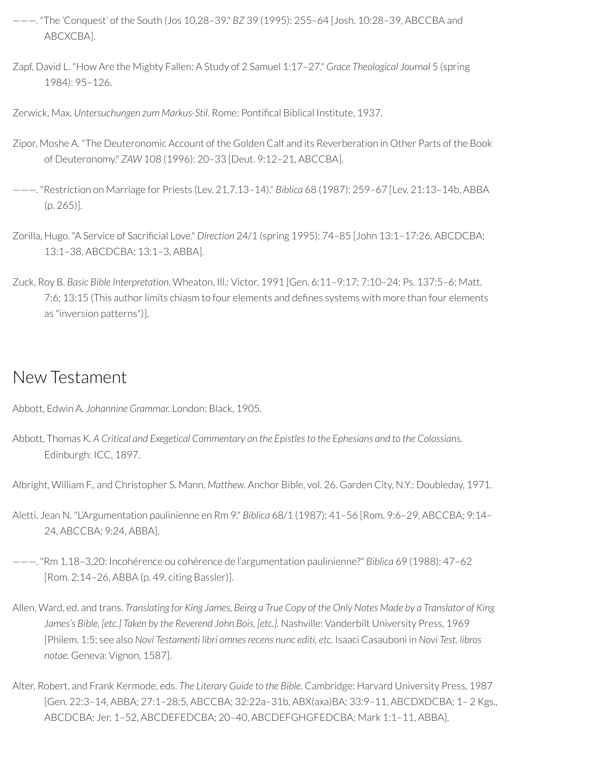———. "The 'Conquest' of the South (Jos 10,28–39." *BZ* 39 (1995): 255–64 [Josh. 10:28–39, ABCCBA and ABCXCBA].

Zapf, David L. "How Are the Mighty Fallen: A Study of 2 Samuel 1:17–27." *Grace Theological Journal* 5 (spring 1984): 95–126.

Zerwick, Max. *Untersuchungen zum Markus-Stil.* Rome: Pontifical Biblical Institute, 1937.

Zipor, Moshe A. "The Deuteronomic Account of the Golden Calf and its Reverberation in Other Parts of the Book of Deuteronomy." *ZAW* 108 (1996): 20–33 [Deut. 9:12–21, ABCCBA].

———. "Restriction on Marriage for Priests (Lev. 21,7.13–14)." *Biblica* 68 (1987): 259–67 [Lev. 21:13–14b, ABBA (p. 265)].

Zorilla, Hugo. "A Service of Sacrificial Love." *Direction* 24/1 (spring 1995): 74–85 [John 13:1–17:26, ABCDCBA; 13:1–38, ABCDCBA; 13:1–3, ABBA].

Zuck, Roy B. *Basic Bible Interpretation*. Wheaton, Ill.: Victor, 1991 [Gen. 6:11–9:17; 7:10–24; Ps. 137:5–6; Matt. 7:6; 13:15 (This author limits chiasm to four elements and defines systems with more than four elements as "inversion patterns")].

## New Testament

Abbott, Edwin A. *Johannine Grammar.* London: Black, 1905.

Abbott, Thomas K. *A Critical and Exegetical Commentary on the Epistles to the Ephesians and to the Colossians.* Edinburgh: ICC, 1897.

Albright, William F., and Christopher S. Mann. *Matthew.* Anchor Bible, vol. 26. Garden City, N.Y.: Doubleday, 1971.

Aletti, Jean N. "L'Argumentation paulinienne en Rm 9." *Biblica* 68/1 (1987): 41–56 [Rom. 9:6–29, ABCCBA; 9:14–24, ABCCBA; 9:24, ABBA].

———. "Rm 1,18–3,20: Incohérence ou cohérence de l'argumentation paulinienne?" *Biblica* 69 (1988): 47–62 [Rom. 2:14–26, ABBA (p. 49, citing Bassler)].

Allen, Ward, ed. and trans. *Translating for King James, Being a True Copy of the Only Notes Made by a Translator of King James's Bible, [etc.] Taken by the Reverend John Bois, [etc.].* Nashville: Vanderbilt University Press, 1969 [Philem. 1:5; see also *Novi Testamenti libri omnes recens nunc editi, etc.* Isaaci Casauboni in *Novi Test. libros notae.* Geneva: Vignon, 1587].

Alter, Robert, and Frank Kermode, eds. *The Literary Guide to the Bible*. Cambridge: Harvard University Press, 1987 [Gen. 22:3–14, ABBA; 27:1–28:5, ABCCBA; 32:22a–31b, ABX(axa)BA; 33:9–11, ABCDXDCBA; 1– 2 Kgs., ABCDCBA; Jer. 1–52, ABCDEFEDCBA; 20–40, ABCDEFGHGFEDCBA; Mark 1:1–11, ABBA].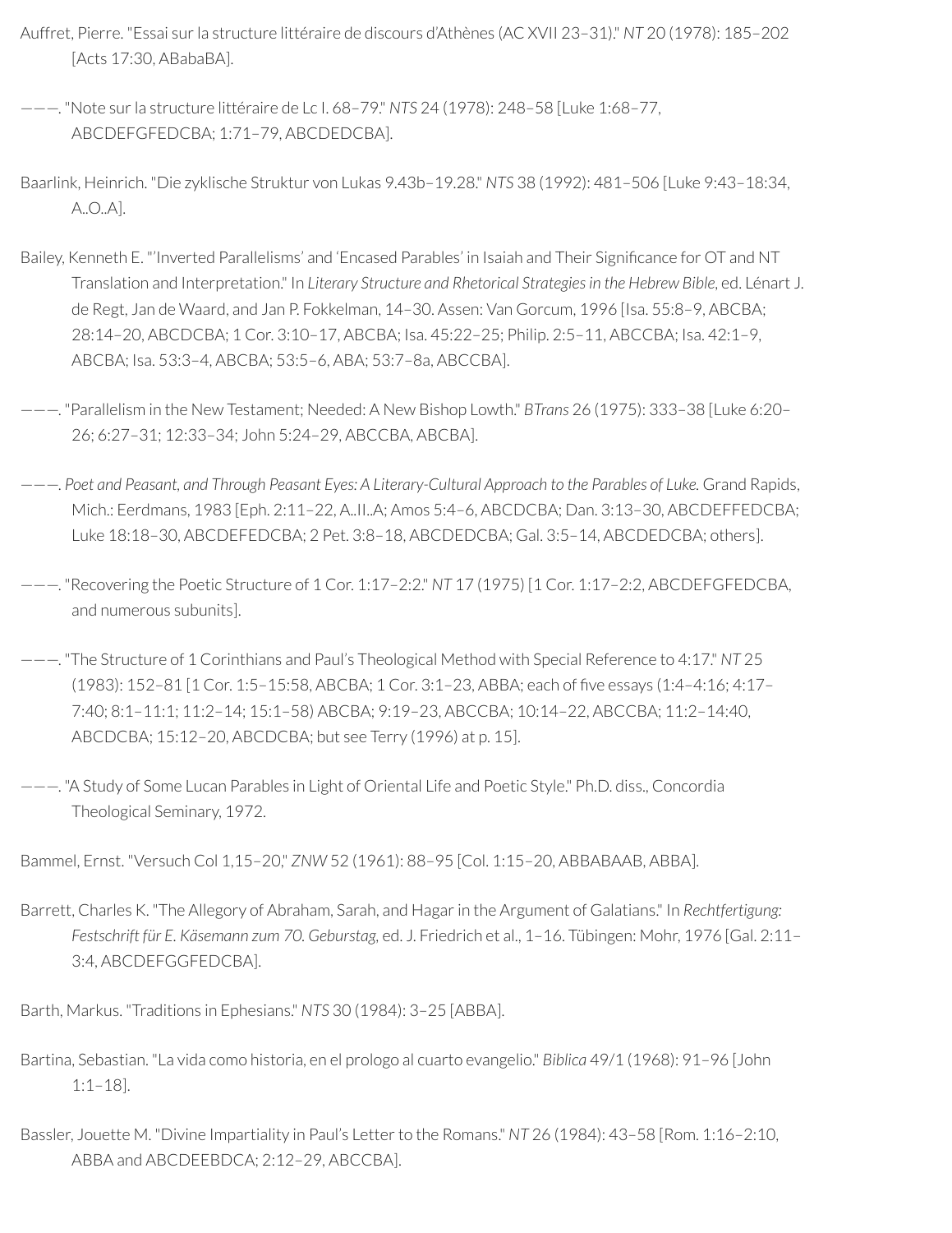Auffret, Pierre. "Essai sur la structure littéraire de discours d'Athènes (AC XVII 23–31)." *NT* 20 (1978): 185–202 [Acts 17:30, ABabaBA].

———. "Note sur la structure littéraire de Lc I. 68–79." *NTS* 24 (1978): 248–58 [Luke 1:68–77, ABCDEFGFEDCBA; 1:71–79, ABCDEDCBA].

Baarlink, Heinrich. "Die zyklische Struktur von Lukas 9.43b–19.28." *NTS* 38 (1992): 481–506 [Luke 9:43–18:34, A..O..A].

Bailey, Kenneth E. "'Inverted Parallelisms' and 'Encased Parables' in Isaiah and Their Significance for OT and NT Translation and Interpretation." In *Literary Structure and Rhetorical Strategies in the Hebrew Bible*, ed. Lénart J. de Regt, Jan de Waard, and Jan P. Fokkelman, 14–30. Assen: Van Gorcum, 1996 [Isa. 55:8–9, ABCBA; 28:14–20, ABCDCBA; 1 Cor. 3:10–17, ABCBA; Isa. 45:22–25; Philip. 2:5–11, ABCCBA; Isa. 42:1–9, ABCBA; Isa. 53:3–4, ABCBA; 53:5–6, ABA; 53:7–8a, ABCCBA].

———. "Parallelism in the New Testament; Needed: A New Bishop Lowth." *BTrans* 26 (1975): 333–38 [Luke 6:20–26; 6:27–31; 12:33–34; John 5:24–29, ABCCBA, ABCBA].

———. *Poet and Peasant, and Through Peasant Eyes: A Literary-Cultural Approach to the Parables of Luke.* Grand Rapids, Mich.: Eerdmans, 1983 [Eph. 2:11–22, A..II..A; Amos 5:4–6, ABCDCBA; Dan. 3:13–30, ABCDEFFEDCBA; Luke 18:18–30, ABCDEFEDCBA; 2 Pet. 3:8–18, ABCDEDCBA; Gal. 3:5–14, ABCDEDCBA; others].

———. "Recovering the Poetic Structure of 1 Cor. 1:17–2:2." *NT* 17 (1975) [1 Cor. 1:17–2:2, ABCDEFGFEDCBA, and numerous subunits].

———. "The Structure of 1 Corinthians and Paul's Theological Method with Special Reference to 4:17." *NT* 25 (1983): 152–81 [1 Cor. 1:5–15:58, ABCBA; 1 Cor. 3:1–23, ABBA; each of five essays (1:4–4:16; 4:17–7:40; 8:1–11:1; 11:2–14; 15:1–58) ABCBA; 9:19–23, ABCCBA; 10:14–22, ABCCBA; 11:2–14:40, ABCDCBA; 15:12–20, ABCDCBA; but see Terry (1996) at p. 15].

———. "A Study of Some Lucan Parables in Light of Oriental Life and Poetic Style." Ph.D. diss., Concordia Theological Seminary, 1972.

Bammel, Ernst. "Versuch Col 1,15–20," *ZNW* 52 (1961): 88–95 [Col. 1:15–20, ABBABAAB, ABBA].

Barrett, Charles K. "The Allegory of Abraham, Sarah, and Hagar in the Argument of Galatians." In *Rechtfertigung: Festschrift für E. Käsemann zum 70. Geburstag*, ed. J. Friedrich et al., 1–16. Tübingen: Mohr, 1976 [Gal. 2:11–3:4, ABCDEFGGFEDCBA].

Barth, Markus. "Traditions in Ephesians." *NTS* 30 (1984): 3–25 [ABBA].

Bartina, Sebastian. "La vida como historia, en el prologo al cuarto evangelio." *Biblica* 49/1 (1968): 91–96 [John 1:1–18].

Bassler, Jouette M. "Divine Impartiality in Paul's Letter to the Romans." *NT* 26 (1984): 43–58 [Rom. 1:16–2:10, ABBA and ABCDEEBDCA; 2:12–29, ABCCBA].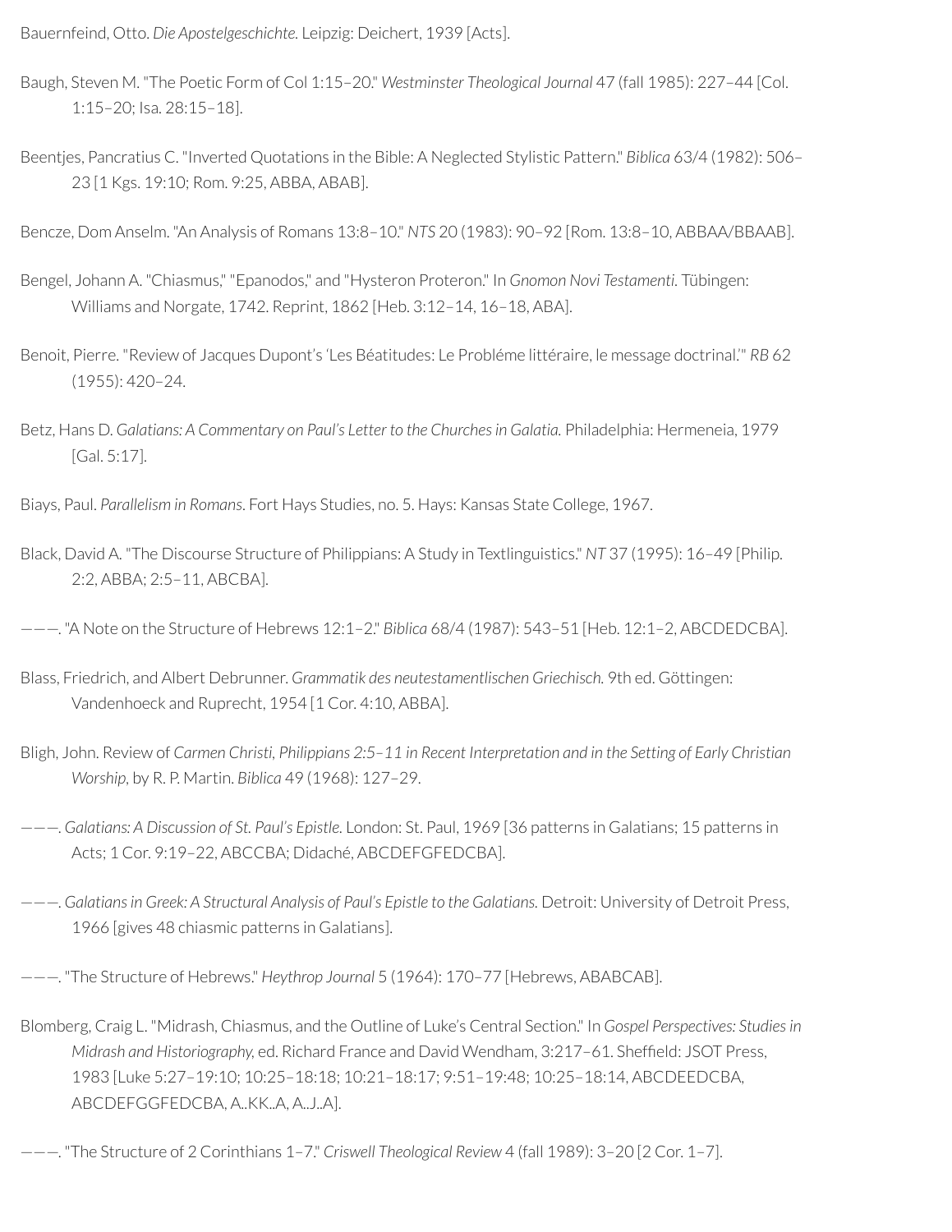Bauernfeind, Otto. *Die Apostelgeschichte.* Leipzig: Deichert, 1939 [Acts].

Baugh, Steven M. "The Poetic Form of Col 1:15–20." *Westminster Theological Journal* 47 (fall 1985): 227–44 [Col. 1:15–20; Isa. 28:15–18].

Beentjes, Pancratius C. "Inverted Quotations in the Bible: A Neglected Stylistic Pattern." *Biblica* 63/4 (1982): 506–23 [1 Kgs. 19:10; Rom. 9:25, ABBA, ABAB].

Bencze, Dom Anselm. "An Analysis of Romans 13:8–10." *NTS* 20 (1983): 90–92 [Rom. 13:8–10, ABBAA/BBAAB].

Bengel, Johann A. "Chiasmus," "Epanodos," and "Hysteron Proteron." In *Gnomon Novi Testamenti.* Tübingen: Williams and Norgate, 1742. Reprint, 1862 [Heb. 3:12–14, 16–18, ABA].

Benoit, Pierre. "Review of Jacques Dupont's 'Les Béatitudes: Le Probléme littéraire, le message doctrinal.'" *RB* 62 (1955): 420–24.

Betz, Hans D. *Galatians: A Commentary on Paul's Letter to the Churches in Galatia.* Philadelphia: Hermeneia, 1979 [Gal. 5:17].

Biays, Paul. *Parallelism in Romans*. Fort Hays Studies, no. 5. Hays: Kansas State College, 1967.

Black, David A. "The Discourse Structure of Philippians: A Study in Textlinguistics." *NT* 37 (1995): 16–49 [Philip. 2:2, ABBA; 2:5–11, ABCBA].

———. "A Note on the Structure of Hebrews 12:1–2." *Biblica* 68/4 (1987): 543–51 [Heb. 12:1–2, ABCDEDCBA].

Blass, Friedrich, and Albert Debrunner. *Grammatik des neutestamentlischen Griechisch.* 9th ed. Göttingen: Vandenhoeck and Ruprecht, 1954 [1 Cor. 4:10, ABBA].

Bligh, John. Review of *Carmen Christi, Philippians 2:5–11 in Recent Interpretation and in the Setting of Early Christian Worship,* by R. P. Martin. *Biblica* 49 (1968): 127–29.

———. *Galatians: A Discussion of St. Paul's Epistle.* London: St. Paul, 1969 [36 patterns in Galatians; 15 patterns in Acts; 1 Cor. 9:19–22, ABCCBA; Didaché, ABCDEFGFEDCBA].

———. *Galatians in Greek: A Structural Analysis of Paul's Epistle to the Galatians.* Detroit: University of Detroit Press, 1966 [gives 48 chiasmic patterns in Galatians].

———. "The Structure of Hebrews." *Heythrop Journal* 5 (1964): 170–77 [Hebrews, ABABCAB].

Blomberg, Craig L. "Midrash, Chiasmus, and the Outline of Luke's Central Section." In *Gospel Perspectives: Studies in Midrash and Historiography,* ed. Richard France and David Wendham, 3:217–61. Sheffield: JSOT Press, 1983 [Luke 5:27–19:10; 10:25–18:18; 10:21–18:17; 9:51–19:48; 10:25–18:14, ABCDEEDCBA, ABCDEFGGFEDCBA, A..KK..A, A..J..A].

———. "The Structure of 2 Corinthians 1–7." *Criswell Theological Review* 4 (fall 1989): 3–20 [2 Cor. 1–7].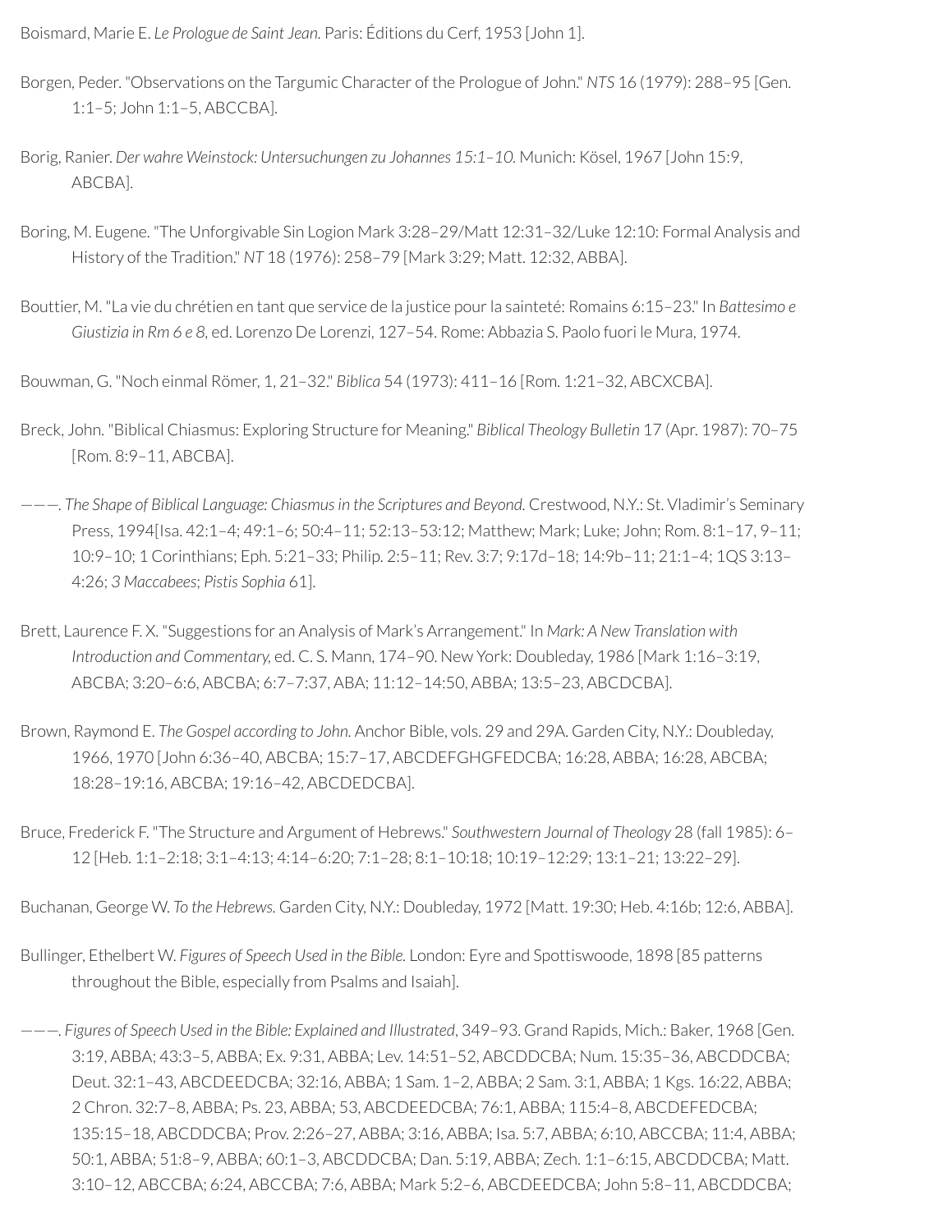Boismard, Marie E. *Le Prologue de Saint Jean.* Paris: Éditions du Cerf, 1953 [John 1].

Borgen, Peder. "Observations on the Targumic Character of the Prologue of John." *NTS* 16 (1979): 288–95 [Gen. 1:1–5; John 1:1–5, ABCCBA].

Borig, Ranier. *Der wahre Weinstock: Untersuchungen zu Johannes 15:1–10.* Munich: Kösel, 1967 [John 15:9, ABCBA].

Boring, M. Eugene. "The Unforgivable Sin Logion Mark 3:28–29/Matt 12:31–32/Luke 12:10: Formal Analysis and History of the Tradition." *NT* 18 (1976): 258–79 [Mark 3:29; Matt. 12:32, ABBA].

Bouttier, M. "La vie du chrétien en tant que service de la justice pour la sainteté: Romains 6:15–23." In *Battesimo e Giustizia in Rm 6 e 8*, ed. Lorenzo De Lorenzi, 127–54. Rome: Abbazia S. Paolo fuori le Mura, 1974.

Bouwman, G. "Noch einmal Römer, 1, 21–32." *Biblica* 54 (1973): 411–16 [Rom. 1:21–32, ABCXCBA].

Breck, John. "Biblical Chiasmus: Exploring Structure for Meaning." *Biblical Theology Bulletin* 17 (Apr. 1987): 70–75 [Rom. 8:9–11, ABCBA].

———. *The Shape of Biblical Language: Chiasmus in the Scriptures and Beyond.* Crestwood, N.Y.: St. Vladimir's Seminary Press, 1994[Isa. 42:1–4; 49:1–6; 50:4–11; 52:13–53:12; Matthew; Mark; Luke; John; Rom. 8:1–17, 9–11; 10:9–10; 1 Corinthians; Eph. 5:21–33; Philip. 2:5–11; Rev. 3:7; 9:17d–18; 14:9b–11; 21:1–4; 1QS 3:13–4:26; *3 Maccabees*; *Pistis Sophia* 61].

Brett, Laurence F. X. "Suggestions for an Analysis of Mark's Arrangement." In *Mark: A New Translation with Introduction and Commentary,* ed. C. S. Mann, 174–90. New York: Doubleday, 1986 [Mark 1:16–3:19, ABCBA; 3:20–6:6, ABCBA; 6:7–7:37, ABA; 11:12–14:50, ABBA; 13:5–23, ABCDCBA].

Brown, Raymond E. *The Gospel according to John.* Anchor Bible, vols. 29 and 29A. Garden City, N.Y.: Doubleday, 1966, 1970 [John 6:36–40, ABCBA; 15:7–17, ABCDEFGHGFEDCBA; 16:28, ABBA; 16:28, ABCBA; 18:28–19:16, ABCBA; 19:16–42, ABCDEDCBA].

Bruce, Frederick F. "The Structure and Argument of Hebrews." *Southwestern Journal of Theology* 28 (fall 1985): 6–12 [Heb. 1:1–2:18; 3:1–4:13; 4:14–6:20; 7:1–28; 8:1–10:18; 10:19–12:29; 13:1–21; 13:22–29].

Buchanan, George W. *To the Hebrews.* Garden City, N.Y.: Doubleday, 1972 [Matt. 19:30; Heb. 4:16b; 12:6, ABBA].

Bullinger, Ethelbert W. *Figures of Speech Used in the Bible.* London: Eyre and Spottiswoode, 1898 [85 patterns throughout the Bible, especially from Psalms and Isaiah].

———. *Figures of Speech Used in the Bible: Explained and Illustrated*, 349–93. Grand Rapids, Mich.: Baker, 1968 [Gen. 3:19, ABBA; 43:3–5, ABBA; Ex. 9:31, ABBA; Lev. 14:51–52, ABCDDCBA; Num. 15:35–36, ABCDDCBA; Deut. 32:1–43, ABCDEEDCBA; 32:16, ABBA; 1 Sam. 1–2, ABBA; 2 Sam. 3:1, ABBA; 1 Kgs. 16:22, ABBA; 2 Chron. 32:7–8, ABBA; Ps. 23, ABBA; 53, ABCDEEDCBA; 76:1, ABBA; 115:4–8, ABCDEFEDCBA; 135:15–18, ABCDDCBA; Prov. 2:26–27, ABBA; 3:16, ABBA; Isa. 5:7, ABBA; 6:10, ABCCBA; 11:4, ABBA; 50:1, ABBA; 51:8–9, ABBA; 60:1–3, ABCDDCBA; Dan. 5:19, ABBA; Zech. 1:1–6:15, ABCDDCBA; Matt. 3:10–12, ABCCBA; 6:24, ABCCBA; 7:6, ABBA; Mark 5:2–6, ABCDEEDCBA; John 5:8–11, ABCDDCBA;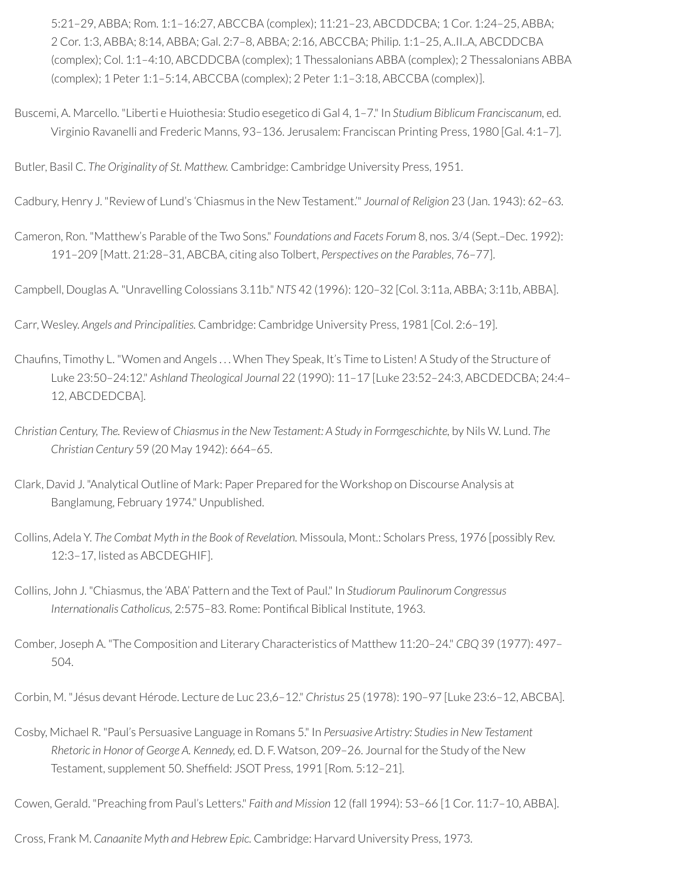5:21–29, ABBA; Rom. 1:1–16:27, ABCCBA (complex); 11:21–23, ABCDDCBA; 1 Cor. 1:24–25, ABBA; 2 Cor. 1:3, ABBA; 8:14, ABBA; Gal. 2:7–8, ABBA; 2:16, ABCCBA; Philip. 1:1–25, A..II..A, ABCDDCBA (complex); Col. 1:1–4:10, ABCDDCBA (complex); 1 Thessalonians ABBA (complex); 2 Thessalonians ABBA (complex); 1 Peter 1:1–5:14, ABCCBA (complex); 2 Peter 1:1–3:18, ABCCBA (complex)].

Buscemi, A. Marcello. "Liberti e Huiothesia: Studio esegetico di Gal 4, 1–7." In *Studium Biblicum Franciscanum*, ed. Virginio Ravanelli and Frederic Manns, 93–136. Jerusalem: Franciscan Printing Press, 1980 [Gal. 4:1–7].

Butler, Basil C. *The Originality of St. Matthew.* Cambridge: Cambridge University Press, 1951.

Cadbury, Henry J. "Review of Lund's 'Chiasmus in the New Testament.'" *Journal of Religion* 23 (Jan. 1943): 62–63.

Cameron, Ron. "Matthew's Parable of the Two Sons." *Foundations and Facets Forum* 8, nos. 3/4 (Sept.–Dec. 1992): 191–209 [Matt. 21:28–31, ABCBA, citing also Tolbert, *Perspectives on the Parables*, 76–77].

Campbell, Douglas A. "Unravelling Colossians 3.11b." *NTS* 42 (1996): 120–32 [Col. 3:11a, ABBA; 3:11b, ABBA].

Carr, Wesley. *Angels and Principalities.* Cambridge: Cambridge University Press, 1981 [Col. 2:6–19].

Chaufins, Timothy L. "Women and Angels . . . When They Speak, It's Time to Listen! A Study of the Structure of Luke 23:50–24:12." *Ashland Theological Journal* 22 (1990): 11–17 [Luke 23:52–24:3, ABCDEDCBA; 24:4–12, ABCDEDCBA].

*Christian Century, The.* Review of *Chiasmus in the New Testament: A Study in Formgeschichte*, by Nils W. Lund. *The Christian Century* 59 (20 May 1942): 664–65.

Clark, David J. "Analytical Outline of Mark: Paper Prepared for the Workshop on Discourse Analysis at Banglamung, February 1974." Unpublished.

Collins, Adela Y. *The Combat Myth in the Book of Revelation.* Missoula, Mont.: Scholars Press, 1976 [possibly Rev. 12:3–17, listed as ABCDEGHIF].

Collins, John J. "Chiasmus, the 'ABA' Pattern and the Text of Paul." In *Studiorum Paulinorum Congressus Internationalis Catholicus*, 2:575–83. Rome: Pontifical Biblical Institute, 1963.

Comber, Joseph A. "The Composition and Literary Characteristics of Matthew 11:20–24." *CBQ* 39 (1977): 497–504.

Corbin, M. "Jésus devant Hérode. Lecture de Luc 23,6–12." *Christus* 25 (1978): 190–97 [Luke 23:6–12, ABCBA].

Cosby, Michael R. "Paul's Persuasive Language in Romans 5." In *Persuasive Artistry: Studies in New Testament Rhetoric in Honor of George A. Kennedy*, ed. D. F. Watson, 209–26. Journal for the Study of the New Testament, supplement 50. Sheffield: JSOT Press, 1991 [Rom. 5:12–21].

Cowen, Gerald. "Preaching from Paul's Letters." *Faith and Mission* 12 (fall 1994): 53–66 [1 Cor. 11:7–10, ABBA].

Cross, Frank M. *Canaanite Myth and Hebrew Epic.* Cambridge: Harvard University Press, 1973.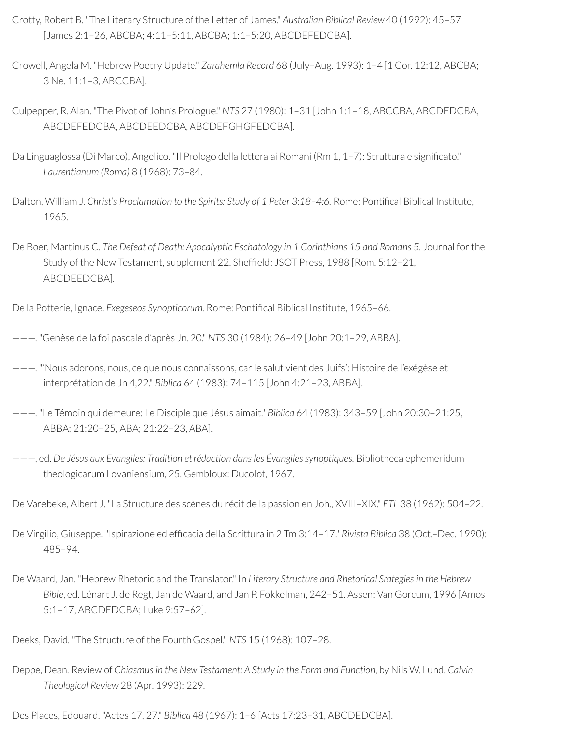Crotty, Robert B. "The Literary Structure of the Letter of James." *Australian Biblical Review* 40 (1992): 45–57 [James 2:1–26, ABCBA; 4:11–5:11, ABCBA; 1:1–5:20, ABCDEFEDCBA].

Crowell, Angela M. "Hebrew Poetry Update." *Zarahemla Record* 68 (July–Aug. 1993): 1–4 [1 Cor. 12:12, ABCBA; 3 Ne. 11:1–3, ABCCBA].

Culpepper, R. Alan. "The Pivot of John's Prologue." *NTS* 27 (1980): 1–31 [John 1:1–18, ABCCBA, ABCDEDCBA, ABCDEFEDCBA, ABCDEEDCBA, ABCDEFGHGFEDCBA].

Da Linguaglossa (Di Marco), Angelico. "Il Prologo della lettera ai Romani (Rm 1, 1–7): Struttura e significato." *Laurentianum (Roma)* 8 (1968): 73–84.

Dalton, William J. *Christ's Proclamation to the Spirits: Study of 1 Peter 3:18–4:6.* Rome: Pontifical Biblical Institute, 1965.

De Boer, Martinus C. *The Defeat of Death: Apocalyptic Eschatology in 1 Corinthians 15 and Romans 5.* Journal for the Study of the New Testament, supplement 22. Sheffield: JSOT Press, 1988 [Rom. 5:12–21, ABCDEEDCBA].

De la Potterie, Ignace. *Exegeseos Synopticorum.* Rome: Pontifical Biblical Institute, 1965–66.

———. "Genèse de la foi pascale d'après Jn. 20." *NTS* 30 (1984): 26–49 [John 20:1–29, ABBA].

———. "'Nous adorons, nous, ce que nous connaissons, car le salut vient des Juifs': Histoire de l'exégèse et interprétation de Jn 4,22." *Biblica* 64 (1983): 74–115 [John 4:21–23, ABBA].

———. "Le Témoin qui demeure: Le Disciple que Jésus aimait." *Biblica* 64 (1983): 343–59 [John 20:30–21:25, ABBA; 21:20–25, ABA; 21:22–23, ABA].

———, ed. *De Jésus aux Evangiles: Tradition et rédaction dans les Évangiles synoptiques.* Bibliotheca ephemeridum theologicarum Lovaniensium, 25. Gembloux: Ducolot, 1967.

De Varebeke, Albert J. "La Structure des scènes du récit de la passion en Joh., XVIII–XIX." *ETL* 38 (1962): 504–22.

De Virgilio, Giuseppe. "Ispirazione ed efficacia della Scrittura in 2 Tm 3:14–17." *Rivista Biblica* 38 (Oct.–Dec. 1990): 485–94.

De Waard, Jan. "Hebrew Rhetoric and the Translator." In *Literary Structure and Rhetorical Srategies in the Hebrew Bible*, ed. Lénart J. de Regt, Jan de Waard, and Jan P. Fokkelman, 242–51. Assen: Van Gorcum, 1996 [Amos 5:1–17, ABCDEDCBA; Luke 9:57–62].

Deeks, David. "The Structure of the Fourth Gospel." *NTS* 15 (1968): 107–28.

Deppe, Dean. Review of *Chiasmus in the New Testament: A Study in the Form and Function*, by Nils W. Lund. *Calvin Theological Review* 28 (Apr. 1993): 229.

Des Places, Edouard. "Actes 17, 27." *Biblica* 48 (1967): 1–6 [Acts 17:23–31, ABCDEDCBA].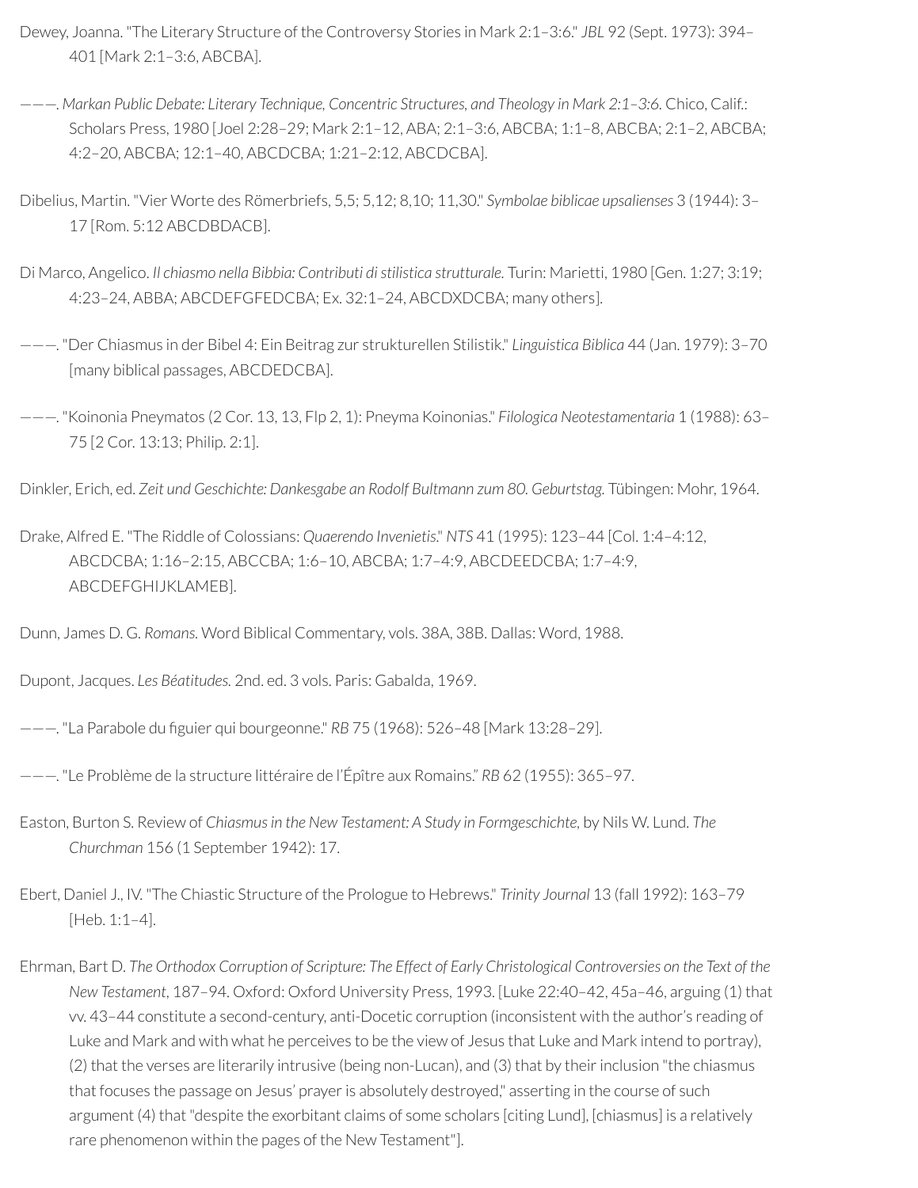Dewey, Joanna. "The Literary Structure of the Controversy Stories in Mark 2:1–3:6." *JBL* 92 (Sept. 1973): 394–401 [Mark 2:1–3:6, ABCBA].

———. *Markan Public Debate: Literary Technique, Concentric Structures, and Theology in Mark 2:1–3:6.* Chico, Calif.: Scholars Press, 1980 [Joel 2:28–29; Mark 2:1–12, ABA; 2:1–3:6, ABCBA; 1:1–8, ABCBA; 2:1–2, ABCBA; 4:2–20, ABCBA; 12:1–40, ABCDCBA; 1:21–2:12, ABCDCBA].

Dibelius, Martin. "Vier Worte des Römerbriefs, 5,5; 5,12; 8,10; 11,30." *Symbolae biblicae upsalienses* 3 (1944): 3–17 [Rom. 5:12 ABCDBDACB].

Di Marco, Angelico. *Il chiasmo nella Bibbia: Contributi di stilistica strutturale.* Turin: Marietti, 1980 [Gen. 1:27; 3:19; 4:23–24, ABBA; ABCDEFGFEDCBA; Ex. 32:1–24, ABCDXDCBA; many others].

———. "Der Chiasmus in der Bibel 4: Ein Beitrag zur strukturellen Stilistik." *Linguistica Biblica* 44 (Jan. 1979): 3–70 [many biblical passages, ABCDEDCBA].

———. "Koinonia Pneymatos (2 Cor. 13, 13, Flp 2, 1): Pneyma Koinonias." *Filologica Neotestamentaria* 1 (1988): 63–75 [2 Cor. 13:13; Philip. 2:1].

Dinkler, Erich, ed. *Zeit und Geschichte: Dankesgabe an Rodolf Bultmann zum 80. Geburtstag.* Tübingen: Mohr, 1964.

Drake, Alfred E. "The Riddle of Colossians: *Quaerendo Invenietis*." *NTS* 41 (1995): 123–44 [Col. 1:4–4:12, ABCDCBA; 1:16–2:15, ABCCBA; 1:6–10, ABCBA; 1:7–4:9, ABCDEEDCBA; 1:7–4:9, ABCDEFGHIJKLAMEB].

Dunn, James D. G. *Romans.* Word Biblical Commentary, vols. 38A, 38B. Dallas: Word, 1988.

Dupont, Jacques. *Les Béatitudes.* 2nd. ed. 3 vols. Paris: Gabalda, 1969.

———. "La Parabole du figuier qui bourgeonne." *RB* 75 (1968): 526–48 [Mark 13:28–29].

———. "Le Problème de la structure littéraire de l'Épître aux Romains." *RB* 62 (1955): 365–97.

Easton, Burton S. Review of *Chiasmus in the New Testament: A Study in Formgeschichte,* by Nils W. Lund. *The Churchman* 156 (1 September 1942): 17.

Ebert, Daniel J., IV. "The Chiastic Structure of the Prologue to Hebrews." *Trinity Journal* 13 (fall 1992): 163–79 [Heb. 1:1–4].

Ehrman, Bart D. *The Orthodox Corruption of Scripture: The Effect of Early Christological Controversies on the Text of the New Testament,* 187–94. Oxford: Oxford University Press, 1993. [Luke 22:40–42, 45a–46, arguing (1) that vv. 43–44 constitute a second-century, anti-Docetic corruption (inconsistent with the author's reading of Luke and Mark and with what he perceives to be the view of Jesus that Luke and Mark intend to portray), (2) that the verses are literarily intrusive (being non-Lucan), and (3) that by their inclusion "the chiasmus that focuses the passage on Jesus' prayer is absolutely destroyed," asserting in the course of such argument (4) that "despite the exorbitant claims of some scholars [citing Lund], [chiasmus] is a relatively rare phenomenon within the pages of the New Testament"].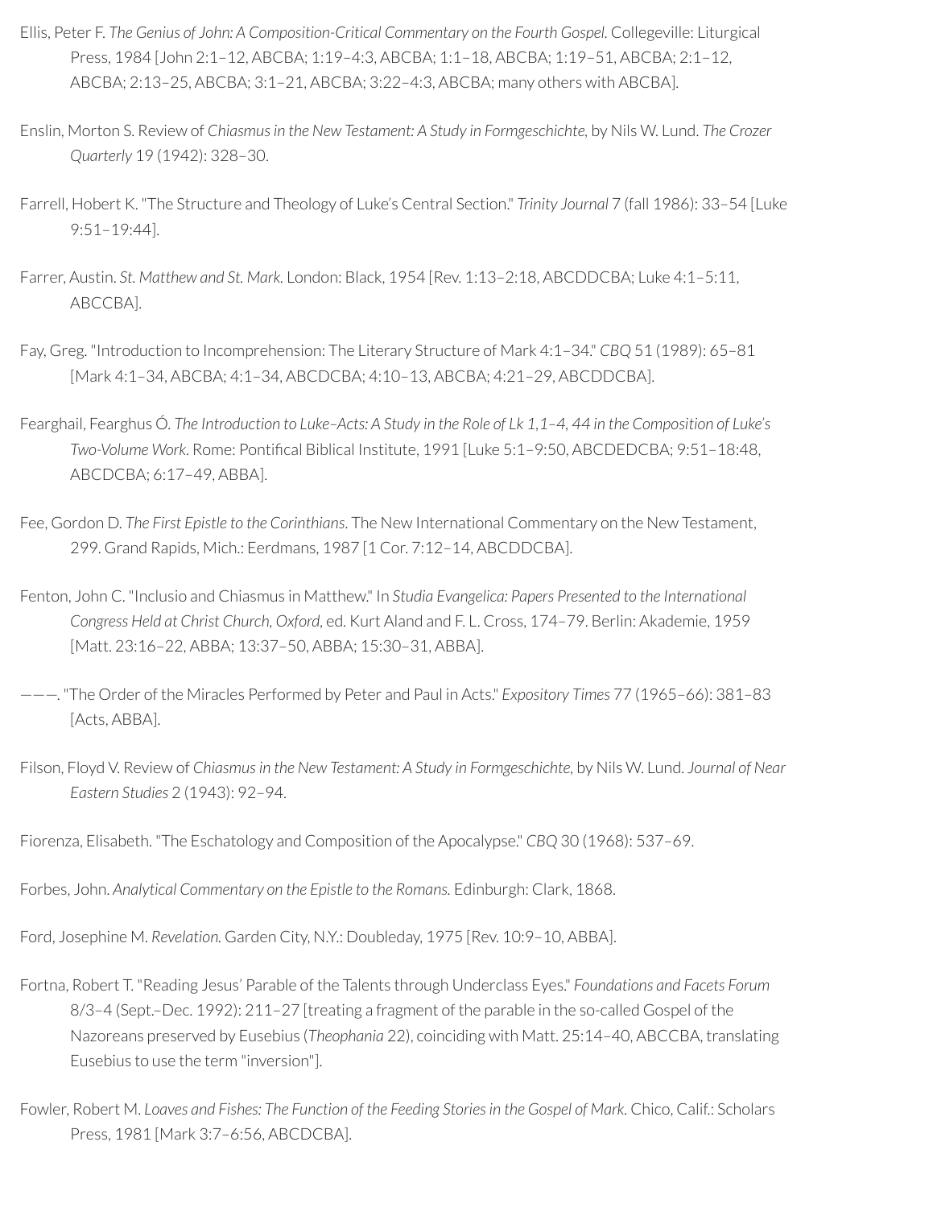Ellis, Peter F. *The Genius of John: A Composition-Critical Commentary on the Fourth Gospel.* Collegeville: Liturgical Press, 1984 [John 2:1–12, ABCBA; 1:19–4:3, ABCBA; 1:1–18, ABCBA; 1:19–51, ABCBA; 2:1–12, ABCBA; 2:13–25, ABCBA; 3:1–21, ABCBA; 3:22–4:3, ABCBA; many others with ABCBA].

Enslin, Morton S. Review of *Chiasmus in the New Testament: A Study in Formgeschichte,* by Nils W. Lund. *The Crozer Quarterly* 19 (1942): 328–30.

Farrell, Hobert K. "The Structure and Theology of Luke's Central Section." *Trinity Journal* 7 (fall 1986): 33–54 [Luke 9:51–19:44].

Farrer, Austin. *St. Matthew and St. Mark.* London: Black, 1954 [Rev. 1:13–2:18, ABCDDCBA; Luke 4:1–5:11, ABCCBA].

Fay, Greg. "Introduction to Incomprehension: The Literary Structure of Mark 4:1–34." *CBQ* 51 (1989): 65–81 [Mark 4:1–34, ABCBA; 4:1–34, ABCDCBA; 4:10–13, ABCBA; 4:21–29, ABCDDCBA].

Fearghail, Fearghus Ó. *The Introduction to Luke–Acts: A Study in the Role of Lk 1,1–4, 44 in the Composition of Luke's Two-Volume Work*. Rome: Pontifical Biblical Institute, 1991 [Luke 5:1–9:50, ABCDEDCBA; 9:51–18:48, ABCDCBA; 6:17–49, ABBA].

Fee, Gordon D. *The First Epistle to the Corinthians*. The New International Commentary on the New Testament, 299. Grand Rapids, Mich.: Eerdmans, 1987 [1 Cor. 7:12–14, ABCDDCBA].

Fenton, John C. "Inclusio and Chiasmus in Matthew." In *Studia Evangelica: Papers Presented to the International Congress Held at Christ Church, Oxford*, ed. Kurt Aland and F. L. Cross, 174–79. Berlin: Akademie, 1959 [Matt. 23:16–22, ABBA; 13:37–50, ABBA; 15:30–31, ABBA].

———. "The Order of the Miracles Performed by Peter and Paul in Acts." *Expository Times* 77 (1965–66): 381–83 [Acts, ABBA].

Filson, Floyd V. Review of *Chiasmus in the New Testament: A Study in Formgeschichte,* by Nils W. Lund. *Journal of Near Eastern Studies* 2 (1943): 92–94.

Fiorenza, Elisabeth. "The Eschatology and Composition of the Apocalypse." *CBQ* 30 (1968): 537–69.

Forbes, John. *Analytical Commentary on the Epistle to the Romans.* Edinburgh: Clark, 1868.

Ford, Josephine M. *Revelation.* Garden City, N.Y.: Doubleday, 1975 [Rev. 10:9–10, ABBA].

Fortna, Robert T. "Reading Jesus' Parable of the Talents through Underclass Eyes." *Foundations and Facets Forum* 8/3–4 (Sept.–Dec. 1992): 211–27 [treating a fragment of the parable in the so-called Gospel of the Nazoreans preserved by Eusebius (*Theophania* 22), coinciding with Matt. 25:14–40, ABCCBA, translating Eusebius to use the term "inversion"].

Fowler, Robert M. *Loaves and Fishes: The Function of the Feeding Stories in the Gospel of Mark.* Chico, Calif.: Scholars Press, 1981 [Mark 3:7–6:56, ABCDCBA].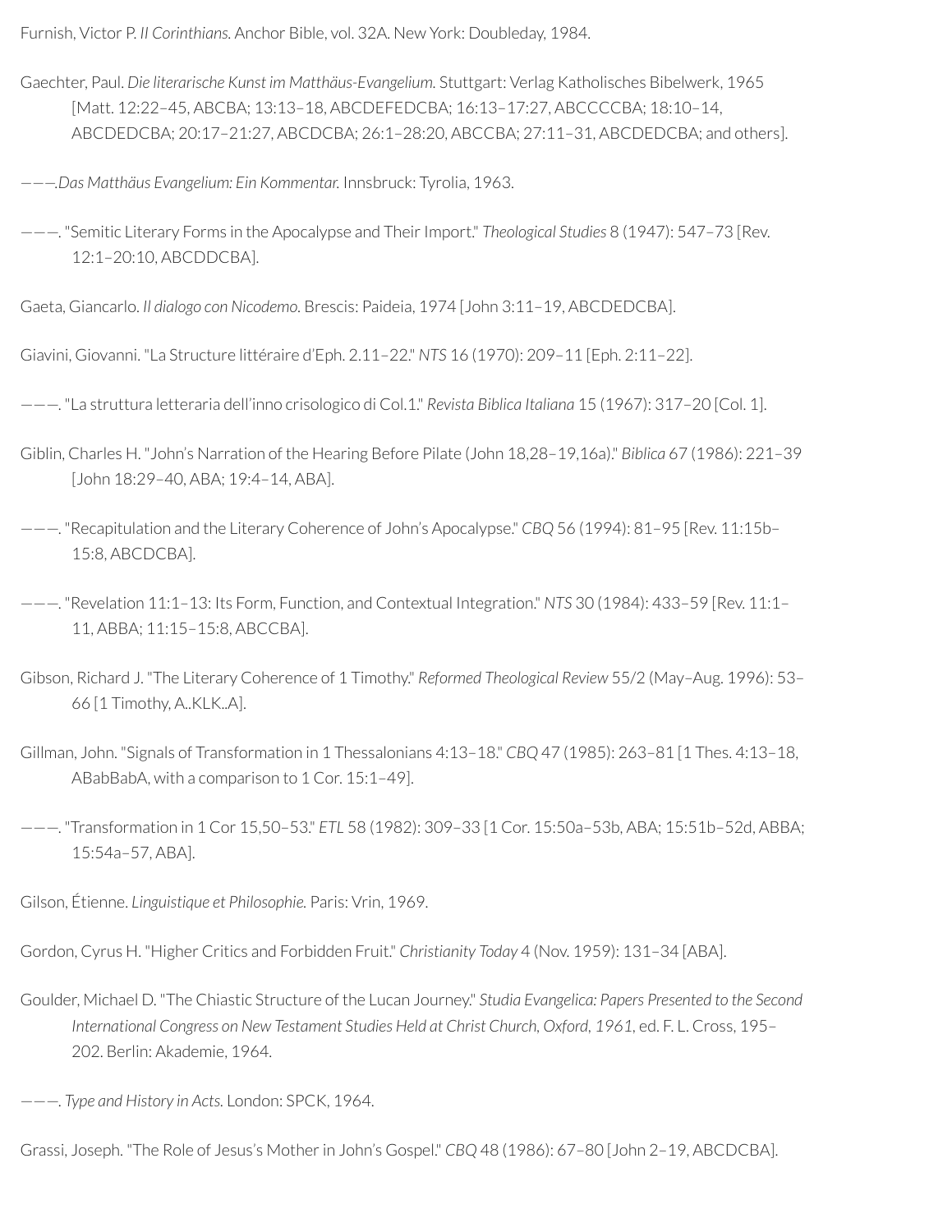Furnish, Victor P. *II Corinthians.* Anchor Bible, vol. 32A. New York: Doubleday, 1984.

Gaechter, Paul. *Die literarische Kunst im Matthäus-Evangelium.* Stuttgart: Verlag Katholisches Bibelwerk, 1965 [Matt. 12:22–45, ABCBA; 13:13–18, ABCDEFEDCBA; 16:13–17:27, ABCCCCBA; 18:10–14, ABCDEDCBA; 20:17–21:27, ABCDCBA; 26:1–28:20, ABCCBA; 27:11–31, ABCDEDCBA; and others].

———.*Das Matthäus Evangelium: Ein Kommentar.* Innsbruck: Tyrolia, 1963.

———. "Semitic Literary Forms in the Apocalypse and Their Import." *Theological Studies* 8 (1947): 547–73 [Rev. 12:1–20:10, ABCDDCBA].

Gaeta, Giancarlo. *Il dialogo con Nicodemo.* Brescis: Paideia, 1974 [John 3:11–19, ABCDEDCBA].

Giavini, Giovanni. "La Structure littéraire d'Eph. 2.11–22." *NTS* 16 (1970): 209–11 [Eph. 2:11–22].

———. "La struttura letteraria dell'inno crisologico di Col.1." *Revista Biblica Italiana* 15 (1967): 317–20 [Col. 1].

Giblin, Charles H. "John's Narration of the Hearing Before Pilate (John 18,28–19,16a)." *Biblica* 67 (1986): 221–39 [John 18:29–40, ABA; 19:4–14, ABA].

———. "Recapitulation and the Literary Coherence of John's Apocalypse." *CBQ* 56 (1994): 81–95 [Rev. 11:15b–15:8, ABCDCBA].

———. "Revelation 11:1–13: Its Form, Function, and Contextual Integration." *NTS* 30 (1984): 433–59 [Rev. 11:1–11, ABBA; 11:15–15:8, ABCCBA].

Gibson, Richard J. "The Literary Coherence of 1 Timothy." *Reformed Theological Review* 55/2 (May–Aug. 1996): 53–66 [1 Timothy, A..KLK..A].

Gillman, John. "Signals of Transformation in 1 Thessalonians 4:13–18." *CBQ* 47 (1985): 263–81 [1 Thes. 4:13–18, ABabBabA, with a comparison to 1 Cor. 15:1–49].

———. "Transformation in 1 Cor 15,50–53." *ETL* 58 (1982): 309–33 [1 Cor. 15:50a–53b, ABA; 15:51b–52d, ABBA; 15:54a–57, ABA].

Gilson, Étienne. *Linguistique et Philosophie.* Paris: Vrin, 1969.

Gordon, Cyrus H. "Higher Critics and Forbidden Fruit." *Christianity Today* 4 (Nov. 1959): 131–34 [ABA].

Goulder, Michael D. "The Chiastic Structure of the Lucan Journey." *Studia Evangelica: Papers Presented to the Second International Congress on New Testament Studies Held at Christ Church, Oxford, 1961*, ed. F. L. Cross, 195–202. Berlin: Akademie, 1964.

———. *Type and History in Acts.* London: SPCK, 1964.

Grassi, Joseph. "The Role of Jesus's Mother in John's Gospel." *CBQ* 48 (1986): 67–80 [John 2–19, ABCDCBA].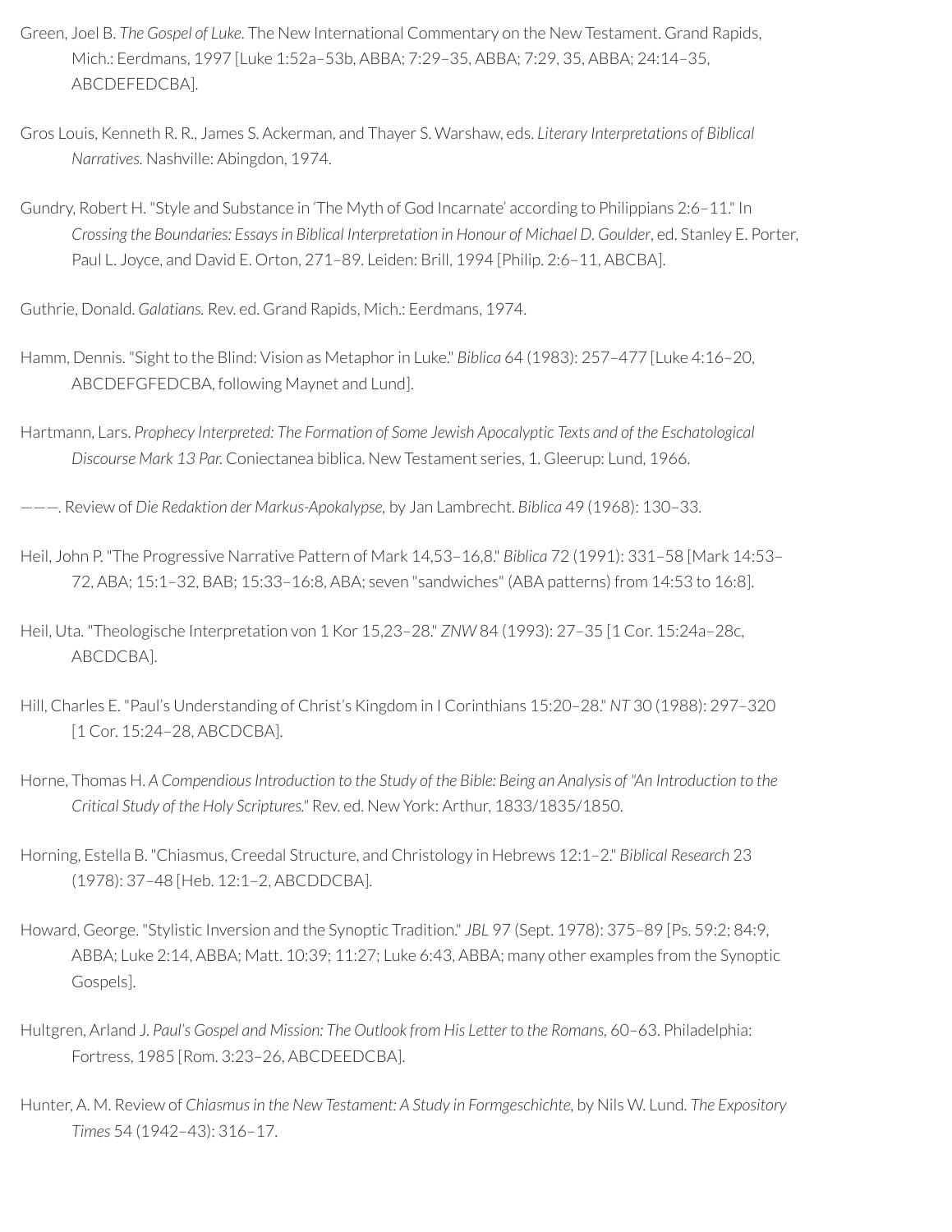Green, Joel B. *The Gospel of Luke*. The New International Commentary on the New Testament. Grand Rapids, Mich.: Eerdmans, 1997 [Luke 1:52a–53b, ABBA; 7:29–35, ABBA; 7:29, 35, ABBA; 24:14–35, ABCDEFEDCBA].

Gros Louis, Kenneth R. R., James S. Ackerman, and Thayer S. Warshaw, eds. *Literary Interpretations of Biblical Narratives.* Nashville: Abingdon, 1974.

Gundry, Robert H. "Style and Substance in 'The Myth of God Incarnate' according to Philippians 2:6–11." In *Crossing the Boundaries: Essays in Biblical Interpretation in Honour of Michael D. Goulder*, ed. Stanley E. Porter, Paul L. Joyce, and David E. Orton, 271–89. Leiden: Brill, 1994 [Philip. 2:6–11, ABCBA].

Guthrie, Donald. *Galatians.* Rev. ed. Grand Rapids, Mich.: Eerdmans, 1974.

Hamm, Dennis. "Sight to the Blind: Vision as Metaphor in Luke." *Biblica* 64 (1983): 257–477 [Luke 4:16–20, ABCDEFGFEDCBA, following Maynet and Lund].

Hartmann, Lars. *Prophecy Interpreted: The Formation of Some Jewish Apocalyptic Texts and of the Eschatological Discourse Mark 13 Par.* Coniectanea biblica. New Testament series, 1. Gleerup: Lund, 1966.

———. Review of *Die Redaktion der Markus-Apokalypse,* by Jan Lambrecht. *Biblica* 49 (1968): 130–33.

Heil, John P. "The Progressive Narrative Pattern of Mark 14,53–16,8." *Biblica* 72 (1991): 331–58 [Mark 14:53–72, ABA; 15:1–32, BAB; 15:33–16:8, ABA; seven "sandwiches" (ABA patterns) from 14:53 to 16:8].

Heil, Uta. "Theologische Interpretation von 1 Kor 15,23–28." *ZNW* 84 (1993): 27–35 [1 Cor. 15:24a–28c, ABCDCBA].

Hill, Charles E. "Paul's Understanding of Christ's Kingdom in I Corinthians 15:20–28." *NT* 30 (1988): 297–320 [1 Cor. 15:24–28, ABCDCBA].

Horne, Thomas H. *A Compendious Introduction to the Study of the Bible: Being an Analysis of "An Introduction to the Critical Study of the Holy Scriptures."* Rev. ed. New York: Arthur, 1833/1835/1850.

Horning, Estella B. "Chiasmus, Creedal Structure, and Christology in Hebrews 12:1–2." *Biblical Research* 23 (1978): 37–48 [Heb. 12:1–2, ABCDDCBA].

Howard, George. "Stylistic Inversion and the Synoptic Tradition." *JBL* 97 (Sept. 1978): 375–89 [Ps. 59:2; 84:9, ABBA; Luke 2:14, ABBA; Matt. 10:39; 11:27; Luke 6:43, ABBA; many other examples from the Synoptic Gospels].

Hultgren, Arland J. *Paul's Gospel and Mission: The Outlook from His Letter to the Romans,* 60–63. Philadelphia: Fortress, 1985 [Rom. 3:23–26, ABCDEEDCBA].

Hunter, A. M. Review of *Chiasmus in the New Testament: A Study in Formgeschichte,* by Nils W. Lund. *The Expository Times* 54 (1942–43): 316–17.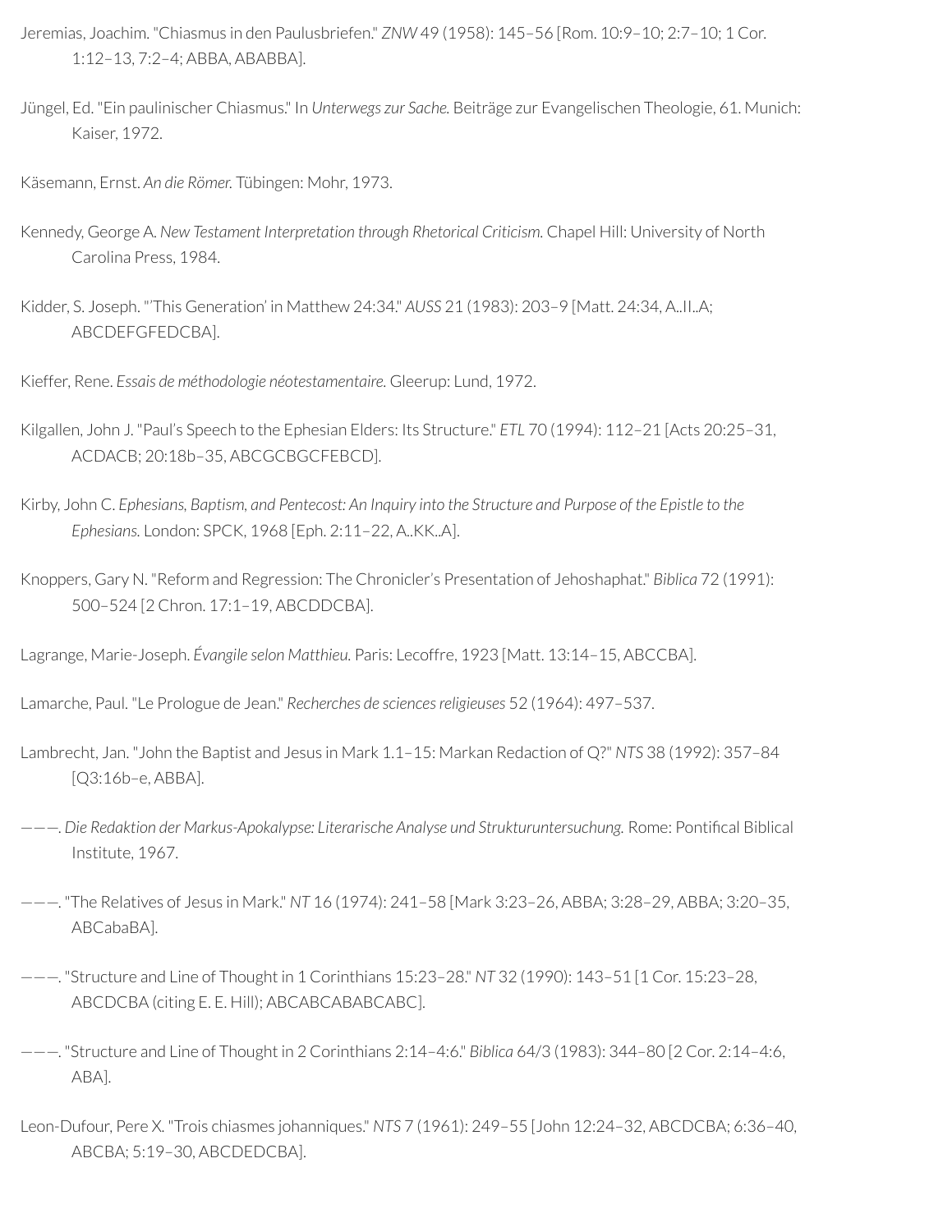Jeremias, Joachim. "Chiasmus in den Paulusbriefen." *ZNW* 49 (1958): 145–56 [Rom. 10:9–10; 2:7–10; 1 Cor. 1:12–13, 7:2–4; ABBA, ABABBA].

Jüngel, Ed. "Ein paulinischer Chiasmus." In *Unterwegs zur Sache.* Beiträge zur Evangelischen Theologie, 61. Munich: Kaiser, 1972.

Käsemann, Ernst. *An die Römer.* Tübingen: Mohr, 1973.

Kennedy, George A. *New Testament Interpretation through Rhetorical Criticism.* Chapel Hill: University of North Carolina Press, 1984.

Kidder, S. Joseph. "'This Generation' in Matthew 24:34." *AUSS* 21 (1983): 203–9 [Matt. 24:34, A..II..A; ABCDEFGFEDCBA].

Kieffer, Rene. *Essais de méthodologie néotestamentaire.* Gleerup: Lund, 1972.

Kilgallen, John J. "Paul's Speech to the Ephesian Elders: Its Structure." *ETL* 70 (1994): 112–21 [Acts 20:25–31, ACDACB; 20:18b–35, ABCGCBGCFEBCD].

Kirby, John C. *Ephesians, Baptism, and Pentecost: An Inquiry into the Structure and Purpose of the Epistle to the Ephesians.* London: SPCK, 1968 [Eph. 2:11–22, A..KK..A].

Knoppers, Gary N. "Reform and Regression: The Chronicler's Presentation of Jehoshaphat." *Biblica* 72 (1991): 500–524 [2 Chron. 17:1–19, ABCDDCBA].

Lagrange, Marie-Joseph. *Évangile selon Matthieu.* Paris: Lecoffre, 1923 [Matt. 13:14–15, ABCCBA].

Lamarche, Paul. "Le Prologue de Jean." *Recherches de sciences religieuses* 52 (1964): 497–537.

Lambrecht, Jan. "John the Baptist and Jesus in Mark 1.1–15: Markan Redaction of Q?" *NTS* 38 (1992): 357–84 [Q3:16b–e, ABBA].

———. *Die Redaktion der Markus-Apokalypse: Literarische Analyse und Strukturuntersuchung.* Rome: Pontifical Biblical Institute, 1967.

———. "The Relatives of Jesus in Mark." *NT* 16 (1974): 241–58 [Mark 3:23–26, ABBA; 3:28–29, ABBA; 3:20–35, ABCabaBA].

———. "Structure and Line of Thought in 1 Corinthians 15:23–28." *NT* 32 (1990): 143–51 [1 Cor. 15:23–28, ABCDCBA (citing E. E. Hill); ABCABCABABCABC].

———. "Structure and Line of Thought in 2 Corinthians 2:14–4:6." *Biblica* 64/3 (1983): 344–80 [2 Cor. 2:14–4:6, ABA].

Leon-Dufour, Pere X. "Trois chiasmes johanniques." *NTS* 7 (1961): 249–55 [John 12:24–32, ABCDCBA; 6:36–40, ABCBA; 5:19–30, ABCDEDCBA].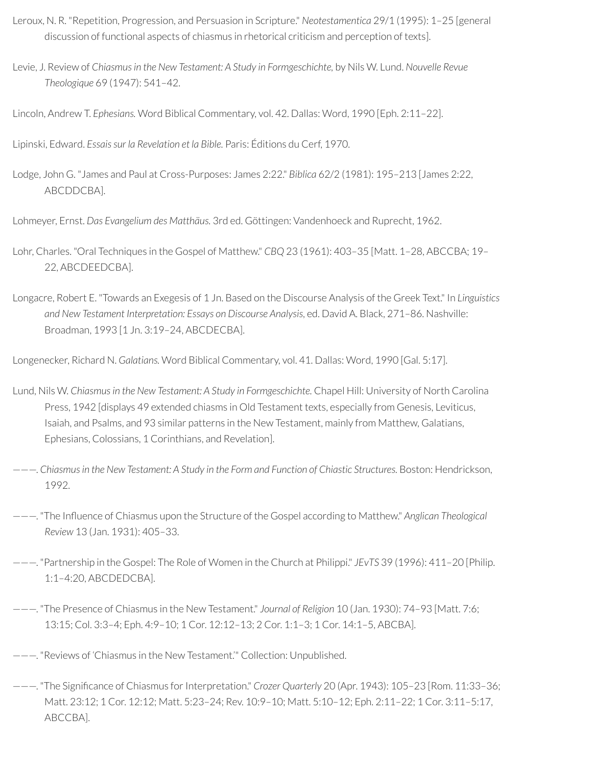Leroux, N. R. "Repetition, Progression, and Persuasion in Scripture." *Neotestamentica* 29/1 (1995): 1–25 [general discussion of functional aspects of chiasmus in rhetorical criticism and perception of texts].

Levie, J. Review of *Chiasmus in the New Testament: A Study in Formgeschichte,* by Nils W. Lund. *Nouvelle Revue Theologique* 69 (1947): 541–42.

Lincoln, Andrew T. *Ephesians.* Word Biblical Commentary, vol. 42. Dallas: Word, 1990 [Eph. 2:11–22].

Lipinski, Edward. *Essais sur la Revelation et la Bible.* Paris: Éditions du Cerf, 1970.

Lodge, John G. "James and Paul at Cross-Purposes: James 2:22." *Biblica* 62/2 (1981): 195–213 [James 2:22, ABCDDCBA].

Lohmeyer, Ernst. *Das Evangelium des Matthäus.* 3rd ed. Göttingen: Vandenhoeck and Ruprecht, 1962.

Lohr, Charles. "Oral Techniques in the Gospel of Matthew." *CBQ* 23 (1961): 403–35 [Matt. 1–28, ABCCBA; 19–22, ABCDEEDCBA].

Longacre, Robert E. "Towards an Exegesis of 1 Jn. Based on the Discourse Analysis of the Greek Text." In *Linguistics and New Testament Interpretation: Essays on Discourse Analysis*, ed. David A. Black, 271–86. Nashville: Broadman, 1993 [1 Jn. 3:19–24, ABCDECBA].

Longenecker, Richard N. *Galatians.* Word Biblical Commentary, vol. 41. Dallas: Word, 1990 [Gal. 5:17].

Lund, Nils W. *Chiasmus in the New Testament: A Study in Formgeschichte.* Chapel Hill: University of North Carolina Press, 1942 [displays 49 extended chiasms in Old Testament texts, especially from Genesis, Leviticus, Isaiah, and Psalms, and 93 similar patterns in the New Testament, mainly from Matthew, Galatians, Ephesians, Colossians, 1 Corinthians, and Revelation].

———. *Chiasmus in the New Testament: A Study in the Form and Function of Chiastic Structures.* Boston: Hendrickson, 1992.

———. "The Influence of Chiasmus upon the Structure of the Gospel according to Matthew." *Anglican Theological Review* 13 (Jan. 1931): 405–33.

———. "Partnership in the Gospel: The Role of Women in the Church at Philippi." *JEvTS* 39 (1996): 411–20 [Philip. 1:1–4:20, ABCDEDCBA].

———. "The Presence of Chiasmus in the New Testament." *Journal of Religion* 10 (Jan. 1930): 74–93 [Matt. 7:6; 13:15; Col. 3:3–4; Eph. 4:9–10; 1 Cor. 12:12–13; 2 Cor. 1:1–3; 1 Cor. 14:1–5, ABCBA].

———. "Reviews of 'Chiasmus in the New Testament.'" Collection: Unpublished.

———. "The Significance of Chiasmus for Interpretation." *Crozer Quarterly* 20 (Apr. 1943): 105–23 [Rom. 11:33–36; Matt. 23:12; 1 Cor. 12:12; Matt. 5:23–24; Rev. 10:9–10; Matt. 5:10–12; Eph. 2:11–22; 1 Cor. 3:11–5:17, ABCCBA].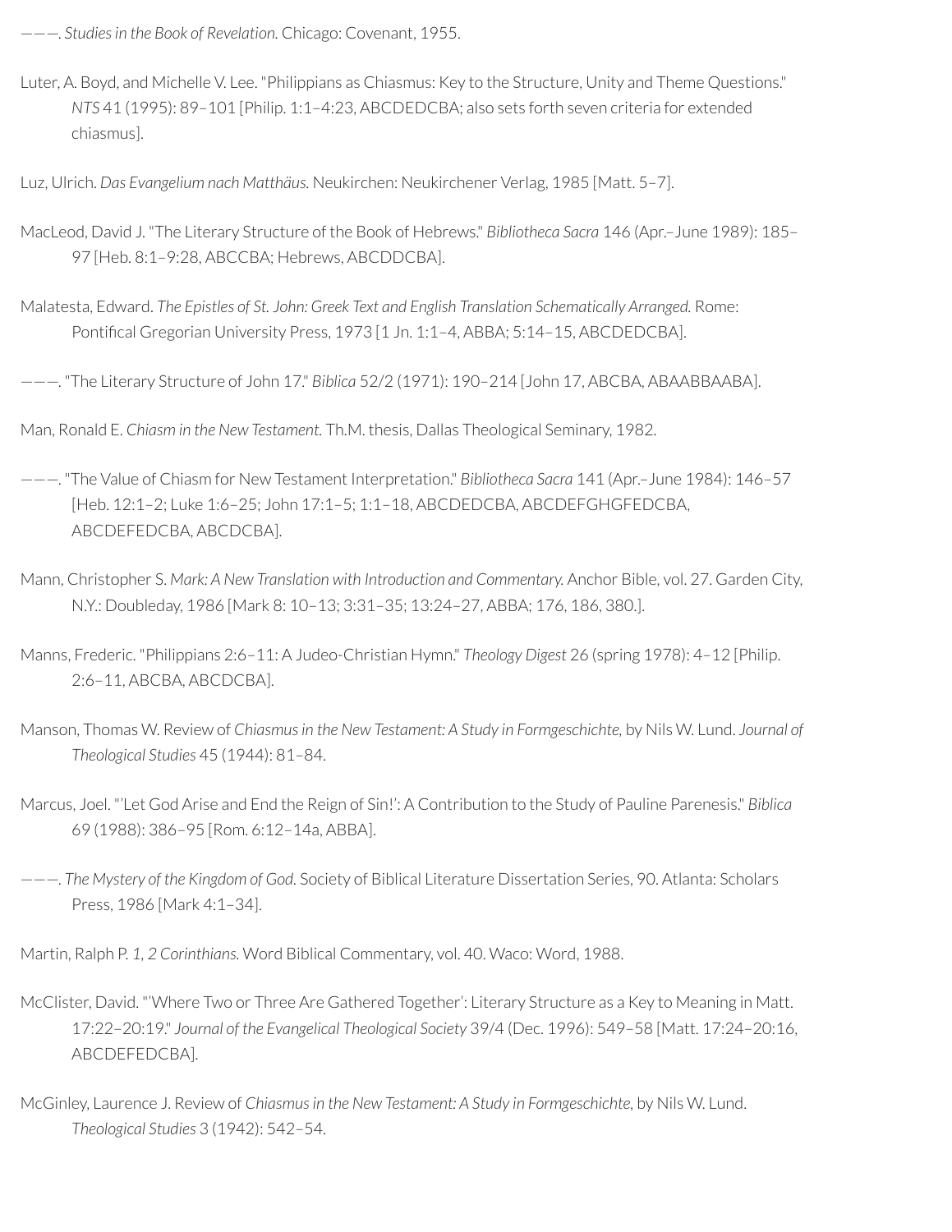———. *Studies in the Book of Revelation.* Chicago: Covenant, 1955.

Luter, A. Boyd, and Michelle V. Lee. "Philippians as Chiasmus: Key to the Structure, Unity and Theme Questions." *NTS* 41 (1995): 89–101 [Philip. 1:1–4:23, ABCDEDCBA; also sets forth seven criteria for extended chiasmus].

Luz, Ulrich. *Das Evangelium nach Matthäus.* Neukirchen: Neukirchener Verlag, 1985 [Matt. 5–7].

MacLeod, David J. "The Literary Structure of the Book of Hebrews." *Bibliotheca Sacra* 146 (Apr.–June 1989): 185–97 [Heb. 8:1–9:28, ABCCBA; Hebrews, ABCDDCBA].

Malatesta, Edward. *The Epistles of St. John: Greek Text and English Translation Schematically Arranged.* Rome: Pontifical Gregorian University Press, 1973 [1 Jn. 1:1–4, ABBA; 5:14–15, ABCDEDCBA].

———. "The Literary Structure of John 17." *Biblica* 52/2 (1971): 190–214 [John 17, ABCBA, ABAABBAABA].

Man, Ronald E. *Chiasm in the New Testament.* Th.M. thesis, Dallas Theological Seminary, 1982.

———. "The Value of Chiasm for New Testament Interpretation." *Bibliotheca Sacra* 141 (Apr.–June 1984): 146–57 [Heb. 12:1–2; Luke 1:6–25; John 17:1–5; 1:1–18, ABCDEDCBA, ABCDEFGHGFEDCBA, ABCDEFEDCBA, ABCDCBA].

Mann, Christopher S. *Mark: A New Translation with Introduction and Commentary.* Anchor Bible, vol. 27. Garden City, N.Y.: Doubleday, 1986 [Mark 8: 10–13; 3:31–35; 13:24–27, ABBA; 176, 186, 380.].

Manns, Frederic. "Philippians 2:6–11: A Judeo-Christian Hymn." *Theology Digest* 26 (spring 1978): 4–12 [Philip. 2:6–11, ABCBA, ABCDCBA].

Manson, Thomas W. Review of *Chiasmus in the New Testament: A Study in Formgeschichte,* by Nils W. Lund. *Journal of Theological Studies* 45 (1944): 81–84.

Marcus, Joel. "'Let God Arise and End the Reign of Sin!': A Contribution to the Study of Pauline Parenesis." *Biblica* 69 (1988): 386–95 [Rom. 6:12–14a, ABBA].

———. *The Mystery of the Kingdom of God.* Society of Biblical Literature Dissertation Series, 90. Atlanta: Scholars Press, 1986 [Mark 4:1–34].

Martin, Ralph P. *1, 2 Corinthians.* Word Biblical Commentary, vol. 40. Waco: Word, 1988.

McClister, David. "'Where Two or Three Are Gathered Together': Literary Structure as a Key to Meaning in Matt. 17:22–20:19." *Journal of the Evangelical Theological Society* 39/4 (Dec. 1996): 549–58 [Matt. 17:24–20:16, ABCDEFEDCBA].

McGinley, Laurence J. Review of *Chiasmus in the New Testament: A Study in Formgeschichte,* by Nils W. Lund. *Theological Studies* 3 (1942): 542–54.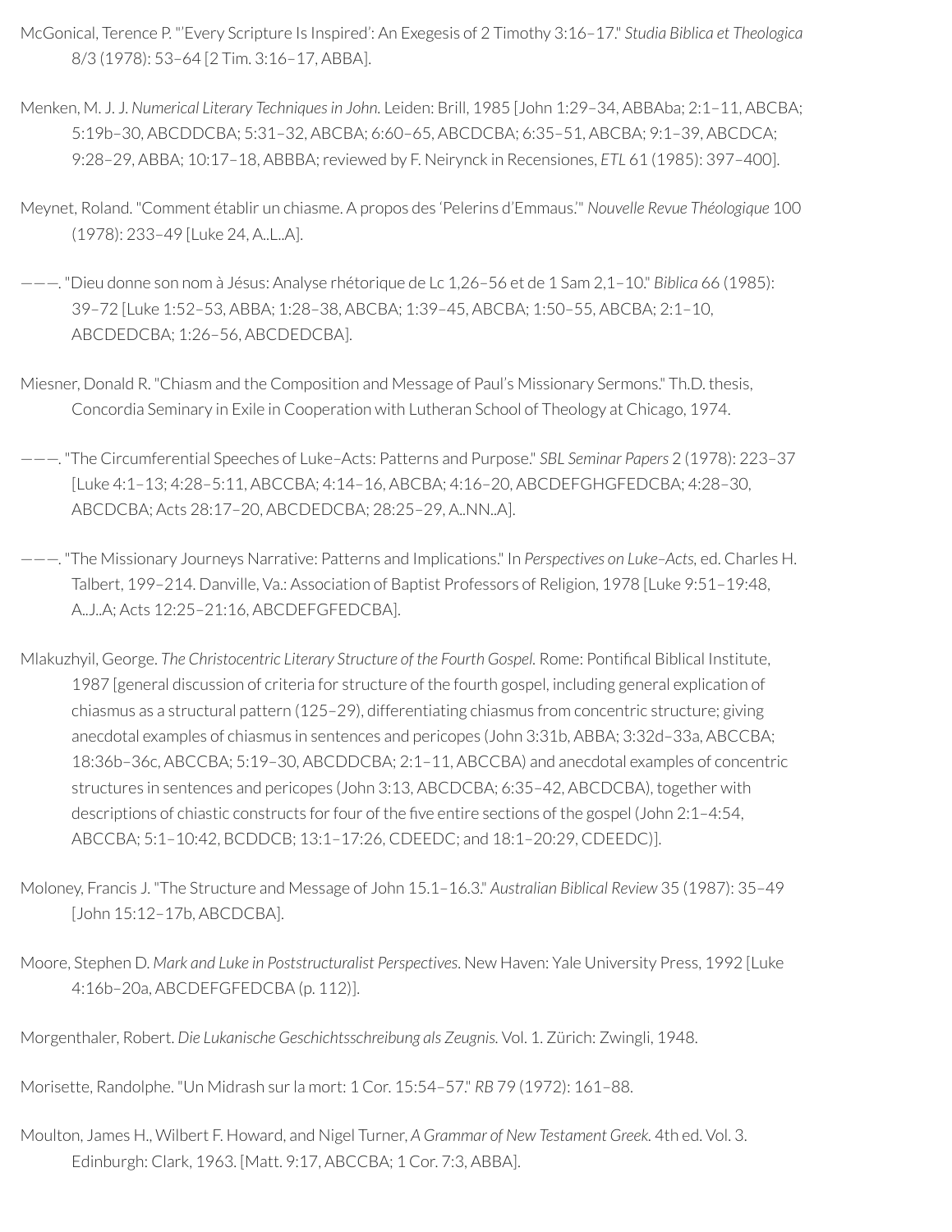McGonical, Terence P. "'Every Scripture Is Inspired': An Exegesis of 2 Timothy 3:16–17." *Studia Biblica et Theologica* 8/3 (1978): 53–64 [2 Tim. 3:16–17, ABBA].

Menken, M. J. J. *Numerical Literary Techniques in John.* Leiden: Brill, 1985 [John 1:29–34, ABBAba; 2:1–11, ABCBA; 5:19b–30, ABCDDCBA; 5:31–32, ABCBA; 6:60–65, ABCDCBA; 6:35–51, ABCBA; 9:1–39, ABCDCA; 9:28–29, ABBA; 10:17–18, ABBBA; reviewed by F. Neirynck in Recensiones, *ETL* 61 (1985): 397–400].

Meynet, Roland. "Comment établir un chiasme. A propos des 'Pelerins d'Emmaus.'" *Nouvelle Revue Théologique* 100 (1978): 233–49 [Luke 24, A..L..A].

———. "Dieu donne son nom à Jésus: Analyse rhétorique de Lc 1,26–56 et de 1 Sam 2,1–10." *Biblica* 66 (1985): 39–72 [Luke 1:52–53, ABBA; 1:28–38, ABCBA; 1:39–45, ABCBA; 1:50–55, ABCBA; 2:1–10, ABCDEDCBA; 1:26–56, ABCDEDCBA].

Miesner, Donald R. "Chiasm and the Composition and Message of Paul's Missionary Sermons." Th.D. thesis, Concordia Seminary in Exile in Cooperation with Lutheran School of Theology at Chicago, 1974.

———. "The Circumferential Speeches of Luke–Acts: Patterns and Purpose." *SBL Seminar Papers* 2 (1978): 223–37 [Luke 4:1–13; 4:28–5:11, ABCCBA; 4:14–16, ABCBA; 4:16–20, ABCDEFGHGFEDCBA; 4:28–30, ABCDCBA; Acts 28:17–20, ABCDEDCBA; 28:25–29, A..NN..A].

———. "The Missionary Journeys Narrative: Patterns and Implications." In *Perspectives on Luke–Acts*, ed. Charles H. Talbert, 199–214. Danville, Va.: Association of Baptist Professors of Religion, 1978 [Luke 9:51–19:48, A..J..A; Acts 12:25–21:16, ABCDEFGFEDCBA].

Mlakuzhyil, George. *The Christocentric Literary Structure of the Fourth Gospel.* Rome: Pontifical Biblical Institute, 1987 [general discussion of criteria for structure of the fourth gospel, including general explication of chiasmus as a structural pattern (125–29), differentiating chiasmus from concentric structure; giving anecdotal examples of chiasmus in sentences and pericopes (John 3:31b, ABBA; 3:32d–33a, ABCCBA; 18:36b–36c, ABCCBA; 5:19–30, ABCDDCBA; 2:1–11, ABCCBA) and anecdotal examples of concentric structures in sentences and pericopes (John 3:13, ABCDCBA; 6:35–42, ABCDCBA), together with descriptions of chiastic constructs for four of the five entire sections of the gospel (John 2:1–4:54, ABCCBA; 5:1–10:42, BCDDCB; 13:1–17:26, CDEEDC; and 18:1–20:29, CDEEDC)].

Moloney, Francis J. "The Structure and Message of John 15.1–16.3." *Australian Biblical Review* 35 (1987): 35–49 [John 15:12–17b, ABCDCBA].

Moore, Stephen D. *Mark and Luke in Poststructuralist Perspectives.* New Haven: Yale University Press, 1992 [Luke 4:16b–20a, ABCDEFGFEDCBA (p. 112)].

Morgenthaler, Robert. *Die Lukanische Geschichtsschreibung als Zeugnis.* Vol. 1. Zürich: Zwingli, 1948.

Morisette, Randolphe. "Un Midrash sur la mort: 1 Cor. 15:54–57." *RB* 79 (1972): 161–88.

Moulton, James H., Wilbert F. Howard, and Nigel Turner, *A Grammar of New Testament Greek.* 4th ed. Vol. 3. Edinburgh: Clark, 1963. [Matt. 9:17, ABCCBA; 1 Cor. 7:3, ABBA].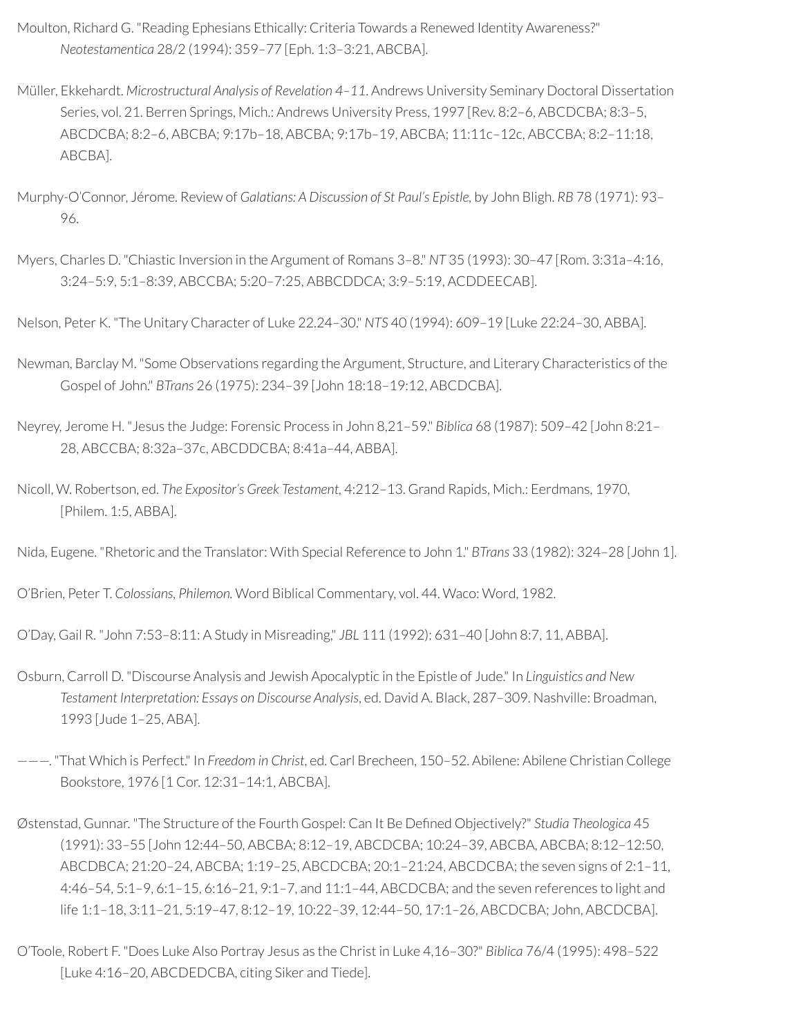Moulton, Richard G. "Reading Ephesians Ethically: Criteria Towards a Renewed Identity Awareness?" *Neotestamentica* 28/2 (1994): 359–77 [Eph. 1:3–3:21, ABCBA].

Müller, Ekkehardt. *Microstructural Analysis of Revelation 4–11*. Andrews University Seminary Doctoral Dissertation Series, vol. 21. Berren Springs, Mich.: Andrews University Press, 1997 [Rev. 8:2–6, ABCDCBA; 8:3–5, ABCDCBA; 8:2–6, ABCBA; 9:17b–18, ABCBA; 9:17b–19, ABCBA; 11:11c–12c, ABCCBA; 8:2–11:18, ABCBA].

Murphy-O'Connor, Jérome. Review of *Galatians: A Discussion of St Paul's Epistle*, by John Bligh. *RB* 78 (1971): 93–96.

Myers, Charles D. "Chiastic Inversion in the Argument of Romans 3–8." *NT* 35 (1993): 30–47 [Rom. 3:31a–4:16, 3:24–5:9, 5:1–8:39, ABCCBA; 5:20–7:25, ABBCDDCA; 3:9–5:19, ACDDEECAB].

Nelson, Peter K. "The Unitary Character of Luke 22.24–30." *NTS* 40 (1994): 609–19 [Luke 22:24–30, ABBA].

Newman, Barclay M. "Some Observations regarding the Argument, Structure, and Literary Characteristics of the Gospel of John." *BTrans* 26 (1975): 234–39 [John 18:18–19:12, ABCDCBA].

Neyrey, Jerome H. "Jesus the Judge: Forensic Process in John 8,21–59." *Biblica* 68 (1987): 509–42 [John 8:21–28, ABCCBA; 8:32a–37c, ABCDDCBA; 8:41a–44, ABBA].

Nicoll, W. Robertson, ed. *The Expositor's Greek Testament*, 4:212–13. Grand Rapids, Mich.: Eerdmans, 1970, [Philem. 1:5, ABBA].

Nida, Eugene. "Rhetoric and the Translator: With Special Reference to John 1." *BTrans* 33 (1982): 324–28 [John 1].

O'Brien, Peter T. *Colossians, Philemon.* Word Biblical Commentary, vol. 44. Waco: Word, 1982.

O'Day, Gail R. "John 7:53–8:11: A Study in Misreading," *JBL* 111 (1992): 631–40 [John 8:7, 11, ABBA].

Osburn, Carroll D. "Discourse Analysis and Jewish Apocalyptic in the Epistle of Jude." In *Linguistics and New Testament Interpretation: Essays on Discourse Analysis*, ed. David A. Black, 287–309. Nashville: Broadman, 1993 [Jude 1–25, ABA].

———. "That Which is Perfect." In *Freedom in Christ*, ed. Carl Brecheen, 150–52. Abilene: Abilene Christian College Bookstore, 1976 [1 Cor. 12:31–14:1, ABCBA].

Østenstad, Gunnar. "The Structure of the Fourth Gospel: Can It Be Defined Objectively?" *Studia Theologica* 45 (1991): 33–55 [John 12:44–50, ABCBA; 8:12–19, ABCDCBA; 10:24–39, ABCBA, ABCBA; 8:12–12:50, ABCDBCA; 21:20–24, ABCBA; 1:19–25, ABCDCBA; 20:1–21:24, ABCDCBA; the seven signs of 2:1–11, 4:46–54, 5:1–9, 6:1–15, 6:16–21, 9:1–7, and 11:1–44, ABCDCBA; and the seven references to light and life 1:1–18, 3:11–21, 5:19–47, 8:12–19, 10:22–39, 12:44–50, 17:1–26, ABCDCBA; John, ABCDCBA].

O'Toole, Robert F. "Does Luke Also Portray Jesus as the Christ in Luke 4,16–30?" *Biblica* 76/4 (1995): 498–522 [Luke 4:16–20, ABCDEDCBA, citing Siker and Tiede].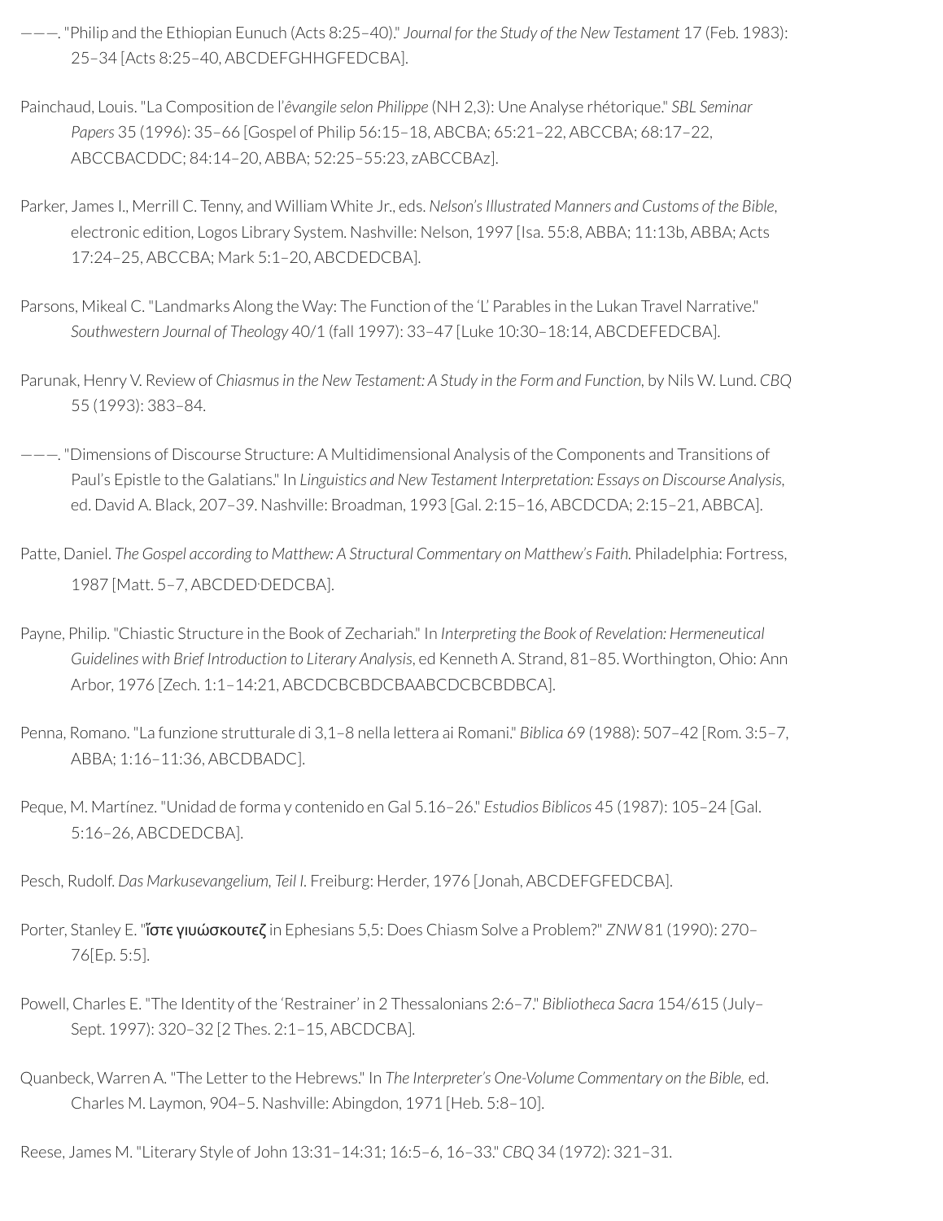———. "Philip and the Ethiopian Eunuch (Acts 8:25–40)." *Journal for the Study of the New Testament* 17 (Feb. 1983): 25–34 [Acts 8:25–40, ABCDEFGHHGFEDCBA].

Painchaud, Louis. "La Composition de l'*évangile selon Philippe* (NH 2,3): Une Analyse rhétorique." *SBL Seminar Papers* 35 (1996): 35–66 [Gospel of Philip 56:15–18, ABCBA; 65:21–22, ABCCBA; 68:17–22, ABCCBACDDC; 84:14–20, ABBA; 52:25–55:23, zABCCBAz].

Parker, James I., Merrill C. Tenny, and William White Jr., eds. *Nelson's Illustrated Manners and Customs of the Bible*, electronic edition, Logos Library System. Nashville: Nelson, 1997 [Isa. 55:8, ABBA; 11:13b, ABBA; Acts 17:24–25, ABCCBA; Mark 5:1–20, ABCDEDCBA].

Parsons, Mikeal C. "Landmarks Along the Way: The Function of the 'L' Parables in the Lukan Travel Narrative." *Southwestern Journal of Theology* 40/1 (fall 1997): 33–47 [Luke 10:30–18:14, ABCDEFEDCBA].

Parunak, Henry V. Review of *Chiasmus in the New Testament: A Study in the Form and Function*, by Nils W. Lund. *CBQ* 55 (1993): 383–84.

———. "Dimensions of Discourse Structure: A Multidimensional Analysis of the Components and Transitions of Paul's Epistle to the Galatians." In *Linguistics and New Testament Interpretation: Essays on Discourse Analysis*, ed. David A. Black, 207–39. Nashville: Broadman, 1993 [Gal. 2:15–16, ABCDCDA; 2:15–21, ABBCA].

Patte, Daniel. *The Gospel according to Matthew: A Structural Commentary on Matthew's Faith.* Philadelphia: Fortress, 1987 [Matt. 5–7, ABCDED·DEDCBA].

Payne, Philip. "Chiastic Structure in the Book of Zechariah." In *Interpreting the Book of Revelation: Hermeneutical Guidelines with Brief Introduction to Literary Analysis*, ed Kenneth A. Strand, 81–85. Worthington, Ohio: Ann Arbor, 1976 [Zech. 1:1–14:21, ABCDCBCBDCBAABCDCBCBDBCA].

Penna, Romano. "La funzione strutturale di 3,1–8 nella lettera ai Romani." *Biblica* 69 (1988): 507–42 [Rom. 3:5–7, ABBA; 1:16–11:36, ABCDBADC].

Peque, M. Martínez. "Unidad de forma y contenido en Gal 5.16–26." *Estudios Biblicos* 45 (1987): 105–24 [Gal. 5:16–26, ABCDEDCBA].

Pesch, Rudolf. *Das Markusevangelium, Teil I*. Freiburg: Herder, 1976 [Jonah, ABCDEFGFEDCBA].

Porter, Stanley E. "ἴστε γιuώσκουτεζ in Ephesians 5,5: Does Chiasm Solve a Problem?" *ZNW* 81 (1990): 270–76[Ep. 5:5].

Powell, Charles E. "The Identity of the 'Restrainer' in 2 Thessalonians 2:6–7." *Bibliotheca Sacra* 154/615 (July–Sept. 1997): 320–32 [2 Thes. 2:1–15, ABCDCBA].

Quanbeck, Warren A. "The Letter to the Hebrews." In *The Interpreter's One-Volume Commentary on the Bible*, ed. Charles M. Laymon, 904–5. Nashville: Abingdon, 1971 [Heb. 5:8–10].

Reese, James M. "Literary Style of John 13:31–14:31; 16:5–6, 16–33." *CBQ* 34 (1972): 321–31.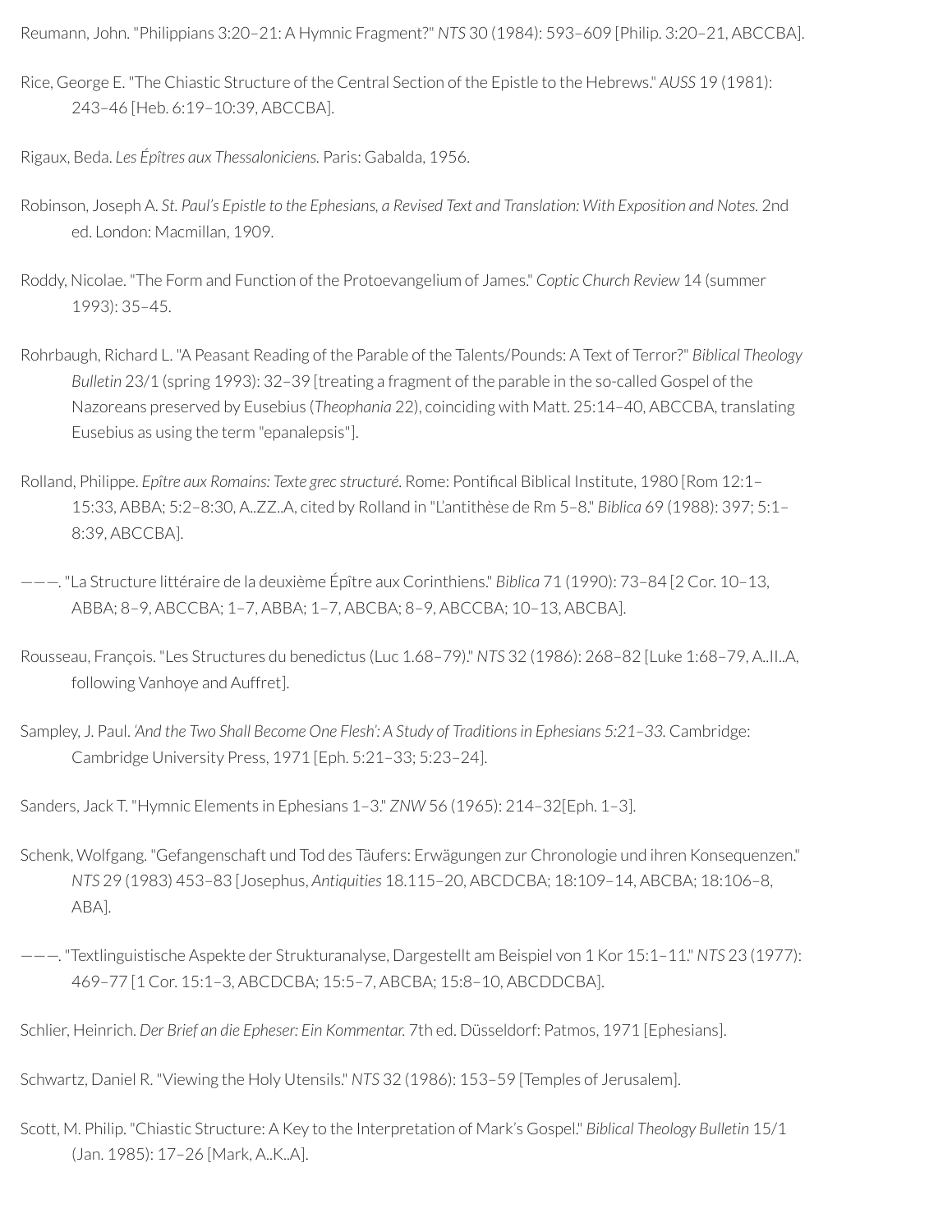Reumann, John. "Philippians 3:20–21: A Hymnic Fragment?" *NTS* 30 (1984): 593–609 [Philip. 3:20–21, ABCCBA].

Rice, George E. "The Chiastic Structure of the Central Section of the Epistle to the Hebrews." *AUSS* 19 (1981): 243–46 [Heb. 6:19–10:39, ABCCBA].

Rigaux, Beda. *Les Épîtres aux Thessaloniciens.* Paris: Gabalda, 1956.

Robinson, Joseph A. *St. Paul's Epistle to the Ephesians, a Revised Text and Translation: With Exposition and Notes.* 2nd ed. London: Macmillan, 1909.

Roddy, Nicolae. "The Form and Function of the Protoevangelium of James." *Coptic Church Review* 14 (summer 1993): 35–45.

Rohrbaugh, Richard L. "A Peasant Reading of the Parable of the Talents/Pounds: A Text of Terror?" *Biblical Theology Bulletin* 23/1 (spring 1993): 32–39 [treating a fragment of the parable in the so-called Gospel of the Nazoreans preserved by Eusebius (*Theophania* 22), coinciding with Matt. 25:14–40, ABCCBA, translating Eusebius as using the term "epanalepsis"].

Rolland, Philippe. *Epître aux Romains: Texte grec structuré.* Rome: Pontifical Biblical Institute, 1980 [Rom 12:1–15:33, ABBA; 5:2–8:30, A..ZZ..A, cited by Rolland in "L'antithèse de Rm 5–8." *Biblica* 69 (1988): 397; 5:1–8:39, ABCCBA].

———. "La Structure littéraire de la deuxième Épître aux Corinthiens." *Biblica* 71 (1990): 73–84 [2 Cor. 10–13, ABBA; 8–9, ABCCBA; 1–7, ABBA; 1–7, ABCBA; 8–9, ABCCBA; 10–13, ABCBA].

Rousseau, François. "Les Structures du benedictus (Luc 1.68–79)." *NTS* 32 (1986): 268–82 [Luke 1:68–79, A..II..A, following Vanhoye and Auffret].

Sampley, J. Paul. *'And the Two Shall Become One Flesh': A Study of Traditions in Ephesians 5:21–33.* Cambridge: Cambridge University Press, 1971 [Eph. 5:21–33; 5:23–24].

Sanders, Jack T. "Hymnic Elements in Ephesians 1–3." *ZNW* 56 (1965): 214–32[Eph. 1–3].

Schenk, Wolfgang. "Gefangenschaft und Tod des Täufers: Erwägungen zur Chronologie und ihren Konsequenzen." *NTS* 29 (1983) 453–83 [Josephus, *Antiquities* 18.115–20, ABCDCBA; 18:109–14, ABCBA; 18:106–8, ABA].

———. "Textlinguistische Aspekte der Strukturanalyse, Dargestellt am Beispiel von 1 Kor 15:1–11." *NTS* 23 (1977): 469–77 [1 Cor. 15:1–3, ABCDCBA; 15:5–7, ABCBA; 15:8–10, ABCDDCBA].

Schlier, Heinrich. *Der Brief an die Epheser: Ein Kommentar.* 7th ed. Düsseldorf: Patmos, 1971 [Ephesians].

Schwartz, Daniel R. "Viewing the Holy Utensils." *NTS* 32 (1986): 153–59 [Temples of Jerusalem].

Scott, M. Philip. "Chiastic Structure: A Key to the Interpretation of Mark's Gospel." *Biblical Theology Bulletin* 15/1 (Jan. 1985): 17–26 [Mark, A..K..A].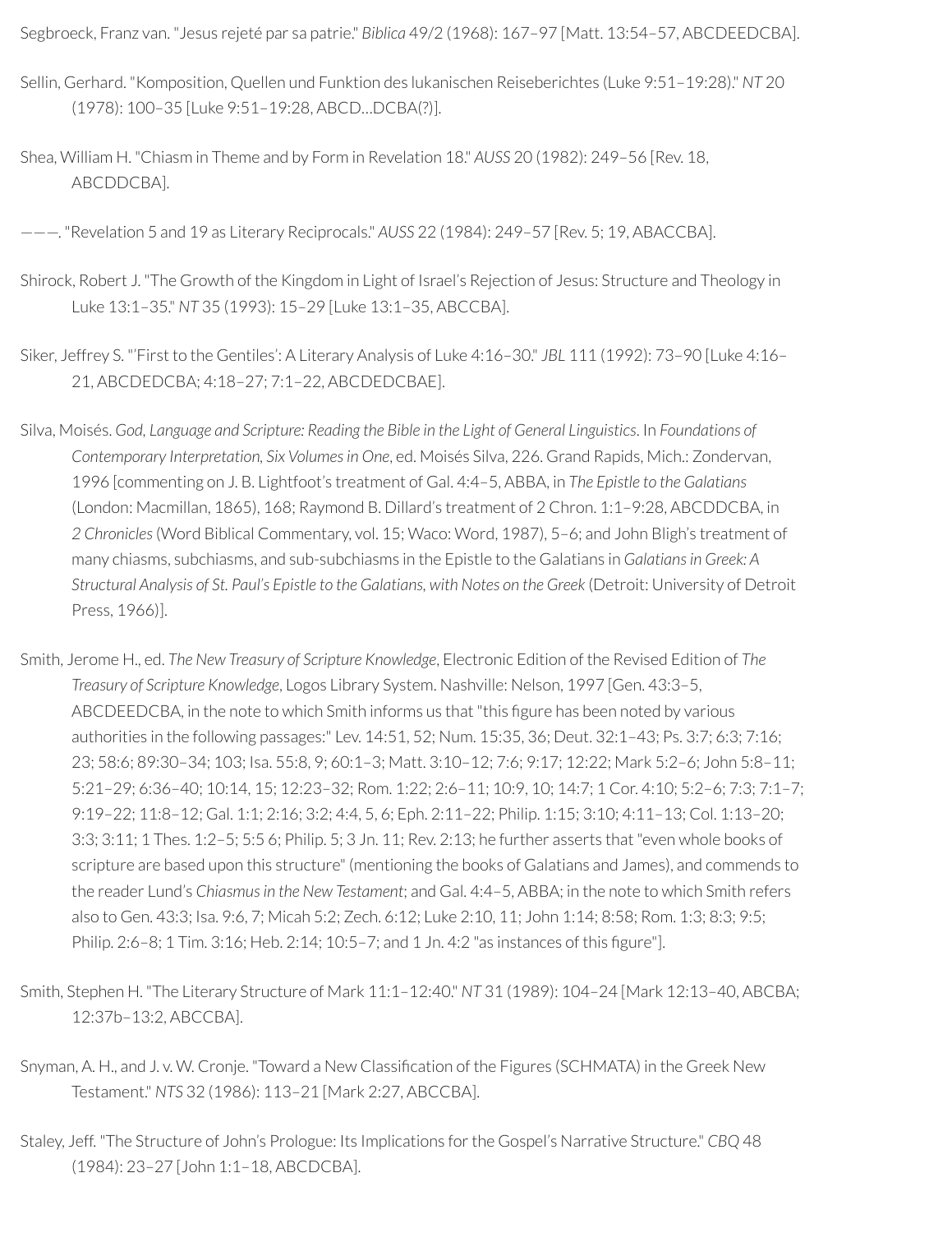Segbroeck, Franz van. "Jesus rejeté par sa patrie." *Biblica* 49/2 (1968): 167–97 [Matt. 13:54–57, ABCDEEDCBA].

Sellin, Gerhard. "Komposition, Quellen und Funktion des lukanischen Reiseberichtes (Luke 9:51–19:28)." *NT* 20 (1978): 100–35 [Luke 9:51–19:28, ABCD…DCBA(?)].

Shea, William H. "Chiasm in Theme and by Form in Revelation 18." *AUSS* 20 (1982): 249–56 [Rev. 18, ABCDDCBA].

———. "Revelation 5 and 19 as Literary Reciprocals." *AUSS* 22 (1984): 249–57 [Rev. 5; 19, ABACCBA].

Shirock, Robert J. "The Growth of the Kingdom in Light of Israel's Rejection of Jesus: Structure and Theology in Luke 13:1–35." *NT* 35 (1993): 15–29 [Luke 13:1–35, ABCCBA].

Siker, Jeffrey S. "'First to the Gentiles': A Literary Analysis of Luke 4:16–30." *JBL* 111 (1992): 73–90 [Luke 4:16–21, ABCDEDCBA; 4:18–27; 7:1–22, ABCDEDCBAE].

Silva, Moisés. *God, Language and Scripture: Reading the Bible in the Light of General Linguistics*. In *Foundations of Contemporary Interpretation, Six Volumes in One*, ed. Moisés Silva, 226. Grand Rapids, Mich.: Zondervan, 1996 [commenting on J. B. Lightfoot's treatment of Gal. 4:4–5, ABBA, in *The Epistle to the Galatians* (London: Macmillan, 1865), 168; Raymond B. Dillard's treatment of 2 Chron. 1:1–9:28, ABCDDCBA, in *2 Chronicles* (Word Biblical Commentary, vol. 15; Waco: Word, 1987), 5–6; and John Bligh's treatment of many chiasms, subchiasms, and sub-subchiasms in the Epistle to the Galatians in *Galatians in Greek: A Structural Analysis of St. Paul's Epistle to the Galatians, with Notes on the Greek* (Detroit: University of Detroit Press, 1966)].

Smith, Jerome H., ed. *The New Treasury of Scripture Knowledge*, Electronic Edition of the Revised Edition of *The Treasury of Scripture Knowledge*, Logos Library System. Nashville: Nelson, 1997 [Gen. 43:3–5, ABCDEEDCBA, in the note to which Smith informs us that "this figure has been noted by various authorities in the following passages:" Lev. 14:51, 52; Num. 15:35, 36; Deut. 32:1–43; Ps. 3:7; 6:3; 7:16; 23; 58:6; 89:30–34; 103; Isa. 55:8, 9; 60:1–3; Matt. 3:10–12; 7:6; 9:17; 12:22; Mark 5:2–6; John 5:8–11; 5:21–29; 6:36–40; 10:14, 15; 12:23–32; Rom. 1:22; 2:6–11; 10:9, 10; 14:7; 1 Cor. 4:10; 5:2–6; 7:3; 7:1–7; 9:19–22; 11:8–12; Gal. 1:1; 2:16; 3:2; 4:4, 5, 6; Eph. 2:11–22; Philip. 1:15; 3:10; 4:11–13; Col. 1:13–20; 3:3; 3:11; 1 Thes. 1:2–5; 5:5 6; Philip. 5; 3 Jn. 11; Rev. 2:13; he further asserts that "even whole books of scripture are based upon this structure" (mentioning the books of Galatians and James), and commends to the reader Lund's *Chiasmus in the New Testament*; and Gal. 4:4–5, ABBA; in the note to which Smith refers also to Gen. 43:3; Isa. 9:6, 7; Micah 5:2; Zech. 6:12; Luke 2:10, 11; John 1:14; 8:58; Rom. 1:3; 8:3; 9:5; Philip. 2:6–8; 1 Tim. 3:16; Heb. 2:14; 10:5–7; and 1 Jn. 4:2 "as instances of this figure"].

Smith, Stephen H. "The Literary Structure of Mark 11:1–12:40." *NT* 31 (1989): 104–24 [Mark 12:13–40, ABCBA; 12:37b–13:2, ABCCBA].

Snyman, A. H., and J. v. W. Cronje. "Toward a New Classification of the Figures (SCHMATA) in the Greek New Testament." *NTS* 32 (1986): 113–21 [Mark 2:27, ABCCBA].

Staley, Jeff. "The Structure of John's Prologue: Its Implications for the Gospel's Narrative Structure." *CBQ* 48 (1984): 23–27 [John 1:1–18, ABCDCBA].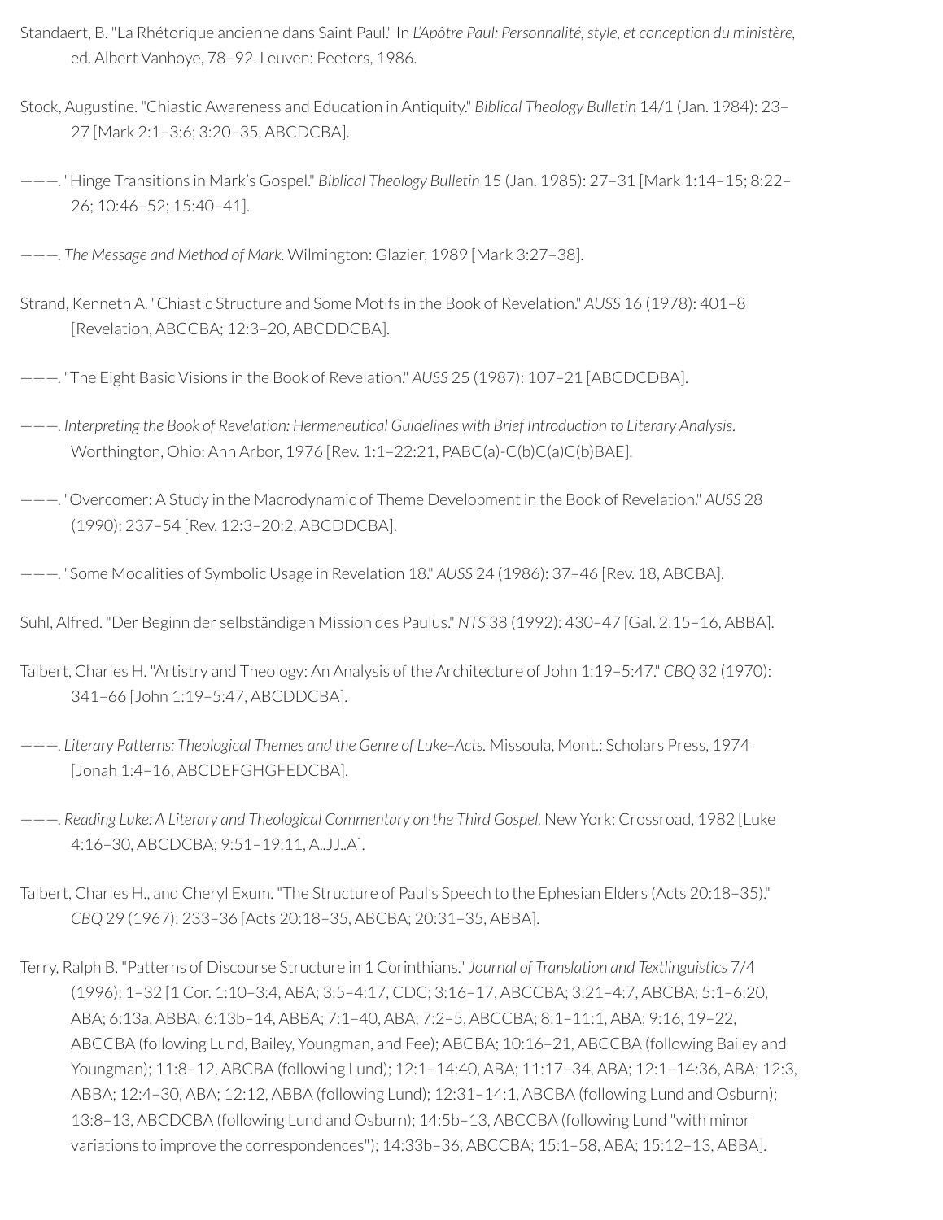Standaert, B. "La Rhétorique ancienne dans Saint Paul." In *L'Apôtre Paul: Personnalité, style, et conception du ministère,* ed. Albert Vanhoye, 78–92. Leuven: Peeters, 1986.

Stock, Augustine. "Chiastic Awareness and Education in Antiquity." *Biblical Theology Bulletin* 14/1 (Jan. 1984): 23–27 [Mark 2:1–3:6; 3:20–35, ABCDCBA].

———. "Hinge Transitions in Mark's Gospel." *Biblical Theology Bulletin* 15 (Jan. 1985): 27–31 [Mark 1:14–15; 8:22–26; 10:46–52; 15:40–41].

———. *The Message and Method of Mark.* Wilmington: Glazier, 1989 [Mark 3:27–38].

Strand, Kenneth A. "Chiastic Structure and Some Motifs in the Book of Revelation." *AUSS* 16 (1978): 401–8 [Revelation, ABCCBA; 12:3–20, ABCDDCBA].

———. "The Eight Basic Visions in the Book of Revelation." *AUSS* 25 (1987): 107–21 [ABCDCDBA].

———. *Interpreting the Book of Revelation: Hermeneutical Guidelines with Brief Introduction to Literary Analysis.* Worthington, Ohio: Ann Arbor, 1976 [Rev. 1:1–22:21, PABC(a)-C(b)C(a)C(b)BAE].

———. "Overcomer: A Study in the Macrodynamic of Theme Development in the Book of Revelation." *AUSS* 28 (1990): 237–54 [Rev. 12:3–20:2, ABCDDCBA].

———. "Some Modalities of Symbolic Usage in Revelation 18." *AUSS* 24 (1986): 37–46 [Rev. 18, ABCBA].

Suhl, Alfred. "Der Beginn der selbständigen Mission des Paulus." *NTS* 38 (1992): 430–47 [Gal. 2:15–16, ABBA].

Talbert, Charles H. "Artistry and Theology: An Analysis of the Architecture of John 1:19–5:47." *CBQ* 32 (1970): 341–66 [John 1:19–5:47, ABCDDCBA].

———. *Literary Patterns: Theological Themes and the Genre of Luke–Acts.* Missoula, Mont.: Scholars Press, 1974 [Jonah 1:4–16, ABCDEFGHGFEDCBA].

———. *Reading Luke: A Literary and Theological Commentary on the Third Gospel.* New York: Crossroad, 1982 [Luke 4:16–30, ABCDCBA; 9:51–19:11, A..JJ..A].

Talbert, Charles H., and Cheryl Exum. "The Structure of Paul's Speech to the Ephesian Elders (Acts 20:18–35)." *CBQ* 29 (1967): 233–36 [Acts 20:18–35, ABCBA; 20:31–35, ABBA].

Terry, Ralph B. "Patterns of Discourse Structure in 1 Corinthians." *Journal of Translation and Textlinguistics* 7/4 (1996): 1–32 [1 Cor. 1:10–3:4, ABA; 3:5–4:17, CDC; 3:16–17, ABCCBA; 3:21–4:7, ABCBA; 5:1–6:20, ABA; 6:13a, ABBA; 6:13b–14, ABBA; 7:1–40, ABA; 7:2–5, ABCCBA; 8:1–11:1, ABA; 9:16, 19–22, ABCCBA (following Lund, Bailey, Youngman, and Fee); ABCBA; 10:16–21, ABCCBA (following Bailey and Youngman); 11:8–12, ABCBA (following Lund); 12:1–14:40, ABA; 11:17–34, ABA; 12:1–14:36, ABA; 12:3, ABBA; 12:4–30, ABA; 12:12, ABBA (following Lund); 12:31–14:1, ABCBA (following Lund and Osburn); 13:8–13, ABCDCBA (following Lund and Osburn); 14:5b–13, ABCCBA (following Lund "with minor variations to improve the correspondences"); 14:33b–36, ABCCBA; 15:1–58, ABA; 15:12–13, ABBA].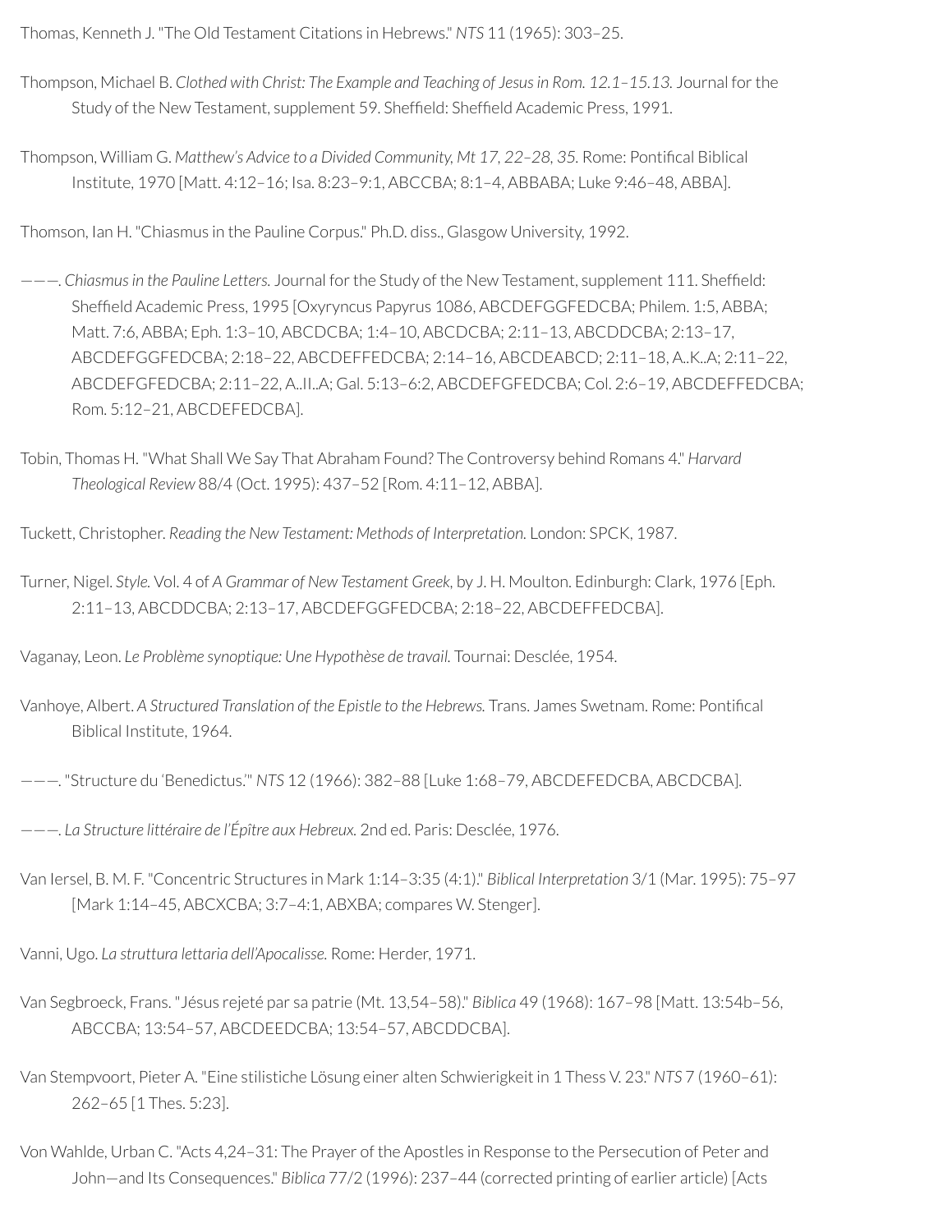Thomas, Kenneth J. "The Old Testament Citations in Hebrews." *NTS* 11 (1965): 303–25.

Thompson, Michael B. *Clothed with Christ: The Example and Teaching of Jesus in Rom. 12.1–15.13.* Journal for the Study of the New Testament, supplement 59. Sheffield: Sheffield Academic Press, 1991.

Thompson, William G. *Matthew's Advice to a Divided Community, Mt 17, 22–28, 35.* Rome: Pontifical Biblical Institute, 1970 [Matt. 4:12–16; Isa. 8:23–9:1, ABCCBA; 8:1–4, ABBABA; Luke 9:46–48, ABBA].

Thomson, Ian H. "Chiasmus in the Pauline Corpus." Ph.D. diss., Glasgow University, 1992.

———. *Chiasmus in the Pauline Letters.* Journal for the Study of the New Testament, supplement 111. Sheffield: Sheffield Academic Press, 1995 [Oxyryncus Papyrus 1086, ABCDEFGGFEDCBA; Philem. 1:5, ABBA; Matt. 7:6, ABBA; Eph. 1:3–10, ABCDCBA; 1:4–10, ABCDCBA; 2:11–13, ABCDDCBA; 2:13–17, ABCDEFGGFEDCBA; 2:18–22, ABCDEFFEDCBA; 2:14–16, ABCDEABCD; 2:11–18, A..K..A; 2:11–22, ABCDEFGFEDCBA; 2:11–22, A..II..A; Gal. 5:13–6:2, ABCDEFGFEDCBA; Col. 2:6–19, ABCDEFFEDCBA; Rom. 5:12–21, ABCDEFEDCBA].

Tobin, Thomas H. "What Shall We Say That Abraham Found? The Controversy behind Romans 4." *Harvard Theological Review* 88/4 (Oct. 1995): 437–52 [Rom. 4:11–12, ABBA].

Tuckett, Christopher. *Reading the New Testament: Methods of Interpretation.* London: SPCK, 1987.

Turner, Nigel. *Style.* Vol. 4 of *A Grammar of New Testament Greek,* by J. H. Moulton. Edinburgh: Clark, 1976 [Eph. 2:11–13, ABCDDCBA; 2:13–17, ABCDEFGGFEDCBA; 2:18–22, ABCDEFFEDCBA].

Vaganay, Leon. *Le Problème synoptique: Une Hypothèse de travail.* Tournai: Desclée, 1954.

Vanhoye, Albert. *A Structured Translation of the Epistle to the Hebrews.* Trans. James Swetnam. Rome: Pontifical Biblical Institute, 1964.

———. "Structure du 'Benedictus.'" *NTS* 12 (1966): 382–88 [Luke 1:68–79, ABCDEFEDCBA, ABCDCBA].

———. *La Structure littéraire de l'Épître aux Hebreux.* 2nd ed. Paris: Desclée, 1976.

Van Iersel, B. M. F. "Concentric Structures in Mark 1:14–3:35 (4:1)." *Biblical Interpretation* 3/1 (Mar. 1995): 75–97 [Mark 1:14–45, ABCXCBA; 3:7–4:1, ABXBA; compares W. Stenger].

Vanni, Ugo. *La struttura lettaria dell'Apocalisse.* Rome: Herder, 1971.

Van Segbroeck, Frans. "Jésus rejeté par sa patrie (Mt. 13,54–58)." *Biblica* 49 (1968): 167–98 [Matt. 13:54b–56, ABCCBA; 13:54–57, ABCDEEDCBA; 13:54–57, ABCDDCBA].

Van Stempvoort, Pieter A. "Eine stilistiche Lösung einer alten Schwierigkeit in 1 Thess V. 23." *NTS* 7 (1960–61): 262–65 [1 Thes. 5:23].

Von Wahlde, Urban C. "Acts 4,24–31: The Prayer of the Apostles in Response to the Persecution of Peter and John—and Its Consequences." *Biblica* 77/2 (1996): 237–44 (corrected printing of earlier article) [Acts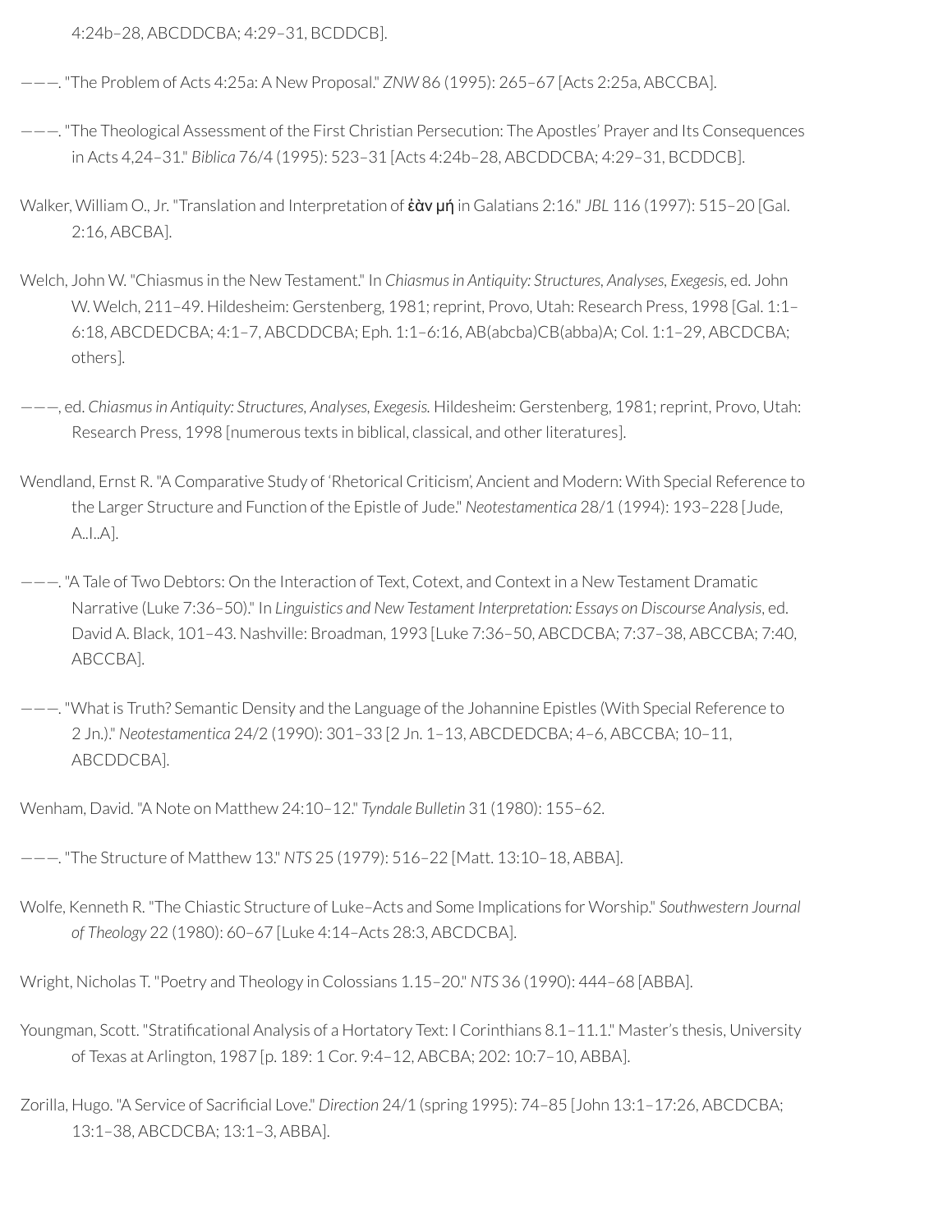4:24b–28, ABCDDCBA; 4:29–31, BCDDCB].

———. "The Problem of Acts 4:25a: A New Proposal." *ZNW* 86 (1995): 265–67 [Acts 2:25a, ABCCBA].

———. "The Theological Assessment of the First Christian Persecution: The Apostles' Prayer and Its Consequences in Acts 4,24–31." *Biblica* 76/4 (1995): 523–31 [Acts 4:24b–28, ABCDDCBA; 4:29–31, BCDDCB].

Walker, William O., Jr. "Translation and Interpretation of **ἐὰν μή** in Galatians 2:16." *JBL* 116 (1997): 515–20 [Gal. 2:16, ABCBA].

Welch, John W. "Chiasmus in the New Testament." In *Chiasmus in Antiquity: Structures, Analyses, Exegesis*, ed. John W. Welch, 211–49. Hildesheim: Gerstenberg, 1981; reprint, Provo, Utah: Research Press, 1998 [Gal. 1:1–6:18, ABCDEDCBA; 4:1–7, ABCDDCBA; Eph. 1:1–6:16, AB(abcba)CB(abba)A; Col. 1:1–29, ABCDCBA; others].

———, ed. *Chiasmus in Antiquity: Structures, Analyses, Exegesis.* Hildesheim: Gerstenberg, 1981; reprint, Provo, Utah: Research Press, 1998 [numerous texts in biblical, classical, and other literatures].

Wendland, Ernst R. "A Comparative Study of 'Rhetorical Criticism', Ancient and Modern: With Special Reference to the Larger Structure and Function of the Epistle of Jude." *Neotestamentica* 28/1 (1994): 193–228 [Jude, A..I..A].

———. "A Tale of Two Debtors: On the Interaction of Text, Cotext, and Context in a New Testament Dramatic Narrative (Luke 7:36–50)." In *Linguistics and New Testament Interpretation: Essays on Discourse Analysis*, ed. David A. Black, 101–43. Nashville: Broadman, 1993 [Luke 7:36–50, ABCDCBA; 7:37–38, ABCCBA; 7:40, ABCCBA].

———. "What is Truth? Semantic Density and the Language of the Johannine Epistles (With Special Reference to 2 Jn.)." *Neotestamentica* 24/2 (1990): 301–33 [2 Jn. 1–13, ABCDEDCBA; 4–6, ABCCBA; 10–11, ABCDDCBA].

Wenham, David. "A Note on Matthew 24:10–12." *Tyndale Bulletin* 31 (1980): 155–62.

———. "The Structure of Matthew 13." *NTS* 25 (1979): 516–22 [Matt. 13:10–18, ABBA].

Wolfe, Kenneth R. "The Chiastic Structure of Luke–Acts and Some Implications for Worship." *Southwestern Journal of Theology* 22 (1980): 60–67 [Luke 4:14–Acts 28:3, ABCDCBA].

Wright, Nicholas T. "Poetry and Theology in Colossians 1.15–20." *NTS* 36 (1990): 444–68 [ABBA].

Youngman, Scott. "Stratificational Analysis of a Hortatory Text: I Corinthians 8.1–11.1." Master's thesis, University of Texas at Arlington, 1987 [p. 189: 1 Cor. 9:4–12, ABCBA; 202: 10:7–10, ABBA].

Zorilla, Hugo. "A Service of Sacrificial Love." *Direction* 24/1 (spring 1995): 74–85 [John 13:1–17:26, ABCDCBA; 13:1–38, ABCDCBA; 13:1–3, ABBA].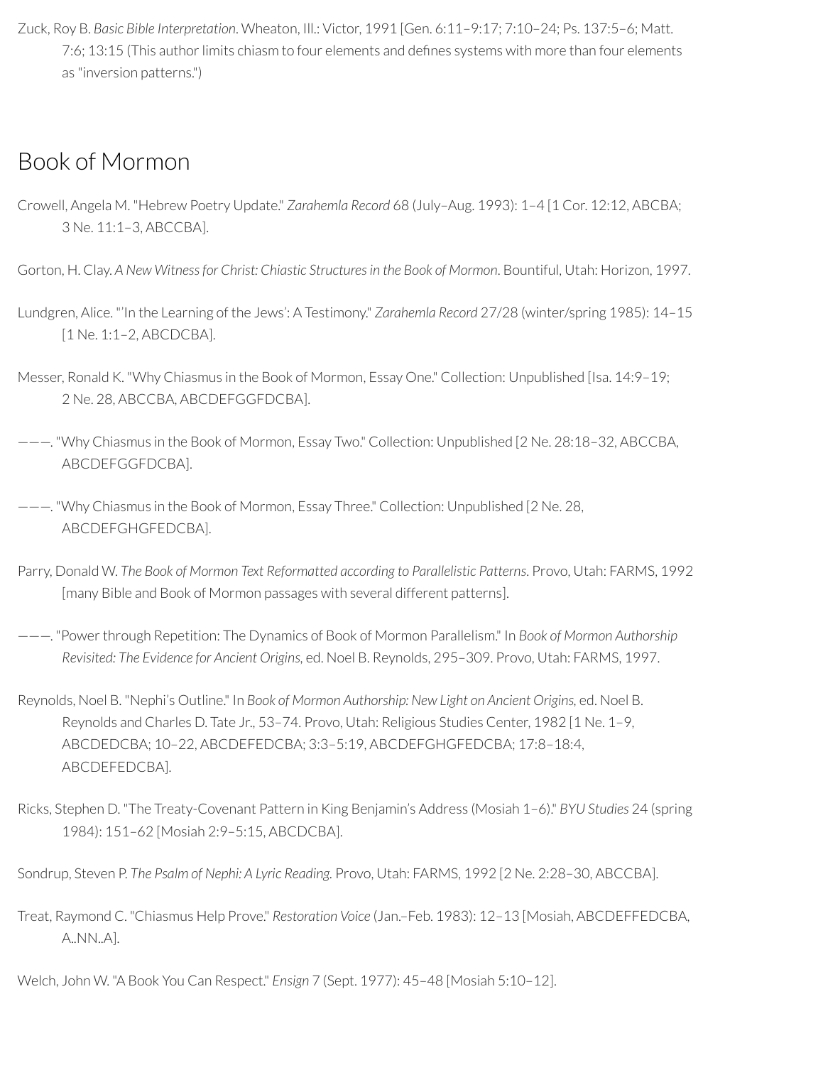Zuck, Roy B. *Basic Bible Interpretation*. Wheaton, Ill.: Victor, 1991 [Gen. 6:11–9:17; 7:10–24; Ps. 137:5–6; Matt. 7:6; 13:15 (This author limits chiasm to four elements and defines systems with more than four elements as "inversion patterns.")

## Book of Mormon

Crowell, Angela M. "Hebrew Poetry Update." *Zarahemla Record* 68 (July–Aug. 1993): 1–4 [1 Cor. 12:12, ABCBA; 3 Ne. 11:1–3, ABCCBA].

Gorton, H. Clay. *A New Witness for Christ: Chiastic Structures in the Book of Mormon*. Bountiful, Utah: Horizon, 1997.

Lundgren, Alice. "'In the Learning of the Jews': A Testimony." *Zarahemla Record* 27/28 (winter/spring 1985): 14–15 [1 Ne. 1:1–2, ABCDCBA].

Messer, Ronald K. "Why Chiasmus in the Book of Mormon, Essay One." Collection: Unpublished [Isa. 14:9–19; 2 Ne. 28, ABCCBA, ABCDEFGGFDCBA].

———. "Why Chiasmus in the Book of Mormon, Essay Two." Collection: Unpublished [2 Ne. 28:18–32, ABCCBA, ABCDEFGGFDCBA].

———. "Why Chiasmus in the Book of Mormon, Essay Three." Collection: Unpublished [2 Ne. 28, ABCDEFGHGFEDCBA].

Parry, Donald W. *The Book of Mormon Text Reformatted according to Parallelistic Patterns*. Provo, Utah: FARMS, 1992 [many Bible and Book of Mormon passages with several different patterns].

———. "Power through Repetition: The Dynamics of Book of Mormon Parallelism." In *Book of Mormon Authorship Revisited: The Evidence for Ancient Origins*, ed. Noel B. Reynolds, 295–309. Provo, Utah: FARMS, 1997.

Reynolds, Noel B. "Nephi's Outline." In *Book of Mormon Authorship: New Light on Ancient Origins*, ed. Noel B. Reynolds and Charles D. Tate Jr., 53–74. Provo, Utah: Religious Studies Center, 1982 [1 Ne. 1–9, ABCDEDCBA; 10–22, ABCDEFEDCBA; 3:3–5:19, ABCDEFGHGFEDCBA; 17:8–18:4, ABCDEFEDCBA].

Ricks, Stephen D. "The Treaty-Covenant Pattern in King Benjamin's Address (Mosiah 1–6)." *BYU Studies* 24 (spring 1984): 151–62 [Mosiah 2:9–5:15, ABCDCBA].

Sondrup, Steven P. *The Psalm of Nephi: A Lyric Reading.* Provo, Utah: FARMS, 1992 [2 Ne. 2:28–30, ABCCBA].

Treat, Raymond C. "Chiasmus Help Prove." *Restoration Voice* (Jan.–Feb. 1983): 12–13 [Mosiah, ABCDEFFEDCBA, A..NN..A].

Welch, John W. "A Book You Can Respect." *Ensign* 7 (Sept. 1977): 45–48 [Mosiah 5:10–12].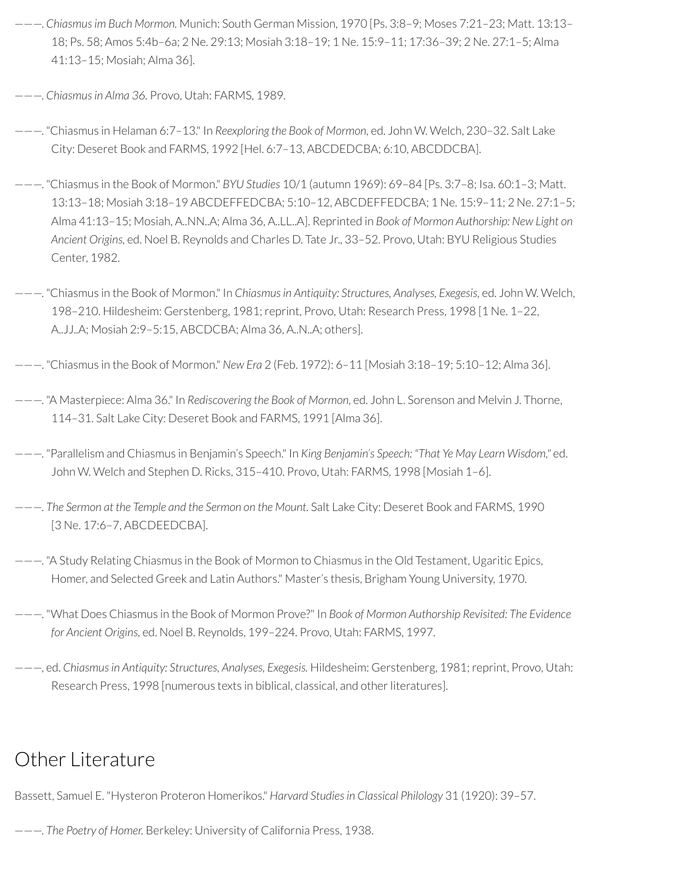———. *Chiasmus im Buch Mormon.* Munich: South German Mission, 1970 [Ps. 3:8–9; Moses 7:21–23; Matt. 13:13–18; Ps. 58; Amos 5:4b–6a; 2 Ne. 29:13; Mosiah 3:18–19; 1 Ne. 15:9–11; 17:36–39; 2 Ne. 27:1–5; Alma 41:13–15; Mosiah; Alma 36].

———. *Chiasmus in Alma 36.* Provo, Utah: FARMS, 1989.

———. "Chiasmus in Helaman 6:7–13." In *Reexploring the Book of Mormon*, ed. John W. Welch, 230–32. Salt Lake City: Deseret Book and FARMS, 1992 [Hel. 6:7–13, ABCDEDCBA; 6:10, ABCDDCBA].

———. "Chiasmus in the Book of Mormon." *BYU Studies* 10/1 (autumn 1969): 69–84 [Ps. 3:7–8; Isa. 60:1–3; Matt. 13:13–18; Mosiah 3:18–19 ABCDEFFEDCBA; 5:10–12, ABCDEFFEDCBA; 1 Ne. 15:9–11; 2 Ne. 27:1–5; Alma 41:13–15; Mosiah, A..NN..A; Alma 36, A..LL..A]. Reprinted in *Book of Mormon Authorship: New Light on Ancient Origins*, ed. Noel B. Reynolds and Charles D. Tate Jr., 33–52. Provo, Utah: BYU Religious Studies Center, 1982.

———. "Chiasmus in the Book of Mormon." In *Chiasmus in Antiquity: Structures, Analyses, Exegesis*, ed. John W. Welch, 198–210. Hildesheim: Gerstenberg, 1981; reprint, Provo, Utah: Research Press, 1998 [1 Ne. 1–22, A..JJ..A; Mosiah 2:9–5:15, ABCDCBA; Alma 36, A..N..A; others].

———. "Chiasmus in the Book of Mormon." *New Era* 2 (Feb. 1972): 6–11 [Mosiah 3:18–19; 5:10–12; Alma 36].

———. "A Masterpiece: Alma 36." In *Rediscovering the Book of Mormon*, ed. John L. Sorenson and Melvin J. Thorne, 114–31. Salt Lake City: Deseret Book and FARMS, 1991 [Alma 36].

———. "Parallelism and Chiasmus in Benjamin's Speech." In *King Benjamin's Speech: "That Ye May Learn Wisdom,"* ed. John W. Welch and Stephen D. Ricks, 315–410. Provo, Utah: FARMS, 1998 [Mosiah 1–6].

———. *The Sermon at the Temple and the Sermon on the Mount.* Salt Lake City: Deseret Book and FARMS, 1990 [3 Ne. 17:6–7, ABCDEEDCBA].

———. "A Study Relating Chiasmus in the Book of Mormon to Chiasmus in the Old Testament, Ugaritic Epics, Homer, and Selected Greek and Latin Authors." Master's thesis, Brigham Young University, 1970.

———. "What Does Chiasmus in the Book of Mormon Prove?" In *Book of Mormon Authorship Revisited: The Evidence for Ancient Origins*, ed. Noel B. Reynolds, 199–224. Provo, Utah: FARMS, 1997.

———, ed. *Chiasmus in Antiquity: Structures, Analyses, Exegesis.* Hildesheim: Gerstenberg, 1981; reprint, Provo, Utah: Research Press, 1998 [numerous texts in biblical, classical, and other literatures].

## Other Literature

Bassett, Samuel E. "Hysteron Proteron Homerikos." *Harvard Studies in Classical Philology* 31 (1920): 39–57.

———. *The Poetry of Homer.* Berkeley: University of California Press, 1938.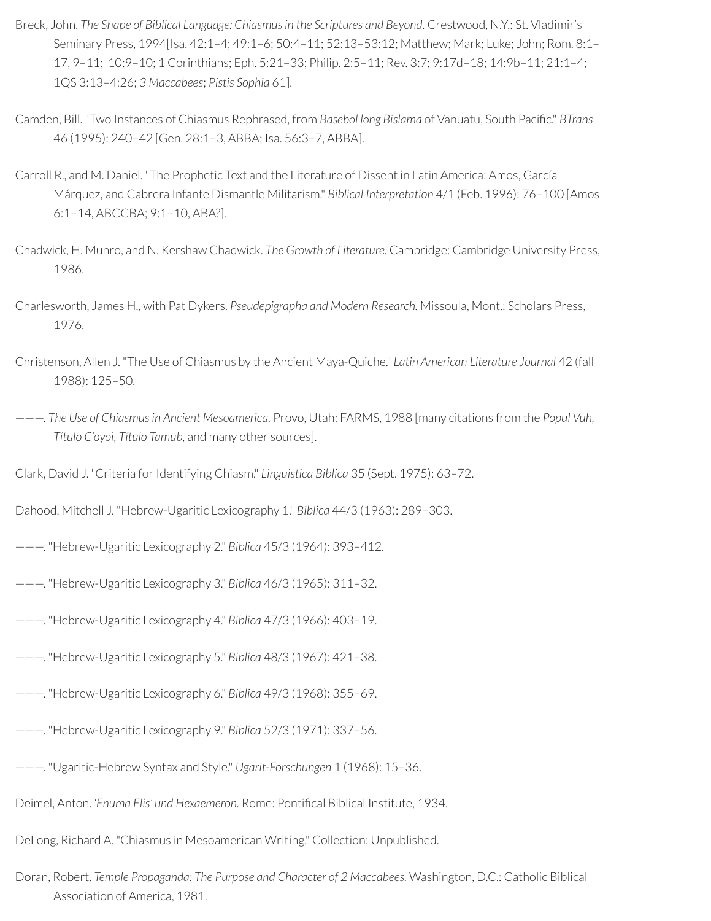Breck, John. *The Shape of Biblical Language: Chiasmus in the Scriptures and Beyond.* Crestwood, N.Y.: St. Vladimir's Seminary Press, 1994[Isa. 42:1–4; 49:1–6; 50:4–11; 52:13–53:12; Matthew; Mark; Luke; John; Rom. 8:1–17, 9–11;  10:9–10; 1 Corinthians; Eph. 5:21–33; Philip. 2:5–11; Rev. 3:7; 9:17d–18; 14:9b–11; 21:1–4; 1QS 3:13–4:26; *3 Maccabees*; *Pistis Sophia* 61].

Camden, Bill. "Two Instances of Chiasmus Rephrased, from *Basebol long Bislama* of Vanuatu, South Pacific." *BTrans* 46 (1995): 240–42 [Gen. 28:1–3, ABBA; Isa. 56:3–7, ABBA].

Carroll R., and M. Daniel. "The Prophetic Text and the Literature of Dissent in Latin America: Amos, García Márquez, and Cabrera Infante Dismantle Militarism." *Biblical Interpretation* 4/1 (Feb. 1996): 76–100 [Amos 6:1–14, ABCCBA; 9:1–10, ABA?].

Chadwick, H. Munro, and N. Kershaw Chadwick. *The Growth of Literature.* Cambridge: Cambridge University Press, 1986.

Charlesworth, James H., with Pat Dykers. *Pseudepigrapha and Modern Research.* Missoula, Mont.: Scholars Press, 1976.

Christenson, Allen J. "The Use of Chiasmus by the Ancient Maya-Quiche." *Latin American Literature Journal* 42 (fall 1988): 125–50.

———. *The Use of Chiasmus in Ancient Mesoamerica.* Provo, Utah: FARMS, 1988 [many citations from the *Popul Vuh*, *Título C'oyoi*, *Título Tamub*, and many other sources].

Clark, David J. "Criteria for Identifying Chiasm." *Linguistica Biblica* 35 (Sept. 1975): 63–72.

Dahood, Mitchell J. "Hebrew-Ugaritic Lexicography 1." *Biblica* 44/3 (1963): 289–303.

———. "Hebrew-Ugaritic Lexicography 2." *Biblica* 45/3 (1964): 393–412.

———. "Hebrew-Ugaritic Lexicography 3." *Biblica* 46/3 (1965): 311–32.

———. "Hebrew-Ugaritic Lexicography 4." *Biblica* 47/3 (1966): 403–19.

———. "Hebrew-Ugaritic Lexicography 5." *Biblica* 48/3 (1967): 421–38.

———. "Hebrew-Ugaritic Lexicography 6." *Biblica* 49/3 (1968): 355–69.

———. "Hebrew-Ugaritic Lexicography 9." *Biblica* 52/3 (1971): 337–56.

———. "Ugaritic-Hebrew Syntax and Style." *Ugarit-Forschungen* 1 (1968): 15–36.

Deimel, Anton. *'Enuma Elis' und Hexaemeron.* Rome: Pontifical Biblical Institute, 1934.

DeLong, Richard A. "Chiasmus in Mesoamerican Writing." Collection: Unpublished.

Doran, Robert. *Temple Propaganda: The Purpose and Character of 2 Maccabees.* Washington, D.C.: Catholic Biblical Association of America, 1981.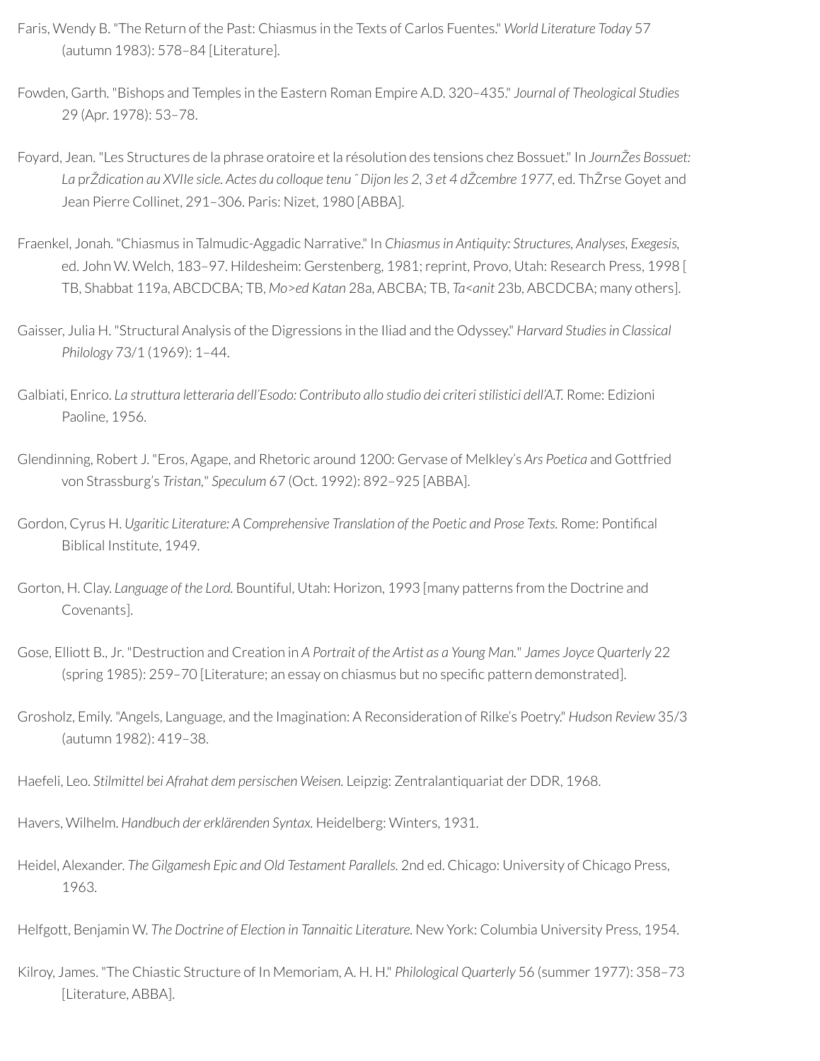Faris, Wendy B. "The Return of the Past: Chiasmus in the Texts of Carlos Fuentes." *World Literature Today* 57 (autumn 1983): 578–84 [Literature].

Fowden, Garth. "Bishops and Temples in the Eastern Roman Empire A.D. 320–435." *Journal of Theological Studies* 29 (Apr. 1978): 53–78.

Foyard, Jean. "Les Structures de la phrase oratoire et la résolution des tensions chez Bossuet." In *JournŽes Bossuet: La prŽdication au XVIIe sicle. Actes du colloque tenu ˆ Dijon les 2, 3 et 4 dŽcembre 1977*, ed. ThŽrse Goyet and Jean Pierre Collinet, 291–306. Paris: Nizet, 1980 [ABBA].

Fraenkel, Jonah. "Chiasmus in Talmudic-Aggadic Narrative." In *Chiasmus in Antiquity: Structures, Analyses, Exegesis,* ed. John W. Welch, 183–97. Hildesheim: Gerstenberg, 1981; reprint, Provo, Utah: Research Press, 1998 [ TB, Shabbat 119a, ABCDCBA; TB, *Mo>ed Katan* 28a, ABCBA; TB, *Ta<anit* 23b, ABCDCBA; many others].

Gaisser, Julia H. "Structural Analysis of the Digressions in the Iliad and the Odyssey." *Harvard Studies in Classical Philology* 73/1 (1969): 1–44.

Galbiati, Enrico. *La struttura letteraria dell'Esodo: Contributo allo studio dei criteri stilistici dell'A.T.* Rome: Edizioni Paoline, 1956.

Glendinning, Robert J. "Eros, Agape, and Rhetoric around 1200: Gervase of Melkley's *Ars Poetica* and Gottfried von Strassburg's *Tristan*," *Speculum* 67 (Oct. 1992): 892–925 [ABBA].

Gordon, Cyrus H. *Ugaritic Literature: A Comprehensive Translation of the Poetic and Prose Texts.* Rome: Pontifical Biblical Institute, 1949.

Gorton, H. Clay. *Language of the Lord.* Bountiful, Utah: Horizon, 1993 [many patterns from the Doctrine and Covenants].

Gose, Elliott B., Jr. "Destruction and Creation in *A Portrait of the Artist as a Young Man.*" *James Joyce Quarterly* 22 (spring 1985): 259–70 [Literature; an essay on chiasmus but no specific pattern demonstrated].

Grosholz, Emily. "Angels, Language, and the Imagination: A Reconsideration of Rilke's Poetry." *Hudson Review* 35/3 (autumn 1982): 419–38.

Haefeli, Leo. *Stilmittel bei Afrahat dem persischen Weisen.* Leipzig: Zentralantiquariat der DDR, 1968.

Havers, Wilhelm. *Handbuch der erklärenden Syntax.* Heidelberg: Winters, 1931.

Heidel, Alexander. *The Gilgamesh Epic and Old Testament Parallels.* 2nd ed. Chicago: University of Chicago Press, 1963.

Helfgott, Benjamin W. *The Doctrine of Election in Tannaitic Literature.* New York: Columbia University Press, 1954.

Kilroy, James. "The Chiastic Structure of In Memoriam, A. H. H." *Philological Quarterly* 56 (summer 1977): 358–73 [Literature, ABBA].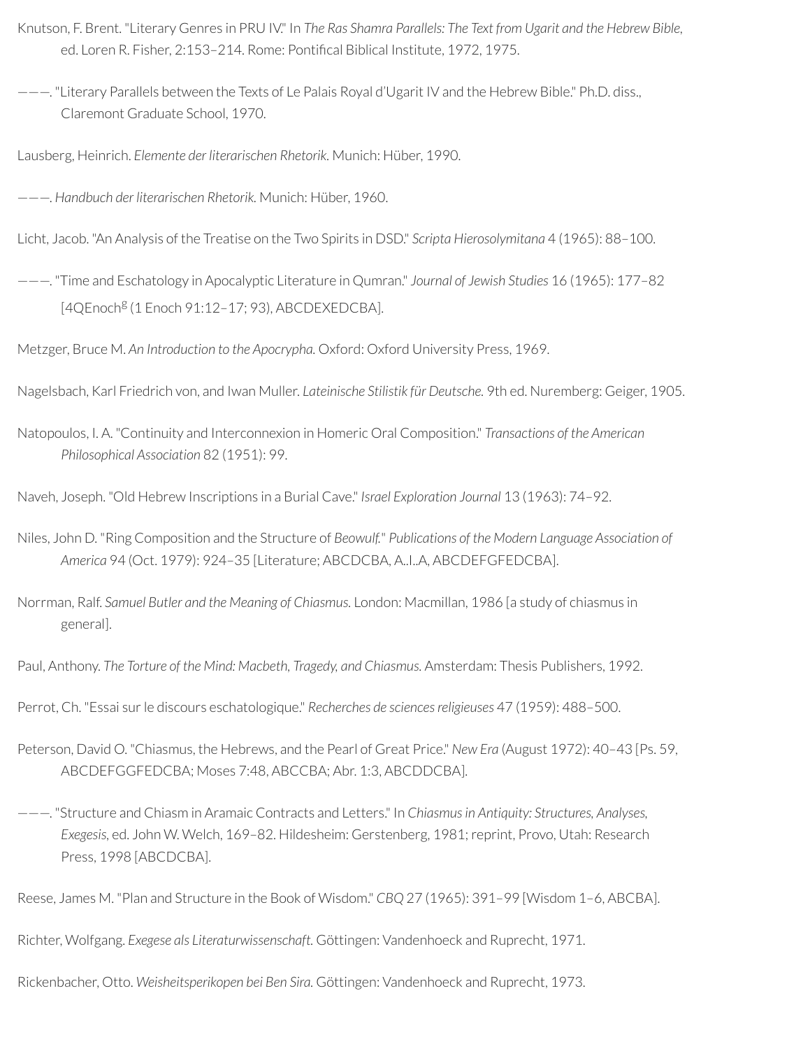Knutson, F. Brent. "Literary Genres in PRU IV." In *The Ras Shamra Parallels: The Text from Ugarit and the Hebrew Bible,* ed. Loren R. Fisher, 2:153–214. Rome: Pontifical Biblical Institute, 1972, 1975.

———. "Literary Parallels between the Texts of Le Palais Royal d'Ugarit IV and the Hebrew Bible." Ph.D. diss., Claremont Graduate School, 1970.

Lausberg, Heinrich. *Elemente der literarischen Rhetorik*. Munich: Hüber, 1990.

———. *Handbuch der literarischen Rhetorik*. Munich: Hüber, 1960.

Licht, Jacob. "An Analysis of the Treatise on the Two Spirits in DSD." *Scripta Hierosolymitana* 4 (1965): 88–100.

———. "Time and Eschatology in Apocalyptic Literature in Qumran." *Journal of Jewish Studies* 16 (1965): 177–82 [4QEnoch[g] (1 Enoch 91:12–17; 93), ABCDEXEDCBA].

Metzger, Bruce M. *An Introduction to the Apocrypha.* Oxford: Oxford University Press, 1969.

Nagelsbach, Karl Friedrich von, and Iwan Muller. *Lateinische Stilistik für Deutsche.* 9th ed. Nuremberg: Geiger, 1905.

Natopoulos, I. A. "Continuity and Interconnexion in Homeric Oral Composition." *Transactions of the American Philosophical Association* 82 (1951): 99.

Naveh, Joseph. "Old Hebrew Inscriptions in a Burial Cave." *Israel Exploration Journal* 13 (1963): 74–92.

Niles, John D. "Ring Composition and the Structure of *Beowulf.*" *Publications of the Modern Language Association of America* 94 (Oct. 1979): 924–35 [Literature; ABCDCBA, A..I..A, ABCDEFGFEDCBA].

Norrman, Ralf. *Samuel Butler and the Meaning of Chiasmus.* London: Macmillan, 1986 [a study of chiasmus in general].

Paul, Anthony. *The Torture of the Mind: Macbeth, Tragedy, and Chiasmus.* Amsterdam: Thesis Publishers, 1992.

Perrot, Ch. "Essai sur le discours eschatologique." *Recherches de sciences religieuses* 47 (1959): 488–500.

Peterson, David O. "Chiasmus, the Hebrews, and the Pearl of Great Price." *New Era* (August 1972): 40–43 [Ps. 59, ABCDEFGGFEDCBA; Moses 7:48, ABCCBA; Abr. 1:3, ABCDDCBA].

———. "Structure and Chiasm in Aramaic Contracts and Letters." In *Chiasmus in Antiquity: Structures, Analyses, Exegesis*, ed. John W. Welch, 169–82. Hildesheim: Gerstenberg, 1981; reprint, Provo, Utah: Research Press, 1998 [ABCDCBA].

Reese, James M. "Plan and Structure in the Book of Wisdom." *CBQ* 27 (1965): 391–99 [Wisdom 1–6, ABCBA].

Richter, Wolfgang. *Exegese als Literaturwissenschaft.* Göttingen: Vandenhoeck and Ruprecht, 1971.

Rickenbacher, Otto. *Weisheitsperikopen bei Ben Sira.* Göttingen: Vandenhoeck and Ruprecht, 1973.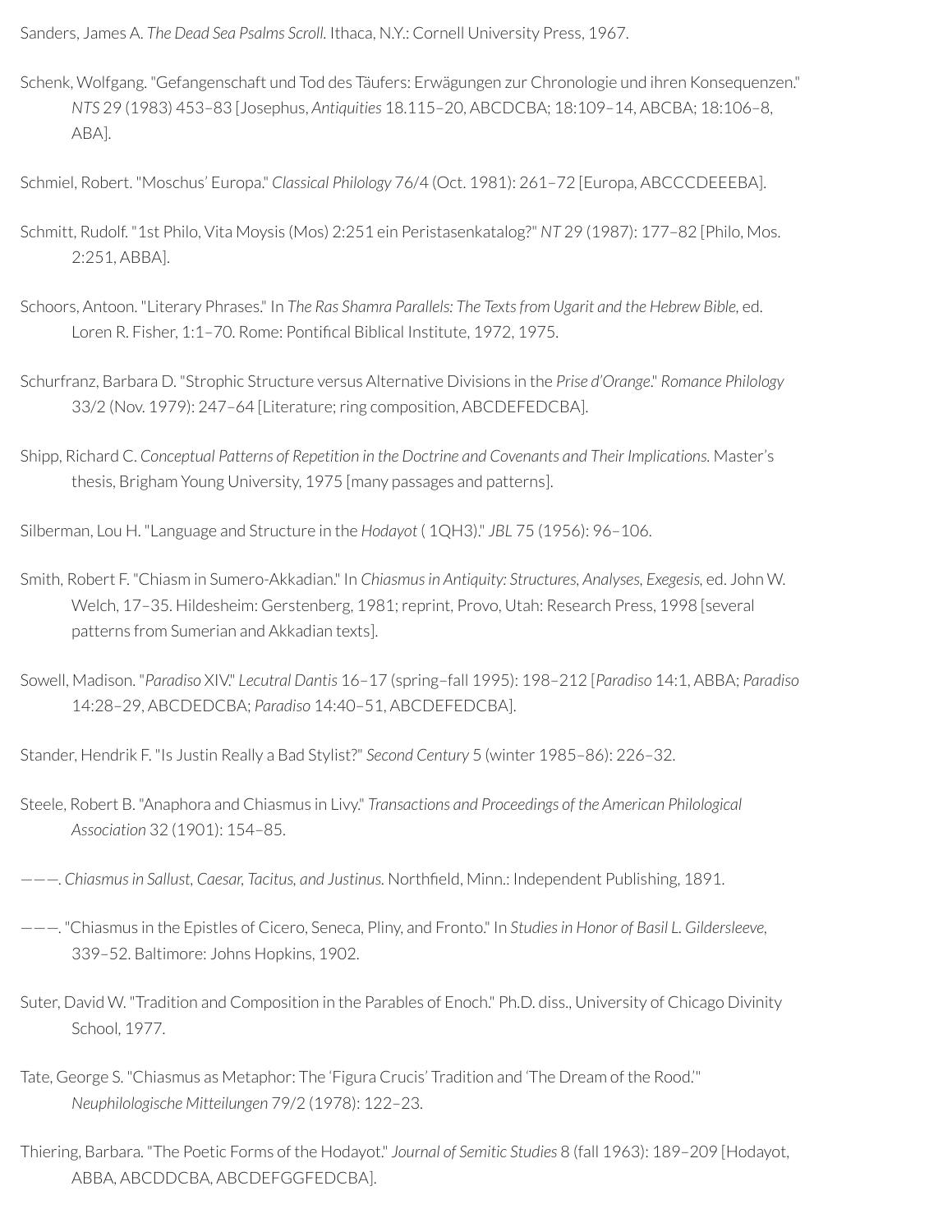Sanders, James A. *The Dead Sea Psalms Scroll.* Ithaca, N.Y.: Cornell University Press, 1967.

Schenk, Wolfgang. "Gefangenschaft und Tod des Täufers: Erwägungen zur Chronologie und ihren Konsequenzen." *NTS* 29 (1983) 453–83 [Josephus, *Antiquities* 18.115–20, ABCDCBA; 18:109–14, ABCBA; 18:106–8, ABA].

Schmiel, Robert. "Moschus' Europa." *Classical Philology* 76/4 (Oct. 1981): 261–72 [Europa, ABCCCDEEEBA].

Schmitt, Rudolf. "1st Philo, Vita Moysis (Mos) 2:251 ein Peristasenkatalog?" *NT* 29 (1987): 177–82 [Philo, Mos. 2:251, ABBA].

Schoors, Antoon. "Literary Phrases." In *The Ras Shamra Parallels: The Texts from Ugarit and the Hebrew Bible,* ed. Loren R. Fisher, 1:1–70. Rome: Pontifical Biblical Institute, 1972, 1975.

Schurfranz, Barbara D. "Strophic Structure versus Alternative Divisions in the *Prise d'Orange.*" *Romance Philology* 33/2 (Nov. 1979): 247–64 [Literature; ring composition, ABCDEFEDCBA].

Shipp, Richard C. *Conceptual Patterns of Repetition in the Doctrine and Covenants and Their Implications.* Master's thesis, Brigham Young University, 1975 [many passages and patterns].

Silberman, Lou H. "Language and Structure in the *Hodayot* ( 1QH3)." *JBL* 75 (1956): 96–106.

Smith, Robert F. "Chiasm in Sumero-Akkadian." In *Chiasmus in Antiquity: Structures, Analyses, Exegesis,* ed. John W. Welch, 17–35. Hildesheim: Gerstenberg, 1981; reprint, Provo, Utah: Research Press, 1998 [several patterns from Sumerian and Akkadian texts].

Sowell, Madison. "*Paradiso* XIV." *Lecutral Dantis* 16–17 (spring–fall 1995): 198–212 [*Paradiso* 14:1, ABBA; *Paradiso* 14:28–29, ABCDEDCBA; *Paradiso* 14:40–51, ABCDEFEDCBA].

Stander, Hendrik F. "Is Justin Really a Bad Stylist?" *Second Century* 5 (winter 1985–86): 226–32.

Steele, Robert B. "Anaphora and Chiasmus in Livy." *Transactions and Proceedings of the American Philological Association* 32 (1901): 154–85.

———. *Chiasmus in Sallust, Caesar, Tacitus, and Justinus.* Northfield, Minn.: Independent Publishing, 1891.

———. "Chiasmus in the Epistles of Cicero, Seneca, Pliny, and Fronto." In *Studies in Honor of Basil L. Gildersleeve,* 339–52. Baltimore: Johns Hopkins, 1902.

Suter, David W. "Tradition and Composition in the Parables of Enoch." Ph.D. diss., University of Chicago Divinity School, 1977.

Tate, George S. "Chiasmus as Metaphor: The 'Figura Crucis' Tradition and 'The Dream of the Rood.'" *Neuphilologische Mitteilungen* 79/2 (1978): 122–23.

Thiering, Barbara. "The Poetic Forms of the Hodayot." *Journal of Semitic Studies* 8 (fall 1963): 189–209 [Hodayot, ABBA, ABCDDCBA, ABCDEFGGFEDCBA].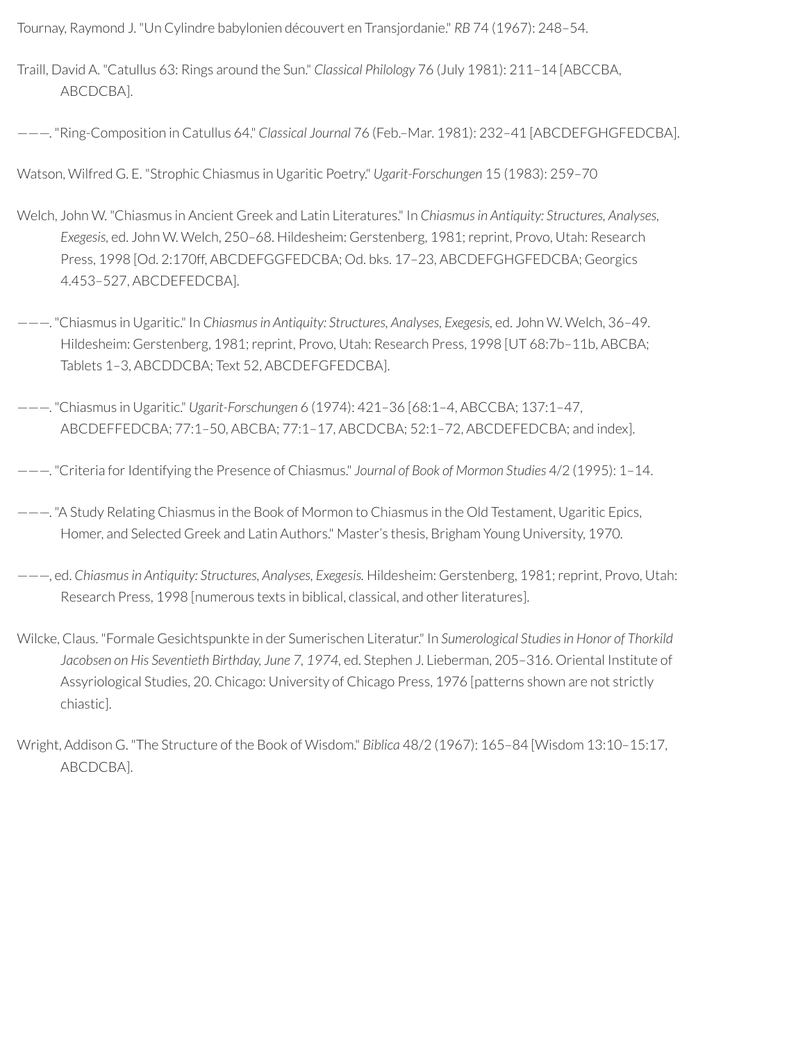Tournay, Raymond J. "Un Cylindre babylonien découvert en Transjordanie." *RB* 74 (1967): 248–54.

Traill, David A. "Catullus 63: Rings around the Sun." *Classical Philology* 76 (July 1981): 211–14 [ABCCBA, ABCDCBA].

———. "Ring-Composition in Catullus 64." *Classical Journal* 76 (Feb.–Mar. 1981): 232–41 [ABCDEFGHGFEDCBA].

Watson, Wilfred G. E. "Strophic Chiasmus in Ugaritic Poetry." *Ugarit-Forschungen* 15 (1983): 259–70

Welch, John W. "Chiasmus in Ancient Greek and Latin Literatures." In *Chiasmus in Antiquity: Structures, Analyses, Exegesis,* ed. John W. Welch, 250–68. Hildesheim: Gerstenberg, 1981; reprint, Provo, Utah: Research Press, 1998 [Od. 2:170ff, ABCDEFGGFEDCBA; Od. bks. 17–23, ABCDEFGHGFEDCBA; Georgics 4.453–527, ABCDEFEDCBA].

———. "Chiasmus in Ugaritic." In *Chiasmus in Antiquity: Structures, Analyses, Exegesis,* ed. John W. Welch, 36–49. Hildesheim: Gerstenberg, 1981; reprint, Provo, Utah: Research Press, 1998 [UT 68:7b–11b, ABCBA; Tablets 1–3, ABCDDCBA; Text 52, ABCDEFGFEDCBA].

———. "Chiasmus in Ugaritic." *Ugarit-Forschungen* 6 (1974): 421–36 [68:1–4, ABCCBA; 137:1–47, ABCDEFFEDCBA; 77:1–50, ABCBA; 77:1–17, ABCDCBA; 52:1–72, ABCDEFEDCBA; and index].

———. "Criteria for Identifying the Presence of Chiasmus." *Journal of Book of Mormon Studies* 4/2 (1995): 1–14.

———. "A Study Relating Chiasmus in the Book of Mormon to Chiasmus in the Old Testament, Ugaritic Epics, Homer, and Selected Greek and Latin Authors." Master's thesis, Brigham Young University, 1970.

———, ed. *Chiasmus in Antiquity: Structures, Analyses, Exegesis.* Hildesheim: Gerstenberg, 1981; reprint, Provo, Utah: Research Press, 1998 [numerous texts in biblical, classical, and other literatures].

Wilcke, Claus. "Formale Gesichtspunkte in der Sumerischen Literatur." In *Sumerological Studies in Honor of Thorkild Jacobsen on His Seventieth Birthday, June 7, 1974*, ed. Stephen J. Lieberman, 205–316. Oriental Institute of Assyriological Studies, 20. Chicago: University of Chicago Press, 1976 [patterns shown are not strictly chiastic].

Wright, Addison G. "The Structure of the Book of Wisdom." *Biblica* 48/2 (1967): 165–84 [Wisdom 13:10–15:17, ABCDCBA].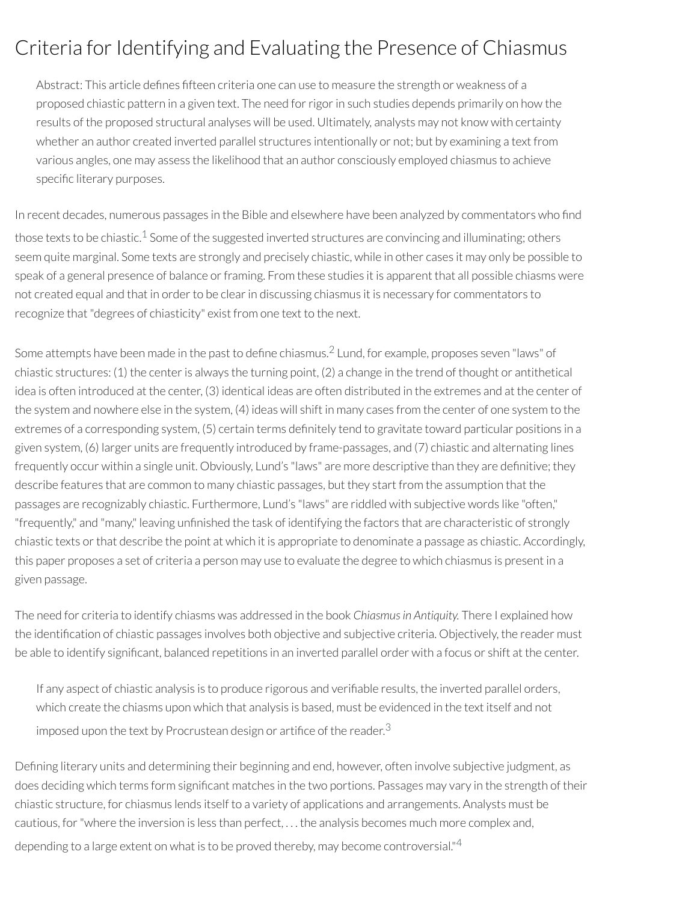# Criteria for Identifying and Evaluating the Presence of Chiasmus

> Abstract: This article defines fifteen criteria one can use to measure the strength or weakness of a proposed chiastic pattern in a given text. The need for rigor in such studies depends primarily on how the results of the proposed structural analyses will be used. Ultimately, analysts may not know with certainty whether an author created inverted parallel structures intentionally or not; but by examining a text from various angles, one may assess the likelihood that an author consciously employed chiasmus to achieve specific literary purposes.

In recent decades, numerous passages in the Bible and elsewhere have been analyzed by commentators who find those texts to be chiastic.[1] Some of the suggested inverted structures are convincing and illuminating; others seem quite marginal. Some texts are strongly and precisely chiastic, while in other cases it may only be possible to speak of a general presence of balance or framing. From these studies it is apparent that all possible chiasms were not created equal and that in order to be clear in discussing chiasmus it is necessary for commentators to recognize that "degrees of chiasticity" exist from one text to the next.

Some attempts have been made in the past to define chiasmus.[2] Lund, for example, proposes seven "laws" of chiastic structures: (1) the center is always the turning point, (2) a change in the trend of thought or antithetical idea is often introduced at the center, (3) identical ideas are often distributed in the extremes and at the center of the system and nowhere else in the system, (4) ideas will shift in many cases from the center of one system to the extremes of a corresponding system, (5) certain terms definitely tend to gravitate toward particular positions in a given system, (6) larger units are frequently introduced by frame-passages, and (7) chiastic and alternating lines frequently occur within a single unit. Obviously, Lund's "laws" are more descriptive than they are definitive; they describe features that are common to many chiastic passages, but they start from the assumption that the passages are recognizably chiastic. Furthermore, Lund's "laws" are riddled with subjective words like "often," "frequently," and "many," leaving unfinished the task of identifying the factors that are characteristic of strongly chiastic texts or that describe the point at which it is appropriate to denominate a passage as chiastic. Accordingly, this paper proposes a set of criteria a person may use to evaluate the degree to which chiasmus is present in a given passage.

The need for criteria to identify chiasms was addressed in the book *Chiasmus in Antiquity.* There I explained how the identification of chiastic passages involves both objective and subjective criteria. Objectively, the reader must be able to identify significant, balanced repetitions in an inverted parallel order with a focus or shift at the center.

> If any aspect of chiastic analysis is to produce rigorous and verifiable results, the inverted parallel orders, which create the chiasms upon which that analysis is based, must be evidenced in the text itself and not imposed upon the text by Procrustean design or artifice of the reader.[3]

Defining literary units and determining their beginning and end, however, often involve subjective judgment, as does deciding which terms form significant matches in the two portions. Passages may vary in the strength of their chiastic structure, for chiasmus lends itself to a variety of applications and arrangements. Analysts must be cautious, for "where the inversion is less than perfect, . . . the analysis becomes much more complex and, depending to a large extent on what is to be proved thereby, may become controversial."[4]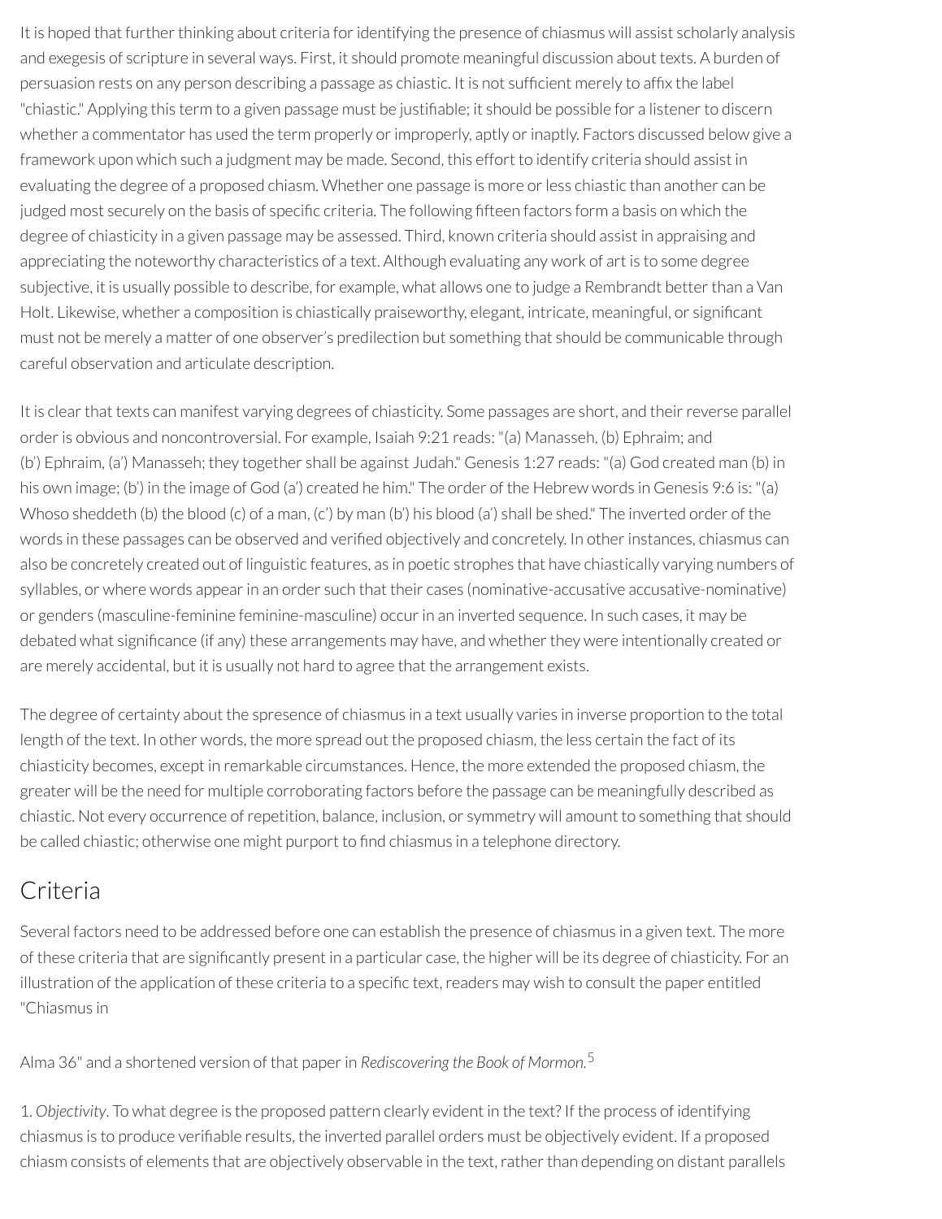It is hoped that further thinking about criteria for identifying the presence of chiasmus will assist scholarly analysis and exegesis of scripture in several ways. First, it should promote meaningful discussion about texts. A burden of persuasion rests on any person describing a passage as chiastic. It is not sufficient merely to affix the label "chiastic." Applying this term to a given passage must be justifiable; it should be possible for a listener to discern whether a commentator has used the term properly or improperly, aptly or inaptly. Factors discussed below give a framework upon which such a judgment may be made. Second, this effort to identify criteria should assist in evaluating the degree of a proposed chiasm. Whether one passage is more or less chiastic than another can be judged most securely on the basis of specific criteria. The following fifteen factors form a basis on which the degree of chiasticity in a given passage may be assessed. Third, known criteria should assist in appraising and appreciating the noteworthy characteristics of a text. Although evaluating any work of art is to some degree subjective, it is usually possible to describe, for example, what allows one to judge a Rembrandt better than a Van Holt. Likewise, whether a composition is chiastically praiseworthy, elegant, intricate, meaningful, or significant must not be merely a matter of one observer's predilection but something that should be communicable through careful observation and articulate description.

It is clear that texts can manifest varying degrees of chiasticity. Some passages are short, and their reverse parallel order is obvious and noncontroversial. For example, Isaiah 9:21 reads: "(a) Manasseh, (b) Ephraim; and (b') Ephraim, (a') Manasseh; they together shall be against Judah." Genesis 1:27 reads: "(a) God created man (b) in his own image; (b') in the image of God (a') created he him." The order of the Hebrew words in Genesis 9:6 is: "(a) Whoso sheddeth (b) the blood (c) of a man, (c') by man (b') his blood (a') shall be shed." The inverted order of the words in these passages can be observed and verified objectively and concretely. In other instances, chiasmus can also be concretely created out of linguistic features, as in poetic strophes that have chiastically varying numbers of syllables, or where words appear in an order such that their cases (nominative-accusative accusative-nominative) or genders (masculine-feminine feminine-masculine) occur in an inverted sequence. In such cases, it may be debated what significance (if any) these arrangements may have, and whether they were intentionally created or are merely accidental, but it is usually not hard to agree that the arrangement exists.

The degree of certainty about the spresence of chiasmus in a text usually varies in inverse proportion to the total length of the text. In other words, the more spread out the proposed chiasm, the less certain the fact of its chiasticity becomes, except in remarkable circumstances. Hence, the more extended the proposed chiasm, the greater will be the need for multiple corroborating factors before the passage can be meaningfully described as chiastic. Not every occurrence of repetition, balance, inclusion, or symmetry will amount to something that should be called chiastic; otherwise one might purport to find chiasmus in a telephone directory.

## Criteria

Several factors need to be addressed before one can establish the presence of chiasmus in a given text. The more of these criteria that are significantly present in a particular case, the higher will be its degree of chiasticity. For an illustration of the application of these criteria to a specific text, readers may wish to consult the paper entitled "Chiasmus in Alma 36" and a shortened version of that paper in *Rediscovering the Book of Mormon.*[5]

1. *Objectivity*. To what degree is the proposed pattern clearly evident in the text? If the process of identifying chiasmus is to produce verifiable results, the inverted parallel orders must be objectively evident. If a proposed chiasm consists of elements that are objectively observable in the text, rather than depending on distant parallels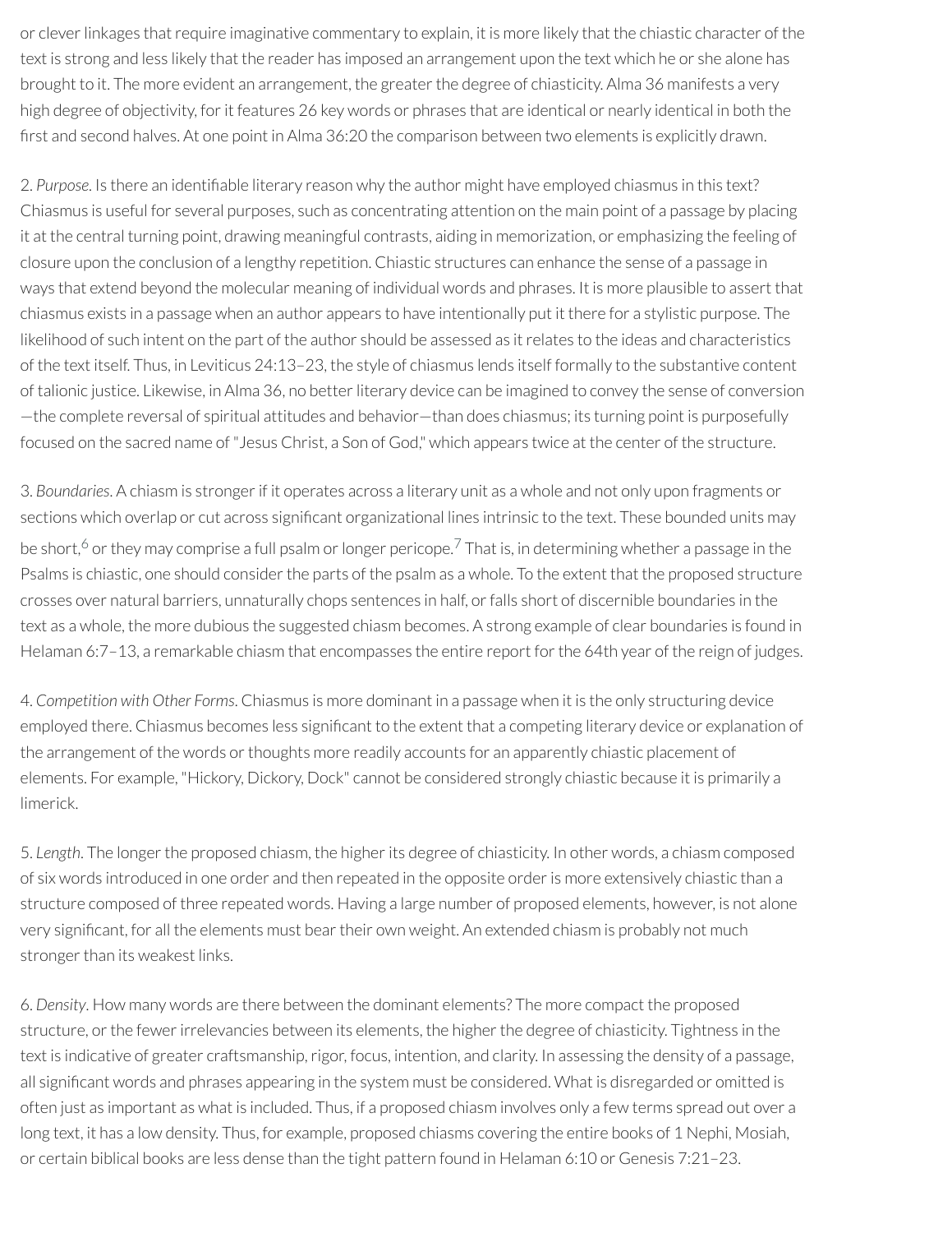or clever linkages that require imaginative commentary to explain, it is more likely that the chiastic character of the text is strong and less likely that the reader has imposed an arrangement upon the text which he or she alone has brought to it. The more evident an arrangement, the greater the degree of chiasticity. Alma 36 manifests a very high degree of objectivity, for it features 26 key words or phrases that are identical or nearly identical in both the first and second halves. At one point in Alma 36:20 the comparison between two elements is explicitly drawn.

2. *Purpose*. Is there an identifiable literary reason why the author might have employed chiasmus in this text? Chiasmus is useful for several purposes, such as concentrating attention on the main point of a passage by placing it at the central turning point, drawing meaningful contrasts, aiding in memorization, or emphasizing the feeling of closure upon the conclusion of a lengthy repetition. Chiastic structures can enhance the sense of a passage in ways that extend beyond the molecular meaning of individual words and phrases. It is more plausible to assert that chiasmus exists in a passage when an author appears to have intentionally put it there for a stylistic purpose. The likelihood of such intent on the part of the author should be assessed as it relates to the ideas and characteristics of the text itself. Thus, in Leviticus 24:13–23, the style of chiasmus lends itself formally to the substantive content of talionic justice. Likewise, in Alma 36, no better literary device can be imagined to convey the sense of conversion —the complete reversal of spiritual attitudes and behavior—than does chiasmus; its turning point is purposefully focused on the sacred name of "Jesus Christ, a Son of God," which appears twice at the center of the structure.

3. *Boundaries*. A chiasm is stronger if it operates across a literary unit as a whole and not only upon fragments or sections which overlap or cut across significant organizational lines intrinsic to the text. These bounded units may be short,[6] or they may comprise a full psalm or longer pericope.[7] That is, in determining whether a passage in the Psalms is chiastic, one should consider the parts of the psalm as a whole. To the extent that the proposed structure crosses over natural barriers, unnaturally chops sentences in half, or falls short of discernible boundaries in the text as a whole, the more dubious the suggested chiasm becomes. A strong example of clear boundaries is found in Helaman 6:7–13, a remarkable chiasm that encompasses the entire report for the 64th year of the reign of judges.

4. *Competition with Other Forms*. Chiasmus is more dominant in a passage when it is the only structuring device employed there. Chiasmus becomes less significant to the extent that a competing literary device or explanation of the arrangement of the words or thoughts more readily accounts for an apparently chiastic placement of elements. For example, "Hickory, Dickory, Dock" cannot be considered strongly chiastic because it is primarily a limerick.

5. *Length*. The longer the proposed chiasm, the higher its degree of chiasticity. In other words, a chiasm composed of six words introduced in one order and then repeated in the opposite order is more extensively chiastic than a structure composed of three repeated words. Having a large number of proposed elements, however, is not alone very significant, for all the elements must bear their own weight. An extended chiasm is probably not much stronger than its weakest links.

6. *Density*. How many words are there between the dominant elements? The more compact the proposed structure, or the fewer irrelevancies between its elements, the higher the degree of chiasticity. Tightness in the text is indicative of greater craftsmanship, rigor, focus, intention, and clarity. In assessing the density of a passage, all significant words and phrases appearing in the system must be considered. What is disregarded or omitted is often just as important as what is included. Thus, if a proposed chiasm involves only a few terms spread out over a long text, it has a low density. Thus, for example, proposed chiasms covering the entire books of 1 Nephi, Mosiah, or certain biblical books are less dense than the tight pattern found in Helaman 6:10 or Genesis 7:21–23.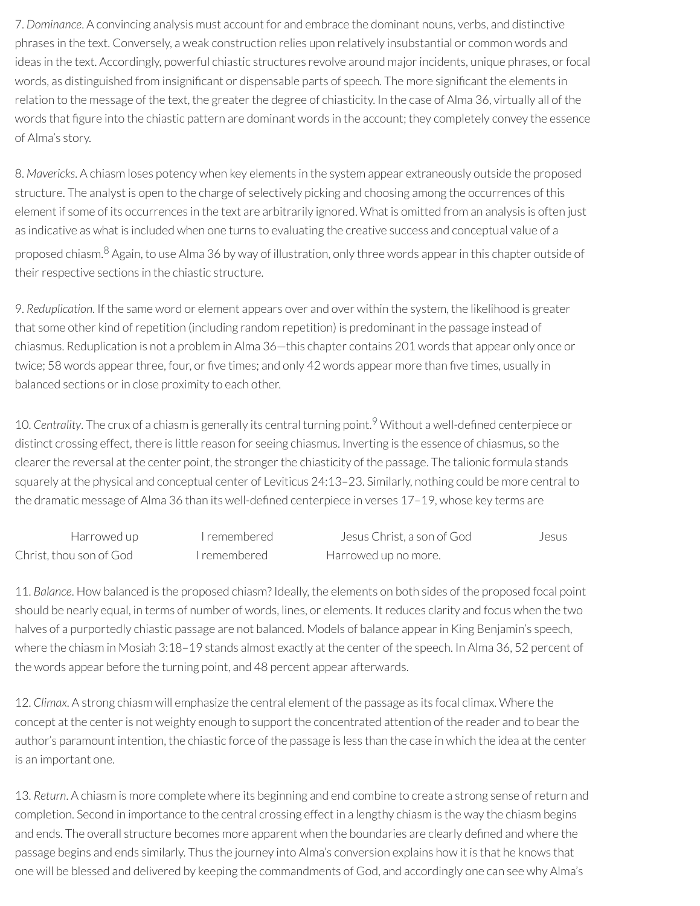7. *Dominance*. A convincing analysis must account for and embrace the dominant nouns, verbs, and distinctive phrases in the text. Conversely, a weak construction relies upon relatively insubstantial or common words and ideas in the text. Accordingly, powerful chiastic structures revolve around major incidents, unique phrases, or focal words, as distinguished from insignificant or dispensable parts of speech. The more significant the elements in relation to the message of the text, the greater the degree of chiasticity. In the case of Alma 36, virtually all of the words that figure into the chiastic pattern are dominant words in the account; they completely convey the essence of Alma's story.

8. *Mavericks*. A chiasm loses potency when key elements in the system appear extraneously outside the proposed structure. The analyst is open to the charge of selectively picking and choosing among the occurrences of this element if some of its occurrences in the text are arbitrarily ignored. What is omitted from an analysis is often just as indicative as what is included when one turns to evaluating the creative success and conceptual value of a proposed chiasm.[8] Again, to use Alma 36 by way of illustration, only three words appear in this chapter outside of their respective sections in the chiastic structure.

9. *Reduplication*. If the same word or element appears over and over within the system, the likelihood is greater that some other kind of repetition (including random repetition) is predominant in the passage instead of chiasmus. Reduplication is not a problem in Alma 36—this chapter contains 201 words that appear only once or twice; 58 words appear three, four, or five times; and only 42 words appear more than five times, usually in balanced sections or in close proximity to each other.

10. *Centrality*. The crux of a chiasm is generally its central turning point.[9] Without a well-defined centerpiece or distinct crossing effect, there is little reason for seeing chiasmus. Inverting is the essence of chiasmus, so the clearer the reversal at the center point, the stronger the chiasticity of the passage. The talionic formula stands squarely at the physical and conceptual center of Leviticus 24:13–23. Similarly, nothing could be more central to the dramatic message of Alma 36 than its well-defined centerpiece in verses 17–19, whose key terms are

Harrowed up I remembered Jesus Christ, a son of God Jesus Christ, thou son of God I remembered Harrowed up no more.

11. *Balance*. How balanced is the proposed chiasm? Ideally, the elements on both sides of the proposed focal point should be nearly equal, in terms of number of words, lines, or elements. It reduces clarity and focus when the two halves of a purportedly chiastic passage are not balanced. Models of balance appear in King Benjamin's speech, where the chiasm in Mosiah 3:18–19 stands almost exactly at the center of the speech. In Alma 36, 52 percent of the words appear before the turning point, and 48 percent appear afterwards.

12. *Climax*. A strong chiasm will emphasize the central element of the passage as its focal climax. Where the concept at the center is not weighty enough to support the concentrated attention of the reader and to bear the author's paramount intention, the chiastic force of the passage is less than the case in which the idea at the center is an important one.

13. *Return*. A chiasm is more complete where its beginning and end combine to create a strong sense of return and completion. Second in importance to the central crossing effect in a lengthy chiasm is the way the chiasm begins and ends. The overall structure becomes more apparent when the boundaries are clearly defined and where the passage begins and ends similarly. Thus the journey into Alma's conversion explains how it is that he knows that one will be blessed and delivered by keeping the commandments of God, and accordingly one can see why Alma's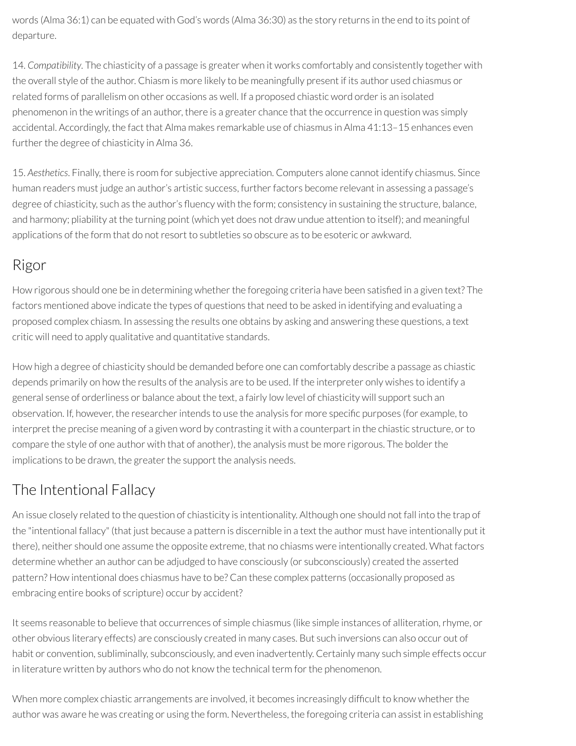words (Alma 36:1) can be equated with God's words (Alma 36:30) as the story returns in the end to its point of departure.

14. *Compatibility*. The chiasticity of a passage is greater when it works comfortably and consistently together with the overall style of the author. Chiasm is more likely to be meaningfully present if its author used chiasmus or related forms of parallelism on other occasions as well. If a proposed chiastic word order is an isolated phenomenon in the writings of an author, there is a greater chance that the occurrence in question was simply accidental. Accordingly, the fact that Alma makes remarkable use of chiasmus in Alma 41:13–15 enhances even further the degree of chiasticity in Alma 36.

15. *Aesthetics*. Finally, there is room for subjective appreciation. Computers alone cannot identify chiasmus. Since human readers must judge an author's artistic success, further factors become relevant in assessing a passage's degree of chiasticity, such as the author's fluency with the form; consistency in sustaining the structure, balance, and harmony; pliability at the turning point (which yet does not draw undue attention to itself); and meaningful applications of the form that do not resort to subtleties so obscure as to be esoteric or awkward.

## Rigor

How rigorous should one be in determining whether the foregoing criteria have been satisfied in a given text? The factors mentioned above indicate the types of questions that need to be asked in identifying and evaluating a proposed complex chiasm. In assessing the results one obtains by asking and answering these questions, a text critic will need to apply qualitative and quantitative standards.

How high a degree of chiasticity should be demanded before one can comfortably describe a passage as chiastic depends primarily on how the results of the analysis are to be used. If the interpreter only wishes to identify a general sense of orderliness or balance about the text, a fairly low level of chiasticity will support such an observation. If, however, the researcher intends to use the analysis for more specific purposes (for example, to interpret the precise meaning of a given word by contrasting it with a counterpart in the chiastic structure, or to compare the style of one author with that of another), the analysis must be more rigorous. The bolder the implications to be drawn, the greater the support the analysis needs.

## The Intentional Fallacy

An issue closely related to the question of chiasticity is intentionality. Although one should not fall into the trap of the "intentional fallacy" (that just because a pattern is discernible in a text the author must have intentionally put it there), neither should one assume the opposite extreme, that no chiasms were intentionally created. What factors determine whether an author can be adjudged to have consciously (or subconsciously) created the asserted pattern? How intentional does chiasmus have to be? Can these complex patterns (occasionally proposed as embracing entire books of scripture) occur by accident?

It seems reasonable to believe that occurrences of simple chiasmus (like simple instances of alliteration, rhyme, or other obvious literary effects) are consciously created in many cases. But such inversions can also occur out of habit or convention, subliminally, subconsciously, and even inadvertently. Certainly many such simple effects occur in literature written by authors who do not know the technical term for the phenomenon.

When more complex chiastic arrangements are involved, it becomes increasingly difficult to know whether the author was aware he was creating or using the form. Nevertheless, the foregoing criteria can assist in establishing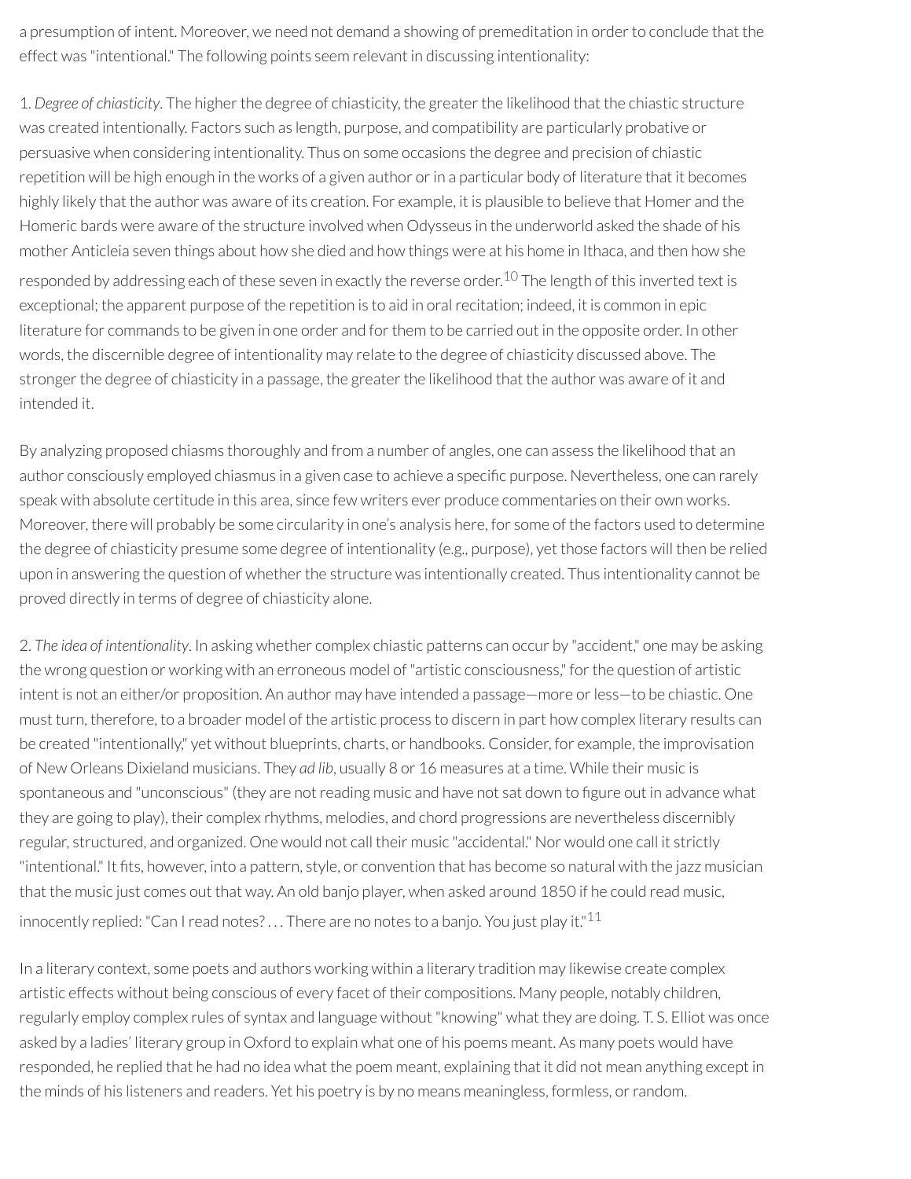a presumption of intent. Moreover, we need not demand a showing of premeditation in order to conclude that the effect was "intentional." The following points seem relevant in discussing intentionality:

1. *Degree of chiasticity*. The higher the degree of chiasticity, the greater the likelihood that the chiastic structure was created intentionally. Factors such as length, purpose, and compatibility are particularly probative or persuasive when considering intentionality. Thus on some occasions the degree and precision of chiastic repetition will be high enough in the works of a given author or in a particular body of literature that it becomes highly likely that the author was aware of its creation. For example, it is plausible to believe that Homer and the Homeric bards were aware of the structure involved when Odysseus in the underworld asked the shade of his mother Anticleia seven things about how she died and how things were at his home in Ithaca, and then how she responded by addressing each of these seven in exactly the reverse order.[10] The length of this inverted text is exceptional; the apparent purpose of the repetition is to aid in oral recitation; indeed, it is common in epic literature for commands to be given in one order and for them to be carried out in the opposite order. In other words, the discernible degree of intentionality may relate to the degree of chiasticity discussed above. The stronger the degree of chiasticity in a passage, the greater the likelihood that the author was aware of it and intended it.

By analyzing proposed chiasms thoroughly and from a number of angles, one can assess the likelihood that an author consciously employed chiasmus in a given case to achieve a specific purpose. Nevertheless, one can rarely speak with absolute certitude in this area, since few writers ever produce commentaries on their own works. Moreover, there will probably be some circularity in one's analysis here, for some of the factors used to determine the degree of chiasticity presume some degree of intentionality (e.g., purpose), yet those factors will then be relied upon in answering the question of whether the structure was intentionally created. Thus intentionality cannot be proved directly in terms of degree of chiasticity alone.

2. *The idea of intentionality*. In asking whether complex chiastic patterns can occur by "accident," one may be asking the wrong question or working with an erroneous model of "artistic consciousness," for the question of artistic intent is not an either/or proposition. An author may have intended a passage—more or less—to be chiastic. One must turn, therefore, to a broader model of the artistic process to discern in part how complex literary results can be created "intentionally," yet without blueprints, charts, or handbooks. Consider, for example, the improvisation of New Orleans Dixieland musicians. They *ad lib*, usually 8 or 16 measures at a time. While their music is spontaneous and "unconscious" (they are not reading music and have not sat down to figure out in advance what they are going to play), their complex rhythms, melodies, and chord progressions are nevertheless discernibly regular, structured, and organized. One would not call their music "accidental." Nor would one call it strictly "intentional." It fits, however, into a pattern, style, or convention that has become so natural with the jazz musician that the music just comes out that way. An old banjo player, when asked around 1850 if he could read music, innocently replied: "Can I read notes? . . . There are no notes to a banjo. You just play it."[11]

In a literary context, some poets and authors working within a literary tradition may likewise create complex artistic effects without being conscious of every facet of their compositions. Many people, notably children, regularly employ complex rules of syntax and language without "knowing" what they are doing. T. S. Elliot was once asked by a ladies' literary group in Oxford to explain what one of his poems meant. As many poets would have responded, he replied that he had no idea what the poem meant, explaining that it did not mean anything except in the minds of his listeners and readers. Yet his poetry is by no means meaningless, formless, or random.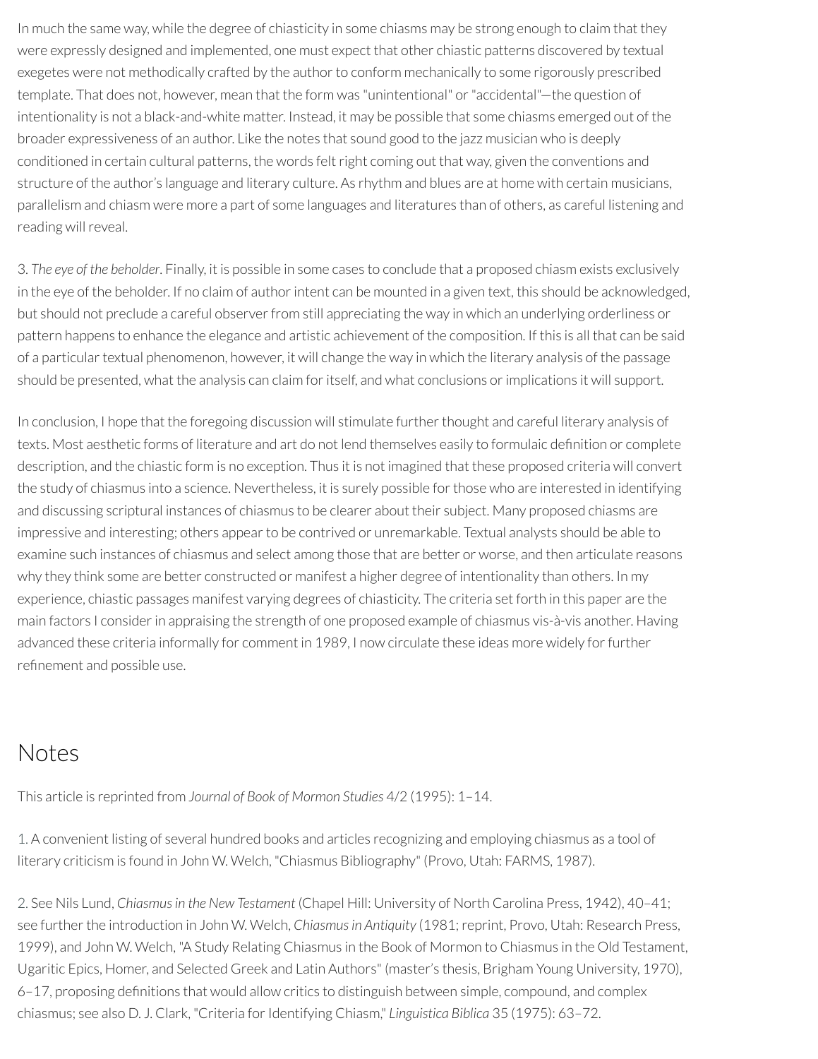In much the same way, while the degree of chiasticity in some chiasms may be strong enough to claim that they were expressly designed and implemented, one must expect that other chiastic patterns discovered by textual exegetes were not methodically crafted by the author to conform mechanically to some rigorously prescribed template. That does not, however, mean that the form was "unintentional" or "accidental"—the question of intentionality is not a black-and-white matter. Instead, it may be possible that some chiasms emerged out of the broader expressiveness of an author. Like the notes that sound good to the jazz musician who is deeply conditioned in certain cultural patterns, the words felt right coming out that way, given the conventions and structure of the author's language and literary culture. As rhythm and blues are at home with certain musicians, parallelism and chiasm were more a part of some languages and literatures than of others, as careful listening and reading will reveal.

3. *The eye of the beholder*. Finally, it is possible in some cases to conclude that a proposed chiasm exists exclusively in the eye of the beholder. If no claim of author intent can be mounted in a given text, this should be acknowledged, but should not preclude a careful observer from still appreciating the way in which an underlying orderliness or pattern happens to enhance the elegance and artistic achievement of the composition. If this is all that can be said of a particular textual phenomenon, however, it will change the way in which the literary analysis of the passage should be presented, what the analysis can claim for itself, and what conclusions or implications it will support.

In conclusion, I hope that the foregoing discussion will stimulate further thought and careful literary analysis of texts. Most aesthetic forms of literature and art do not lend themselves easily to formulaic definition or complete description, and the chiastic form is no exception. Thus it is not imagined that these proposed criteria will convert the study of chiasmus into a science. Nevertheless, it is surely possible for those who are interested in identifying and discussing scriptural instances of chiasmus to be clearer about their subject. Many proposed chiasms are impressive and interesting; others appear to be contrived or unremarkable. Textual analysts should be able to examine such instances of chiasmus and select among those that are better or worse, and then articulate reasons why they think some are better constructed or manifest a higher degree of intentionality than others. In my experience, chiastic passages manifest varying degrees of chiasticity. The criteria set forth in this paper are the main factors I consider in appraising the strength of one proposed example of chiasmus vis-à-vis another. Having advanced these criteria informally for comment in 1989, I now circulate these ideas more widely for further refinement and possible use.

# Notes

This article is reprinted from *Journal of Book of Mormon Studies* 4/2 (1995): 1–14.

1. A convenient listing of several hundred books and articles recognizing and employing chiasmus as a tool of literary criticism is found in John W. Welch, "Chiasmus Bibliography" (Provo, Utah: FARMS, 1987).

2. See Nils Lund, *Chiasmus in the New Testament* (Chapel Hill: University of North Carolina Press, 1942), 40–41; see further the introduction in John W. Welch, *Chiasmus in Antiquity* (1981; reprint, Provo, Utah: Research Press, 1999), and John W. Welch, "A Study Relating Chiasmus in the Book of Mormon to Chiasmus in the Old Testament, Ugaritic Epics, Homer, and Selected Greek and Latin Authors" (master's thesis, Brigham Young University, 1970), 6–17, proposing definitions that would allow critics to distinguish between simple, compound, and complex chiasmus; see also D. J. Clark, "Criteria for Identifying Chiasm," *Linguistica Biblica* 35 (1975): 63–72.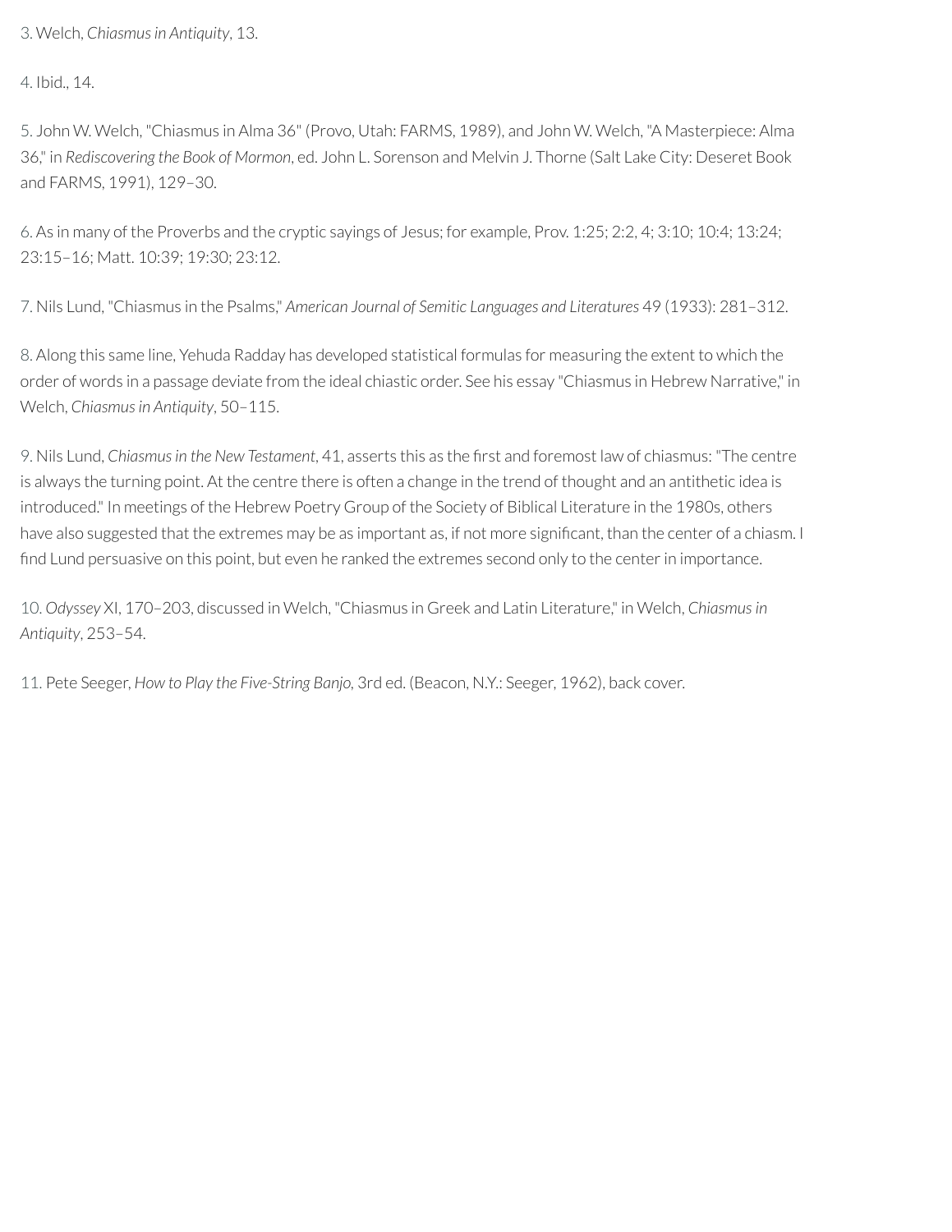3. Welch, *Chiasmus in Antiquity*, 13.

4. Ibid., 14.

5. John W. Welch, "Chiasmus in Alma 36" (Provo, Utah: FARMS, 1989), and John W. Welch, "A Masterpiece: Alma 36," in *Rediscovering the Book of Mormon*, ed. John L. Sorenson and Melvin J. Thorne (Salt Lake City: Deseret Book and FARMS, 1991), 129–30.

6. As in many of the Proverbs and the cryptic sayings of Jesus; for example, Prov. 1:25; 2:2, 4; 3:10; 10:4; 13:24; 23:15–16; Matt. 10:39; 19:30; 23:12.

7. Nils Lund, "Chiasmus in the Psalms," *American Journal of Semitic Languages and Literatures* 49 (1933): 281–312.

8. Along this same line, Yehuda Radday has developed statistical formulas for measuring the extent to which the order of words in a passage deviate from the ideal chiastic order. See his essay "Chiasmus in Hebrew Narrative," in Welch, *Chiasmus in Antiquity*, 50–115.

9. Nils Lund, *Chiasmus in the New Testament*, 41, asserts this as the first and foremost law of chiasmus: "The centre is always the turning point. At the centre there is often a change in the trend of thought and an antithetic idea is introduced." In meetings of the Hebrew Poetry Group of the Society of Biblical Literature in the 1980s, others have also suggested that the extremes may be as important as, if not more significant, than the center of a chiasm. I find Lund persuasive on this point, but even he ranked the extremes second only to the center in importance.

10. *Odyssey* XI, 170–203, discussed in Welch, "Chiasmus in Greek and Latin Literature," in Welch, *Chiasmus in Antiquity*, 253–54.

11. Pete Seeger, *How to Play the Five-String Banjo*, 3rd ed. (Beacon, N.Y.: Seeger, 1962), back cover.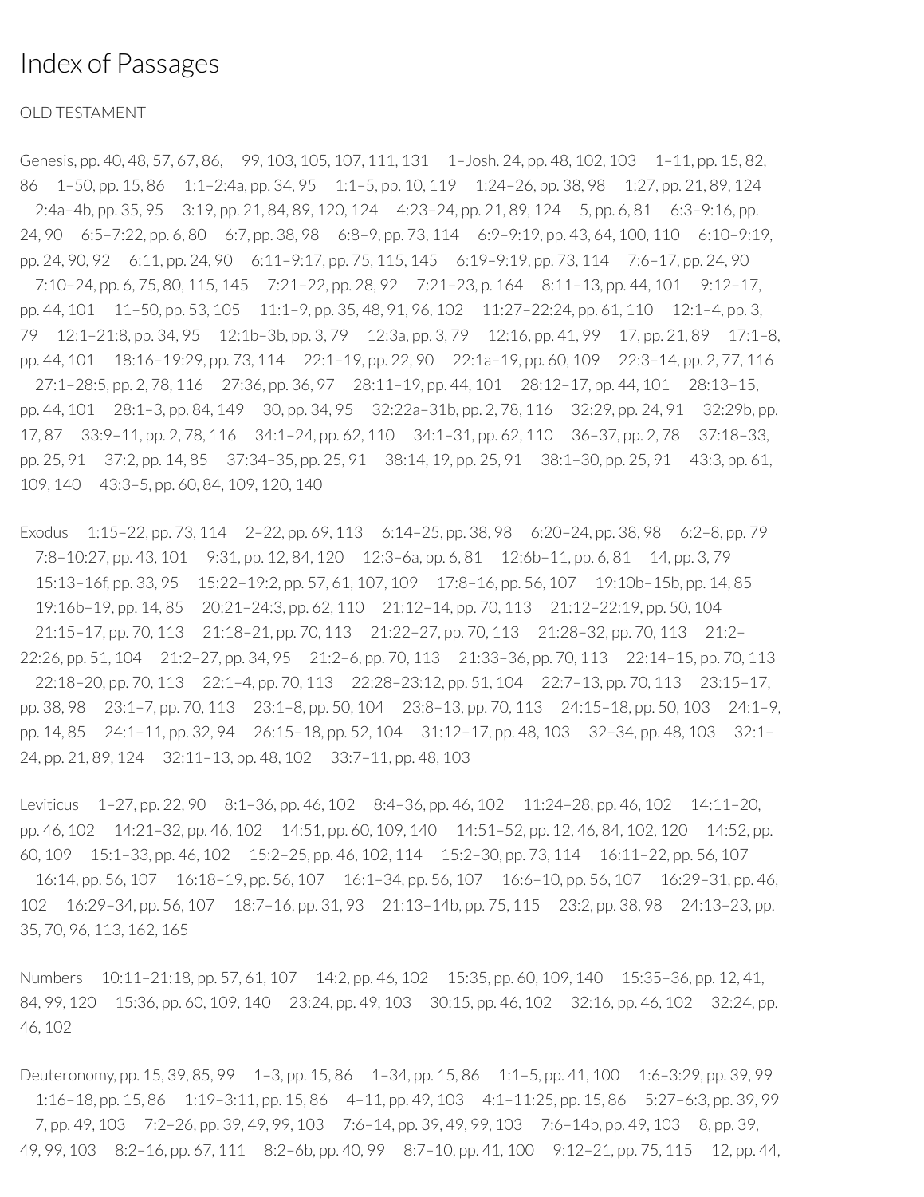# Index of Passages

OLD TESTAMENT

Genesis, pp. 40, 48, 57, 67, 86, 99, 103, 105, 107, 111, 131   1–Josh. 24, pp. 48, 102, 103   1–11, pp. 15, 82, 86   1–50, pp. 15, 86   1:1–2:4a, pp. 34, 95   1:1–5, pp. 10, 119   1:24–26, pp. 38, 98   1:27, pp. 21, 89, 124   2:4a–4b, pp. 35, 95   3:19, pp. 21, 84, 89, 120, 124   4:23–24, pp. 21, 89, 124   5, pp. 6, 81   6:3–9:16, pp. 24, 90   6:5–7:22, pp. 6, 80   6:7, pp. 38, 98   6:8–9, pp. 73, 114   6:9–9:19, pp. 43, 64, 100, 110   6:10–9:19, pp. 24, 90, 92   6:11, pp. 24, 90   6:11–9:17, pp. 75, 115, 145   6:19–9:19, pp. 73, 114   7:6–17, pp. 24, 90   7:10–24, pp. 6, 75, 80, 115, 145   7:21–22, pp. 28, 92   7:21–23, p. 164   8:11–13, pp. 44, 101   9:12–17, pp. 44, 101   11–50, pp. 53, 105   11:1–9, pp. 35, 48, 91, 96, 102   11:27–22:24, pp. 61, 110   12:1–4, pp. 3, 79   12:1–21:8, pp. 34, 95   12:1b–3b, pp. 3, 79   12:3a, pp. 3, 79   12:16, pp. 41, 99   17, pp. 21, 89   17:1–8, pp. 44, 101   18:16–19:29, pp. 73, 114   22:1–19, pp. 22, 90   22:1a–19, pp. 60, 109   22:3–14, pp. 2, 77, 116   27:1–28:5, pp. 2, 78, 116   27:36, pp. 36, 97   28:11–19, pp. 44, 101   28:12–17, pp. 44, 101   28:13–15, pp. 44, 101   28:1–3, pp. 84, 149   30, pp. 34, 95   32:22a–31b, pp. 2, 78, 116   32:29, pp. 24, 91   32:29b, pp. 17, 87   33:9–11, pp. 2, 78, 116   34:1–24, pp. 62, 110   34:1–31, pp. 62, 110   36–37, pp. 2, 78   37:18–33, pp. 25, 91   37:2, pp. 14, 85   37:34–35, pp. 25, 91   38:14, 19, pp. 25, 91   38:1–30, pp. 25, 91   43:3, pp. 61, 109, 140   43:3–5, pp. 60, 84, 109, 120, 140

Exodus   1:15–22, pp. 73, 114   2–22, pp. 69, 113   6:14–25, pp. 38, 98   6:20–24, pp. 38, 98   6:2–8, pp. 79   7:8–10:27, pp. 43, 101   9:31, pp. 12, 84, 120   12:3–6a, pp. 6, 81   12:6b–11, pp. 6, 81   14, pp. 3, 79   15:13–16f, pp. 33, 95   15:22–19:2, pp. 57, 61, 107, 109   17:8–16, pp. 56, 107   19:10b–15b, pp. 14, 85   19:16b–19, pp. 14, 85   20:21–24:3, pp. 62, 110   21:12–14, pp. 70, 113   21:12–22:19, pp. 50, 104   21:15–17, pp. 70, 113   21:18–21, pp. 70, 113   21:22–27, pp. 70, 113   21:28–32, pp. 70, 113   21:2–22:26, pp. 51, 104   21:2–27, pp. 34, 95   21:2–6, pp. 70, 113   21:33–36, pp. 70, 113   22:14–15, pp. 70, 113   22:18–20, pp. 70, 113   22:1–4, pp. 70, 113   22:28–23:12, pp. 51, 104   22:7–13, pp. 70, 113   23:15–17, pp. 38, 98   23:1–7, pp. 70, 113   23:1–8, pp. 50, 104   23:8–13, pp. 70, 113   24:15–18, pp. 50, 103   24:1–9, pp. 14, 85   24:1–11, pp. 32, 94   26:15–18, pp. 52, 104   31:12–17, pp. 48, 103   32–34, pp. 48, 103   32:1–24, pp. 21, 89, 124   32:11–13, pp. 48, 102   33:7–11, pp. 48, 103

Leviticus   1–27, pp. 22, 90   8:1–36, pp. 46, 102   8:4–36, pp. 46, 102   11:24–28, pp. 46, 102   14:11–20, pp. 46, 102   14:21–32, pp. 46, 102   14:51, pp. 60, 109, 140   14:51–52, pp. 12, 46, 84, 102, 120   14:52, pp. 60, 109   15:1–33, pp. 46, 102   15:2–25, pp. 46, 102, 114   15:2–30, pp. 73, 114   16:11–22, pp. 56, 107   16:14, pp. 56, 107   16:18–19, pp. 56, 107   16:1–34, pp. 56, 107   16:6–10, pp. 56, 107   16:29–31, pp. 46, 102   16:29–34, pp. 56, 107   18:7–16, pp. 31, 93   21:13–14b, pp. 75, 115   23:2, pp. 38, 98   24:13–23, pp. 35, 70, 96, 113, 162, 165

Numbers   10:11–21:18, pp. 57, 61, 107   14:2, pp. 46, 102   15:35, pp. 60, 109, 140   15:35–36, pp. 12, 41, 84, 99, 120   15:36, pp. 60, 109, 140   23:24, pp. 49, 103   30:15, pp. 46, 102   32:16, pp. 46, 102   32:24, pp. 46, 102

Deuteronomy, pp. 15, 39, 85, 99   1–3, pp. 15, 86   1–34, pp. 15, 86   1:1–5, pp. 41, 100   1:6–3:29, pp. 39, 99   1:16–18, pp. 15, 86   1:19–3:11, pp. 15, 86   4–11, pp. 49, 103   4:1–11:25, pp. 15, 86   5:27–6:3, pp. 39, 99   7, pp. 49, 103   7:2–26, pp. 39, 49, 99, 103   7:6–14, pp. 39, 49, 99, 103   7:6–14b, pp. 49, 103   8, pp. 39, 49, 99, 103   8:2–16, pp. 67, 111   8:2–6b, pp. 40, 99   8:7–10, pp. 41, 100   9:12–21, pp. 75, 115   12, pp. 44,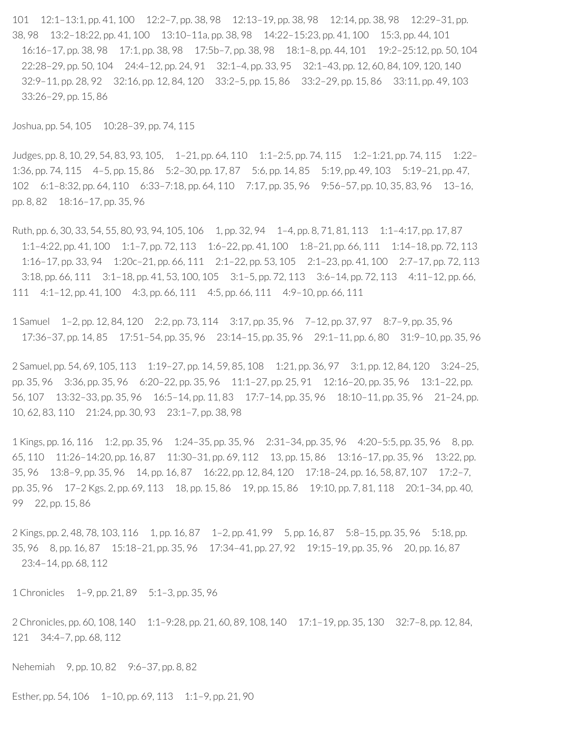101 12:1–13:1, pp. 41, 100 12:2–7, pp. 38, 98 12:13–19, pp. 38, 98 12:14, pp. 38, 98 12:29–31, pp. 38, 98 13:2–18:22, pp. 41, 100 13:10–11a, pp. 38, 98 14:22–15:23, pp. 41, 100 15:3, pp. 44, 101 16:16–17, pp. 38, 98 17:1, pp. 38, 98 17:5b–7, pp. 38, 98 18:1–8, pp. 44, 101 19:2–25:12, pp. 50, 104 22:28–29, pp. 50, 104 24:4–12, pp. 24, 91 32:1–4, pp. 33, 95 32:1–43, pp. 12, 60, 84, 109, 120, 140 32:9–11, pp. 28, 92 32:16, pp. 12, 84, 120 33:2–5, pp. 15, 86 33:2–29, pp. 15, 86 33:11, pp. 49, 103 33:26–29, pp. 15, 86

Joshua, pp. 54, 105 10:28–39, pp. 74, 115

Judges, pp. 8, 10, 29, 54, 83, 93, 105, 1–21, pp. 64, 110 1:1–2:5, pp. 74, 115 1:2–1:21, pp. 74, 115 1:22–1:36, pp. 74, 115 4–5, pp. 15, 86 5:2–30, pp. 17, 87 5:6, pp. 14, 85 5:19, pp. 49, 103 5:19–21, pp. 47, 102 6:1–8:32, pp. 64, 110 6:33–7:18, pp. 64, 110 7:17, pp. 35, 96 9:56–57, pp. 10, 35, 83, 96 13–16, pp. 8, 82 18:16–17, pp. 35, 96

Ruth, pp. 6, 30, 33, 54, 55, 80, 93, 94, 105, 106 1, pp. 32, 94 1–4, pp. 8, 71, 81, 113 1:1–4:17, pp. 17, 87 1:1–4:22, pp. 41, 100 1:1–7, pp. 72, 113 1:6–22, pp. 41, 100 1:8–21, pp. 66, 111 1:14–18, pp. 72, 113 1:16–17, pp. 33, 94 1:20c–21, pp. 66, 111 2:1–22, pp. 53, 105 2:1–23, pp. 41, 100 2:7–17, pp. 72, 113 3:18, pp. 66, 111 3:1–18, pp. 41, 53, 100, 105 3:1–5, pp. 72, 113 3:6–14, pp. 72, 113 4:11–12, pp. 66, 111 4:1–12, pp. 41, 100 4:3, pp. 66, 111 4:5, pp. 66, 111 4:9–10, pp. 66, 111

1 Samuel 1–2, pp. 12, 84, 120 2:2, pp. 73, 114 3:17, pp. 35, 96 7–12, pp. 37, 97 8:7–9, pp. 35, 96 17:36–37, pp. 14, 85 17:51–54, pp. 35, 96 23:14–15, pp. 35, 96 29:1–11, pp. 6, 80 31:9–10, pp. 35, 96

2 Samuel, pp. 54, 69, 105, 113 1:19–27, pp. 14, 59, 85, 108 1:21, pp. 36, 97 3:1, pp. 12, 84, 120 3:24–25, pp. 35, 96 3:36, pp. 35, 96 6:20–22, pp. 35, 96 11:1–27, pp. 25, 91 12:16–20, pp. 35, 96 13:1–22, pp. 56, 107 13:32–33, pp. 35, 96 16:5–14, pp. 11, 83 17:7–14, pp. 35, 96 18:10–11, pp. 35, 96 21–24, pp. 10, 62, 83, 110 21:24, pp. 30, 93 23:1–7, pp. 38, 98

1 Kings, pp. 16, 116 1:2, pp. 35, 96 1:24–35, pp. 35, 96 2:31–34, pp. 35, 96 4:20–5:5, pp. 35, 96 8, pp. 65, 110 11:26–14:20, pp. 16, 87 11:30–31, pp. 69, 112 13, pp. 15, 86 13:16–17, pp. 35, 96 13:22, pp. 35, 96 13:8–9, pp. 35, 96 14, pp. 16, 87 16:22, pp. 12, 84, 120 17:18–24, pp. 16, 58, 87, 107 17:2–7, pp. 35, 96 17–2 Kgs. 2, pp. 69, 113 18, pp. 15, 86 19, pp. 15, 86 19:10, pp. 7, 81, 118 20:1–34, pp. 40, 99 22, pp. 15, 86

2 Kings, pp. 2, 48, 78, 103, 116 1, pp. 16, 87 1–2, pp. 41, 99 5, pp. 16, 87 5:8–15, pp. 35, 96 5:18, pp. 35, 96 8, pp. 16, 87 15:18–21, pp. 35, 96 17:34–41, pp. 27, 92 19:15–19, pp. 35, 96 20, pp. 16, 87 23:4–14, pp. 68, 112

1 Chronicles 1–9, pp. 21, 89 5:1–3, pp. 35, 96

2 Chronicles, pp. 60, 108, 140 1:1–9:28, pp. 21, 60, 89, 108, 140 17:1–19, pp. 35, 130 32:7–8, pp. 12, 84, 121 34:4–7, pp. 68, 112

Nehemiah 9, pp. 10, 82 9:6–37, pp. 8, 82

Esther, pp. 54, 106 1–10, pp. 69, 113 1:1–9, pp. 21, 90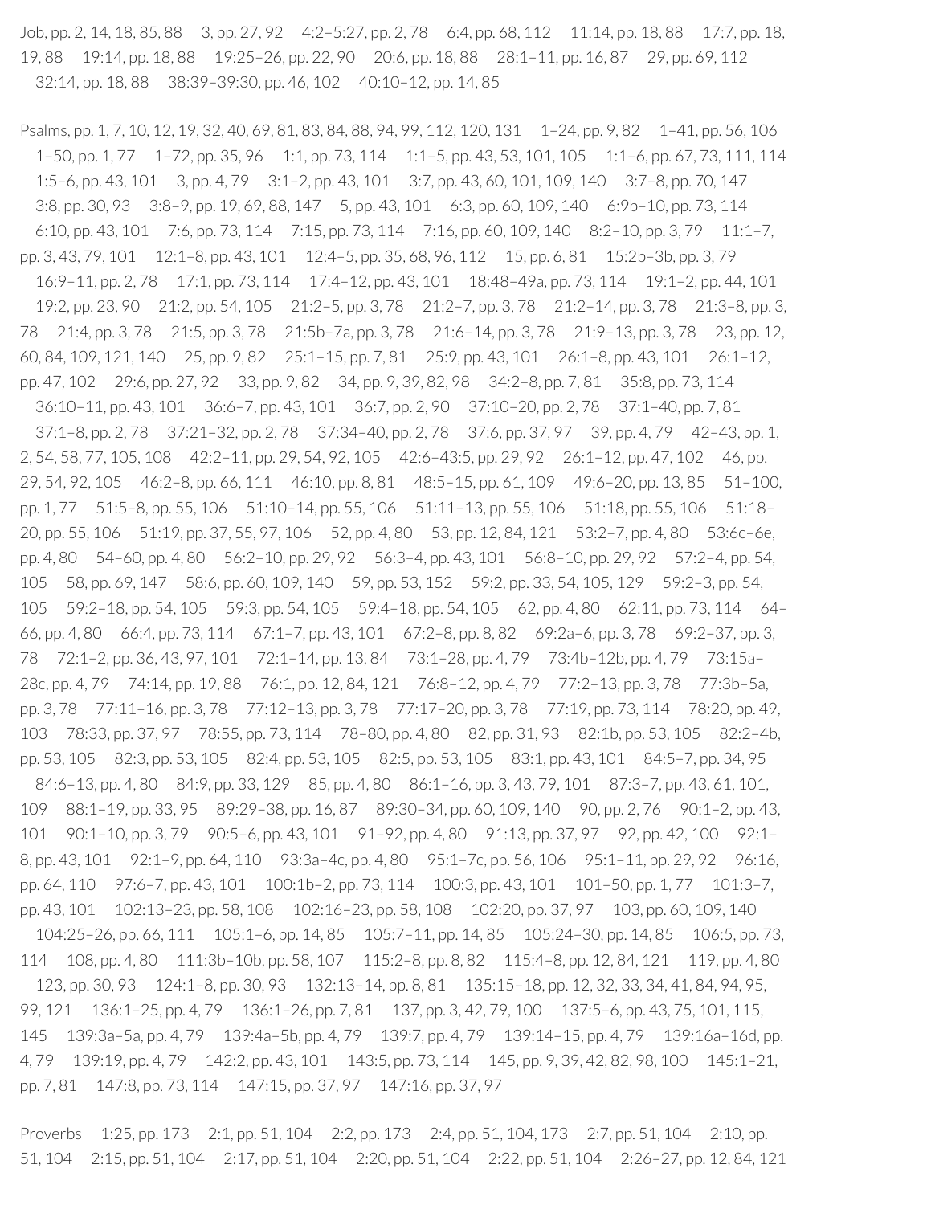Job, pp. 2, 14, 18, 85, 88 3, pp. 27, 92 4:2–5:27, pp. 2, 78 6:4, pp. 68, 112 11:14, pp. 18, 88 17:7, pp. 18, 19, 88 19:14, pp. 18, 88 19:25–26, pp. 22, 90 20:6, pp. 18, 88 28:1–11, pp. 16, 87 29, pp. 69, 112 32:14, pp. 18, 88 38:39–39:30, pp. 46, 102 40:10–12, pp. 14, 85

Psalms, pp. 1, 7, 10, 12, 19, 32, 40, 69, 81, 83, 84, 88, 94, 99, 112, 120, 131 1–24, pp. 9, 82 1–41, pp. 56, 106 1–50, pp. 1, 77 1–72, pp. 35, 96 1:1, pp. 73, 114 1:1–5, pp. 43, 53, 101, 105 1:1–6, pp. 67, 73, 111, 114 1:5–6, pp. 43, 101 3, pp. 4, 79 3:1–2, pp. 43, 101 3:7, pp. 43, 60, 101, 109, 140 3:7–8, pp. 70, 147 3:8, pp. 30, 93 3:8–9, pp. 19, 69, 88, 147 5, pp. 43, 101 6:3, pp. 60, 109, 140 6:9b–10, pp. 73, 114 6:10, pp. 43, 101 7:6, pp. 73, 114 7:15, pp. 73, 114 7:16, pp. 60, 109, 140 8:2–10, pp. 3, 79 11:1–7, pp. 3, 43, 79, 101 12:1–8, pp. 43, 101 12:4–5, pp. 35, 68, 96, 112 15, pp. 6, 81 15:2b–3b, pp. 3, 79 16:9–11, pp. 2, 78 17:1, pp. 73, 114 17:4–12, pp. 43, 101 18:48–49a, pp. 73, 114 19:1–2, pp. 44, 101 19:2, pp. 23, 90 21:2, pp. 54, 105 21:2–5, pp. 3, 78 21:2–7, pp. 3, 78 21:2–14, pp. 3, 78 21:3–8, pp. 3, 78 21:4, pp. 3, 78 21:5, pp. 3, 78 21:5b–7a, pp. 3, 78 21:6–14, pp. 3, 78 21:9–13, pp. 3, 78 23, pp. 12, 60, 84, 109, 121, 140 25, pp. 9, 82 25:1–15, pp. 7, 81 25:9, pp. 43, 101 26:1–8, pp. 43, 101 26:1–12, pp. 47, 102 29:6, pp. 27, 92 33, pp. 9, 82 34, pp. 9, 39, 82, 98 34:2–8, pp. 7, 81 35:8, pp. 73, 114 36:10–11, pp. 43, 101 36:6–7, pp. 43, 101 36:7, pp. 2, 90 37:10–20, pp. 2, 78 37:1–40, pp. 7, 81 37:1–8, pp. 2, 78 37:21–32, pp. 2, 78 37:34–40, pp. 2, 78 37:6, pp. 37, 97 39, pp. 4, 79 42–43, pp. 1, 2, 54, 58, 77, 105, 108 42:2–11, pp. 29, 54, 92, 105 42:6–43:5, pp. 29, 92 26:1–12, pp. 47, 102 46, pp. 29, 54, 92, 105 46:2–8, pp. 66, 111 46:10, pp. 8, 81 48:5–15, pp. 61, 109 49:6–20, pp. 13, 85 51–100, pp. 1, 77 51:5–8, pp. 55, 106 51:10–14, pp. 55, 106 51:11–13, pp. 55, 106 51:18, pp. 55, 106 51:18–20, pp. 55, 106 51:19, pp. 37, 55, 97, 106 52, pp. 4, 80 53, pp. 12, 84, 121 53:2–7, pp. 4, 80 53:6c–6e, pp. 4, 80 54–60, pp. 4, 80 56:2–10, pp. 29, 92 56:3–4, pp. 43, 101 56:8–10, pp. 29, 92 57:2–4, pp. 54, 105 58, pp. 69, 147 58:6, pp. 60, 109, 140 59, pp. 53, 152 59:2, pp. 33, 54, 105, 129 59:2–3, pp. 54, 105 59:2–18, pp. 54, 105 59:3, pp. 54, 105 59:4–18, pp. 54, 105 62, pp. 4, 80 62:11, pp. 73, 114 64–66, pp. 4, 80 66:4, pp. 73, 114 67:1–7, pp. 43, 101 67:2–8, pp. 8, 82 69:2a–6, pp. 3, 78 69:2–37, pp. 3, 78 72:1–2, pp. 36, 43, 97, 101 72:1–14, pp. 13, 84 73:1–28, pp. 4, 79 73:4b–12b, pp. 4, 79 73:15a–28c, pp. 4, 79 74:14, pp. 19, 88 76:1, pp. 12, 84, 121 76:8–12, pp. 4, 79 77:2–13, pp. 3, 78 77:3b–5a, pp. 3, 78 77:11–16, pp. 3, 78 77:12–13, pp. 3, 78 77:17–20, pp. 3, 78 77:19, pp. 73, 114 78:20, pp. 49, 103 78:33, pp. 37, 97 78:55, pp. 73, 114 78–80, pp. 4, 80 82, pp. 31, 93 82:1b, pp. 53, 105 82:2–4b, pp. 53, 105 82:3, pp. 53, 105 82:4, pp. 53, 105 82:5, pp. 53, 105 83:1, pp. 43, 101 84:5–7, pp. 34, 95 84:6–13, pp. 4, 80 84:9, pp. 33, 129 85, pp. 4, 80 86:1–16, pp. 3, 43, 79, 101 87:3–7, pp. 43, 61, 101, 109 88:1–19, pp. 33, 95 89:29–38, pp. 16, 87 89:30–34, pp. 60, 109, 140 90, pp. 2, 76 90:1–2, pp. 43, 101 90:1–10, pp. 3, 79 90:5–6, pp. 43, 101 91–92, pp. 4, 80 91:13, pp. 37, 97 92, pp. 42, 100 92:1–8, pp. 43, 101 92:1–9, pp. 64, 110 93:3a–4c, pp. 4, 80 95:1–7c, pp. 56, 106 95:1–11, pp. 29, 92 96:16, pp. 64, 110 97:6–7, pp. 43, 101 100:1b–2, pp. 73, 114 100:3, pp. 43, 101 101–50, pp. 1, 77 101:3–7, pp. 43, 101 102:13–23, pp. 58, 108 102:16–23, pp. 58, 108 102:20, pp. 37, 97 103, pp. 60, 109, 140 104:25–26, pp. 66, 111 105:1–6, pp. 14, 85 105:7–11, pp. 14, 85 105:24–30, pp. 14, 85 106:5, pp. 73, 114 108, pp. 4, 80 111:3b–10b, pp. 58, 107 115:2–8, pp. 8, 82 115:4–8, pp. 12, 84, 121 119, pp. 4, 80 123, pp. 30, 93 124:1–8, pp. 30, 93 132:13–14, pp. 8, 81 135:15–18, pp. 12, 32, 33, 34, 41, 84, 94, 95, 99, 121 136:1–25, pp. 4, 79 136:1–26, pp. 7, 81 137, pp. 3, 42, 79, 100 137:5–6, pp. 43, 75, 101, 115, 145 139:3a–5a, pp. 4, 79 139:4a–5b, pp. 4, 79 139:7, pp. 4, 79 139:14–15, pp. 4, 79 139:16a–16d, pp. 4, 79 139:19, pp. 4, 79 142:2, pp. 43, 101 143:5, pp. 73, 114 145, pp. 9, 39, 42, 82, 98, 100 145:1–21, pp. 7, 81 147:8, pp. 73, 114 147:15, pp. 37, 97 147:16, pp. 37, 97

Proverbs 1:25, pp. 173 2:1, pp. 51, 104 2:2, pp. 173 2:4, pp. 51, 104, 173 2:7, pp. 51, 104 2:10, pp. 51, 104 2:15, pp. 51, 104 2:17, pp. 51, 104 2:20, pp. 51, 104 2:22, pp. 51, 104 2:26–27, pp. 12, 84, 121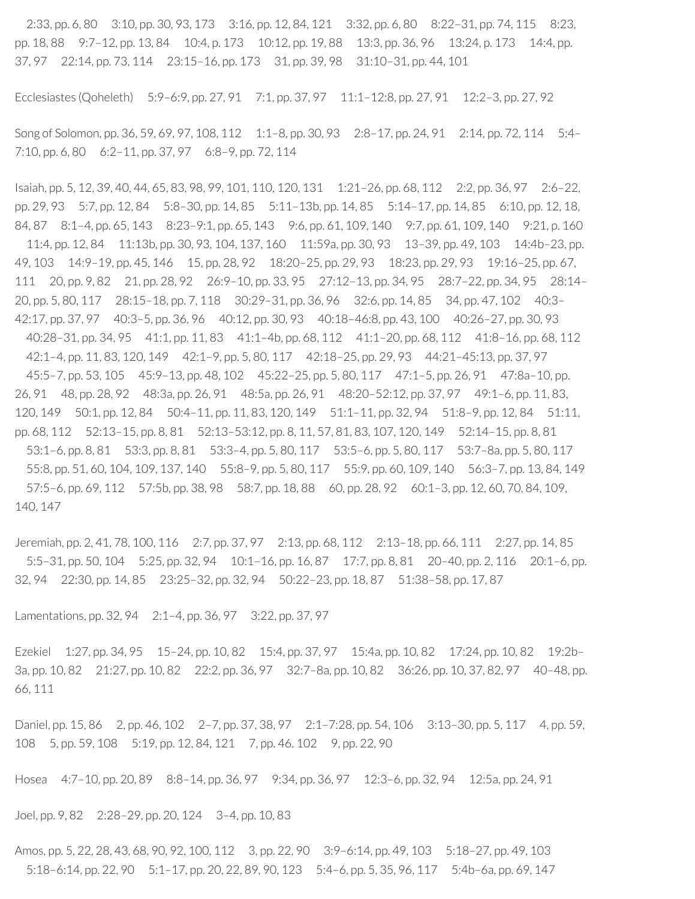2:33, pp. 6, 80     3:10, pp. 30, 93, 173     3:16, pp. 12, 84, 121     3:32, pp. 6, 80     8:22–31, pp. 74, 115     8:23, pp. 18, 88     9:7–12, pp. 13, 84     10:4, p. 173     10:12, pp. 19, 88     13:3, pp. 36, 96     13:24, p. 173     14:4, pp. 37, 97     22:14, pp. 73, 114     23:15–16, pp. 173     31, pp. 39, 98     31:10–31, pp. 44, 101

Ecclesiastes (Qoheleth)     5:9–6:9, pp. 27, 91     7:1, pp. 37, 97     11:1–12:8, pp. 27, 91     12:2–3, pp. 27, 92

Song of Solomon, pp. 36, 59, 69, 97, 108, 112     1:1–8, pp. 30, 93     2:8–17, pp. 24, 91     2:14, pp. 72, 114     5:4–7:10, pp. 6, 80     6:2–11, pp. 37, 97     6:8–9, pp. 72, 114

Isaiah, pp. 5, 12, 39, 40, 44, 65, 83, 98, 99, 101, 110, 120, 131     1:21–26, pp. 68, 112     2:2, pp. 36, 97     2:6–22, pp. 29, 93     5:7, pp. 12, 84     5:8–30, pp. 14, 85     5:11–13b, pp. 14, 85     5:14–17, pp. 14, 85     6:10, pp. 12, 18, 84, 87     8:1–4, pp. 65, 143     8:23–9:1, pp. 65, 143     9:6, pp. 61, 109, 140     9:7, pp. 61, 109, 140     9:21, p. 160     11:4, pp. 12, 84     11:13b, pp. 30, 93, 104, 137, 160     11:59a, pp. 30, 93     13–39, pp. 49, 103     14:4b–23, pp. 49, 103     14:9–19, pp. 45, 146     15, pp. 28, 92     18:20–25, pp. 29, 93     18:23, pp. 29, 93     19:16–25, pp. 67, 111     20, pp. 9, 82     21, pp. 28, 92     26:9–10, pp. 33, 95     27:12–13, pp. 34, 95     28:7–22, pp. 34, 95     28:14–20, pp. 5, 80, 117     28:15–18, pp. 7, 118     30:29–31, pp. 36, 96     32:6, pp. 14, 85     34, pp. 47, 102     40:3–42:17, pp. 37, 97     40:3–5, pp. 36, 96     40:12, pp. 30, 93     40:18–46:8, pp. 43, 100     40:26–27, pp. 30, 93     40:28–31, pp. 34, 95     41:1, pp. 11, 83     41:1–4b, pp. 68, 112     41:1–20, pp. 68, 112     41:8–16, pp. 68, 112     42:1–4, pp. 11, 83, 120, 149     42:1–9, pp. 5, 80, 117     42:18–25, pp. 29, 93     44:21–45:13, pp. 37, 97     45:5–7, pp. 53, 105     45:9–13, pp. 48, 102     45:22–25, pp. 5, 80, 117     47:1–5, pp. 26, 91     47:8a–10, pp. 26, 91     48, pp. 28, 92     48:3a, pp. 26, 91     48:5a, pp. 26, 91     48:20–52:12, pp. 37, 97     49:1–6, pp. 11, 83, 120, 149     50:1, pp. 12, 84     50:4–11, pp. 11, 83, 120, 149     51:1–11, pp. 32, 94     51:8–9, pp. 12, 84     51:11, pp. 68, 112     52:13–15, pp. 8, 81     52:13–53:12, pp. 8, 11, 57, 81, 83, 107, 120, 149     52:14–15, pp. 8, 81     53:1–6, pp. 8, 81     53:3, pp. 8, 81     53:3–4, pp. 5, 80, 117     53:5–6, pp. 5, 80, 117     53:7–8a, pp. 5, 80, 117     55:8, pp. 51, 60, 104, 109, 137, 140     55:8–9, pp. 5, 80, 117     55:9, pp. 60, 109, 140     56:3–7, pp. 13, 84, 149     57:5–6, pp. 69, 112     57:5b, pp. 38, 98     58:7, pp. 18, 88     60, pp. 28, 92     60:1–3, pp. 12, 60, 70, 84, 109, 140, 147

Jeremiah, pp. 2, 41, 78, 100, 116     2:7, pp. 37, 97     2:13, pp. 68, 112     2:13–18, pp. 66, 111     2:27, pp. 14, 85     5:5–31, pp. 50, 104     5:25, pp. 32, 94     10:1–16, pp. 16, 87     17:7, pp. 8, 81     20–40, pp. 2, 116     20:1–6, pp. 32, 94     22:30, pp. 14, 85     23:25–32, pp. 32, 94     50:22–23, pp. 18, 87     51:38–58, pp. 17, 87

Lamentations, pp. 32, 94     2:1–4, pp. 36, 97     3:22, pp. 37, 97

Ezekiel     1:27, pp. 34, 95     15–24, pp. 10, 82     15:4, pp. 37, 97     15:4a, pp. 10, 82     17:24, pp. 10, 82     19:2b–3a, pp. 10, 82     21:27, pp. 10, 82     22:2, pp. 36, 97     32:7–8a, pp. 10, 82     36:26, pp. 10, 37, 82, 97     40–48, pp. 66, 111

Daniel, pp. 15, 86     2, pp. 46, 102     2–7, pp. 37, 38, 97     2:1–7:28, pp. 54, 106     3:13–30, pp. 5, 117     4, pp. 59, 108     5, pp. 59, 108     5:19, pp. 12, 84, 121     7, pp. 46. 102     9, pp. 22, 90

Hosea     4:7–10, pp. 20, 89     8:8–14, pp. 36, 97     9:34, pp. 36, 97     12:3–6, pp. 32, 94     12:5a, pp. 24, 91

Joel, pp. 9, 82     2:28–29, pp. 20, 124     3–4, pp. 10, 83

Amos, pp. 5, 22, 28, 43, 68, 90, 92, 100, 112     3, pp. 22, 90     3:9–6:14, pp. 49, 103     5:18–27, pp. 49, 103     5:18–6:14, pp. 22, 90     5:1–17, pp. 20, 22, 89, 90, 123     5:4–6, pp. 5, 35, 96, 117     5:4b–6a, pp. 69, 147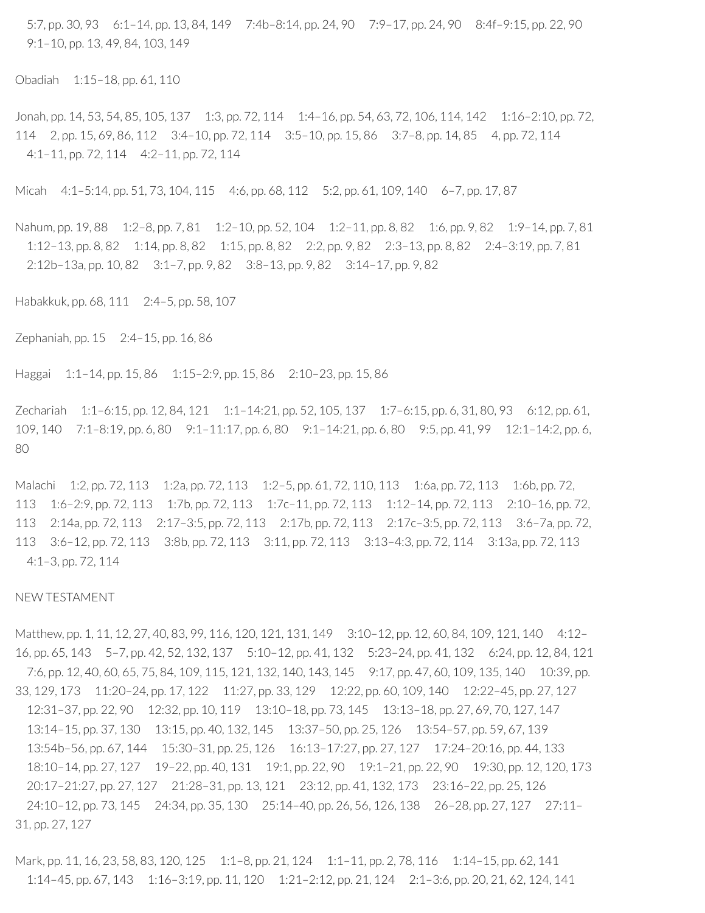5:7, pp. 30, 93 6:1–14, pp. 13, 84, 149 7:4b–8:14, pp. 24, 90 7:9–17, pp. 24, 90 8:4f–9:15, pp. 22, 90 9:1–10, pp. 13, 49, 84, 103, 149

Obadiah 1:15–18, pp. 61, 110

Jonah, pp. 14, 53, 54, 85, 105, 137 1:3, pp. 72, 114 1:4–16, pp. 54, 63, 72, 106, 114, 142 1:16–2:10, pp. 72, 114 2, pp. 15, 69, 86, 112 3:4–10, pp. 72, 114 3:5–10, pp. 15, 86 3:7–8, pp. 14, 85 4, pp. 72, 114 4:1–11, pp. 72, 114 4:2–11, pp. 72, 114

Micah 4:1–5:14, pp. 51, 73, 104, 115 4:6, pp. 68, 112 5:2, pp. 61, 109, 140 6–7, pp. 17, 87

Nahum, pp. 19, 88 1:2–8, pp. 7, 81 1:2–10, pp. 52, 104 1:2–11, pp. 8, 82 1:6, pp. 9, 82 1:9–14, pp. 7, 81 1:12–13, pp. 8, 82 1:14, pp. 8, 82 1:15, pp. 8, 82 2:2, pp. 9, 82 2:3–13, pp. 8, 82 2:4–3:19, pp. 7, 81 2:12b–13a, pp. 10, 82 3:1–7, pp. 9, 82 3:8–13, pp. 9, 82 3:14–17, pp. 9, 82

Habakkuk, pp. 68, 111 2:4–5, pp. 58, 107

Zephaniah, pp. 15 2:4–15, pp. 16, 86

Haggai 1:1–14, pp. 15, 86 1:15–2:9, pp. 15, 86 2:10–23, pp. 15, 86

Zechariah 1:1–6:15, pp. 12, 84, 121 1:1–14:21, pp. 52, 105, 137 1:7–6:15, pp. 6, 31, 80, 93 6:12, pp. 61, 109, 140 7:1–8:19, pp. 6, 80 9:1–11:17, pp. 6, 80 9:1–14:21, pp. 6, 80 9:5, pp. 41, 99 12:1–14:2, pp. 6, 80

Malachi 1:2, pp. 72, 113 1:2a, pp. 72, 113 1:2–5, pp. 61, 72, 110, 113 1:6a, pp. 72, 113 1:6b, pp. 72, 113 1:6–2:9, pp. 72, 113 1:7b, pp. 72, 113 1:7c–11, pp. 72, 113 1:12–14, pp. 72, 113 2:10–16, pp. 72, 113 2:14a, pp. 72, 113 2:17–3:5, pp. 72, 113 2:17b, pp. 72, 113 2:17c–3:5, pp. 72, 113 3:6–7a, pp. 72, 113 3:6–12, pp. 72, 113 3:8b, pp. 72, 113 3:11, pp. 72, 113 3:13–4:3, pp. 72, 114 3:13a, pp. 72, 113 4:1–3, pp. 72, 114

NEW TESTAMENT

Matthew, pp. 1, 11, 12, 27, 40, 83, 99, 116, 120, 121, 131, 149 3:10–12, pp. 12, 60, 84, 109, 121, 140 4:12–16, pp. 65, 143 5–7, pp. 42, 52, 132, 137 5:10–12, pp. 41, 132 5:23–24, pp. 41, 132 6:24, pp. 12, 84, 121 7:6, pp. 12, 40, 60, 65, 75, 84, 109, 115, 121, 132, 140, 143, 145 9:17, pp. 47, 60, 109, 135, 140 10:39, pp. 33, 129, 173 11:20–24, pp. 17, 122 11:27, pp. 33, 129 12:22, pp. 60, 109, 140 12:22–45, pp. 27, 127 12:31–37, pp. 22, 90 12:32, pp. 10, 119 13:10–18, pp. 73, 145 13:13–18, pp. 27, 69, 70, 127, 147 13:14–15, pp. 37, 130 13:15, pp. 40, 132, 145 13:37–50, pp. 25, 126 13:54–57, pp. 59, 67, 139 13:54b–56, pp. 67, 144 15:30–31, pp. 25, 126 16:13–17:27, pp. 27, 127 17:24–20:16, pp. 44, 133 18:10–14, pp. 27, 127 19–22, pp. 40, 131 19:1, pp. 22, 90 19:1–21, pp. 22, 90 19:30, pp. 12, 120, 173 20:17–21:27, pp. 27, 127 21:28–31, pp. 13, 121 23:12, pp. 41, 132, 173 23:16–22, pp. 25, 126 24:10–12, pp. 73, 145 24:34, pp. 35, 130 25:14–40, pp. 26, 56, 126, 138 26–28, pp. 27, 127 27:11–31, pp. 27, 127

Mark, pp. 11, 16, 23, 58, 83, 120, 125 1:1–8, pp. 21, 124 1:1–11, pp. 2, 78, 116 1:14–15, pp. 62, 141 1:14–45, pp. 67, 143 1:16–3:19, pp. 11, 120 1:21–2:12, pp. 21, 124 2:1–3:6, pp. 20, 21, 62, 124, 141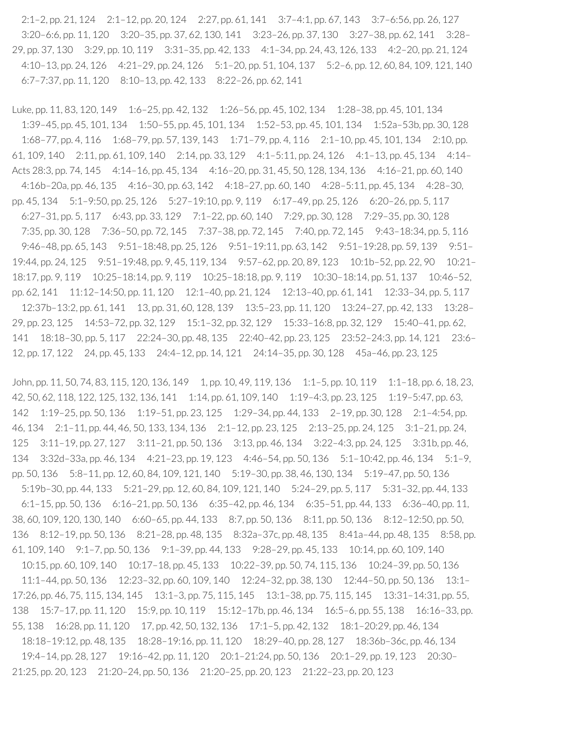2:1–2, pp. 21, 124 2:1–12, pp. 20, 124 2:27, pp. 61, 141 3:7–4:1, pp. 67, 143 3:7–6:56, pp. 26, 127 3:20–6:6, pp. 11, 120 3:20–35, pp. 37, 62, 130, 141 3:23–26, pp. 37, 130 3:27–38, pp. 62, 141 3:28–29, pp. 37, 130 3:29, pp. 10, 119 3:31–35, pp. 42, 133 4:1–34, pp. 24, 43, 126, 133 4:2–20, pp. 21, 124 4:10–13, pp. 24, 126 4:21–29, pp. 24, 126 5:1–20, pp. 51, 104, 137 5:2–6, pp. 12, 60, 84, 109, 121, 140 6:7–7:37, pp. 11, 120 8:10–13, pp. 42, 133 8:22–26, pp. 62, 141

Luke, pp. 11, 83, 120, 149 1:6–25, pp. 42, 132 1:26–56, pp. 45, 102, 134 1:28–38, pp. 45, 101, 134 1:39–45, pp. 45, 101, 134 1:50–55, pp. 45, 101, 134 1:52–53, pp. 45, 101, 134 1:52a–53b, pp. 30, 128 1:68–77, pp. 4, 116 1:68–79, pp. 57, 139, 143 1:71–79, pp. 4, 116 2:1–10, pp. 45, 101, 134 2:10, pp. 61, 109, 140 2:11, pp. 61, 109, 140 2:14, pp. 33, 129 4:1–5:11, pp. 24, 126 4:1–13, pp. 45, 134 4:14–Acts 28:3, pp. 74, 145 4:14–16, pp. 45, 134 4:16–20, pp. 31, 45, 50, 128, 134, 136 4:16–21, pp. 60, 140 4:16b–20a, pp. 46, 135 4:16–30, pp. 63, 142 4:18–27, pp. 60, 140 4:28–5:11, pp. 45, 134 4:28–30, pp. 45, 134 5:1–9:50, pp. 25, 126 5:27–19:10, pp. 9, 119 6:17–49, pp. 25, 126 6:20–26, pp. 5, 117 6:27–31, pp. 5, 117 6:43, pp. 33, 129 7:1–22, pp. 60, 140 7:29, pp. 30, 128 7:29–35, pp. 30, 128 7:35, pp. 30, 128 7:36–50, pp. 72, 145 7:37–38, pp. 72, 145 7:40, pp. 72, 145 9:43–18:34, pp. 5, 116 9:46–48, pp. 65, 143 9:51–18:48, pp. 25, 126 9:51–19:11, pp. 63, 142 9:51–19:28, pp. 59, 139 9:51–19:44, pp. 24, 125 9:51–19:48, pp. 9, 45, 119, 134 9:57–62, pp. 20, 89, 123 10:1b–52, pp. 22, 90 10:21–18:17, pp. 9, 119 10:25–18:14, pp. 9, 119 10:25–18:18, pp. 9, 119 10:30–18:14, pp. 51, 137 10:46–52, pp. 62, 141 11:12–14:50, pp. 11, 120 12:1–40, pp. 21, 124 12:13–40, pp. 61, 141 12:33–34, pp. 5, 117 12:37b–13:2, pp. 61, 141 13, pp. 31, 60, 128, 139 13:5–23, pp. 11, 120 13:24–27, pp. 42, 133 13:28–29, pp. 23, 125 14:53–72, pp. 32, 129 15:1–32, pp. 32, 129 15:33–16:8, pp. 32, 129 15:40–41, pp. 62, 141 18:18–30, pp. 5, 117 22:24–30, pp. 48, 135 22:40–42, pp. 23, 125 23:52–24:3, pp. 14, 121 23:6–12, pp. 17, 122 24, pp. 45, 133 24:4–12, pp. 14, 121 24:14–35, pp. 30, 128 45a–46, pp. 23, 125

John, pp. 11, 50, 74, 83, 115, 120, 136, 149 1, pp. 10, 49, 119, 136 1:1–5, pp. 10, 119 1:1–18, pp. 6, 18, 23, 42, 50, 62, 118, 122, 125, 132, 136, 141 1:14, pp. 61, 109, 140 1:19–4:3, pp. 23, 125 1:19–5:47, pp. 63, 142 1:19–25, pp. 50, 136 1:19–51, pp. 23, 125 1:29–34, pp. 44, 133 2–19, pp. 30, 128 2:1–4:54, pp. 46, 134 2:1–11, pp. 44, 46, 50, 133, 134, 136 2:1–12, pp. 23, 125 2:13–25, pp. 24, 125 3:1–21, pp. 24, 125 3:11–19, pp. 27, 127 3:11–21, pp. 50, 136 3:13, pp. 46, 134 3:22–4:3, pp. 24, 125 3:31b, pp. 46, 134 3:32d–33a, pp. 46, 134 4:21–23, pp. 19, 123 4:46–54, pp. 50, 136 5:1–10:42, pp. 46, 134 5:1–9, pp. 50, 136 5:8–11, pp. 12, 60, 84, 109, 121, 140 5:19–30, pp. 38, 46, 130, 134 5:19–47, pp. 50, 136 5:19b–30, pp. 44, 133 5:21–29, pp. 12, 60, 84, 109, 121, 140 5:24–29, pp. 5, 117 5:31–32, pp. 44, 133 6:1–15, pp. 50, 136 6:16–21, pp. 50, 136 6:35–42, pp. 46, 134 6:35–51, pp. 44, 133 6:36–40, pp. 11, 38, 60, 109, 120, 130, 140 6:60–65, pp. 44, 133 8:7, pp. 50, 136 8:11, pp. 50, 136 8:12–12:50, pp. 50, 136 8:12–19, pp. 50, 136 8:21–28, pp. 48, 135 8:32a–37c, pp. 48, 135 8:41a–44, pp. 48, 135 8:58, pp. 61, 109, 140 9:1–7, pp. 50, 136 9:1–39, pp. 44, 133 9:28–29, pp. 45, 133 10:14, pp. 60, 109, 140 10:15, pp. 60, 109, 140 10:17–18, pp. 45, 133 10:22–39, pp. 50, 74, 115, 136 10:24–39, pp. 50, 136 11:1–44, pp. 50, 136 12:23–32, pp. 60, 109, 140 12:24–32, pp. 38, 130 12:44–50, pp. 50, 136 13:1–17:26, pp. 46, 75, 115, 134, 145 13:1–3, pp. 75, 115, 145 13:1–38, pp. 75, 115, 145 13:31–14:31, pp. 55, 138 15:7–17, pp. 11, 120 15:9, pp. 10, 119 15:12–17b, pp. 46, 134 16:5–6, pp. 55, 138 16:16–33, pp. 55, 138 16:28, pp. 11, 120 17, pp. 42, 50, 132, 136 17:1–5, pp. 42, 132 18:1–20:29, pp. 46, 134 18:18–19:12, pp. 48, 135 18:28–19:16, pp. 11, 120 18:29–40, pp. 28, 127 18:36b–36c, pp. 46, 134 19:4–14, pp. 28, 127 19:16–42, pp. 11, 120 20:1–21:24, pp. 50, 136 20:1–29, pp. 19, 123 20:30–21:25, pp. 20, 123 21:20–24, pp. 50, 136 21:20–25, pp. 20, 123 21:22–23, pp. 20, 123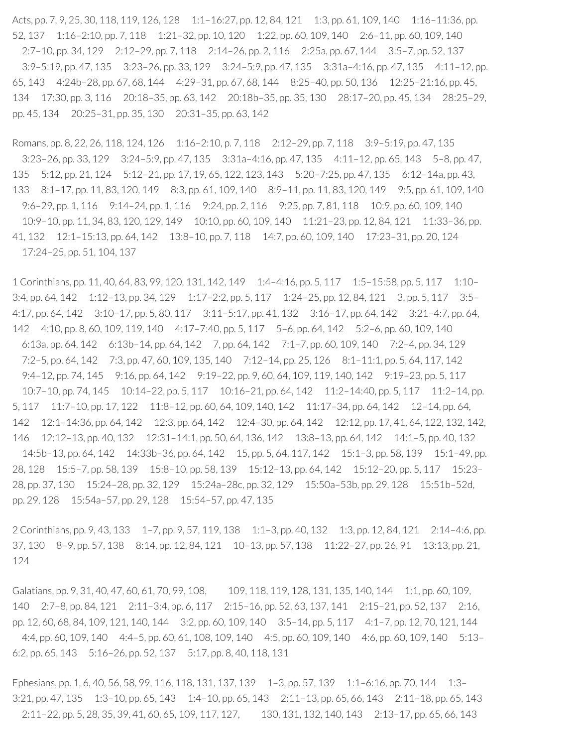Acts, pp. 7, 9, 25, 30, 118, 119, 126, 128 1:1–16:27, pp. 12, 84, 121 1:3, pp. 61, 109, 140 1:16–11:36, pp. 52, 137 1:16–2:10, pp. 7, 118 1:21–32, pp. 10, 120 1:22, pp. 60, 109, 140 2:6–11, pp. 60, 109, 140 2:7–10, pp. 34, 129 2:12–29, pp. 7, 118 2:14–26, pp. 2, 116 2:25a, pp. 67, 144 3:5–7, pp. 52, 137 3:9–5:19, pp. 47, 135 3:23–26, pp. 33, 129 3:24–5:9, pp. 47, 135 3:31a–4:16, pp. 47, 135 4:11–12, pp. 65, 143 4:24b–28, pp. 67, 68, 144 4:29–31, pp. 67, 68, 144 8:25–40, pp. 50, 136 12:25–21:16, pp. 45, 134 17:30, pp. 3, 116 20:18–35, pp. 63, 142 20:18b–35, pp. 35, 130 28:17–20, pp. 45, 134 28:25–29, pp. 45, 134 20:25–31, pp. 35, 130 20:31–35, pp. 63, 142

Romans, pp. 8, 22, 26, 118, 124, 126 1:16–2:10, p. 7, 118 2:12–29, pp. 7, 118 3:9–5:19, pp. 47, 135 3:23–26, pp. 33, 129 3:24–5:9, pp. 47, 135 3:31a–4:16, pp. 47, 135 4:11–12, pp. 65, 143 5–8, pp. 47, 135 5:12, pp. 21, 124 5:12–21, pp. 17, 19, 65, 122, 123, 143 5:20–7:25, pp. 47, 135 6:12–14a, pp. 43, 133 8:1–17, pp. 11, 83, 120, 149 8:3, pp. 61, 109, 140 8:9–11, pp. 11, 83, 120, 149 9:5, pp. 61, 109, 140 9:6–29, pp. 1, 116 9:14–24, pp. 1, 116 9:24, pp. 2, 116 9:25, pp. 7, 81, 118 10:9, pp. 60, 109, 140 10:9–10, pp. 11, 34, 83, 120, 129, 149 10:10, pp. 60, 109, 140 11:21–23, pp. 12, 84, 121 11:33–36, pp. 41, 132 12:1–15:13, pp. 64, 142 13:8–10, pp. 7, 118 14:7, pp. 60, 109, 140 17:23–31, pp. 20, 124 17:24–25, pp. 51, 104, 137

1 Corinthians, pp. 11, 40, 64, 83, 99, 120, 131, 142, 149 1:4–4:16, pp. 5, 117 1:5–15:58, pp. 5, 117 1:10–3:4, pp. 64, 142 1:12–13, pp. 34, 129 1:17–2:2, pp. 5, 117 1:24–25, pp. 12, 84, 121 3, pp. 5, 117 3:5–4:17, pp. 64, 142 3:10–17, pp. 5, 80, 117 3:11–5:17, pp. 41, 132 3:16–17, pp. 64, 142 3:21–4:7, pp. 64, 142 4:10, pp. 8, 60, 109, 119, 140 4:17–7:40, pp. 5, 117 5–6, pp. 64, 142 5:2–6, pp. 60, 109, 140 6:13a, pp. 64, 142 6:13b–14, pp. 64, 142 7, pp. 64, 142 7:1–7, pp. 60, 109, 140 7:2–4, pp. 34, 129 7:2–5, pp. 64, 142 7:3, pp. 47, 60, 109, 135, 140 7:12–14, pp. 25, 126 8:1–11:1, pp. 5, 64, 117, 142 9:4–12, pp. 74, 145 9:16, pp. 64, 142 9:19–22, pp. 9, 60, 64, 109, 119, 140, 142 9:19–23, pp. 5, 117 10:7–10, pp. 74, 145 10:14–22, pp. 5, 117 10:16–21, pp. 64, 142 11:2–14:40, pp. 5, 117 11:2–14, pp. 5, 117 11:7–10, pp. 17, 122 11:8–12, pp. 60, 64, 109, 140, 142 11:17–34, pp. 64, 142 12–14, pp. 64, 142 12:1–14:36, pp. 64, 142 12:3, pp. 64, 142 12:4–30, pp. 64, 142 12:12, pp. 17, 41, 64, 122, 132, 142, 146 12:12–13, pp. 40, 132 12:31–14:1, pp. 50, 64, 136, 142 13:8–13, pp. 64, 142 14:1–5, pp. 40, 132 14:5b–13, pp. 64, 142 14:33b–36, pp. 64, 142 15, pp. 5, 64, 117, 142 15:1–3, pp. 58, 139 15:1–49, pp. 28, 128 15:5–7, pp. 58, 139 15:8–10, pp. 58, 139 15:12–13, pp. 64, 142 15:12–20, pp. 5, 117 15:23–28, pp. 37, 130 15:24–28, pp. 32, 129 15:24a–28c, pp. 32, 129 15:50a–53b, pp. 29, 128 15:51b–52d, pp. 29, 128 15:54a–57, pp. 29, 128 15:54–57, pp. 47, 135

2 Corinthians, pp. 9, 43, 133 1–7, pp. 9, 57, 119, 138 1:1–3, pp. 40, 132 1:3, pp. 12, 84, 121 2:14–4:6, pp. 37, 130 8–9, pp. 57, 138 8:14, pp. 12, 84, 121 10–13, pp. 57, 138 11:22–27, pp. 26, 91 13:13, pp. 21, 124

Galatians, pp. 9, 31, 40, 47, 60, 61, 70, 99, 108, 109, 118, 119, 128, 131, 135, 140, 144 1:1, pp. 60, 109, 140 2:7–8, pp. 84, 121 2:11–3:4, pp. 6, 117 2:15–16, pp. 52, 63, 137, 141 2:15–21, pp. 52, 137 2:16, pp. 12, 60, 68, 84, 109, 121, 140, 144 3:2, pp. 60, 109, 140 3:5–14, pp. 5, 117 4:1–7, pp. 12, 70, 121, 144 4:4, pp. 60, 109, 140 4:4–5, pp. 60, 61, 108, 109, 140 4:5, pp. 60, 109, 140 4:6, pp. 60, 109, 140 5:13–6:2, pp. 65, 143 5:16–26, pp. 52, 137 5:17, pp. 8, 40, 118, 131

Ephesians, pp. 1, 6, 40, 56, 58, 99, 116, 118, 131, 137, 139 1–3, pp. 57, 139 1:1–6:16, pp. 70, 144 1:3–3:21, pp. 47, 135 1:3–10, pp. 65, 143 1:4–10, pp. 65, 143 2:11–13, pp. 65, 66, 143 2:11–18, pp. 65, 143 2:11–22, pp. 5, 28, 35, 39, 41, 60, 65, 109, 117, 127, 130, 131, 132, 140, 143 2:13–17, pp. 65, 66, 143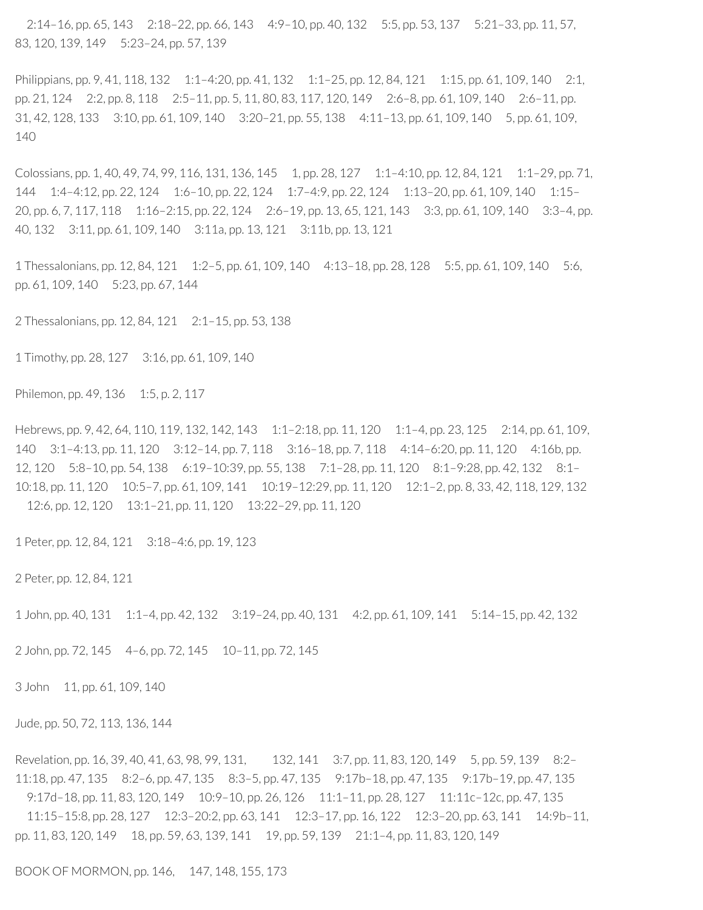2:14–16, pp. 65, 143  2:18–22, pp. 66, 143  4:9–10, pp. 40, 132  5:5, pp. 53, 137  5:21–33, pp. 11, 57, 83, 120, 139, 149  5:23–24, pp. 57, 139

Philippians, pp. 9, 41, 118, 132  1:1–4:20, pp. 41, 132  1:1–25, pp. 12, 84, 121  1:15, pp. 61, 109, 140  2:1, pp. 21, 124  2:2, pp. 8, 118  2:5–11, pp. 5, 11, 80, 83, 117, 120, 149  2:6–8, pp. 61, 109, 140  2:6–11, pp. 31, 42, 128, 133  3:10, pp. 61, 109, 140  3:20–21, pp. 55, 138  4:11–13, pp. 61, 109, 140  5, pp. 61, 109, 140

Colossians, pp. 1, 40, 49, 74, 99, 116, 131, 136, 145  1, pp. 28, 127  1:1–4:10, pp. 12, 84, 121  1:1–29, pp. 71, 144  1:4–4:12, pp. 22, 124  1:6–10, pp. 22, 124  1:7–4:9, pp. 22, 124  1:13–20, pp. 61, 109, 140  1:15–20, pp. 6, 7, 117, 118  1:16–2:15, pp. 22, 124  2:6–19, pp. 13, 65, 121, 143  3:3, pp. 61, 109, 140  3:3–4, pp. 40, 132  3:11, pp. 61, 109, 140  3:11a, pp. 13, 121  3:11b, pp. 13, 121

1 Thessalonians, pp. 12, 84, 121  1:2–5, pp. 61, 109, 140  4:13–18, pp. 28, 128  5:5, pp. 61, 109, 140  5:6, pp. 61, 109, 140  5:23, pp. 67, 144

2 Thessalonians, pp. 12, 84, 121  2:1–15, pp. 53, 138

1 Timothy, pp. 28, 127  3:16, pp. 61, 109, 140

Philemon, pp. 49, 136  1:5, p. 2, 117

Hebrews, pp. 9, 42, 64, 110, 119, 132, 142, 143  1:1–2:18, pp. 11, 120  1:1–4, pp. 23, 125  2:14, pp. 61, 109, 140  3:1–4:13, pp. 11, 120  3:12–14, pp. 7, 118  3:16–18, pp. 7, 118  4:14–6:20, pp. 11, 120  4:16b, pp. 12, 120  5:8–10, pp. 54, 138  6:19–10:39, pp. 55, 138  7:1–28, pp. 11, 120  8:1–9:28, pp. 42, 132  8:1–10:18, pp. 11, 120  10:5–7, pp. 61, 109, 141  10:19–12:29, pp. 11, 120  12:1–2, pp. 8, 33, 42, 118, 129, 132  12:6, pp. 12, 120  13:1–21, pp. 11, 120  13:22–29, pp. 11, 120

1 Peter, pp. 12, 84, 121  3:18–4:6, pp. 19, 123

2 Peter, pp. 12, 84, 121

1 John, pp. 40, 131  1:1–4, pp. 42, 132  3:19–24, pp. 40, 131  4:2, pp. 61, 109, 141  5:14–15, pp. 42, 132

2 John, pp. 72, 145  4–6, pp. 72, 145  10–11, pp. 72, 145

3 John  11, pp. 61, 109, 140

Jude, pp. 50, 72, 113, 136, 144

Revelation, pp. 16, 39, 40, 41, 63, 98, 99, 131, 132, 141  3:7, pp. 11, 83, 120, 149  5, pp. 59, 139  8:2–11:18, pp. 47, 135  8:2–6, pp. 47, 135  8:3–5, pp. 47, 135  9:17b–18, pp. 47, 135  9:17b–19, pp. 47, 135  9:17d–18, pp. 11, 83, 120, 149  10:9–10, pp. 26, 126  11:1–11, pp. 28, 127  11:11c–12c, pp. 47, 135  11:15–15:8, pp. 28, 127  12:3–20:2, pp. 63, 141  12:3–17, pp. 16, 122  12:3–20, pp. 63, 141  14:9b–11, pp. 11, 83, 120, 149  18, pp. 59, 63, 139, 141  19, pp. 59, 139  21:1–4, pp. 11, 83, 120, 149

BOOK OF MORMON, pp. 146, 147, 148, 155, 173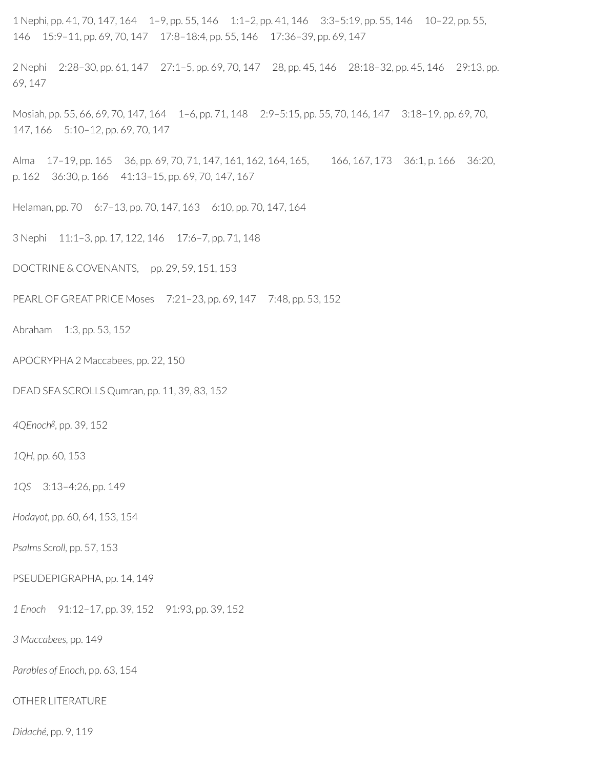1 Nephi, pp. 41, 70, 147, 164 1–9, pp. 55, 146 1:1–2, pp. 41, 146 3:3–5:19, pp. 55, 146 10–22, pp. 55, 146 15:9–11, pp. 69, 70, 147 17:8–18:4, pp. 55, 146 17:36–39, pp. 69, 147

2 Nephi 2:28–30, pp. 61, 147 27:1–5, pp. 69, 70, 147 28, pp. 45, 146 28:18–32, pp. 45, 146 29:13, pp. 69, 147

Mosiah, pp. 55, 66, 69, 70, 147, 164 1–6, pp. 71, 148 2:9–5:15, pp. 55, 70, 146, 147 3:18–19, pp. 69, 70, 147, 166 5:10–12, pp. 69, 70, 147

Alma 17–19, pp. 165 36, pp. 69, 70, 71, 147, 161, 162, 164, 165, 166, 167, 173 36:1, p. 166 36:20, p. 162 36:30, p. 166 41:13–15, pp. 69, 70, 147, 167

Helaman, pp. 70 6:7–13, pp. 70, 147, 163 6:10, pp. 70, 147, 164

3 Nephi 11:1–3, pp. 17, 122, 146 17:6–7, pp. 71, 148

DOCTRINE & COVENANTS, pp. 29, 59, 151, 153

PEARL OF GREAT PRICE Moses 7:21–23, pp. 69, 147 7:48, pp. 53, 152

Abraham 1:3, pp. 53, 152

APOCRYPHA 2 Maccabees, pp. 22, 150

DEAD SEA SCROLLS Qumran, pp. 11, 39, 83, 152

*4QEnoch$^{g}$*, pp. 39, 152

*1QH*, pp. 60, 153

*1QS* 3:13–4:26, pp. 149

*Hodayot*, pp. 60, 64, 153, 154

*Psalms Scroll*, pp. 57, 153

PSEUDEPIGRAPHA, pp. 14, 149

*1 Enoch* 91:12–17, pp. 39, 152 91:93, pp. 39, 152

*3 Maccabees*, pp. 149

*Parables of Enoch*, pp. 63, 154

OTHER LITERATURE

*Didaché*, pp. 9, 119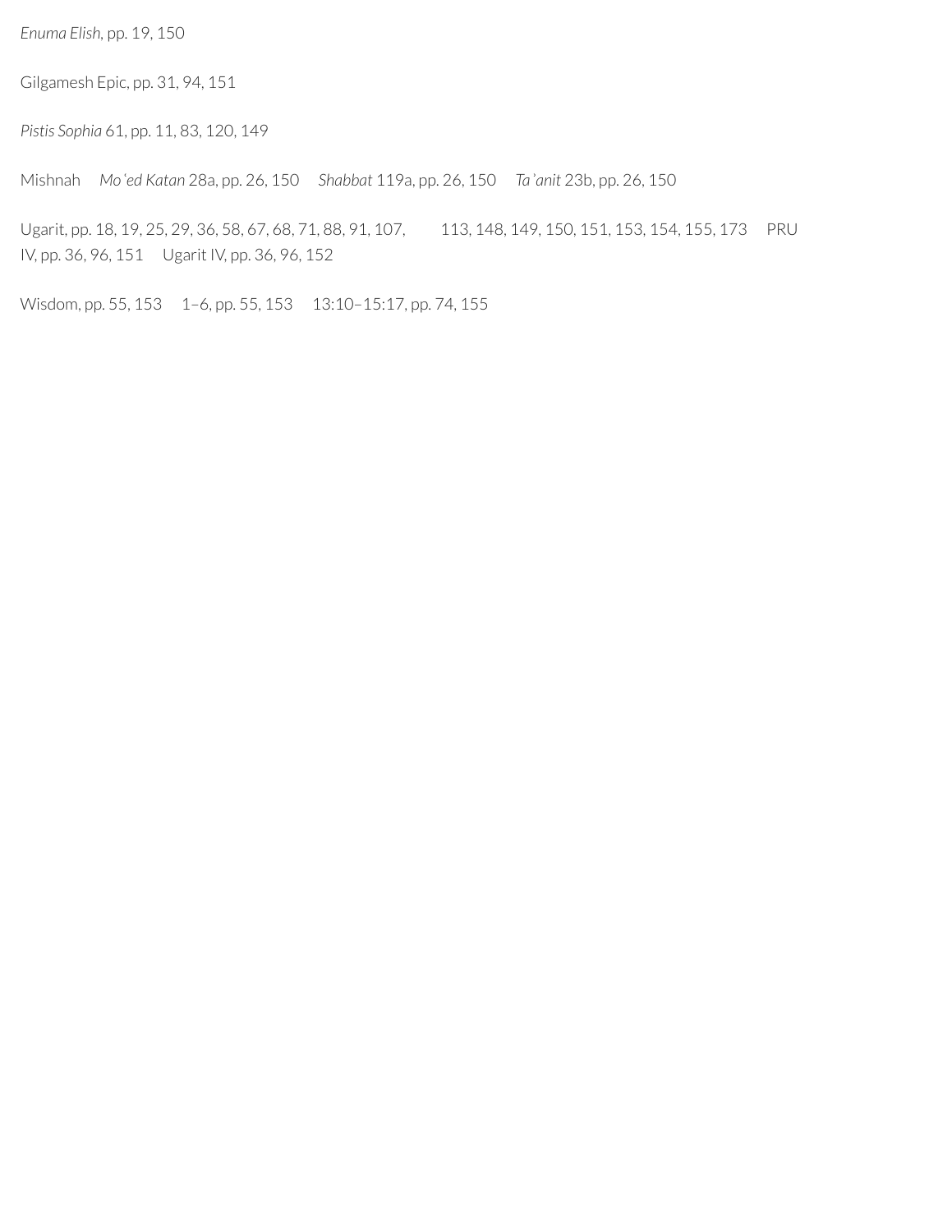*Enuma Elish*, pp. 19, 150

Gilgamesh Epic, pp. 31, 94, 151

*Pistis Sophia* 61, pp. 11, 83, 120, 149

Mishnah *Mo'ed Katan* 28a, pp. 26, 150 *Shabbat* 119a, pp. 26, 150 *Ta'anit* 23b, pp. 26, 150

Ugarit, pp. 18, 19, 25, 29, 36, 58, 67, 68, 71, 88, 91, 107, 113, 148, 149, 150, 151, 153, 154, 155, 173 PRU IV, pp. 36, 96, 151 Ugarit IV, pp. 36, 96, 152

Wisdom, pp. 55, 153 1–6, pp. 55, 153 13:10–15:17, pp. 74, 155